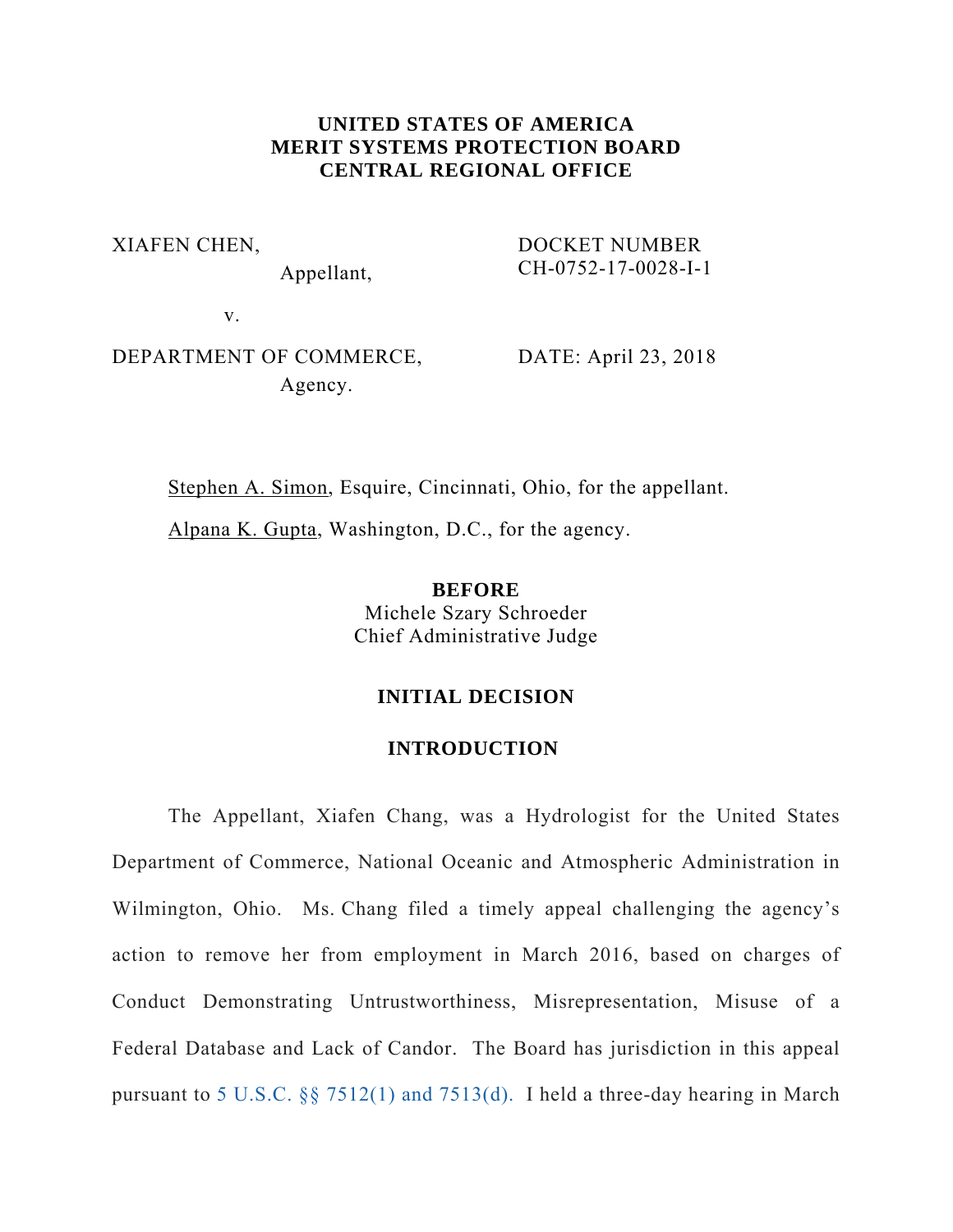**UNITED STATES OF AMERICA**
**MERIT SYSTEMS PROTECTION BOARD**
**CENTRAL REGIONAL OFFICE**

XIAFEN CHEN,
Appellant,

v.

DEPARTMENT OF COMMERCE,
Agency.

DOCKET NUMBER
CH-0752-17-0028-I-1

DATE: April 23, 2018

Stephen A. Simon, Esquire, Cincinnati, Ohio, for the appellant.

Alpana K. Gupta, Washington, D.C., for the agency.

**BEFORE**
Michele Szary Schroeder
Chief Administrative Judge

## INITIAL DECISION

## INTRODUCTION

The Appellant, Xiafen Chang, was a Hydrologist for the United States Department of Commerce, National Oceanic and Atmospheric Administration in Wilmington, Ohio. Ms. Chang filed a timely appeal challenging the agency's action to remove her from employment in March 2016, based on charges of Conduct Demonstrating Untrustworthiness, Misrepresentation, Misuse of a Federal Database and Lack of Candor. The Board has jurisdiction in this appeal pursuant to 5 U.S.C. §§ 7512(1) and 7513(d). I held a three-day hearing in March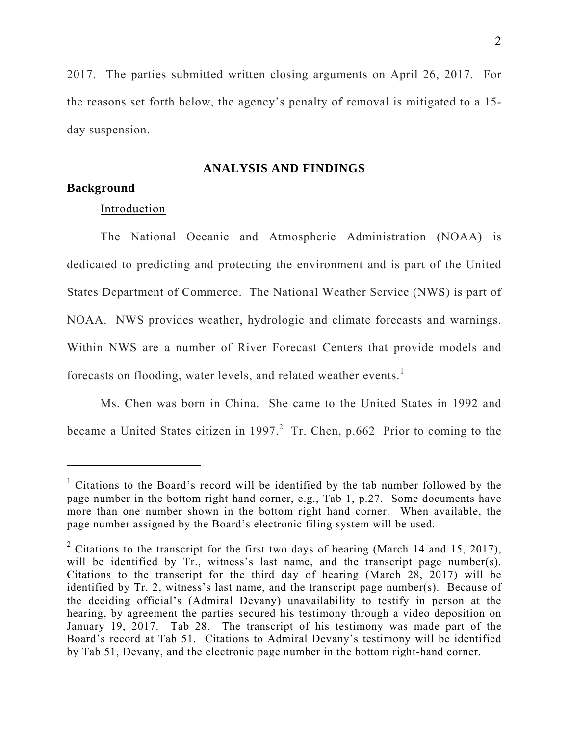2017. The parties submitted written closing arguments on April 26, 2017. For the reasons set forth below, the agency's penalty of removal is mitigated to a 15-day suspension.

## ANALYSIS AND FINDINGS

### Background

Introduction

The National Oceanic and Atmospheric Administration (NOAA) is dedicated to predicting and protecting the environment and is part of the United States Department of Commerce. The National Weather Service (NWS) is part of NOAA. NWS provides weather, hydrologic and climate forecasts and warnings. Within NWS are a number of River Forecast Centers that provide models and forecasts on flooding, water levels, and related weather events.[1]

Ms. Chen was born in China. She came to the United States in 1992 and became a United States citizen in 1997.[2] Tr. Chen, p.662 Prior to coming to the

---

[1] Citations to the Board's record will be identified by the tab number followed by the page number in the bottom right hand corner, e.g., Tab 1, p.27. Some documents have more than one number shown in the bottom right hand corner. When available, the page number assigned by the Board's electronic filing system will be used.

[2] Citations to the transcript for the first two days of hearing (March 14 and 15, 2017), will be identified by Tr., witness's last name, and the transcript page number(s). Citations to the transcript for the third day of hearing (March 28, 2017) will be identified by Tr. 2, witness's last name, and the transcript page number(s). Because of the deciding official's (Admiral Devany) unavailability to testify in person at the hearing, by agreement the parties secured his testimony through a video deposition on January 19, 2017. Tab 28. The transcript of his testimony was made part of the Board's record at Tab 51. Citations to Admiral Devany's testimony will be identified by Tab 51, Devany, and the electronic page number in the bottom right-hand corner.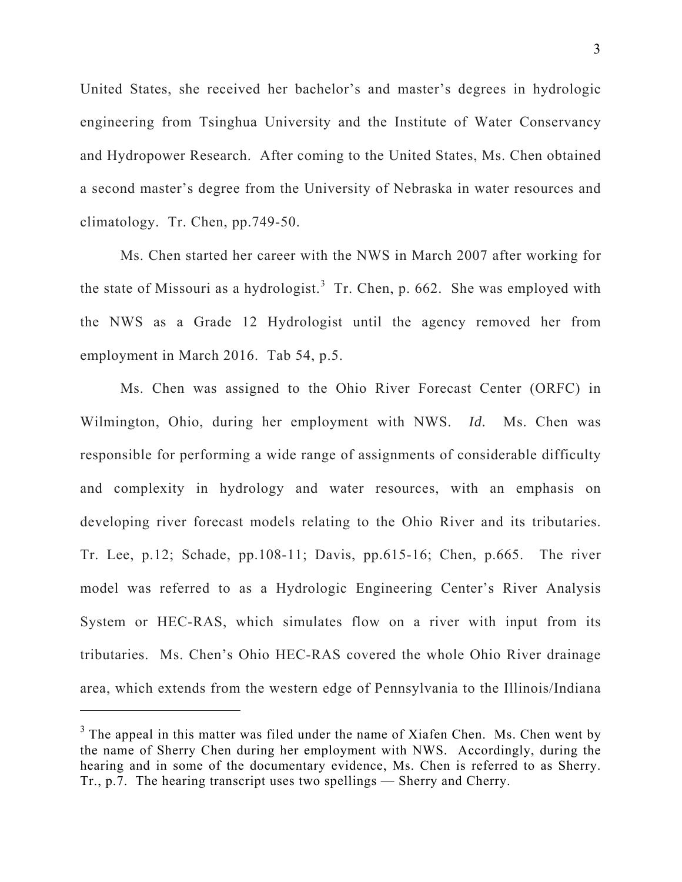United States, she received her bachelor's and master's degrees in hydrologic engineering from Tsinghua University and the Institute of Water Conservancy and Hydropower Research. After coming to the United States, Ms. Chen obtained a second master's degree from the University of Nebraska in water resources and climatology. Tr. Chen, pp.749-50.

Ms. Chen started her career with the NWS in March 2007 after working for the state of Missouri as a hydrologist.[3] Tr. Chen, p. 662. She was employed with the NWS as a Grade 12 Hydrologist until the agency removed her from employment in March 2016. Tab 54, p.5.

Ms. Chen was assigned to the Ohio River Forecast Center (ORFC) in Wilmington, Ohio, during her employment with NWS. *Id.* Ms. Chen was responsible for performing a wide range of assignments of considerable difficulty and complexity in hydrology and water resources, with an emphasis on developing river forecast models relating to the Ohio River and its tributaries. Tr. Lee, p.12; Schade, pp.108-11; Davis, pp.615-16; Chen, p.665. The river model was referred to as a Hydrologic Engineering Center's River Analysis System or HEC-RAS, which simulates flow on a river with input from its tributaries. Ms. Chen's Ohio HEC-RAS covered the whole Ohio River drainage area, which extends from the western edge of Pennsylvania to the Illinois/Indiana

---

[3] The appeal in this matter was filed under the name of Xiafen Chen. Ms. Chen went by the name of Sherry Chen during her employment with NWS. Accordingly, during the hearing and in some of the documentary evidence, Ms. Chen is referred to as Sherry. Tr., p.7. The hearing transcript uses two spellings — Sherry and Cherry.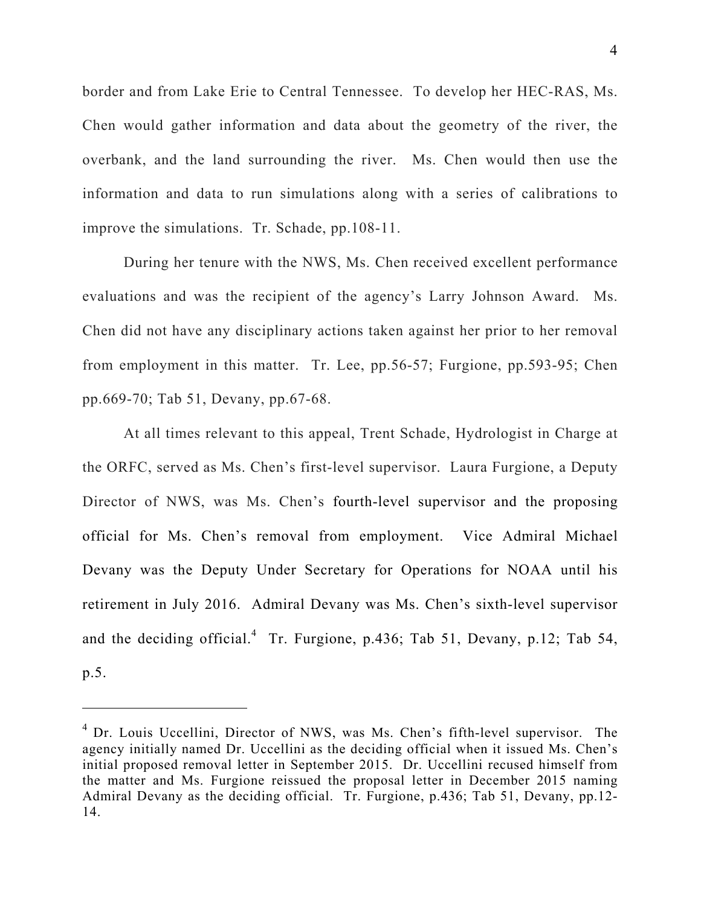border and from Lake Erie to Central Tennessee. To develop her HEC-RAS, Ms. Chen would gather information and data about the geometry of the river, the overbank, and the land surrounding the river. Ms. Chen would then use the information and data to run simulations along with a series of calibrations to improve the simulations. Tr. Schade, pp.108-11.

During her tenure with the NWS, Ms. Chen received excellent performance evaluations and was the recipient of the agency's Larry Johnson Award. Ms. Chen did not have any disciplinary actions taken against her prior to her removal from employment in this matter. Tr. Lee, pp.56-57; Furgione, pp.593-95; Chen pp.669-70; Tab 51, Devany, pp.67-68.

At all times relevant to this appeal, Trent Schade, Hydrologist in Charge at the ORFC, served as Ms. Chen's first-level supervisor. Laura Furgione, a Deputy Director of NWS, was Ms. Chen's fourth-level supervisor and the proposing official for Ms. Chen's removal from employment. Vice Admiral Michael Devany was the Deputy Under Secretary for Operations for NOAA until his retirement in July 2016. Admiral Devany was Ms. Chen's sixth-level supervisor and the deciding official.[4] Tr. Furgione, p.436; Tab 51, Devany, p.12; Tab 54, p.5.

---

[4] Dr. Louis Uccellini, Director of NWS, was Ms. Chen's fifth-level supervisor. The agency initially named Dr. Uccellini as the deciding official when it issued Ms. Chen's initial proposed removal letter in September 2015. Dr. Uccellini recused himself from the matter and Ms. Furgione reissued the proposal letter in December 2015 naming Admiral Devany as the deciding official. Tr. Furgione, p.436; Tab 51, Devany, pp.12-14.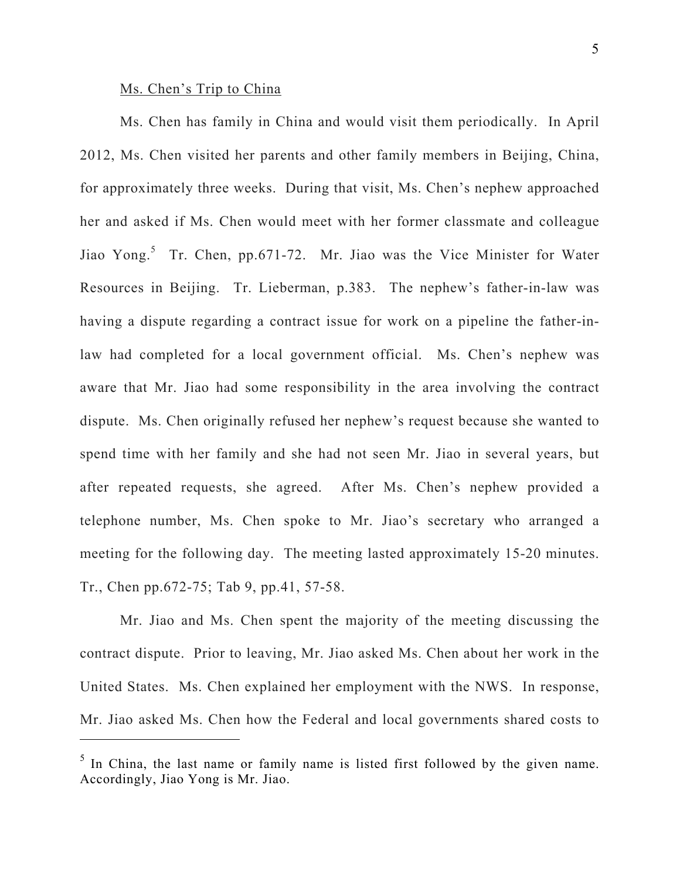Ms. Chen's Trip to China

Ms. Chen has family in China and would visit them periodically. In April 2012, Ms. Chen visited her parents and other family members in Beijing, China, for approximately three weeks. During that visit, Ms. Chen's nephew approached her and asked if Ms. Chen would meet with her former classmate and colleague Jiao Yong.[5] Tr. Chen, pp.671-72. Mr. Jiao was the Vice Minister for Water Resources in Beijing. Tr. Lieberman, p.383. The nephew's father-in-law was having a dispute regarding a contract issue for work on a pipeline the father-in-law had completed for a local government official. Ms. Chen's nephew was aware that Mr. Jiao had some responsibility in the area involving the contract dispute. Ms. Chen originally refused her nephew's request because she wanted to spend time with her family and she had not seen Mr. Jiao in several years, but after repeated requests, she agreed. After Ms. Chen's nephew provided a telephone number, Ms. Chen spoke to Mr. Jiao's secretary who arranged a meeting for the following day. The meeting lasted approximately 15-20 minutes. Tr., Chen pp.672-75; Tab 9, pp.41, 57-58.

Mr. Jiao and Ms. Chen spent the majority of the meeting discussing the contract dispute. Prior to leaving, Mr. Jiao asked Ms. Chen about her work in the United States. Ms. Chen explained her employment with the NWS. In response, Mr. Jiao asked Ms. Chen how the Federal and local governments shared costs to

[5] In China, the last name or family name is listed first followed by the given name. Accordingly, Jiao Yong is Mr. Jiao.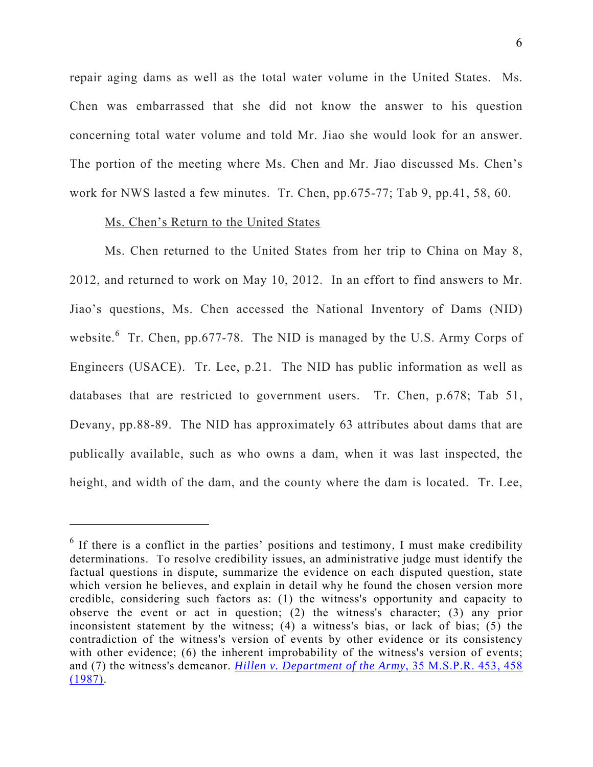repair aging dams as well as the total water volume in the United States. Ms. Chen was embarrassed that she did not know the answer to his question concerning total water volume and told Mr. Jiao she would look for an answer. The portion of the meeting where Ms. Chen and Mr. Jiao discussed Ms. Chen's work for NWS lasted a few minutes. Tr. Chen, pp.675-77; Tab 9, pp.41, 58, 60.

<u>Ms. Chen's Return to the United States</u>

Ms. Chen returned to the United States from her trip to China on May 8, 2012, and returned to work on May 10, 2012. In an effort to find answers to Mr. Jiao's questions, Ms. Chen accessed the National Inventory of Dams (NID) website.[6] Tr. Chen, pp.677-78. The NID is managed by the U.S. Army Corps of Engineers (USACE). Tr. Lee, p.21. The NID has public information as well as databases that are restricted to government users. Tr. Chen, p.678; Tab 51, Devany, pp.88-89. The NID has approximately 63 attributes about dams that are publically available, such as who owns a dam, when it was last inspected, the height, and width of the dam, and the county where the dam is located. Tr. Lee,

---

[6] If there is a conflict in the parties' positions and testimony, I must make credibility determinations. To resolve credibility issues, an administrative judge must identify the factual questions in dispute, summarize the evidence on each disputed question, state which version he believes, and explain in detail why he found the chosen version more credible, considering such factors as: (1) the witness's opportunity and capacity to observe the event or act in question; (2) the witness's character; (3) any prior inconsistent statement by the witness; (4) a witness's bias, or lack of bias; (5) the contradiction of the witness's version of events by other evidence or its consistency with other evidence; (6) the inherent improbability of the witness's version of events; and (7) the witness's demeanor. *Hillen v. Department of the Army*, 35 M.S.P.R. 453, 458 (1987).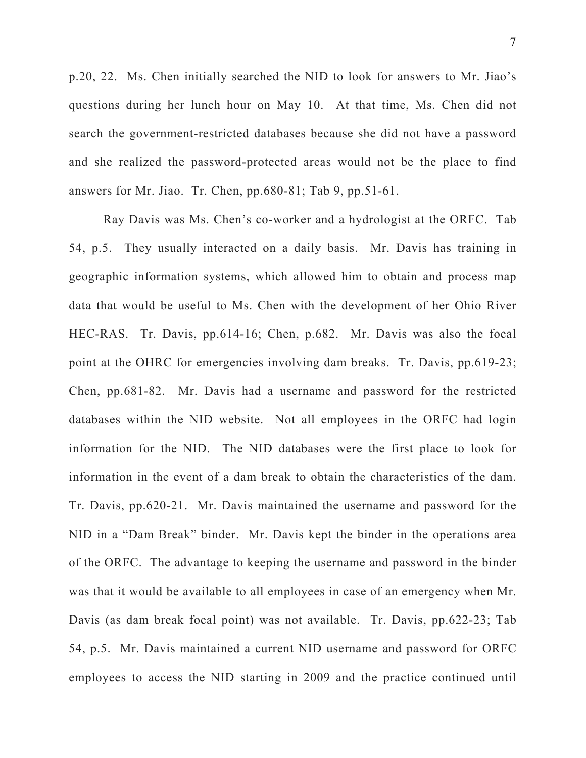p.20, 22. Ms. Chen initially searched the NID to look for answers to Mr. Jiao's questions during her lunch hour on May 10. At that time, Ms. Chen did not search the government-restricted databases because she did not have a password and she realized the password-protected areas would not be the place to find answers for Mr. Jiao. Tr. Chen, pp.680-81; Tab 9, pp.51-61.

Ray Davis was Ms. Chen's co-worker and a hydrologist at the ORFC. Tab 54, p.5. They usually interacted on a daily basis. Mr. Davis has training in geographic information systems, which allowed him to obtain and process map data that would be useful to Ms. Chen with the development of her Ohio River HEC-RAS. Tr. Davis, pp.614-16; Chen, p.682. Mr. Davis was also the focal point at the OHRC for emergencies involving dam breaks. Tr. Davis, pp.619-23; Chen, pp.681-82. Mr. Davis had a username and password for the restricted databases within the NID website. Not all employees in the ORFC had login information for the NID. The NID databases were the first place to look for information in the event of a dam break to obtain the characteristics of the dam. Tr. Davis, pp.620-21. Mr. Davis maintained the username and password for the NID in a "Dam Break" binder. Mr. Davis kept the binder in the operations area of the ORFC. The advantage to keeping the username and password in the binder was that it would be available to all employees in case of an emergency when Mr. Davis (as dam break focal point) was not available. Tr. Davis, pp.622-23; Tab 54, p.5. Mr. Davis maintained a current NID username and password for ORFC employees to access the NID starting in 2009 and the practice continued until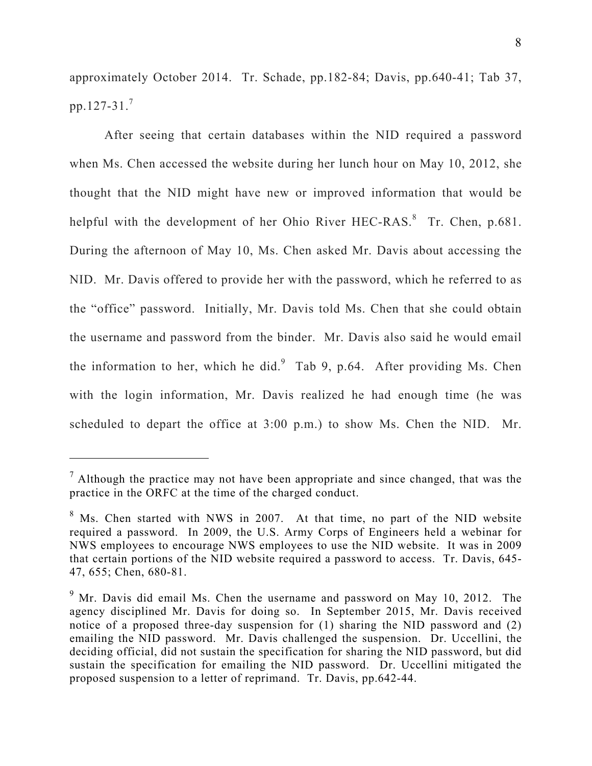approximately October 2014. Tr. Schade, pp.182-84; Davis, pp.640-41; Tab 37, pp.127-31.[7]

After seeing that certain databases within the NID required a password when Ms. Chen accessed the website during her lunch hour on May 10, 2012, she thought that the NID might have new or improved information that would be helpful with the development of her Ohio River HEC-RAS.[8] Tr. Chen, p.681. During the afternoon of May 10, Ms. Chen asked Mr. Davis about accessing the NID. Mr. Davis offered to provide her with the password, which he referred to as the "office" password. Initially, Mr. Davis told Ms. Chen that she could obtain the username and password from the binder. Mr. Davis also said he would email the information to her, which he did.[9] Tab 9, p.64. After providing Ms. Chen with the login information, Mr. Davis realized he had enough time (he was scheduled to depart the office at 3:00 p.m.) to show Ms. Chen the NID. Mr.

---

[7] Although the practice may not have been appropriate and since changed, that was the practice in the ORFC at the time of the charged conduct.

[8] Ms. Chen started with NWS in 2007. At that time, no part of the NID website required a password. In 2009, the U.S. Army Corps of Engineers held a webinar for NWS employees to encourage NWS employees to use the NID website. It was in 2009 that certain portions of the NID website required a password to access. Tr. Davis, 645-47, 655; Chen, 680-81.

[9] Mr. Davis did email Ms. Chen the username and password on May 10, 2012. The agency disciplined Mr. Davis for doing so. In September 2015, Mr. Davis received notice of a proposed three-day suspension for (1) sharing the NID password and (2) emailing the NID password. Mr. Davis challenged the suspension. Dr. Uccellini, the deciding official, did not sustain the specification for sharing the NID password, but did sustain the specification for emailing the NID password. Dr. Uccellini mitigated the proposed suspension to a letter of reprimand. Tr. Davis, pp.642-44.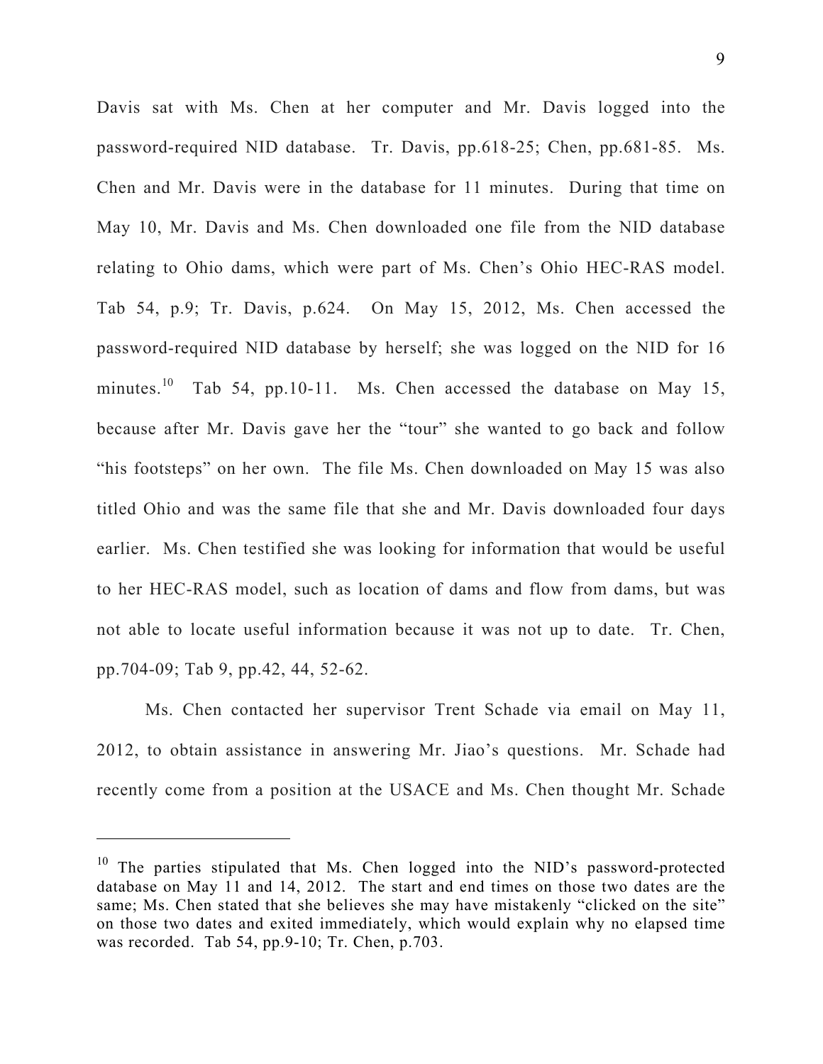Davis sat with Ms. Chen at her computer and Mr. Davis logged into the password-required NID database. Tr. Davis, pp.618-25; Chen, pp.681-85. Ms. Chen and Mr. Davis were in the database for 11 minutes. During that time on May 10, Mr. Davis and Ms. Chen downloaded one file from the NID database relating to Ohio dams, which were part of Ms. Chen's Ohio HEC-RAS model. Tab 54, p.9; Tr. Davis, p.624. On May 15, 2012, Ms. Chen accessed the password-required NID database by herself; she was logged on the NID for 16 minutes.[10] Tab 54, pp.10-11. Ms. Chen accessed the database on May 15, because after Mr. Davis gave her the "tour" she wanted to go back and follow "his footsteps" on her own. The file Ms. Chen downloaded on May 15 was also titled Ohio and was the same file that she and Mr. Davis downloaded four days earlier. Ms. Chen testified she was looking for information that would be useful to her HEC-RAS model, such as location of dams and flow from dams, but was not able to locate useful information because it was not up to date. Tr. Chen, pp.704-09; Tab 9, pp.42, 44, 52-62.

Ms. Chen contacted her supervisor Trent Schade via email on May 11, 2012, to obtain assistance in answering Mr. Jiao's questions. Mr. Schade had recently come from a position at the USACE and Ms. Chen thought Mr. Schade

---

[10] The parties stipulated that Ms. Chen logged into the NID's password-protected database on May 11 and 14, 2012. The start and end times on those two dates are the same; Ms. Chen stated that she believes she may have mistakenly "clicked on the site" on those two dates and exited immediately, which would explain why no elapsed time was recorded. Tab 54, pp.9-10; Tr. Chen, p.703.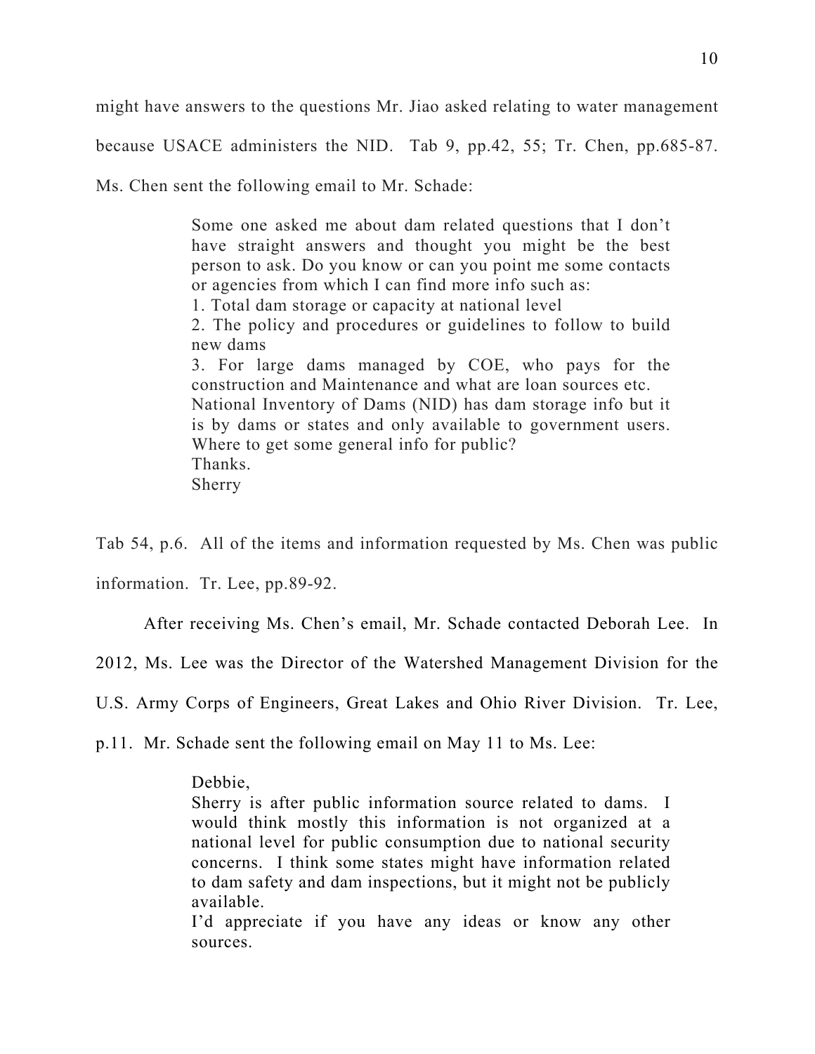might have answers to the questions Mr. Jiao asked relating to water management because USACE administers the NID. Tab 9, pp.42, 55; Tr. Chen, pp.685-87. Ms. Chen sent the following email to Mr. Schade:

> Some one asked me about dam related questions that I don't have straight answers and thought you might be the best person to ask. Do you know or can you point me some contacts or agencies from which I can find more info such as:
> 1. Total dam storage or capacity at national level
> 2. The policy and procedures or guidelines to follow to build new dams
> 3. For large dams managed by COE, who pays for the construction and Maintenance and what are loan sources etc.
> National Inventory of Dams (NID) has dam storage info but it is by dams or states and only available to government users. Where to get some general info for public?
> Thanks.
> Sherry

Tab 54, p.6. All of the items and information requested by Ms. Chen was public information. Tr. Lee, pp.89-92.

After receiving Ms. Chen's email, Mr. Schade contacted Deborah Lee. In 2012, Ms. Lee was the Director of the Watershed Management Division for the U.S. Army Corps of Engineers, Great Lakes and Ohio River Division. Tr. Lee, p.11. Mr. Schade sent the following email on May 11 to Ms. Lee:

> Debbie,
> Sherry is after public information source related to dams. I would think mostly this information is not organized at a national level for public consumption due to national security concerns. I think some states might have information related to dam safety and dam inspections, but it might not be publicly available.
> I'd appreciate if you have any ideas or know any other sources.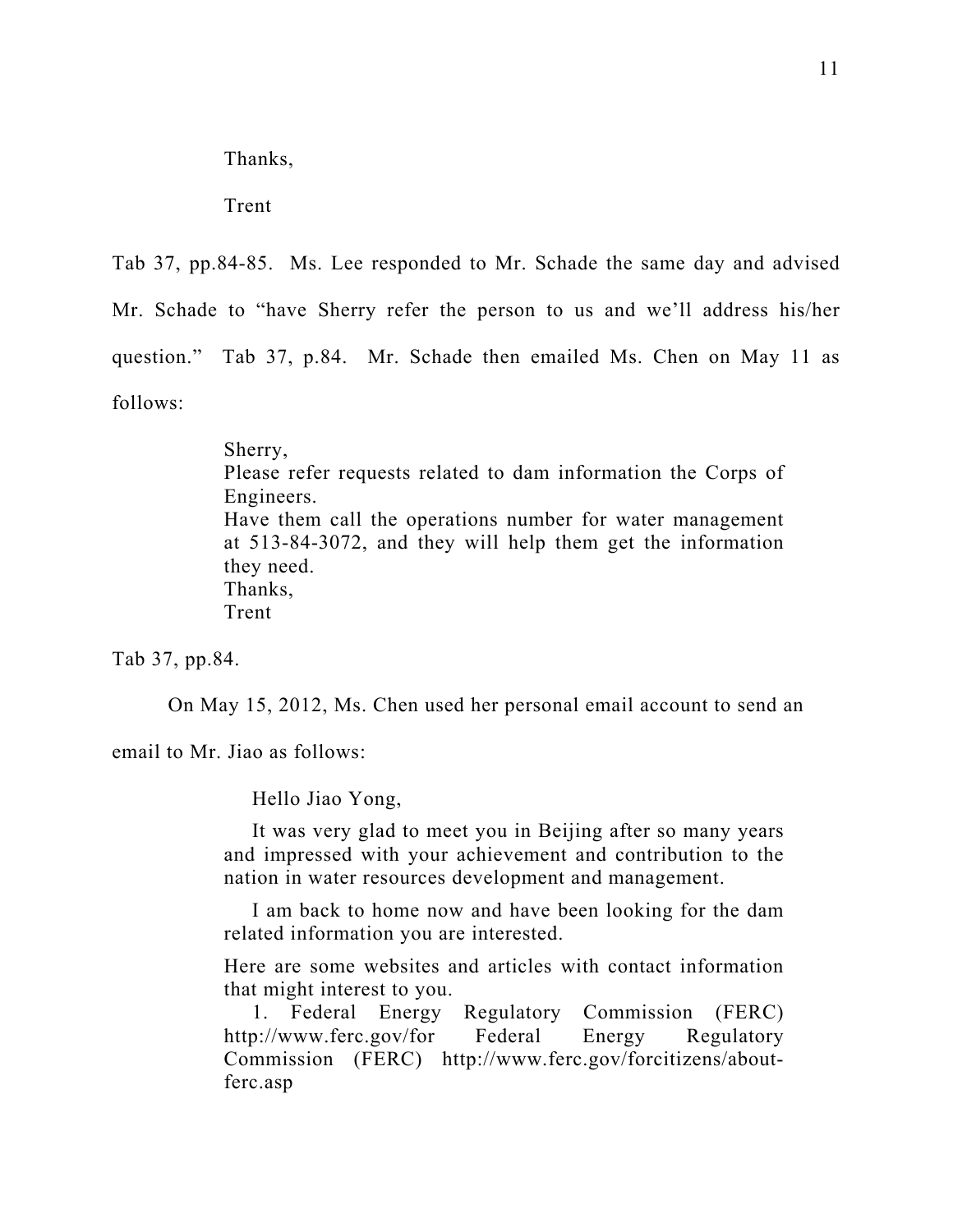> Thanks,
>
> Trent

Tab 37, pp.84-85. Ms. Lee responded to Mr. Schade the same day and advised Mr. Schade to "have Sherry refer the person to us and we'll address his/her question." Tab 37, p.84. Mr. Schade then emailed Ms. Chen on May 11 as follows:

> Sherry,
> Please refer requests related to dam information the Corps of Engineers.
> Have them call the operations number for water management at 513-84-3072, and they will help them get the information they need.
> Thanks,
> Trent

Tab 37, pp.84.

On May 15, 2012, Ms. Chen used her personal email account to send an email to Mr. Jiao as follows:

> Hello Jiao Yong,
>
> It was very glad to meet you in Beijing after so many years and impressed with your achievement and contribution to the nation in water resources development and management.
>
> I am back to home now and have been looking for the dam related information you are interested.
>
> Here are some websites and articles with contact information that might interest to you.
>
> 1. Federal Energy Regulatory Commission (FERC) http://www.ferc.gov/for Federal Energy Regulatory Commission (FERC) http://www.ferc.gov/forcitizens/about-ferc.asp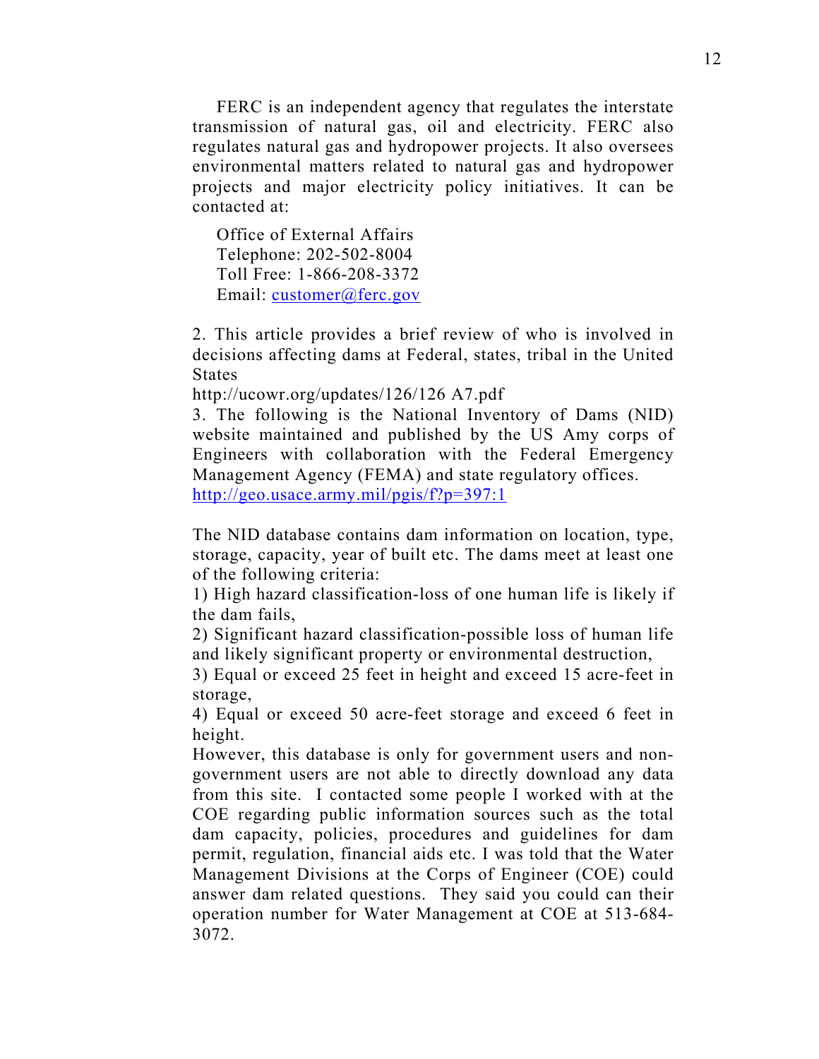FERC is an independent agency that regulates the interstate transmission of natural gas, oil and electricity. FERC also regulates natural gas and hydropower projects. It also oversees environmental matters related to natural gas and hydropower projects and major electricity policy initiatives. It can be contacted at:

Office of External Affairs
Telephone: 202-502-8004
Toll Free: 1-866-208-3372
Email: customer@ferc.gov

2. This article provides a brief review of who is involved in decisions affecting dams at Federal, states, tribal in the United States
http://ucowr.org/updates/126/126 A7.pdf
3. The following is the National Inventory of Dams (NID) website maintained and published by the US Amy corps of Engineers with collaboration with the Federal Emergency Management Agency (FEMA) and state regulatory offices.
http://geo.usace.army.mil/pgis/f?p=397:1

The NID database contains dam information on location, type, storage, capacity, year of built etc. The dams meet at least one of the following criteria:
1) High hazard classification-loss of one human life is likely if the dam fails,
2) Significant hazard classification-possible loss of human life and likely significant property or environmental destruction,
3) Equal or exceed 25 feet in height and exceed 15 acre-feet in storage,
4) Equal or exceed 50 acre-feet storage and exceed 6 feet in height.
However, this database is only for government users and non-government users are not able to directly download any data from this site. I contacted some people I worked with at the COE regarding public information sources such as the total dam capacity, policies, procedures and guidelines for dam permit, regulation, financial aids etc. I was told that the Water Management Divisions at the Corps of Engineer (COE) could answer dam related questions. They said you could can their operation number for Water Management at COE at 513-684-3072.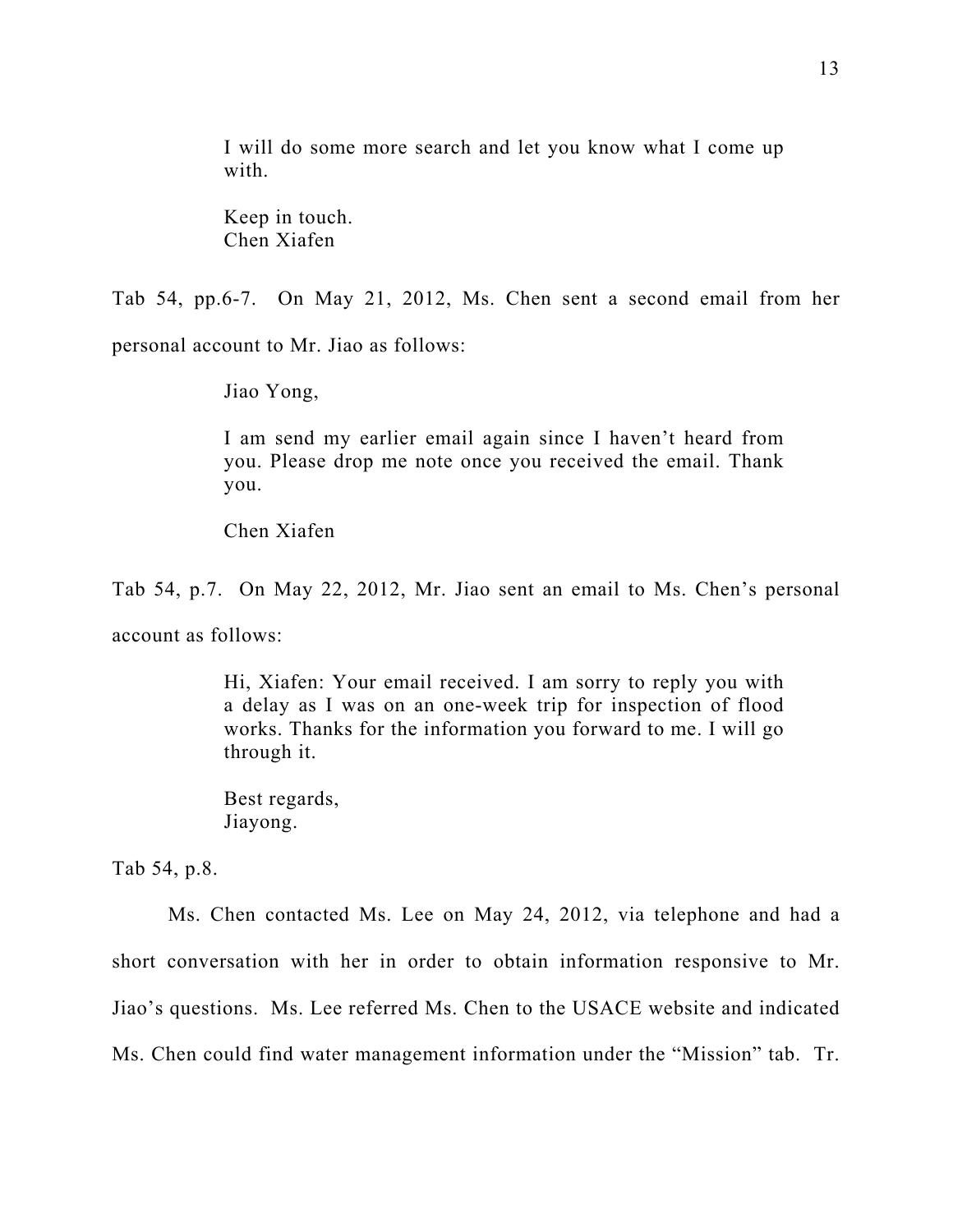> I will do some more search and let you know what I come up with.
>
> Keep in touch.
> Chen Xiafen

Tab 54, pp.6-7. On May 21, 2012, Ms. Chen sent a second email from her personal account to Mr. Jiao as follows:

> Jiao Yong,
>
> I am send my earlier email again since I haven't heard from you. Please drop me note once you received the email. Thank you.
>
> Chen Xiafen

Tab 54, p.7. On May 22, 2012, Mr. Jiao sent an email to Ms. Chen's personal account as follows:

> Hi, Xiafen: Your email received. I am sorry to reply you with a delay as I was on an one-week trip for inspection of flood works. Thanks for the information you forward to me. I will go through it.
>
> Best regards,
> Jiayong.

Tab 54, p.8.

Ms. Chen contacted Ms. Lee on May 24, 2012, via telephone and had a short conversation with her in order to obtain information responsive to Mr. Jiao's questions. Ms. Lee referred Ms. Chen to the USACE website and indicated Ms. Chen could find water management information under the "Mission" tab. Tr.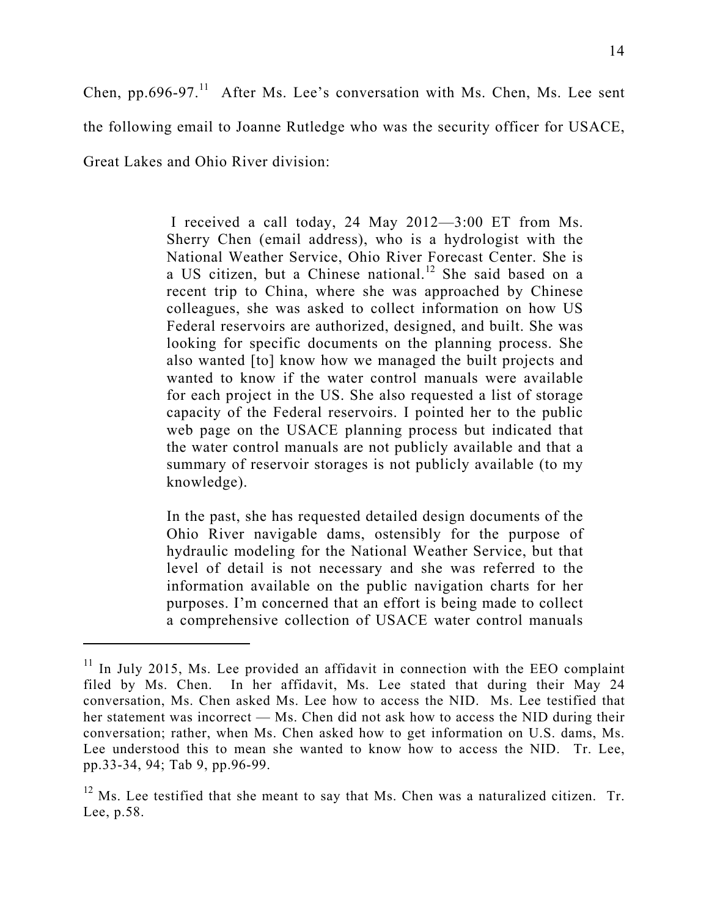Chen, pp.696-97.[11] After Ms. Lee's conversation with Ms. Chen, Ms. Lee sent the following email to Joanne Rutledge who was the security officer for USACE, Great Lakes and Ohio River division:

> I received a call today, 24 May 2012—3:00 ET from Ms. Sherry Chen (email address), who is a hydrologist with the National Weather Service, Ohio River Forecast Center. She is a US citizen, but a Chinese national.[12] She said based on a recent trip to China, where she was approached by Chinese colleagues, she was asked to collect information on how US Federal reservoirs are authorized, designed, and built. She was looking for specific documents on the planning process. She also wanted [to] know how we managed the built projects and wanted to know if the water control manuals were available for each project in the US. She also requested a list of storage capacity of the Federal reservoirs. I pointed her to the public web page on the USACE planning process but indicated that the water control manuals are not publicly available and that a summary of reservoir storages is not publicly available (to my knowledge).
>
> In the past, she has requested detailed design documents of the Ohio River navigable dams, ostensibly for the purpose of hydraulic modeling for the National Weather Service, but that level of detail is not necessary and she was referred to the information available on the public navigation charts for her purposes. I'm concerned that an effort is being made to collect a comprehensive collection of USACE water control manuals

---

[11] In July 2015, Ms. Lee provided an affidavit in connection with the EEO complaint filed by Ms. Chen. In her affidavit, Ms. Lee stated that during their May 24 conversation, Ms. Chen asked Ms. Lee how to access the NID. Ms. Lee testified that her statement was incorrect — Ms. Chen did not ask how to access the NID during their conversation; rather, when Ms. Chen asked how to get information on U.S. dams, Ms. Lee understood this to mean she wanted to know how to access the NID. Tr. Lee, pp.33-34, 94; Tab 9, pp.96-99.

[12] Ms. Lee testified that she meant to say that Ms. Chen was a naturalized citizen. Tr. Lee, p.58.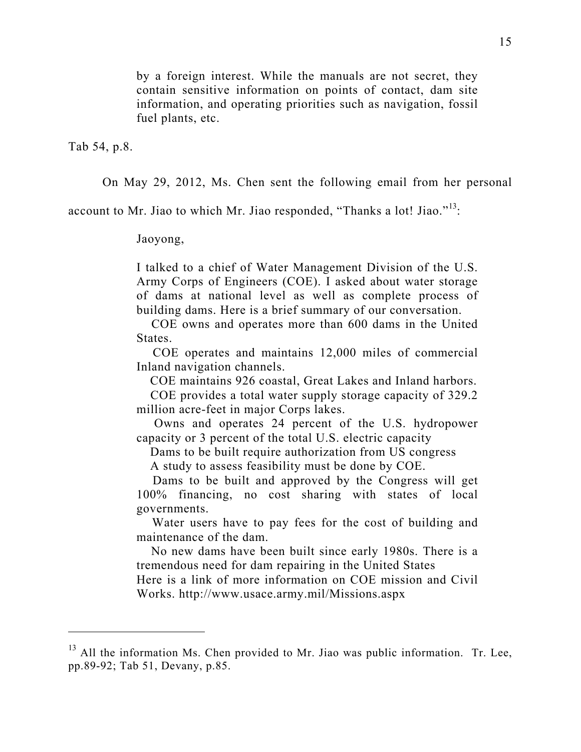> by a foreign interest. While the manuals are not secret, they contain sensitive information on points of contact, dam site information, and operating priorities such as navigation, fossil fuel plants, etc.

Tab 54, p.8.

On May 29, 2012, Ms. Chen sent the following email from her personal account to Mr. Jiao to which Mr. Jiao responded, "Thanks a lot! Jiao."[13]:

> Jaoyong,
>
> I talked to a chief of Water Management Division of the U.S. Army Corps of Engineers (COE). I asked about water storage of dams at national level as well as complete process of building dams. Here is a brief summary of our conversation.
>
> COE owns and operates more than 600 dams in the United States.
>
> COE operates and maintains 12,000 miles of commercial Inland navigation channels.
>
> COE maintains 926 coastal, Great Lakes and Inland harbors.
>
> COE provides a total water supply storage capacity of 329.2 million acre-feet in major Corps lakes.
>
> Owns and operates 24 percent of the U.S. hydropower capacity or 3 percent of the total U.S. electric capacity
>
> Dams to be built require authorization from US congress
>
> A study to assess feasibility must be done by COE.
>
> Dams to be built and approved by the Congress will get 100% financing, no cost sharing with states of local governments.
>
> Water users have to pay fees for the cost of building and maintenance of the dam.
>
> No new dams have been built since early 1980s. There is a tremendous need for dam repairing in the United States
>
> Here is a link of more information on COE mission and Civil Works. http://www.usace.army.mil/Missions.aspx

---

[13] All the information Ms. Chen provided to Mr. Jiao was public information. Tr. Lee, pp.89-92; Tab 51, Devany, p.85.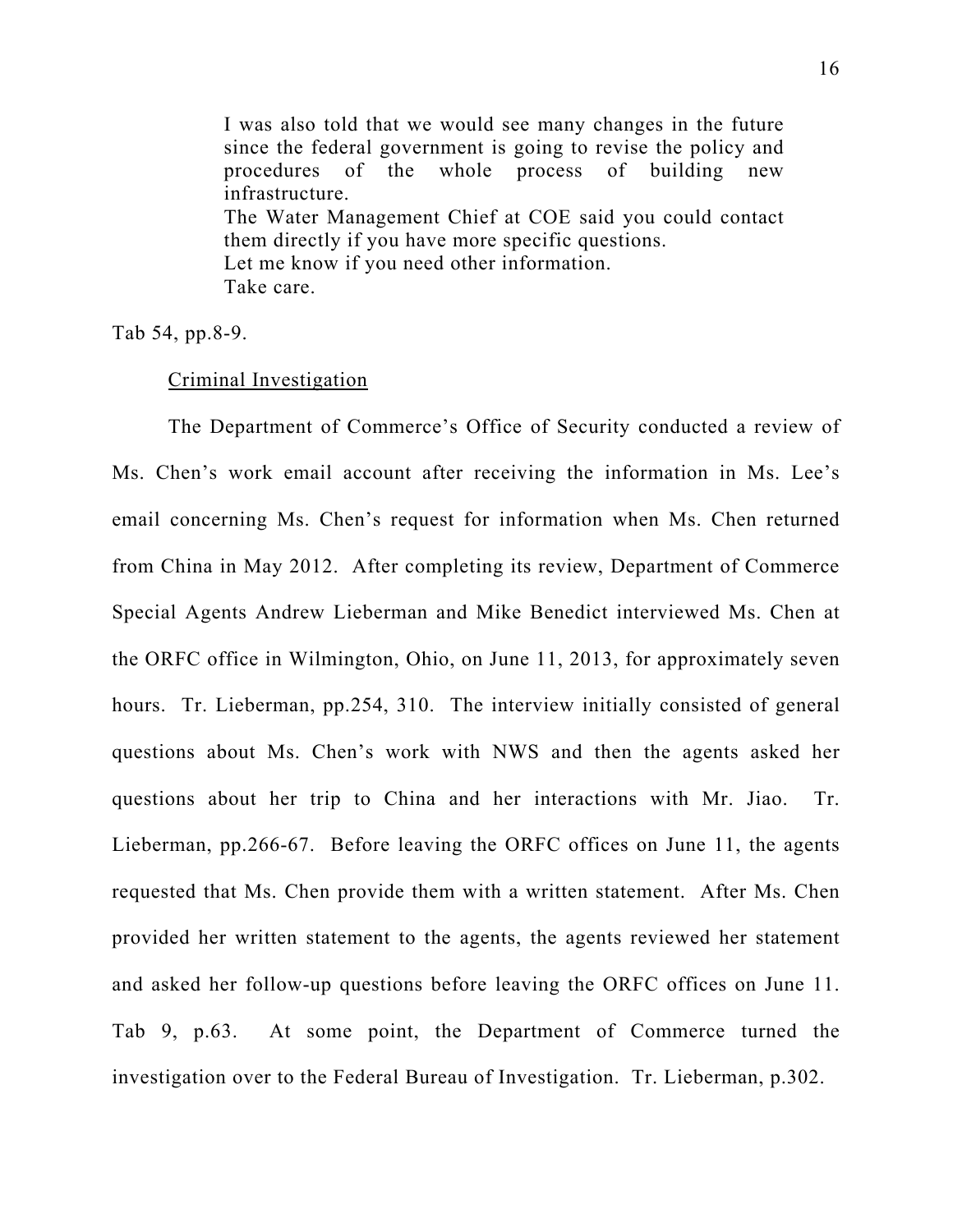> I was also told that we would see many changes in the future since the federal government is going to revise the policy and procedures of the whole process of building new infrastructure.
> The Water Management Chief at COE said you could contact them directly if you have more specific questions.
> Let me know if you need other information.
> Take care.

Tab 54, pp.8-9.

<u>Criminal Investigation</u>

The Department of Commerce's Office of Security conducted a review of Ms. Chen's work email account after receiving the information in Ms. Lee's email concerning Ms. Chen's request for information when Ms. Chen returned from China in May 2012. After completing its review, Department of Commerce Special Agents Andrew Lieberman and Mike Benedict interviewed Ms. Chen at the ORFC office in Wilmington, Ohio, on June 11, 2013, for approximately seven hours. Tr. Lieberman, pp.254, 310. The interview initially consisted of general questions about Ms. Chen's work with NWS and then the agents asked her questions about her trip to China and her interactions with Mr. Jiao. Tr. Lieberman, pp.266-67. Before leaving the ORFC offices on June 11, the agents requested that Ms. Chen provide them with a written statement. After Ms. Chen provided her written statement to the agents, the agents reviewed her statement and asked her follow-up questions before leaving the ORFC offices on June 11. Tab 9, p.63. At some point, the Department of Commerce turned the investigation over to the Federal Bureau of Investigation. Tr. Lieberman, p.302.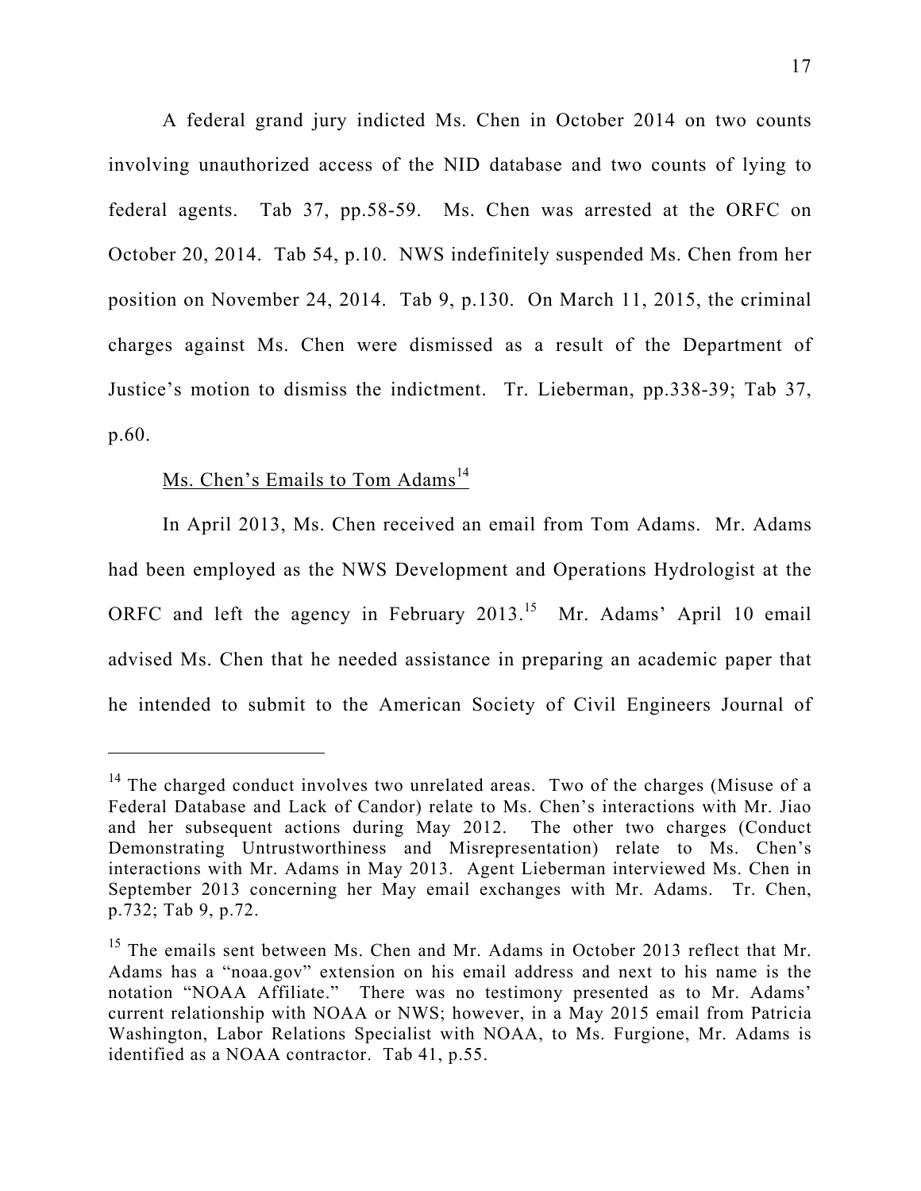A federal grand jury indicted Ms. Chen in October 2014 on two counts involving unauthorized access of the NID database and two counts of lying to federal agents. Tab 37, pp.58-59. Ms. Chen was arrested at the ORFC on October 20, 2014. Tab 54, p.10. NWS indefinitely suspended Ms. Chen from her position on November 24, 2014. Tab 9, p.130. On March 11, 2015, the criminal charges against Ms. Chen were dismissed as a result of the Department of Justice's motion to dismiss the indictment. Tr. Lieberman, pp.338-39; Tab 37, p.60.

<u>Ms. Chen's Emails to Tom Adams</u>[14]

In April 2013, Ms. Chen received an email from Tom Adams. Mr. Adams had been employed as the NWS Development and Operations Hydrologist at the ORFC and left the agency in February 2013.[15] Mr. Adams' April 10 email advised Ms. Chen that he needed assistance in preparing an academic paper that he intended to submit to the American Society of Civil Engineers Journal of

---

[14] The charged conduct involves two unrelated areas. Two of the charges (Misuse of a Federal Database and Lack of Candor) relate to Ms. Chen's interactions with Mr. Jiao and her subsequent actions during May 2012. The other two charges (Conduct Demonstrating Untrustworthiness and Misrepresentation) relate to Ms. Chen's interactions with Mr. Adams in May 2013. Agent Lieberman interviewed Ms. Chen in September 2013 concerning her May email exchanges with Mr. Adams. Tr. Chen, p.732; Tab 9, p.72.

[15] The emails sent between Ms. Chen and Mr. Adams in October 2013 reflect that Mr. Adams has a "noaa.gov" extension on his email address and next to his name is the notation "NOAA Affiliate." There was no testimony presented as to Mr. Adams' current relationship with NOAA or NWS; however, in a May 2015 email from Patricia Washington, Labor Relations Specialist with NOAA, to Ms. Furgione, Mr. Adams is identified as a NOAA contractor. Tab 41, p.55.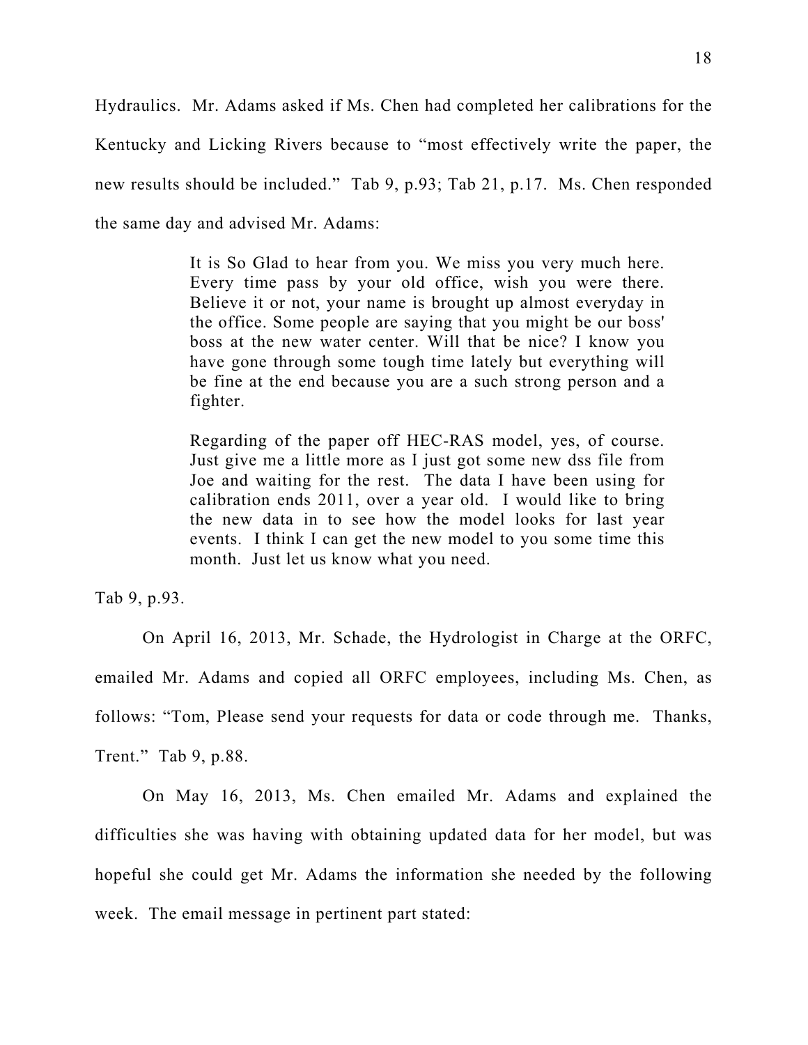Hydraulics. Mr. Adams asked if Ms. Chen had completed her calibrations for the Kentucky and Licking Rivers because to "most effectively write the paper, the new results should be included." Tab 9, p.93; Tab 21, p.17. Ms. Chen responded the same day and advised Mr. Adams:

> It is So Glad to hear from you. We miss you very much here. Every time pass by your old office, wish you were there. Believe it or not, your name is brought up almost everyday in the office. Some people are saying that you might be our boss' boss at the new water center. Will that be nice? I know you have gone through some tough time lately but everything will be fine at the end because you are a such strong person and a fighter.
>
> Regarding of the paper off HEC-RAS model, yes, of course. Just give me a little more as I just got some new dss file from Joe and waiting for the rest. The data I have been using for calibration ends 2011, over a year old. I would like to bring the new data in to see how the model looks for last year events. I think I can get the new model to you some time this month. Just let us know what you need.

Tab 9, p.93.

On April 16, 2013, Mr. Schade, the Hydrologist in Charge at the ORFC, emailed Mr. Adams and copied all ORFC employees, including Ms. Chen, as follows: "Tom, Please send your requests for data or code through me. Thanks, Trent." Tab 9, p.88.

On May 16, 2013, Ms. Chen emailed Mr. Adams and explained the difficulties she was having with obtaining updated data for her model, but was hopeful she could get Mr. Adams the information she needed by the following week. The email message in pertinent part stated: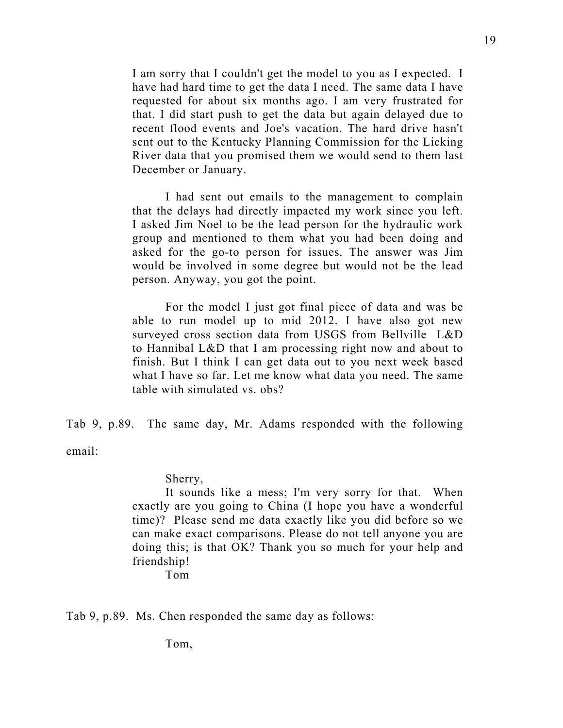> I am sorry that I couldn't get the model to you as I expected. I have had hard time to get the data I need. The same data I have requested for about six months ago. I am very frustrated for that. I did start push to get the data but again delayed due to recent flood events and Joe's vacation. The hard drive hasn't sent out to the Kentucky Planning Commission for the Licking River data that you promised them we would send to them last December or January.
>
> I had sent out emails to the management to complain that the delays had directly impacted my work since you left. I asked Jim Noel to be the lead person for the hydraulic work group and mentioned to them what you had been doing and asked for the go-to person for issues. The answer was Jim would be involved in some degree but would not be the lead person. Anyway, you got the point.
>
> For the model I just got final piece of data and was be able to run model up to mid 2012. I have also got new surveyed cross section data from USGS from Bellville L&D to Hannibal L&D that I am processing right now and about to finish. But I think I can get data out to you next week based what I have so far. Let me know what data you need. The same table with simulated vs. obs?

Tab 9, p.89. The same day, Mr. Adams responded with the following email:

> Sherry,
>
> It sounds like a mess; I'm very sorry for that. When exactly are you going to China (I hope you have a wonderful time)? Please send me data exactly like you did before so we can make exact comparisons. Please do not tell anyone you are doing this; is that OK? Thank you so much for your help and friendship!
>
> Tom

Tab 9, p.89. Ms. Chen responded the same day as follows:

> Tom,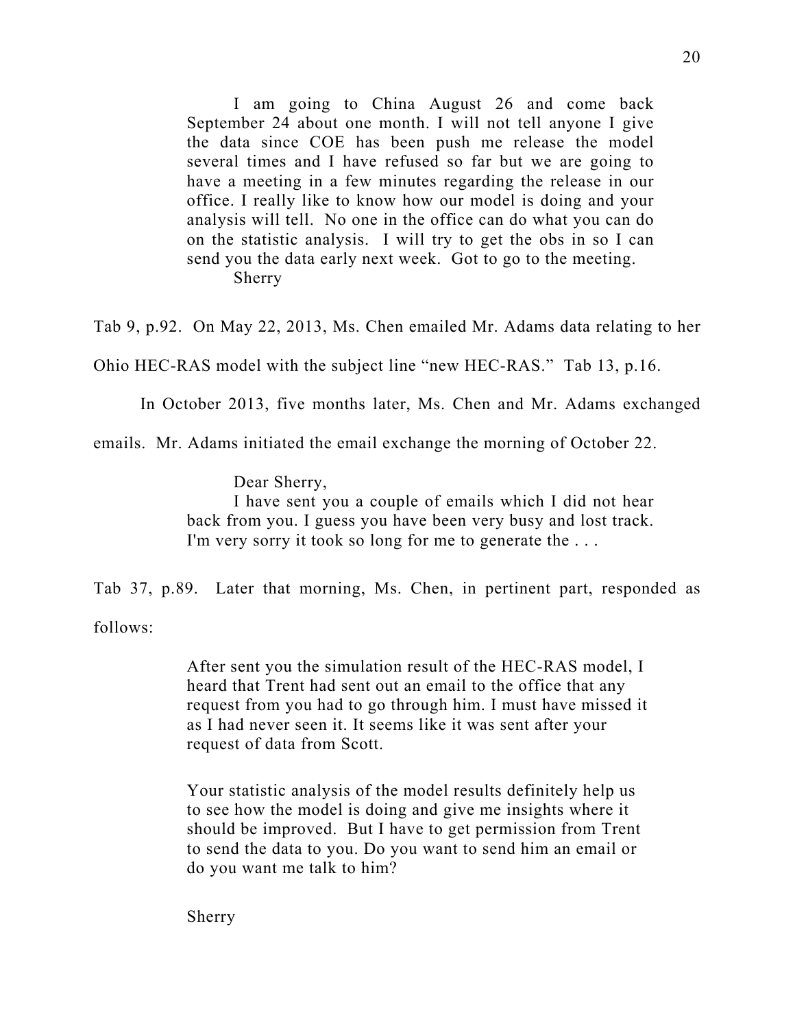> I am going to China August 26 and come back September 24 about one month. I will not tell anyone I give the data since COE has been push me release the model several times and I have refused so far but we are going to have a meeting in a few minutes regarding the release in our office. I really like to know how our model is doing and your analysis will tell. No one in the office can do what you can do on the statistic analysis. I will try to get the obs in so I can send you the data early next week. Got to go to the meeting.
> Sherry

Tab 9, p.92. On May 22, 2013, Ms. Chen emailed Mr. Adams data relating to her Ohio HEC-RAS model with the subject line "new HEC-RAS." Tab 13, p.16.

In October 2013, five months later, Ms. Chen and Mr. Adams exchanged emails. Mr. Adams initiated the email exchange the morning of October 22.

> Dear Sherry,
> I have sent you a couple of emails which I did not hear back from you. I guess you have been very busy and lost track. I'm very sorry it took so long for me to generate the . . .

Tab 37, p.89. Later that morning, Ms. Chen, in pertinent part, responded as follows:

> After sent you the simulation result of the HEC-RAS model, I heard that Trent had sent out an email to the office that any request from you had to go through him. I must have missed it as I had never seen it. It seems like it was sent after your request of data from Scott.
>
> Your statistic analysis of the model results definitely help us to see how the model is doing and give me insights where it should be improved. But I have to get permission from Trent to send the data to you. Do you want to send him an email or do you want me talk to him?
>
> Sherry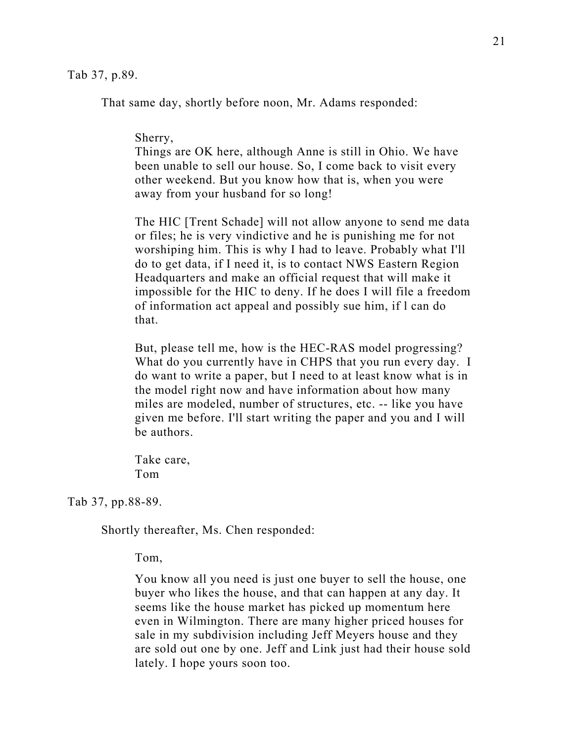Tab 37, p.89.

That same day, shortly before noon, Mr. Adams responded:

> Sherry,
> Things are OK here, although Anne is still in Ohio. We have been unable to sell our house. So, I come back to visit every other weekend. But you know how that is, when you were away from your husband for so long!
>
> The HIC [Trent Schade] will not allow anyone to send me data or files; he is very vindictive and he is punishing me for not worshiping him. This is why I had to leave. Probably what I'll do to get data, if I need it, is to contact NWS Eastern Region Headquarters and make an official request that will make it impossible for the HIC to deny. If he does I will file a freedom of information act appeal and possibly sue him, if l can do that.
>
> But, please tell me, how is the HEC-RAS model progressing? What do you currently have in CHPS that you run every day. I do want to write a paper, but I need to at least know what is in the model right now and have information about how many miles are modeled, number of structures, etc. -- like you have given me before. I'll start writing the paper and you and I will be authors.
>
> Take care,
> Tom

Tab 37, pp.88-89.

Shortly thereafter, Ms. Chen responded:

> Tom,
>
> You know all you need is just one buyer to sell the house, one buyer who likes the house, and that can happen at any day. It seems like the house market has picked up momentum here even in Wilmington. There are many higher priced houses for sale in my subdivision including Jeff Meyers house and they are sold out one by one. Jeff and Link just had their house sold lately. I hope yours soon too.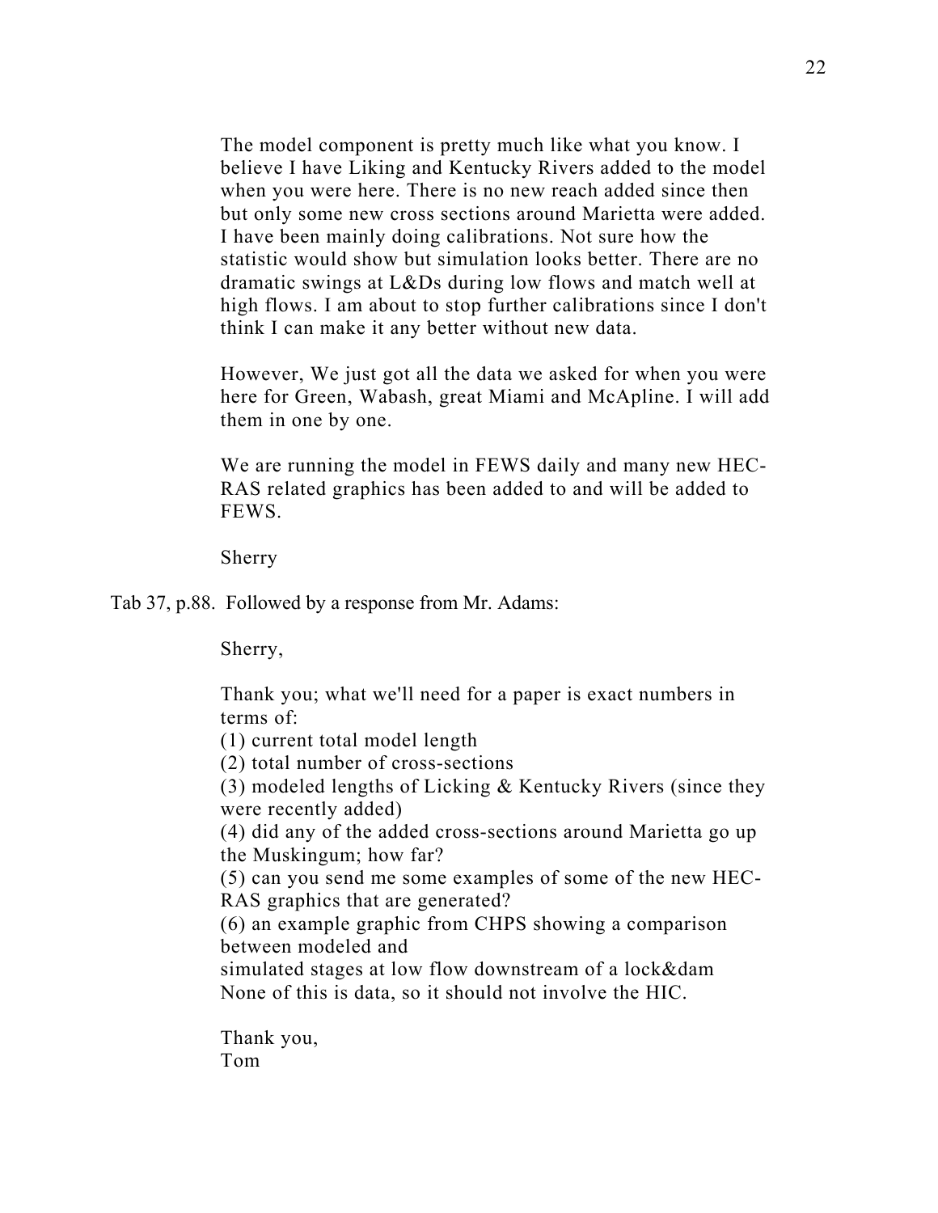> The model component is pretty much like what you know. I believe I have Liking and Kentucky Rivers added to the model when you were here. There is no new reach added since then but only some new cross sections around Marietta were added. I have been mainly doing calibrations. Not sure how the statistic would show but simulation looks better. There are no dramatic swings at L&Ds during low flows and match well at high flows. I am about to stop further calibrations since I don't think I can make it any better without new data.
>
> However, We just got all the data we asked for when you were here for Green, Wabash, great Miami and McApline. I will add them in one by one.
>
> We are running the model in FEWS daily and many new HEC-RAS related graphics has been added to and will be added to FEWS.
>
> Sherry

Tab 37, p.88. Followed by a response from Mr. Adams:

> Sherry,
>
> Thank you; what we'll need for a paper is exact numbers in terms of:
> (1) current total model length
> (2) total number of cross-sections
> (3) modeled lengths of Licking & Kentucky Rivers (since they were recently added)
> (4) did any of the added cross-sections around Marietta go up the Muskingum; how far?
> (5) can you send me some examples of some of the new HEC-RAS graphics that are generated?
> (6) an example graphic from CHPS showing a comparison between modeled and
> simulated stages at low flow downstream of a lock&dam
> None of this is data, so it should not involve the HIC.
>
> Thank you,
> Tom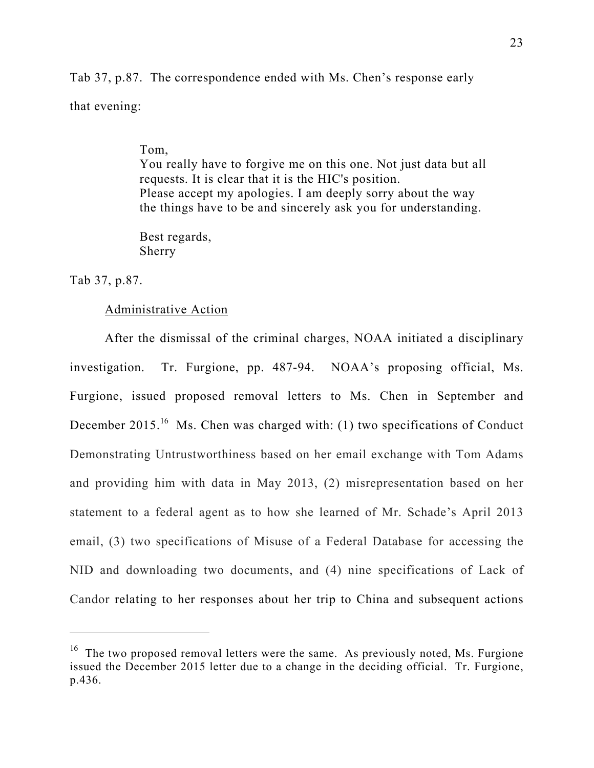Tab 37, p.87. The correspondence ended with Ms. Chen's response early that evening:

> Tom,
> You really have to forgive me on this one. Not just data but all requests. It is clear that it is the HIC's position.
> Please accept my apologies. I am deeply sorry about the way the things have to be and sincerely ask you for understanding.
>
> Best regards,
> Sherry

Tab 37, p.87.

<u>Administrative Action</u>

After the dismissal of the criminal charges, NOAA initiated a disciplinary investigation. Tr. Furgione, pp. 487-94. NOAA's proposing official, Ms. Furgione, issued proposed removal letters to Ms. Chen in September and December 2015.[16] Ms. Chen was charged with: (1) two specifications of Conduct Demonstrating Untrustworthiness based on her email exchange with Tom Adams and providing him with data in May 2013, (2) misrepresentation based on her statement to a federal agent as to how she learned of Mr. Schade's April 2013 email, (3) two specifications of Misuse of a Federal Database for accessing the NID and downloading two documents, and (4) nine specifications of Lack of Candor relating to her responses about her trip to China and subsequent actions

---

[16] The two proposed removal letters were the same. As previously noted, Ms. Furgione issued the December 2015 letter due to a change in the deciding official. Tr. Furgione, p.436.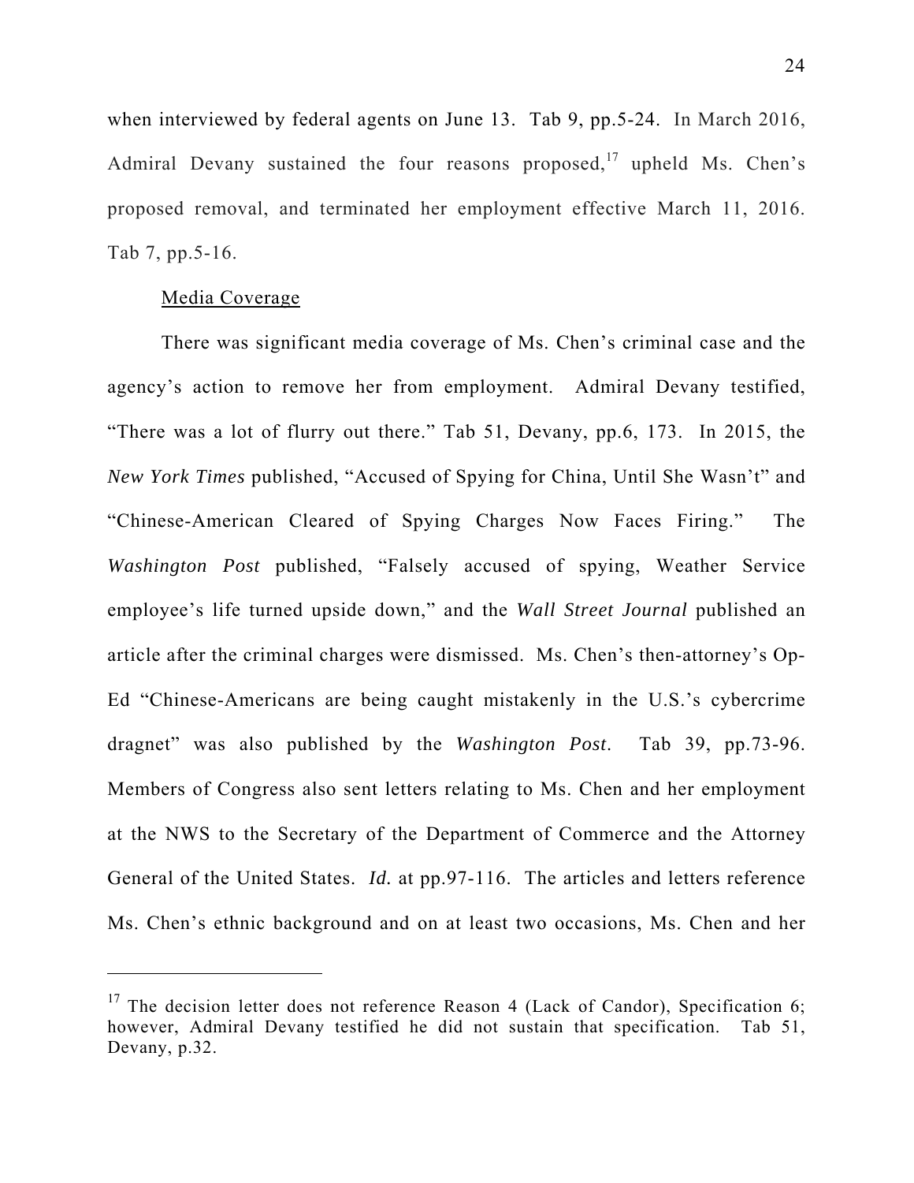when interviewed by federal agents on June 13. Tab 9, pp.5-24. In March 2016, Admiral Devany sustained the four reasons proposed,[17] upheld Ms. Chen's proposed removal, and terminated her employment effective March 11, 2016. Tab 7, pp.5-16.

<u>Media Coverage</u>

There was significant media coverage of Ms. Chen's criminal case and the agency's action to remove her from employment. Admiral Devany testified, "There was a lot of flurry out there." Tab 51, Devany, pp.6, 173. In 2015, the *New York Times* published, "Accused of Spying for China, Until She Wasn't" and "Chinese-American Cleared of Spying Charges Now Faces Firing." The *Washington Post* published, "Falsely accused of spying, Weather Service employee's life turned upside down," and the *Wall Street Journal* published an article after the criminal charges were dismissed. Ms. Chen's then-attorney's Op-Ed "Chinese-Americans are being caught mistakenly in the U.S.'s cybercrime dragnet" was also published by the *Washington Post*. Tab 39, pp.73-96. Members of Congress also sent letters relating to Ms. Chen and her employment at the NWS to the Secretary of the Department of Commerce and the Attorney General of the United States. *Id.* at pp.97-116. The articles and letters reference Ms. Chen's ethnic background and on at least two occasions, Ms. Chen and her

---

[17] The decision letter does not reference Reason 4 (Lack of Candor), Specification 6; however, Admiral Devany testified he did not sustain that specification. Tab 51, Devany, p.32.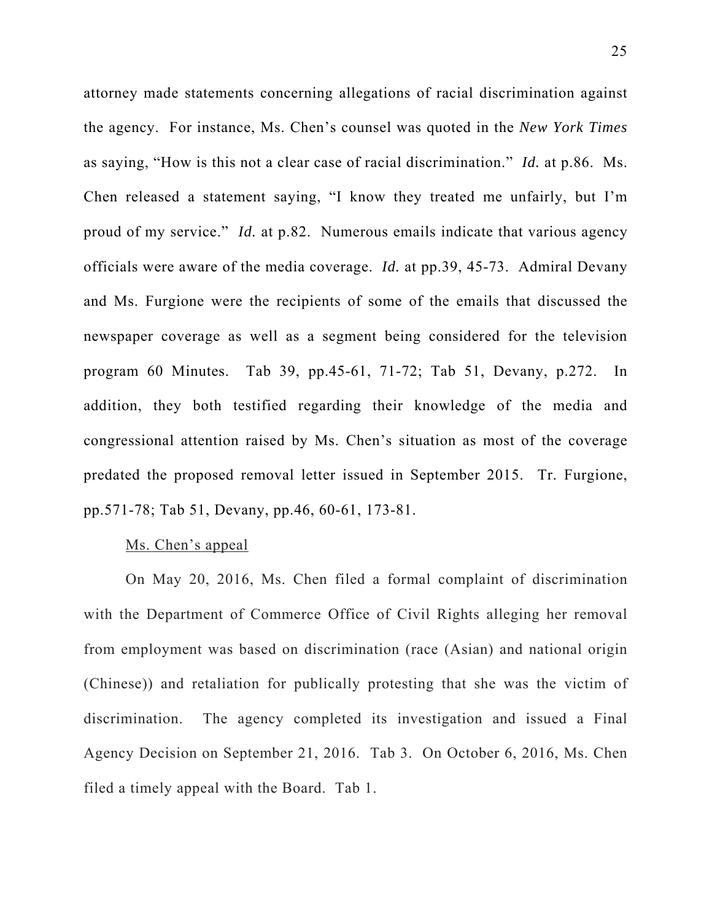attorney made statements concerning allegations of racial discrimination against the agency. For instance, Ms. Chen's counsel was quoted in the *New York Times* as saying, "How is this not a clear case of racial discrimination." *Id.* at p.86. Ms. Chen released a statement saying, "I know they treated me unfairly, but I'm proud of my service." *Id.* at p.82. Numerous emails indicate that various agency officials were aware of the media coverage. *Id.* at pp.39, 45-73. Admiral Devany and Ms. Furgione were the recipients of some of the emails that discussed the newspaper coverage as well as a segment being considered for the television program 60 Minutes. Tab 39, pp.45-61, 71-72; Tab 51, Devany, p.272. In addition, they both testified regarding their knowledge of the media and congressional attention raised by Ms. Chen's situation as most of the coverage predated the proposed removal letter issued in September 2015. Tr. Furgione, pp.571-78; Tab 51, Devany, pp.46, 60-61, 173-81.

<u>Ms. Chen's appeal</u>

On May 20, 2016, Ms. Chen filed a formal complaint of discrimination with the Department of Commerce Office of Civil Rights alleging her removal from employment was based on discrimination (race (Asian) and national origin (Chinese)) and retaliation for publically protesting that she was the victim of discrimination. The agency completed its investigation and issued a Final Agency Decision on September 21, 2016. Tab 3. On October 6, 2016, Ms. Chen filed a timely appeal with the Board. Tab 1.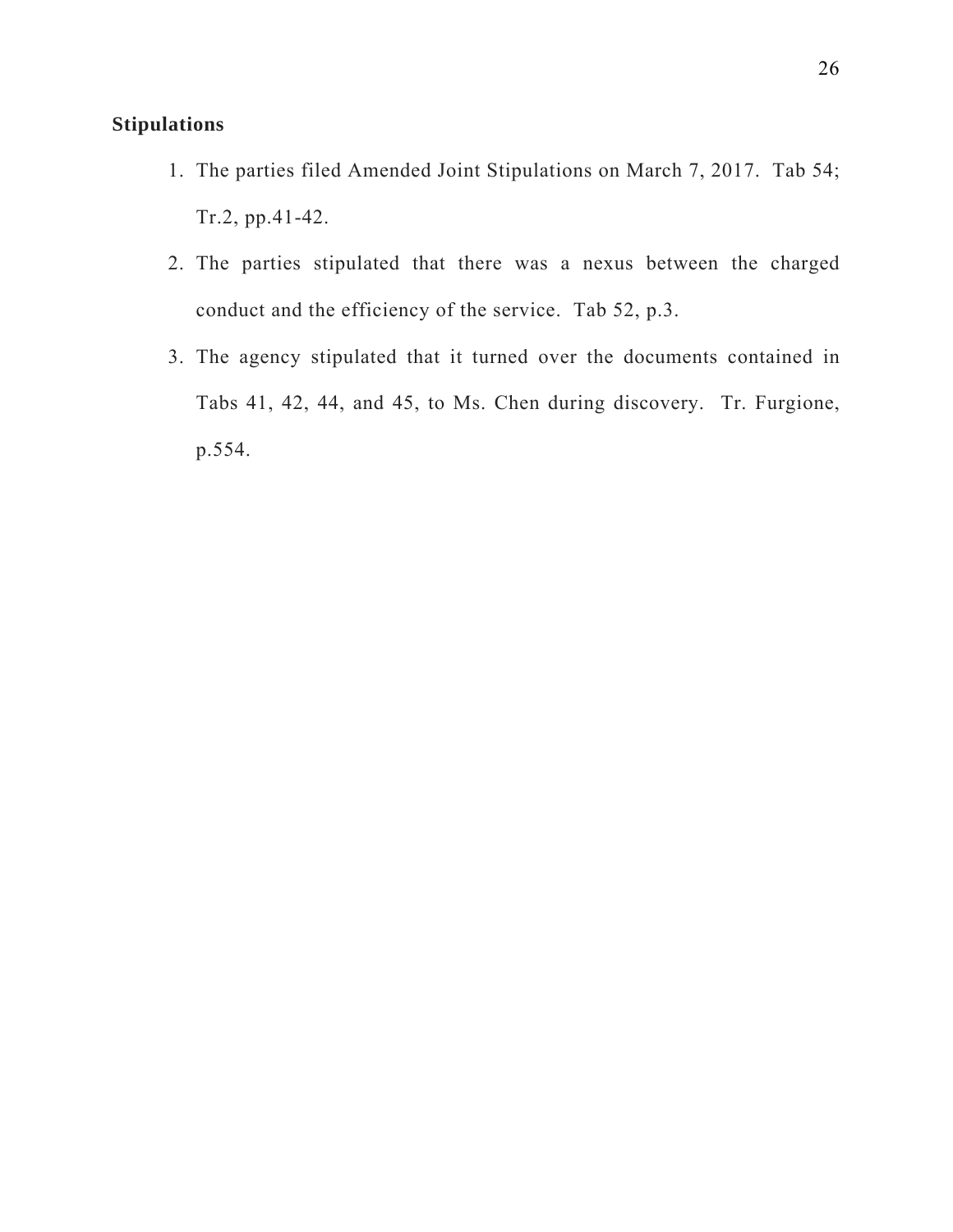**Stipulations**

1. The parties filed Amended Joint Stipulations on March 7, 2017. Tab 54; Tr.2, pp.41-42.
2. The parties stipulated that there was a nexus between the charged conduct and the efficiency of the service. Tab 52, p.3.
3. The agency stipulated that it turned over the documents contained in Tabs 41, 42, 44, and 45, to Ms. Chen during discovery. Tr. Furgione, p.554.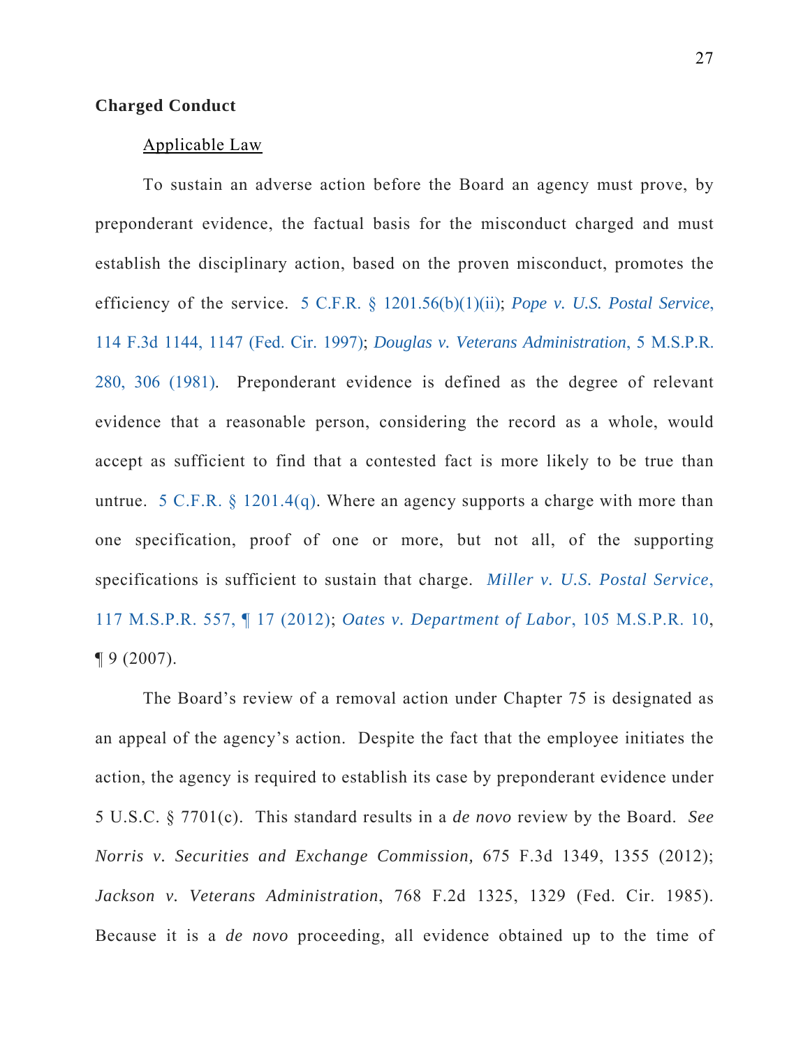**Charged Conduct**

Applicable Law

To sustain an adverse action before the Board an agency must prove, by preponderant evidence, the factual basis for the misconduct charged and must establish the disciplinary action, based on the proven misconduct, promotes the efficiency of the service. 5 C.F.R. § 1201.56(b)(1)(ii); *Pope v. U.S. Postal Service*, 114 F.3d 1144, 1147 (Fed. Cir. 1997); *Douglas v. Veterans Administration*, 5 M.S.P.R. 280, 306 (1981). Preponderant evidence is defined as the degree of relevant evidence that a reasonable person, considering the record as a whole, would accept as sufficient to find that a contested fact is more likely to be true than untrue. 5 C.F.R. § 1201.4(q). Where an agency supports a charge with more than one specification, proof of one or more, but not all, of the supporting specifications is sufficient to sustain that charge. *Miller v. U.S. Postal Service*, 117 M.S.P.R. 557, ¶ 17 (2012); *Oates v. Department of Labor*, 105 M.S.P.R. 10, ¶ 9 (2007).

The Board's review of a removal action under Chapter 75 is designated as an appeal of the agency's action. Despite the fact that the employee initiates the action, the agency is required to establish its case by preponderant evidence under 5 U.S.C. § 7701(c). This standard results in a *de novo* review by the Board. *See Norris v. Securities and Exchange Commission,* 675 F.3d 1349, 1355 (2012); *Jackson v. Veterans Administration*, 768 F.2d 1325, 1329 (Fed. Cir. 1985). Because it is a *de novo* proceeding, all evidence obtained up to the time of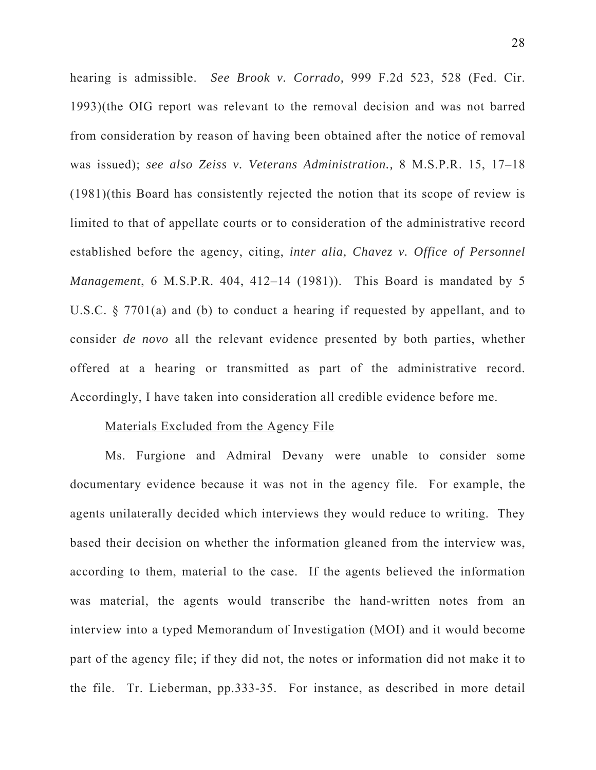hearing is admissible. *See Brook v. Corrado,* 999 F.2d 523, 528 (Fed. Cir. 1993)(the OIG report was relevant to the removal decision and was not barred from consideration by reason of having been obtained after the notice of removal was issued); *see also Zeiss v. Veterans Administration.,* 8 M.S.P.R. 15, 17–18 (1981)(this Board has consistently rejected the notion that its scope of review is limited to that of appellate courts or to consideration of the administrative record established before the agency, citing, *inter alia, Chavez v. Office of Personnel Management*, 6 M.S.P.R. 404, 412–14 (1981)). This Board is mandated by 5 U.S.C. § 7701(a) and (b) to conduct a hearing if requested by appellant, and to consider *de novo* all the relevant evidence presented by both parties, whether offered at a hearing or transmitted as part of the administrative record. Accordingly, I have taken into consideration all credible evidence before me.

<u>Materials Excluded from the Agency File</u>

Ms. Furgione and Admiral Devany were unable to consider some documentary evidence because it was not in the agency file. For example, the agents unilaterally decided which interviews they would reduce to writing. They based their decision on whether the information gleaned from the interview was, according to them, material to the case. If the agents believed the information was material, the agents would transcribe the hand-written notes from an interview into a typed Memorandum of Investigation (MOI) and it would become part of the agency file; if they did not, the notes or information did not make it to the file. Tr. Lieberman, pp.333-35. For instance, as described in more detail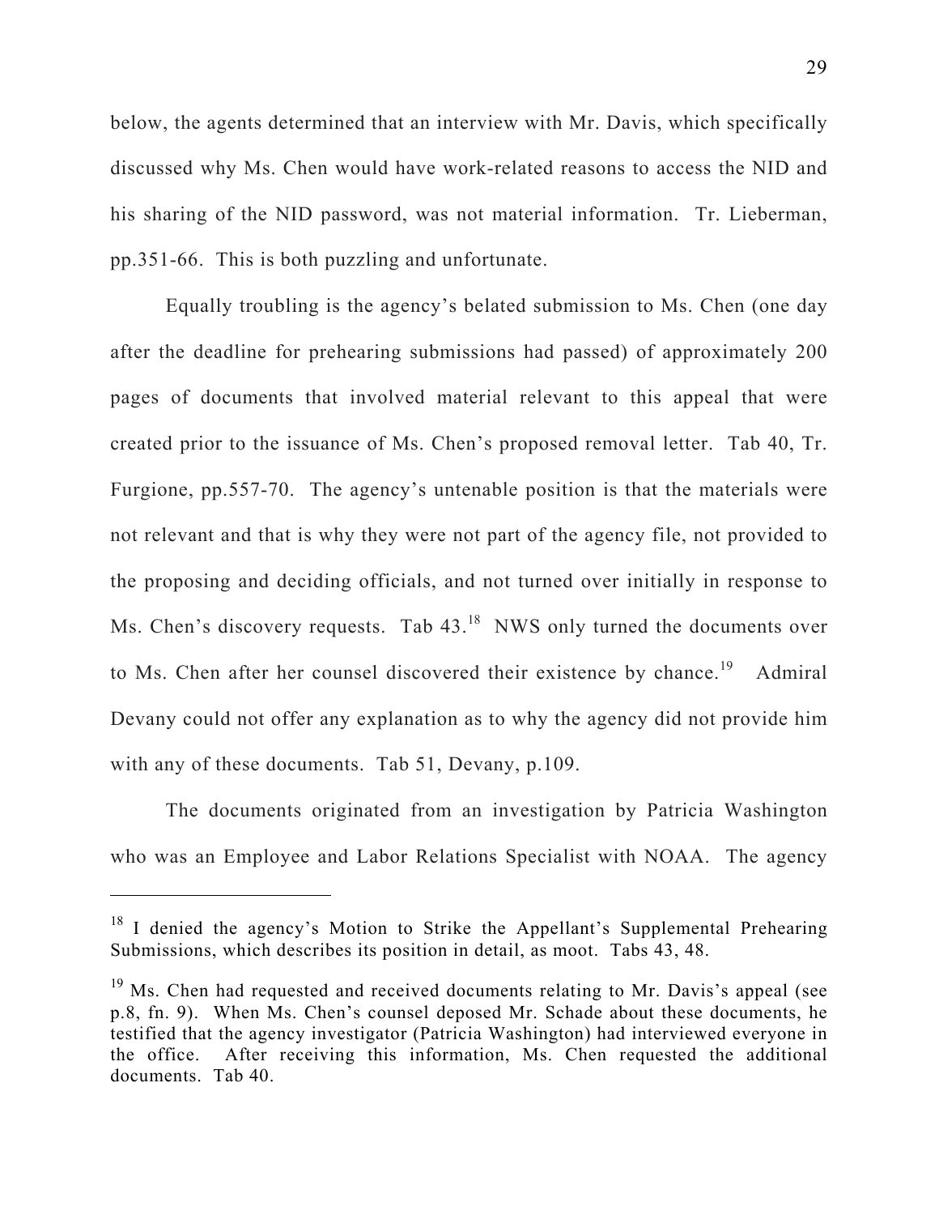below, the agents determined that an interview with Mr. Davis, which specifically discussed why Ms. Chen would have work-related reasons to access the NID and his sharing of the NID password, was not material information. Tr. Lieberman, pp.351-66. This is both puzzling and unfortunate.

Equally troubling is the agency's belated submission to Ms. Chen (one day after the deadline for prehearing submissions had passed) of approximately 200 pages of documents that involved material relevant to this appeal that were created prior to the issuance of Ms. Chen's proposed removal letter. Tab 40, Tr. Furgione, pp.557-70. The agency's untenable position is that the materials were not relevant and that is why they were not part of the agency file, not provided to the proposing and deciding officials, and not turned over initially in response to Ms. Chen's discovery requests. Tab 43.[18] NWS only turned the documents over to Ms. Chen after her counsel discovered their existence by chance.[19] Admiral Devany could not offer any explanation as to why the agency did not provide him with any of these documents. Tab 51, Devany, p.109.

The documents originated from an investigation by Patricia Washington who was an Employee and Labor Relations Specialist with NOAA. The agency

---

[18] I denied the agency's Motion to Strike the Appellant's Supplemental Prehearing Submissions, which describes its position in detail, as moot. Tabs 43, 48.

[19] Ms. Chen had requested and received documents relating to Mr. Davis's appeal (see p.8, fn. 9). When Ms. Chen's counsel deposed Mr. Schade about these documents, he testified that the agency investigator (Patricia Washington) had interviewed everyone in the office. After receiving this information, Ms. Chen requested the additional documents. Tab 40.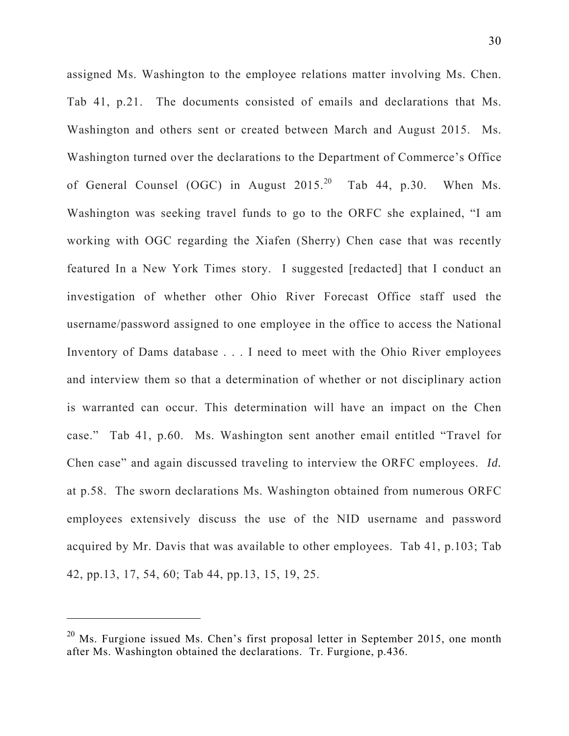assigned Ms. Washington to the employee relations matter involving Ms. Chen. Tab 41, p.21. The documents consisted of emails and declarations that Ms. Washington and others sent or created between March and August 2015. Ms. Washington turned over the declarations to the Department of Commerce's Office of General Counsel (OGC) in August 2015.[20] Tab 44, p.30. When Ms. Washington was seeking travel funds to go to the ORFC she explained, "I am working with OGC regarding the Xiafen (Sherry) Chen case that was recently featured In a New York Times story. I suggested [redacted] that I conduct an investigation of whether other Ohio River Forecast Office staff used the username/password assigned to one employee in the office to access the National Inventory of Dams database . . . I need to meet with the Ohio River employees and interview them so that a determination of whether or not disciplinary action is warranted can occur. This determination will have an impact on the Chen case." Tab 41, p.60. Ms. Washington sent another email entitled "Travel for Chen case" and again discussed traveling to interview the ORFC employees. *Id.* at p.58. The sworn declarations Ms. Washington obtained from numerous ORFC employees extensively discuss the use of the NID username and password acquired by Mr. Davis that was available to other employees. Tab 41, p.103; Tab 42, pp.13, 17, 54, 60; Tab 44, pp.13, 15, 19, 25.

---

[20] Ms. Furgione issued Ms. Chen's first proposal letter in September 2015, one month after Ms. Washington obtained the declarations. Tr. Furgione, p.436.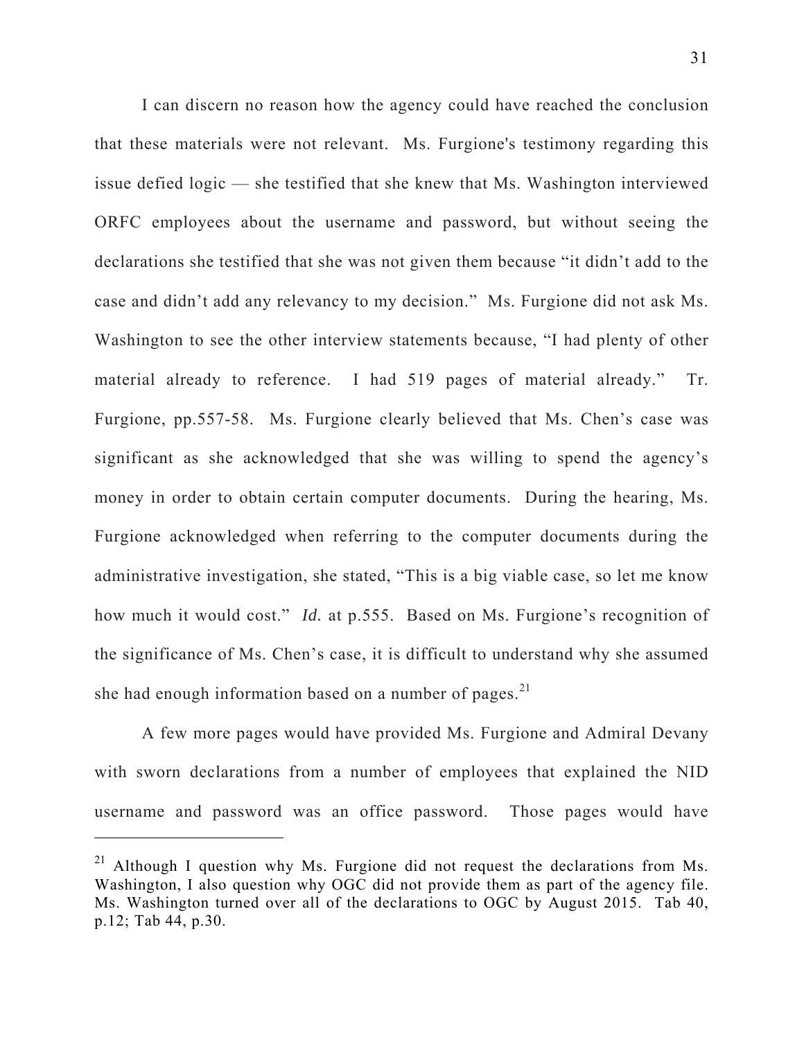I can discern no reason how the agency could have reached the conclusion that these materials were not relevant. Ms. Furgione's testimony regarding this issue defied logic — she testified that she knew that Ms. Washington interviewed ORFC employees about the username and password, but without seeing the declarations she testified that she was not given them because "it didn't add to the case and didn't add any relevancy to my decision." Ms. Furgione did not ask Ms. Washington to see the other interview statements because, "I had plenty of other material already to reference. I had 519 pages of material already." Tr. Furgione, pp.557-58. Ms. Furgione clearly believed that Ms. Chen's case was significant as she acknowledged that she was willing to spend the agency's money in order to obtain certain computer documents. During the hearing, Ms. Furgione acknowledged when referring to the computer documents during the administrative investigation, she stated, "This is a big viable case, so let me know how much it would cost." *Id.* at p.555. Based on Ms. Furgione's recognition of the significance of Ms. Chen's case, it is difficult to understand why she assumed she had enough information based on a number of pages.[21]

A few more pages would have provided Ms. Furgione and Admiral Devany with sworn declarations from a number of employees that explained the NID username and password was an office password. Those pages would have

---

[21] Although I question why Ms. Furgione did not request the declarations from Ms. Washington, I also question why OGC did not provide them as part of the agency file. Ms. Washington turned over all of the declarations to OGC by August 2015. Tab 40, p.12; Tab 44, p.30.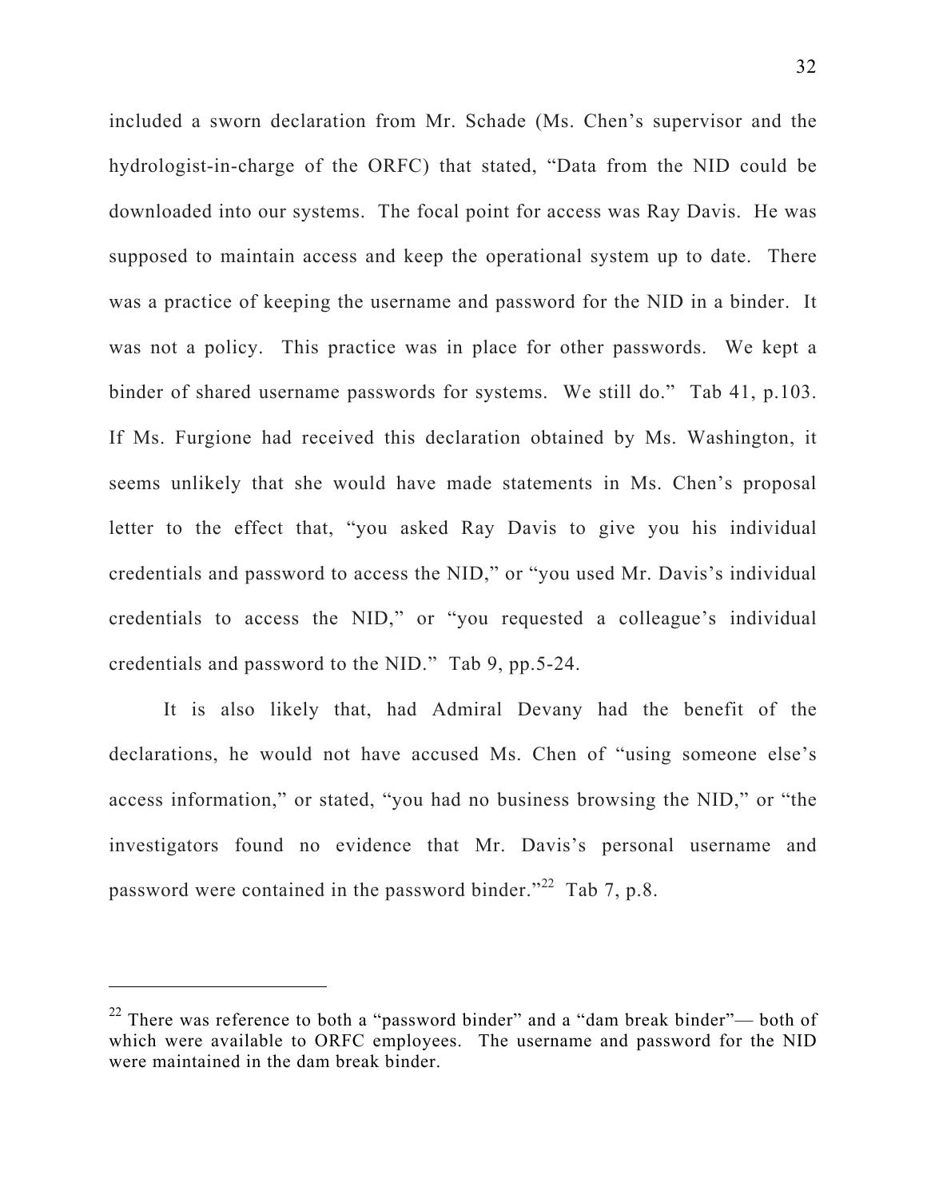included a sworn declaration from Mr. Schade (Ms. Chen's supervisor and the hydrologist-in-charge of the ORFC) that stated, "Data from the NID could be downloaded into our systems. The focal point for access was Ray Davis. He was supposed to maintain access and keep the operational system up to date. There was a practice of keeping the username and password for the NID in a binder. It was not a policy. This practice was in place for other passwords. We kept a binder of shared username passwords for systems. We still do." Tab 41, p.103. If Ms. Furgione had received this declaration obtained by Ms. Washington, it seems unlikely that she would have made statements in Ms. Chen's proposal letter to the effect that, "you asked Ray Davis to give you his individual credentials and password to access the NID," or "you used Mr. Davis's individual credentials to access the NID," or "you requested a colleague's individual credentials and password to the NID." Tab 9, pp.5-24.

It is also likely that, had Admiral Devany had the benefit of the declarations, he would not have accused Ms. Chen of "using someone else's access information," or stated, "you had no business browsing the NID," or "the investigators found no evidence that Mr. Davis's personal username and password were contained in the password binder."[22] Tab 7, p.8.

---

[22] There was reference to both a "password binder" and a "dam break binder"— both of which were available to ORFC employees. The username and password for the NID were maintained in the dam break binder.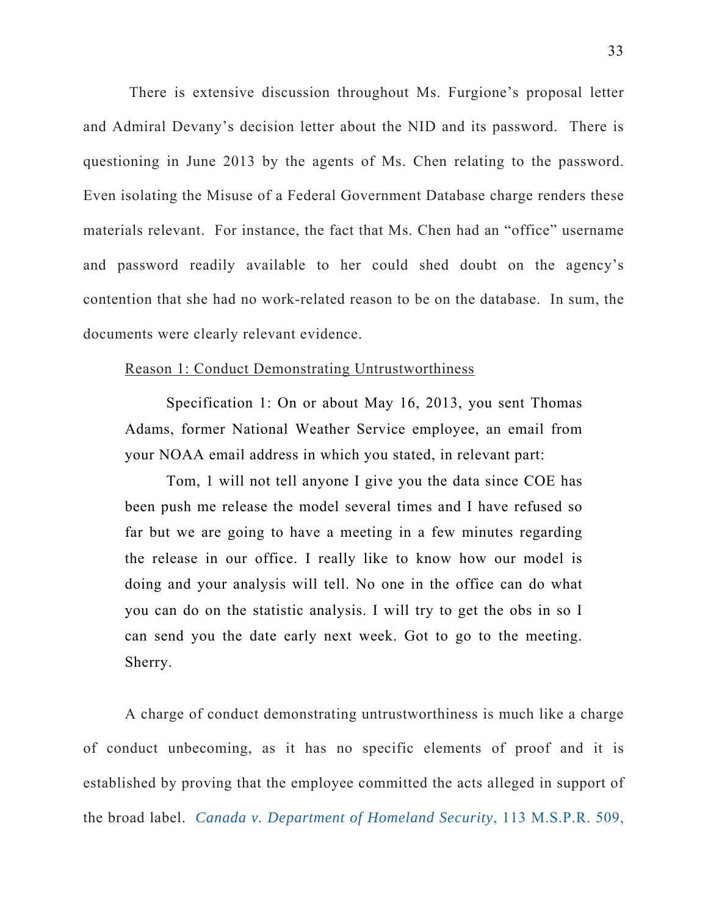There is extensive discussion throughout Ms. Furgione's proposal letter and Admiral Devany's decision letter about the NID and its password. There is questioning in June 2013 by the agents of Ms. Chen relating to the password. Even isolating the Misuse of a Federal Government Database charge renders these materials relevant. For instance, the fact that Ms. Chen had an "office" username and password readily available to her could shed doubt on the agency's contention that she had no work-related reason to be on the database. In sum, the documents were clearly relevant evidence.

<u>Reason 1: Conduct Demonstrating Untrustworthiness</u>

> Specification 1: On or about May 16, 2013, you sent Thomas Adams, former National Weather Service employee, an email from your NOAA email address in which you stated, in relevant part:
>
> Tom, 1 will not tell anyone I give you the data since COE has been push me release the model several times and I have refused so far but we are going to have a meeting in a few minutes regarding the release in our office. I really like to know how our model is doing and your analysis will tell. No one in the office can do what you can do on the statistic analysis. I will try to get the obs in so I can send you the date early next week. Got to go to the meeting. Sherry.

A charge of conduct demonstrating untrustworthiness is much like a charge of conduct unbecoming, as it has no specific elements of proof and it is established by proving that the employee committed the acts alleged in support of the broad label. *Canada v. Department of Homeland Security*, 113 M.S.P.R. 509,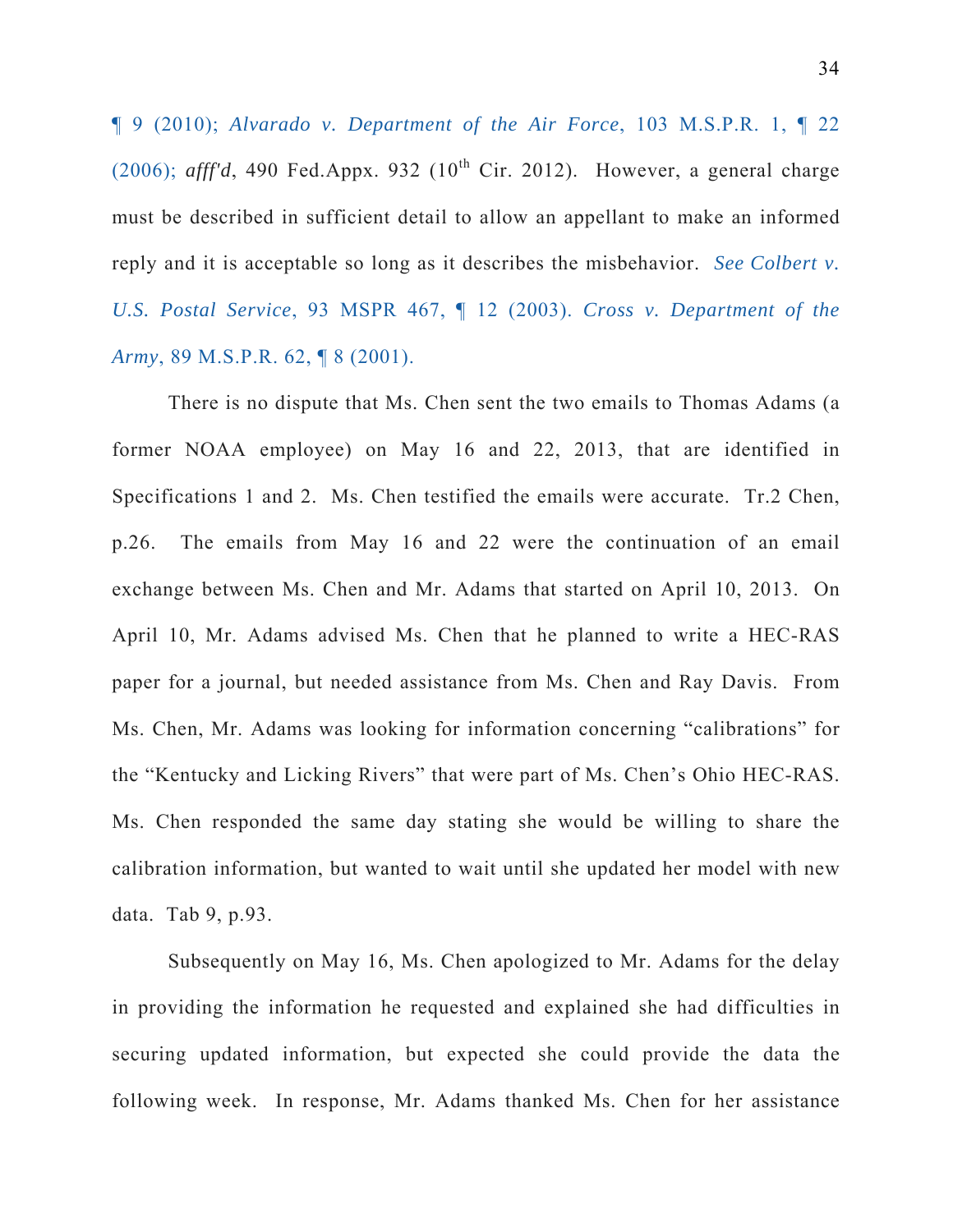¶ 9 (2010); *Alvarado v. Department of the Air Force*, 103 M.S.P.R. 1, ¶ 22 (2006); *afff'd*, 490 Fed.Appx. 932 (10th Cir. 2012). However, a general charge must be described in sufficient detail to allow an appellant to make an informed reply and it is acceptable so long as it describes the misbehavior. *See Colbert v. U.S. Postal Service*, 93 MSPR 467, ¶ 12 (2003). *Cross v. Department of the Army*, 89 M.S.P.R. 62, ¶ 8 (2001).

There is no dispute that Ms. Chen sent the two emails to Thomas Adams (a former NOAA employee) on May 16 and 22, 2013, that are identified in Specifications 1 and 2. Ms. Chen testified the emails were accurate. Tr.2 Chen, p.26. The emails from May 16 and 22 were the continuation of an email exchange between Ms. Chen and Mr. Adams that started on April 10, 2013. On April 10, Mr. Adams advised Ms. Chen that he planned to write a HEC-RAS paper for a journal, but needed assistance from Ms. Chen and Ray Davis. From Ms. Chen, Mr. Adams was looking for information concerning "calibrations" for the "Kentucky and Licking Rivers" that were part of Ms. Chen's Ohio HEC-RAS. Ms. Chen responded the same day stating she would be willing to share the calibration information, but wanted to wait until she updated her model with new data. Tab 9, p.93.

Subsequently on May 16, Ms. Chen apologized to Mr. Adams for the delay in providing the information he requested and explained she had difficulties in securing updated information, but expected she could provide the data the following week. In response, Mr. Adams thanked Ms. Chen for her assistance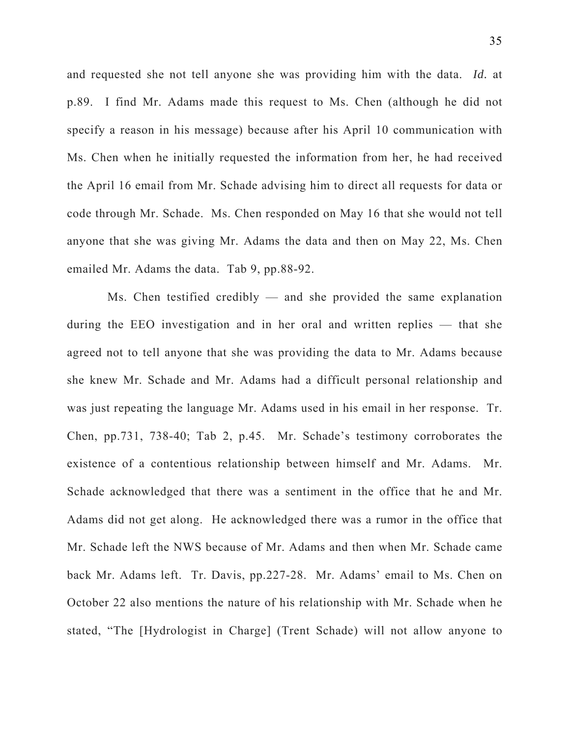and requested she not tell anyone she was providing him with the data. *Id.* at p.89. I find Mr. Adams made this request to Ms. Chen (although he did not specify a reason in his message) because after his April 10 communication with Ms. Chen when he initially requested the information from her, he had received the April 16 email from Mr. Schade advising him to direct all requests for data or code through Mr. Schade. Ms. Chen responded on May 16 that she would not tell anyone that she was giving Mr. Adams the data and then on May 22, Ms. Chen emailed Mr. Adams the data. Tab 9, pp.88-92.

Ms. Chen testified credibly — and she provided the same explanation during the EEO investigation and in her oral and written replies — that she agreed not to tell anyone that she was providing the data to Mr. Adams because she knew Mr. Schade and Mr. Adams had a difficult personal relationship and was just repeating the language Mr. Adams used in his email in her response. Tr. Chen, pp.731, 738-40; Tab 2, p.45. Mr. Schade's testimony corroborates the existence of a contentious relationship between himself and Mr. Adams. Mr. Schade acknowledged that there was a sentiment in the office that he and Mr. Adams did not get along. He acknowledged there was a rumor in the office that Mr. Schade left the NWS because of Mr. Adams and then when Mr. Schade came back Mr. Adams left. Tr. Davis, pp.227-28. Mr. Adams' email to Ms. Chen on October 22 also mentions the nature of his relationship with Mr. Schade when he stated, "The [Hydrologist in Charge] (Trent Schade) will not allow anyone to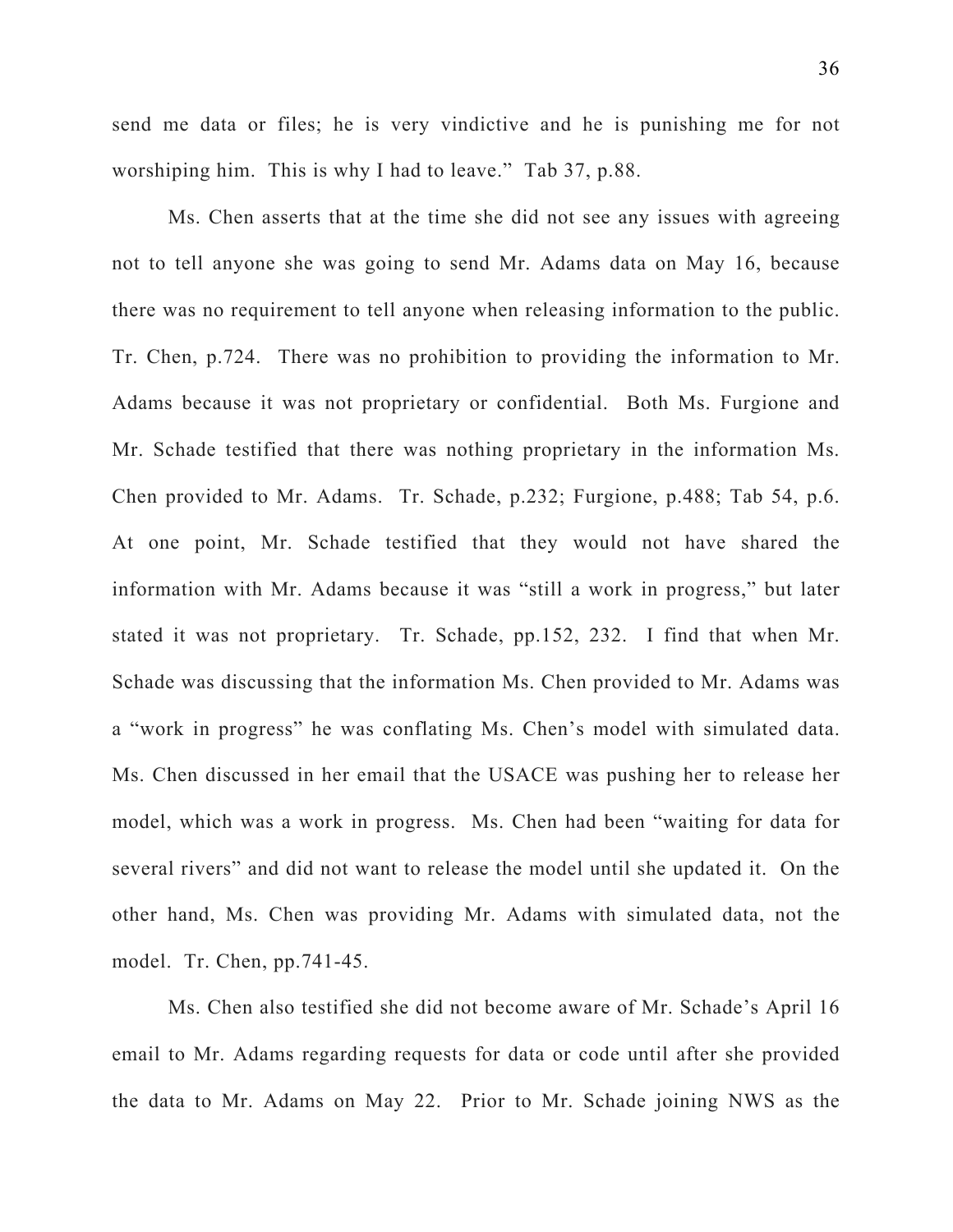send me data or files; he is very vindictive and he is punishing me for not worshiping him. This is why I had to leave." Tab 37, p.88.

Ms. Chen asserts that at the time she did not see any issues with agreeing not to tell anyone she was going to send Mr. Adams data on May 16, because there was no requirement to tell anyone when releasing information to the public. Tr. Chen, p.724. There was no prohibition to providing the information to Mr. Adams because it was not proprietary or confidential. Both Ms. Furgione and Mr. Schade testified that there was nothing proprietary in the information Ms. Chen provided to Mr. Adams. Tr. Schade, p.232; Furgione, p.488; Tab 54, p.6. At one point, Mr. Schade testified that they would not have shared the information with Mr. Adams because it was "still a work in progress," but later stated it was not proprietary. Tr. Schade, pp.152, 232. I find that when Mr. Schade was discussing that the information Ms. Chen provided to Mr. Adams was a "work in progress" he was conflating Ms. Chen's model with simulated data. Ms. Chen discussed in her email that the USACE was pushing her to release her model, which was a work in progress. Ms. Chen had been "waiting for data for several rivers" and did not want to release the model until she updated it. On the other hand, Ms. Chen was providing Mr. Adams with simulated data, not the model. Tr. Chen, pp.741-45.

Ms. Chen also testified she did not become aware of Mr. Schade's April 16 email to Mr. Adams regarding requests for data or code until after she provided the data to Mr. Adams on May 22. Prior to Mr. Schade joining NWS as the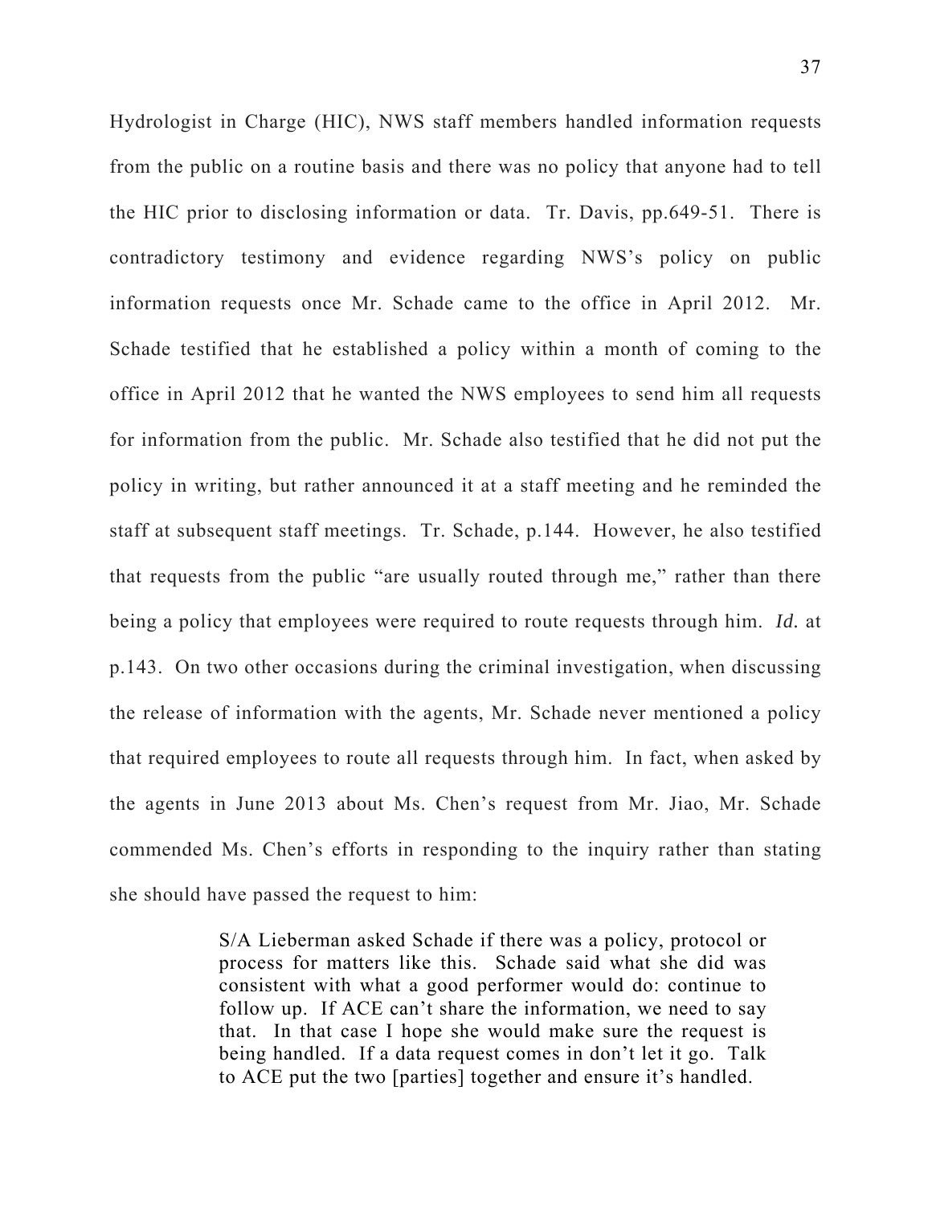Hydrologist in Charge (HIC), NWS staff members handled information requests from the public on a routine basis and there was no policy that anyone had to tell the HIC prior to disclosing information or data. Tr. Davis, pp.649-51. There is contradictory testimony and evidence regarding NWS's policy on public information requests once Mr. Schade came to the office in April 2012. Mr. Schade testified that he established a policy within a month of coming to the office in April 2012 that he wanted the NWS employees to send him all requests for information from the public. Mr. Schade also testified that he did not put the policy in writing, but rather announced it at a staff meeting and he reminded the staff at subsequent staff meetings. Tr. Schade, p.144. However, he also testified that requests from the public "are usually routed through me," rather than there being a policy that employees were required to route requests through him. *Id.* at p.143. On two other occasions during the criminal investigation, when discussing the release of information with the agents, Mr. Schade never mentioned a policy that required employees to route all requests through him. In fact, when asked by the agents in June 2013 about Ms. Chen's request from Mr. Jiao, Mr. Schade commended Ms. Chen's efforts in responding to the inquiry rather than stating she should have passed the request to him:

> S/A Lieberman asked Schade if there was a policy, protocol or process for matters like this. Schade said what she did was consistent with what a good performer would do: continue to follow up. If ACE can't share the information, we need to say that. In that case I hope she would make sure the request is being handled. If a data request comes in don't let it go. Talk to ACE put the two [parties] together and ensure it's handled.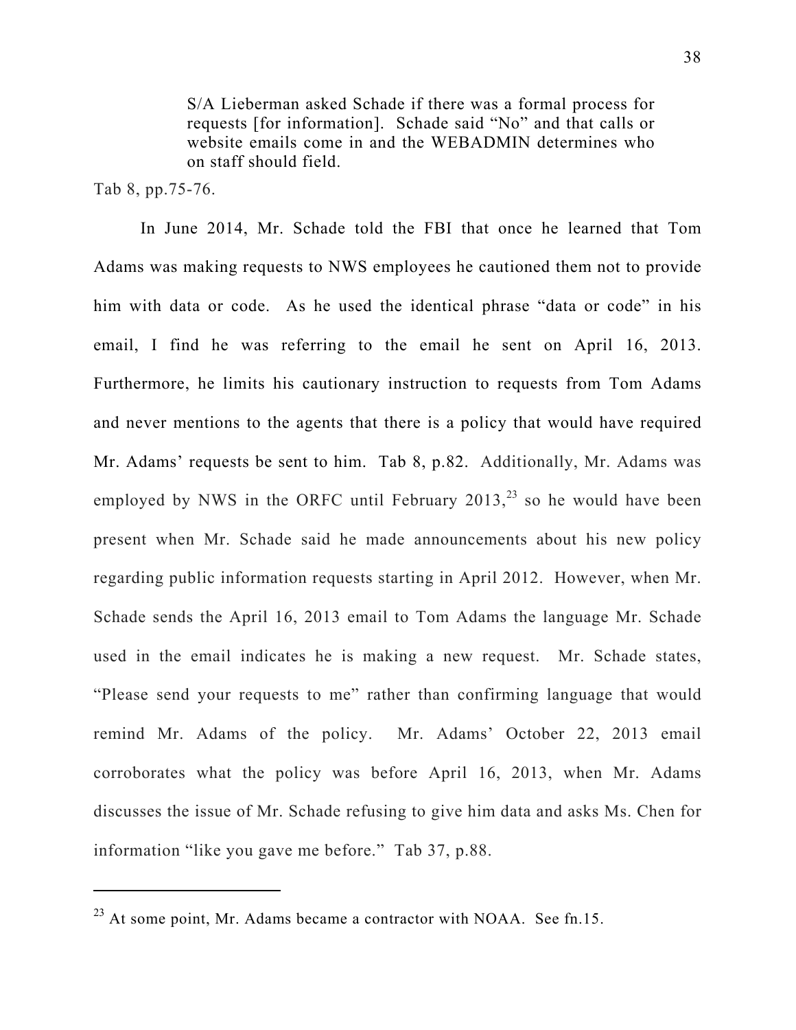> S/A Lieberman asked Schade if there was a formal process for requests [for information]. Schade said "No" and that calls or website emails come in and the WEBADMIN determines who on staff should field.

Tab 8, pp.75-76.

In June 2014, Mr. Schade told the FBI that once he learned that Tom Adams was making requests to NWS employees he cautioned them not to provide him with data or code. As he used the identical phrase "data or code" in his email, I find he was referring to the email he sent on April 16, 2013. Furthermore, he limits his cautionary instruction to requests from Tom Adams and never mentions to the agents that there is a policy that would have required Mr. Adams' requests be sent to him. Tab 8, p.82. Additionally, Mr. Adams was employed by NWS in the ORFC until February 2013,[23] so he would have been present when Mr. Schade said he made announcements about his new policy regarding public information requests starting in April 2012. However, when Mr. Schade sends the April 16, 2013 email to Tom Adams the language Mr. Schade used in the email indicates he is making a new request. Mr. Schade states, "Please send your requests to me" rather than confirming language that would remind Mr. Adams of the policy. Mr. Adams' October 22, 2013 email corroborates what the policy was before April 16, 2013, when Mr. Adams discusses the issue of Mr. Schade refusing to give him data and asks Ms. Chen for information "like you gave me before." Tab 37, p.88.

---

[23] At some point, Mr. Adams became a contractor with NOAA. See fn.15.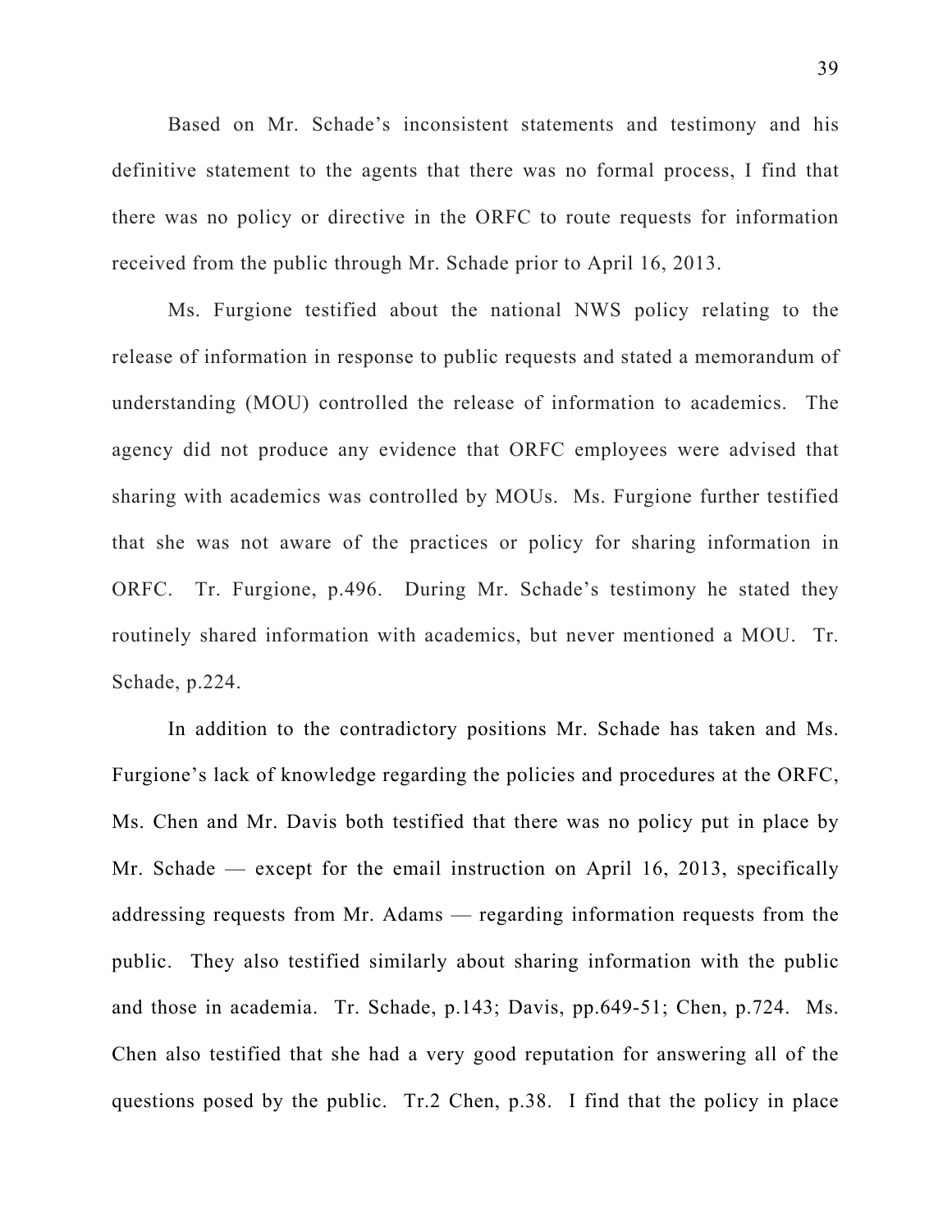Based on Mr. Schade's inconsistent statements and testimony and his definitive statement to the agents that there was no formal process, I find that there was no policy or directive in the ORFC to route requests for information received from the public through Mr. Schade prior to April 16, 2013.

Ms. Furgione testified about the national NWS policy relating to the release of information in response to public requests and stated a memorandum of understanding (MOU) controlled the release of information to academics. The agency did not produce any evidence that ORFC employees were advised that sharing with academics was controlled by MOUs. Ms. Furgione further testified that she was not aware of the practices or policy for sharing information in ORFC. Tr. Furgione, p.496. During Mr. Schade's testimony he stated they routinely shared information with academics, but never mentioned a MOU. Tr. Schade, p.224.

In addition to the contradictory positions Mr. Schade has taken and Ms. Furgione's lack of knowledge regarding the policies and procedures at the ORFC, Ms. Chen and Mr. Davis both testified that there was no policy put in place by Mr. Schade — except for the email instruction on April 16, 2013, specifically addressing requests from Mr. Adams — regarding information requests from the public. They also testified similarly about sharing information with the public and those in academia. Tr. Schade, p.143; Davis, pp.649-51; Chen, p.724. Ms. Chen also testified that she had a very good reputation for answering all of the questions posed by the public. Tr.2 Chen, p.38. I find that the policy in place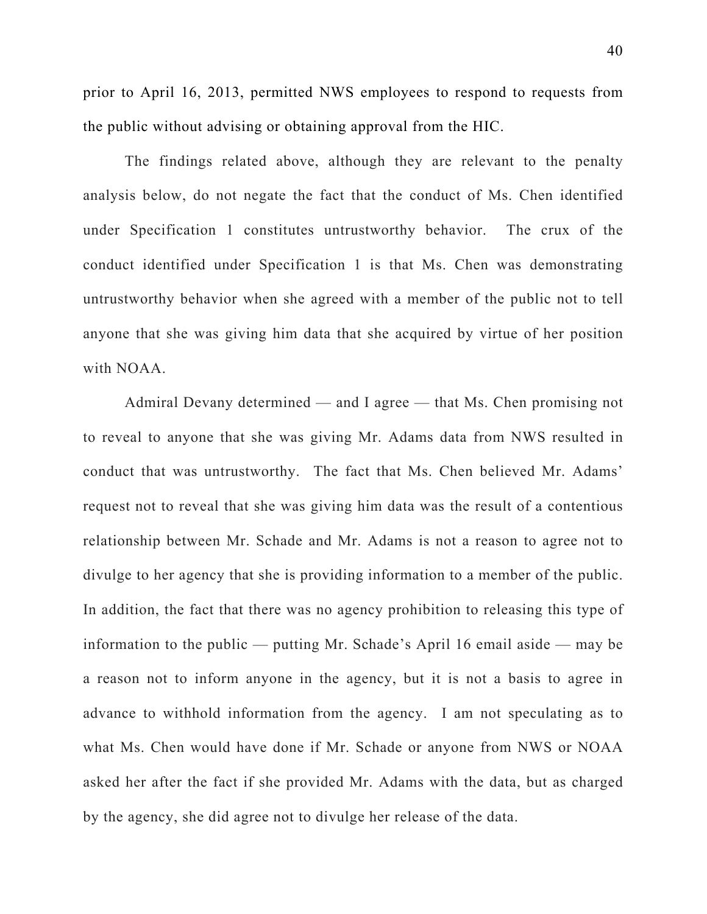prior to April 16, 2013, permitted NWS employees to respond to requests from the public without advising or obtaining approval from the HIC.

The findings related above, although they are relevant to the penalty analysis below, do not negate the fact that the conduct of Ms. Chen identified under Specification 1 constitutes untrustworthy behavior. The crux of the conduct identified under Specification 1 is that Ms. Chen was demonstrating untrustworthy behavior when she agreed with a member of the public not to tell anyone that she was giving him data that she acquired by virtue of her position with NOAA.

Admiral Devany determined — and I agree — that Ms. Chen promising not to reveal to anyone that she was giving Mr. Adams data from NWS resulted in conduct that was untrustworthy. The fact that Ms. Chen believed Mr. Adams' request not to reveal that she was giving him data was the result of a contentious relationship between Mr. Schade and Mr. Adams is not a reason to agree not to divulge to her agency that she is providing information to a member of the public. In addition, the fact that there was no agency prohibition to releasing this type of information to the public — putting Mr. Schade's April 16 email aside — may be a reason not to inform anyone in the agency, but it is not a basis to agree in advance to withhold information from the agency. I am not speculating as to what Ms. Chen would have done if Mr. Schade or anyone from NWS or NOAA asked her after the fact if she provided Mr. Adams with the data, but as charged by the agency, she did agree not to divulge her release of the data.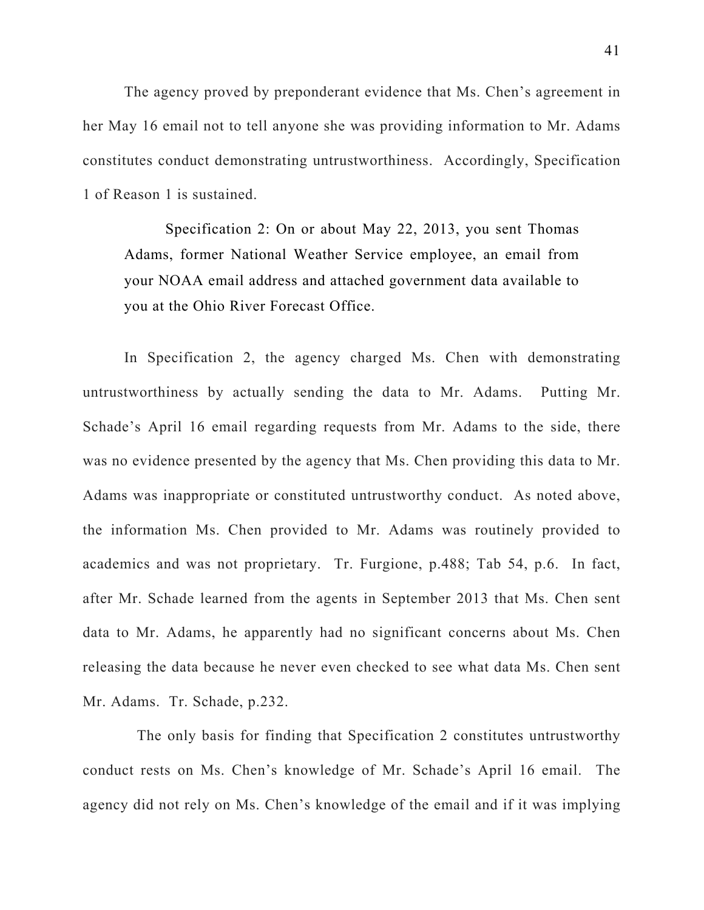The agency proved by preponderant evidence that Ms. Chen's agreement in her May 16 email not to tell anyone she was providing information to Mr. Adams constitutes conduct demonstrating untrustworthiness. Accordingly, Specification 1 of Reason 1 is sustained.

> Specification 2: On or about May 22, 2013, you sent Thomas Adams, former National Weather Service employee, an email from your NOAA email address and attached government data available to you at the Ohio River Forecast Office.

In Specification 2, the agency charged Ms. Chen with demonstrating untrustworthiness by actually sending the data to Mr. Adams. Putting Mr. Schade's April 16 email regarding requests from Mr. Adams to the side, there was no evidence presented by the agency that Ms. Chen providing this data to Mr. Adams was inappropriate or constituted untrustworthy conduct. As noted above, the information Ms. Chen provided to Mr. Adams was routinely provided to academics and was not proprietary. Tr. Furgione, p.488; Tab 54, p.6. In fact, after Mr. Schade learned from the agents in September 2013 that Ms. Chen sent data to Mr. Adams, he apparently had no significant concerns about Ms. Chen releasing the data because he never even checked to see what data Ms. Chen sent Mr. Adams. Tr. Schade, p.232.

The only basis for finding that Specification 2 constitutes untrustworthy conduct rests on Ms. Chen's knowledge of Mr. Schade's April 16 email. The agency did not rely on Ms. Chen's knowledge of the email and if it was implying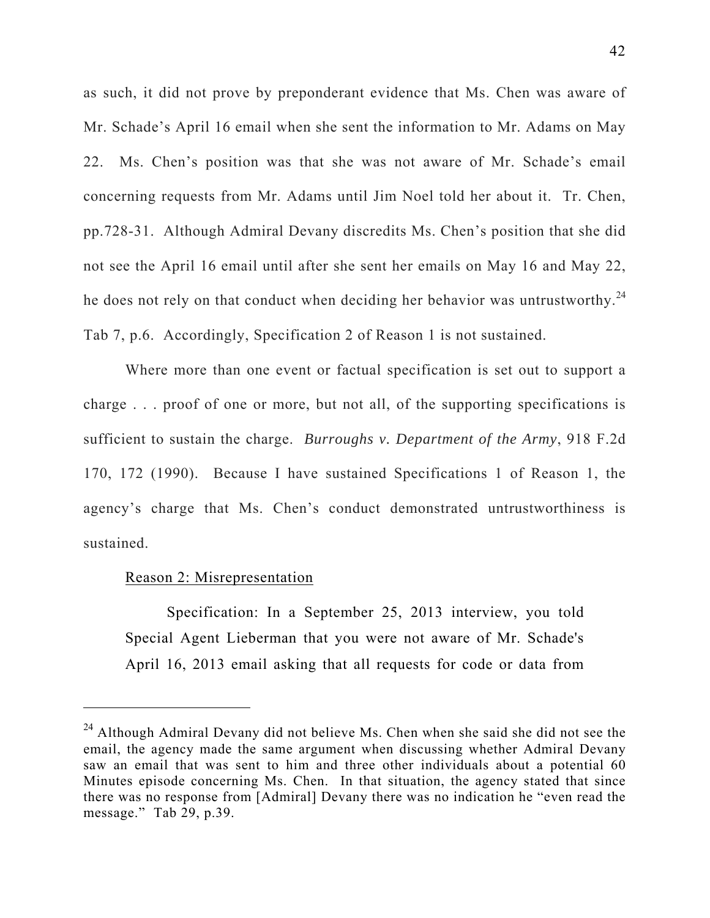as such, it did not prove by preponderant evidence that Ms. Chen was aware of Mr. Schade's April 16 email when she sent the information to Mr. Adams on May 22. Ms. Chen's position was that she was not aware of Mr. Schade's email concerning requests from Mr. Adams until Jim Noel told her about it. Tr. Chen, pp.728-31. Although Admiral Devany discredits Ms. Chen's position that she did not see the April 16 email until after she sent her emails on May 16 and May 22, he does not rely on that conduct when deciding her behavior was untrustworthy.[24] Tab 7, p.6. Accordingly, Specification 2 of Reason 1 is not sustained.

Where more than one event or factual specification is set out to support a charge . . . proof of one or more, but not all, of the supporting specifications is sufficient to sustain the charge. *Burroughs v. Department of the Army*, 918 F.2d 170, 172 (1990). Because I have sustained Specifications 1 of Reason 1, the agency's charge that Ms. Chen's conduct demonstrated untrustworthiness is sustained.

<u>Reason 2: Misrepresentation</u>

> Specification: In a September 25, 2013 interview, you told Special Agent Lieberman that you were not aware of Mr. Schade's April 16, 2013 email asking that all requests for code or data from

---

[24] Although Admiral Devany did not believe Ms. Chen when she said she did not see the email, the agency made the same argument when discussing whether Admiral Devany saw an email that was sent to him and three other individuals about a potential 60 Minutes episode concerning Ms. Chen. In that situation, the agency stated that since there was no response from [Admiral] Devany there was no indication he "even read the message." Tab 29, p.39.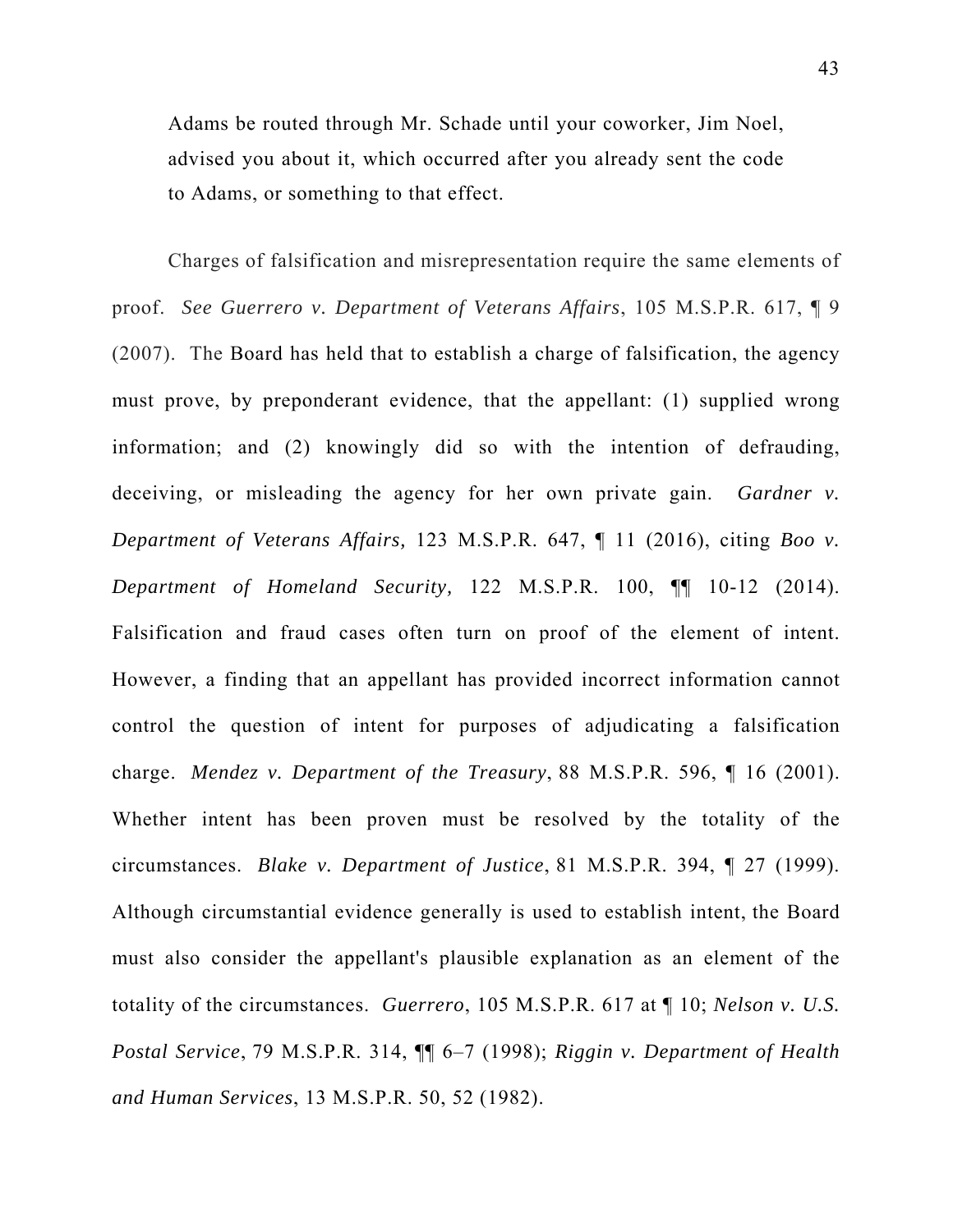> Adams be routed through Mr. Schade until your coworker, Jim Noel, advised you about it, which occurred after you already sent the code to Adams, or something to that effect.

Charges of falsification and misrepresentation require the same elements of proof. *See Guerrero v. Department of Veterans Affairs*, 105 M.S.P.R. 617, ¶ 9 (2007). The Board has held that to establish a charge of falsification, the agency must prove, by preponderant evidence, that the appellant: (1) supplied wrong information; and (2) knowingly did so with the intention of defrauding, deceiving, or misleading the agency for her own private gain. *Gardner v. Department of Veterans Affairs,* 123 M.S.P.R. 647, ¶ 11 (2016), citing *Boo v. Department of Homeland Security,* 122 M.S.P.R. 100, ¶¶ 10-12 (2014). Falsification and fraud cases often turn on proof of the element of intent. However, a finding that an appellant has provided incorrect information cannot control the question of intent for purposes of adjudicating a falsification charge. *Mendez v. Department of the Treasury*, 88 M.S.P.R. 596, ¶ 16 (2001). Whether intent has been proven must be resolved by the totality of the circumstances. *Blake v. Department of Justice*, 81 M.S.P.R. 394, ¶ 27 (1999). Although circumstantial evidence generally is used to establish intent, the Board must also consider the appellant's plausible explanation as an element of the totality of the circumstances. *Guerrero*, 105 M.S.P.R. 617 at ¶ 10; *Nelson v. U.S. Postal Service*, 79 M.S.P.R. 314, ¶¶ 6–7 (1998); *Riggin v. Department of Health and Human Services*, 13 M.S.P.R. 50, 52 (1982).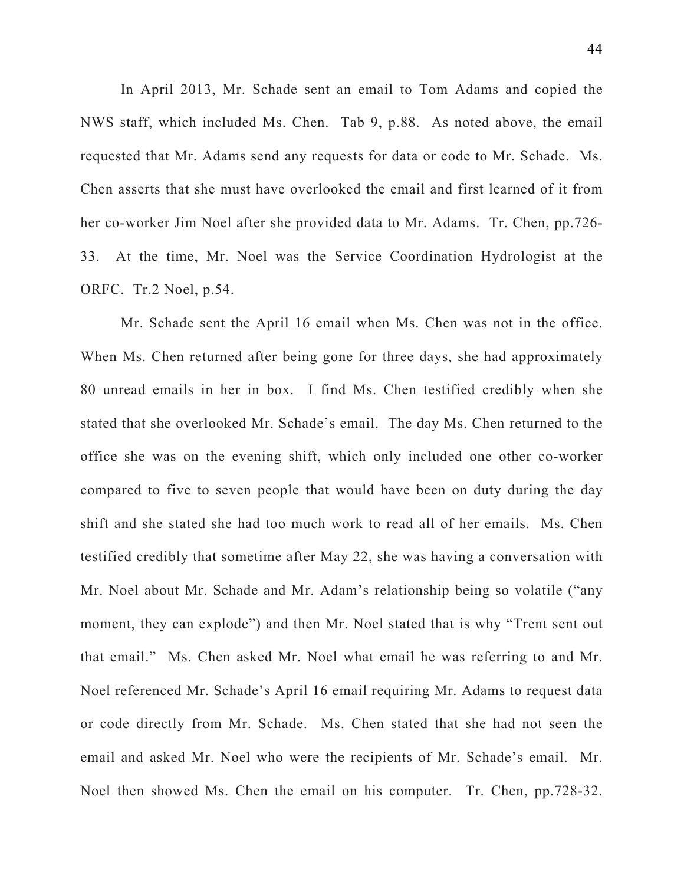In April 2013, Mr. Schade sent an email to Tom Adams and copied the NWS staff, which included Ms. Chen. Tab 9, p.88. As noted above, the email requested that Mr. Adams send any requests for data or code to Mr. Schade. Ms. Chen asserts that she must have overlooked the email and first learned of it from her co-worker Jim Noel after she provided data to Mr. Adams. Tr. Chen, pp.726-33. At the time, Mr. Noel was the Service Coordination Hydrologist at the ORFC. Tr.2 Noel, p.54.

Mr. Schade sent the April 16 email when Ms. Chen was not in the office. When Ms. Chen returned after being gone for three days, she had approximately 80 unread emails in her in box. I find Ms. Chen testified credibly when she stated that she overlooked Mr. Schade's email. The day Ms. Chen returned to the office she was on the evening shift, which only included one other co-worker compared to five to seven people that would have been on duty during the day shift and she stated she had too much work to read all of her emails. Ms. Chen testified credibly that sometime after May 22, she was having a conversation with Mr. Noel about Mr. Schade and Mr. Adam's relationship being so volatile ("any moment, they can explode") and then Mr. Noel stated that is why "Trent sent out that email." Ms. Chen asked Mr. Noel what email he was referring to and Mr. Noel referenced Mr. Schade's April 16 email requiring Mr. Adams to request data or code directly from Mr. Schade. Ms. Chen stated that she had not seen the email and asked Mr. Noel who were the recipients of Mr. Schade's email. Mr. Noel then showed Ms. Chen the email on his computer. Tr. Chen, pp.728-32.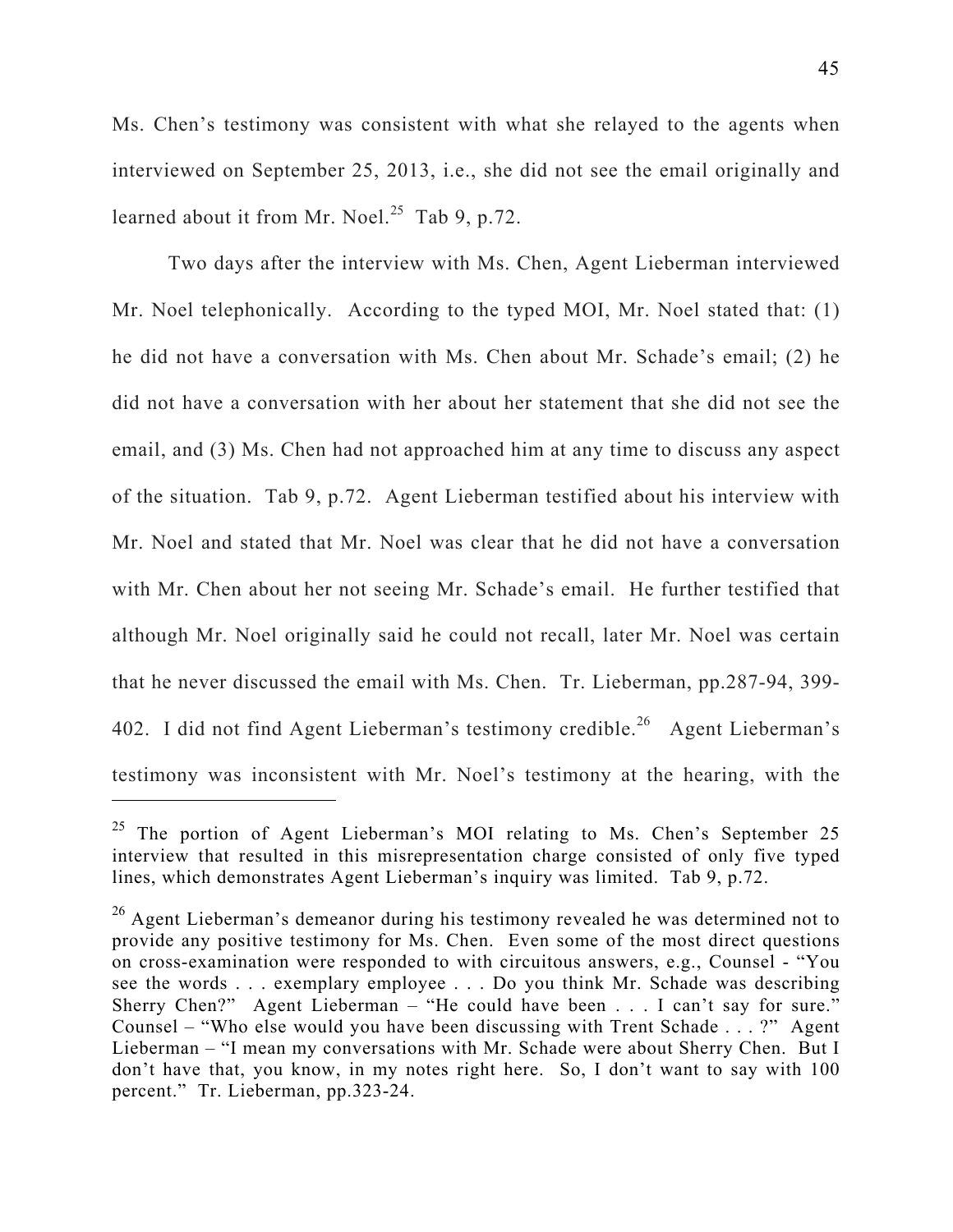Ms. Chen's testimony was consistent with what she relayed to the agents when interviewed on September 25, 2013, i.e., she did not see the email originally and learned about it from Mr. Noel.[25] Tab 9, p.72.

Two days after the interview with Ms. Chen, Agent Lieberman interviewed Mr. Noel telephonically. According to the typed MOI, Mr. Noel stated that: (1) he did not have a conversation with Ms. Chen about Mr. Schade's email; (2) he did not have a conversation with her about her statement that she did not see the email, and (3) Ms. Chen had not approached him at any time to discuss any aspect of the situation. Tab 9, p.72. Agent Lieberman testified about his interview with Mr. Noel and stated that Mr. Noel was clear that he did not have a conversation with Mr. Chen about her not seeing Mr. Schade's email. He further testified that although Mr. Noel originally said he could not recall, later Mr. Noel was certain that he never discussed the email with Ms. Chen. Tr. Lieberman, pp.287-94, 399-402. I did not find Agent Lieberman's testimony credible.[26] Agent Lieberman's testimony was inconsistent with Mr. Noel's testimony at the hearing, with the

---

[25] The portion of Agent Lieberman's MOI relating to Ms. Chen's September 25 interview that resulted in this misrepresentation charge consisted of only five typed lines, which demonstrates Agent Lieberman's inquiry was limited. Tab 9, p.72.

[26] Agent Lieberman's demeanor during his testimony revealed he was determined not to provide any positive testimony for Ms. Chen. Even some of the most direct questions on cross-examination were responded to with circuitous answers, e.g., Counsel - "You see the words . . . exemplary employee . . . Do you think Mr. Schade was describing Sherry Chen?" Agent Lieberman – "He could have been . . . I can't say for sure." Counsel – "Who else would you have been discussing with Trent Schade . . . ?" Agent Lieberman – "I mean my conversations with Mr. Schade were about Sherry Chen. But I don't have that, you know, in my notes right here. So, I don't want to say with 100 percent." Tr. Lieberman, pp.323-24.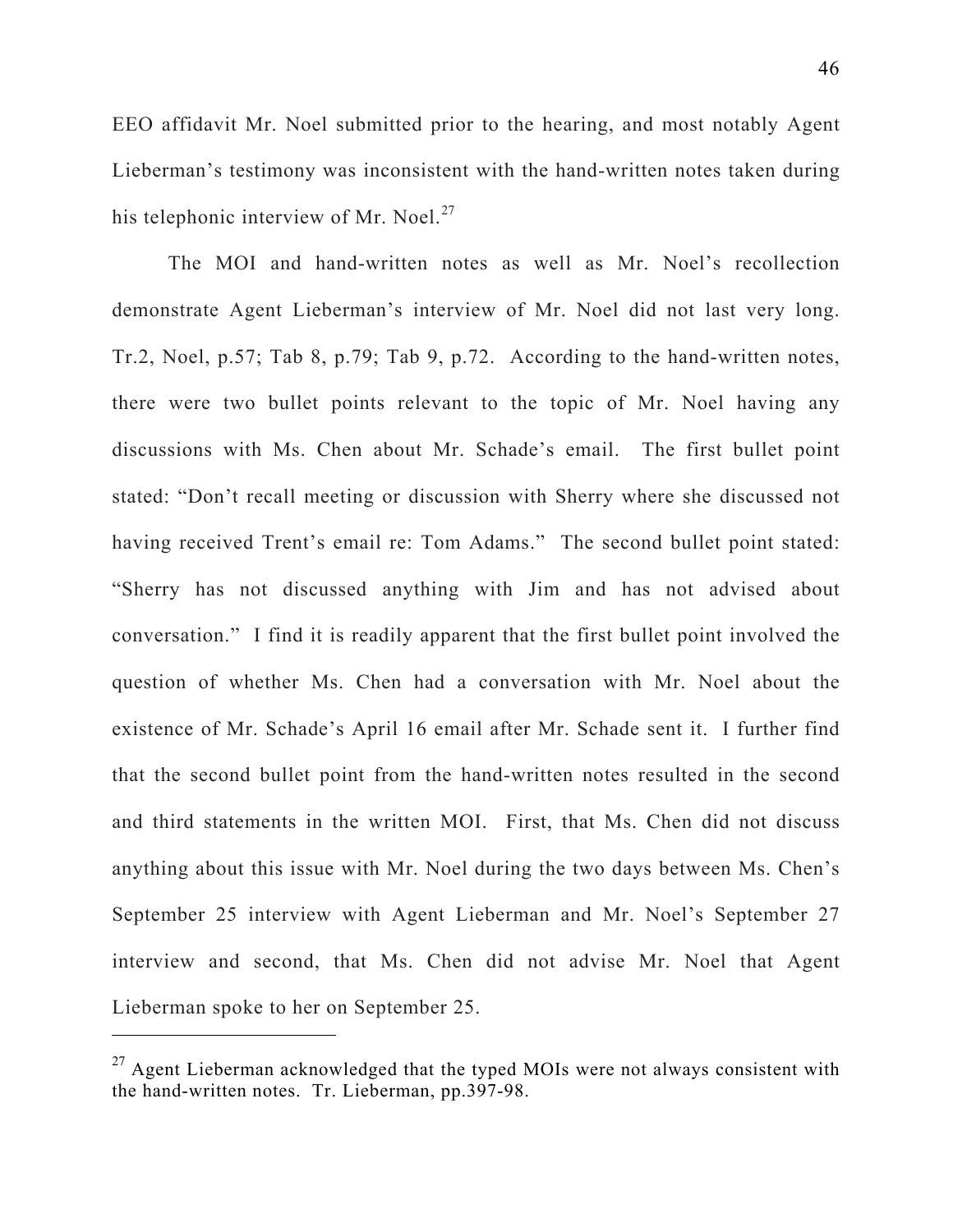EEO affidavit Mr. Noel submitted prior to the hearing, and most notably Agent Lieberman's testimony was inconsistent with the hand-written notes taken during his telephonic interview of Mr. Noel.[27]

The MOI and hand-written notes as well as Mr. Noel's recollection demonstrate Agent Lieberman's interview of Mr. Noel did not last very long. Tr.2, Noel, p.57; Tab 8, p.79; Tab 9, p.72. According to the hand-written notes, there were two bullet points relevant to the topic of Mr. Noel having any discussions with Ms. Chen about Mr. Schade's email. The first bullet point stated: "Don't recall meeting or discussion with Sherry where she discussed not having received Trent's email re: Tom Adams." The second bullet point stated: "Sherry has not discussed anything with Jim and has not advised about conversation." I find it is readily apparent that the first bullet point involved the question of whether Ms. Chen had a conversation with Mr. Noel about the existence of Mr. Schade's April 16 email after Mr. Schade sent it. I further find that the second bullet point from the hand-written notes resulted in the second and third statements in the written MOI. First, that Ms. Chen did not discuss anything about this issue with Mr. Noel during the two days between Ms. Chen's September 25 interview with Agent Lieberman and Mr. Noel's September 27 interview and second, that Ms. Chen did not advise Mr. Noel that Agent Lieberman spoke to her on September 25.

---

[27] Agent Lieberman acknowledged that the typed MOIs were not always consistent with the hand-written notes. Tr. Lieberman, pp.397-98.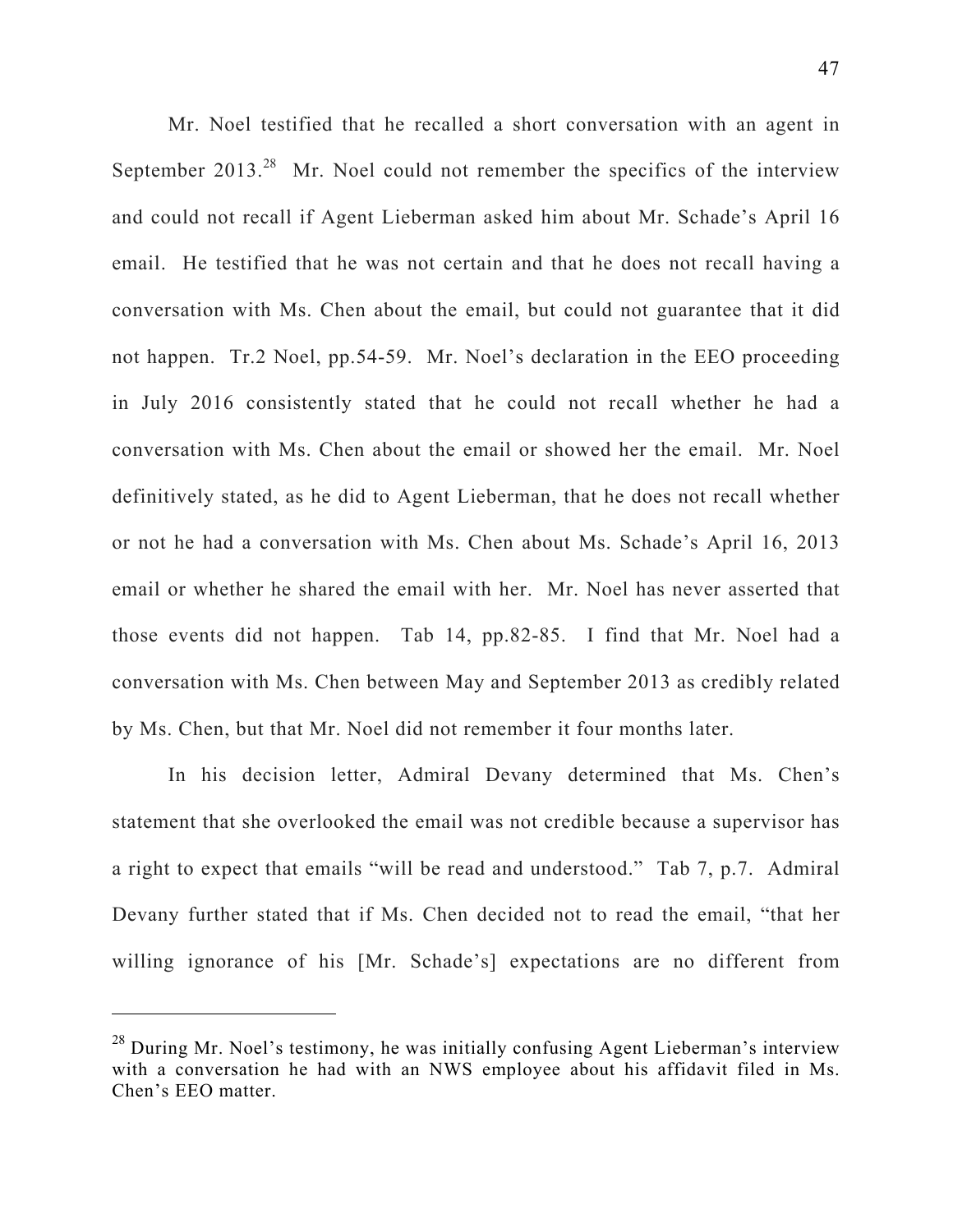Mr. Noel testified that he recalled a short conversation with an agent in September 2013.[28] Mr. Noel could not remember the specifics of the interview and could not recall if Agent Lieberman asked him about Mr. Schade's April 16 email. He testified that he was not certain and that he does not recall having a conversation with Ms. Chen about the email, but could not guarantee that it did not happen. Tr.2 Noel, pp.54-59. Mr. Noel's declaration in the EEO proceeding in July 2016 consistently stated that he could not recall whether he had a conversation with Ms. Chen about the email or showed her the email. Mr. Noel definitively stated, as he did to Agent Lieberman, that he does not recall whether or not he had a conversation with Ms. Chen about Ms. Schade's April 16, 2013 email or whether he shared the email with her. Mr. Noel has never asserted that those events did not happen. Tab 14, pp.82-85. I find that Mr. Noel had a conversation with Ms. Chen between May and September 2013 as credibly related by Ms. Chen, but that Mr. Noel did not remember it four months later.

In his decision letter, Admiral Devany determined that Ms. Chen's statement that she overlooked the email was not credible because a supervisor has a right to expect that emails "will be read and understood." Tab 7, p.7. Admiral Devany further stated that if Ms. Chen decided not to read the email, "that her willing ignorance of his [Mr. Schade's] expectations are no different from

---

[28] During Mr. Noel's testimony, he was initially confusing Agent Lieberman's interview with a conversation he had with an NWS employee about his affidavit filed in Ms. Chen's EEO matter.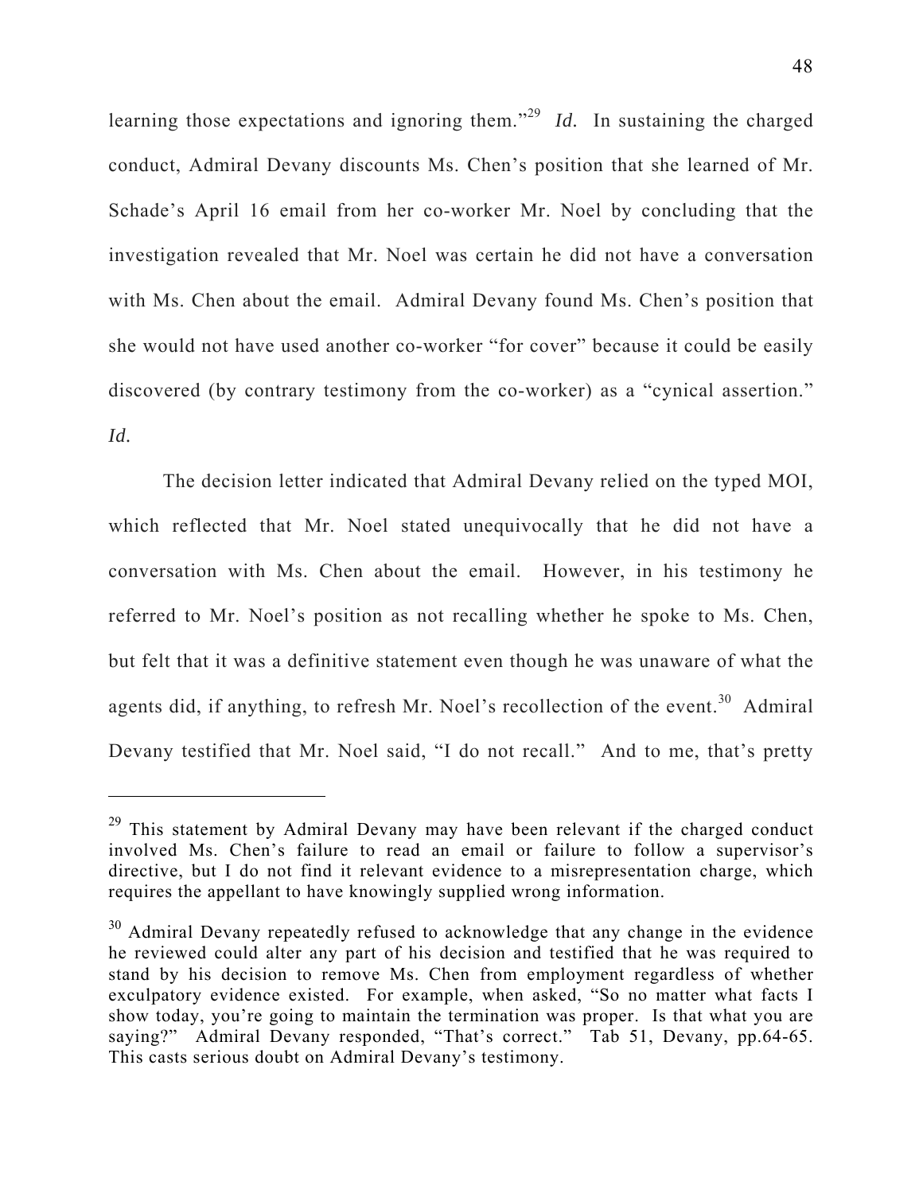learning those expectations and ignoring them."[29] *Id.* In sustaining the charged conduct, Admiral Devany discounts Ms. Chen's position that she learned of Mr. Schade's April 16 email from her co-worker Mr. Noel by concluding that the investigation revealed that Mr. Noel was certain he did not have a conversation with Ms. Chen about the email. Admiral Devany found Ms. Chen's position that she would not have used another co-worker "for cover" because it could be easily discovered (by contrary testimony from the co-worker) as a "cynical assertion." *Id.*

The decision letter indicated that Admiral Devany relied on the typed MOI, which reflected that Mr. Noel stated unequivocally that he did not have a conversation with Ms. Chen about the email. However, in his testimony he referred to Mr. Noel's position as not recalling whether he spoke to Ms. Chen, but felt that it was a definitive statement even though he was unaware of what the agents did, if anything, to refresh Mr. Noel's recollection of the event.[30] Admiral Devany testified that Mr. Noel said, "I do not recall." And to me, that's pretty

---

[29] This statement by Admiral Devany may have been relevant if the charged conduct involved Ms. Chen's failure to read an email or failure to follow a supervisor's directive, but I do not find it relevant evidence to a misrepresentation charge, which requires the appellant to have knowingly supplied wrong information.

[30] Admiral Devany repeatedly refused to acknowledge that any change in the evidence he reviewed could alter any part of his decision and testified that he was required to stand by his decision to remove Ms. Chen from employment regardless of whether exculpatory evidence existed. For example, when asked, "So no matter what facts I show today, you're going to maintain the termination was proper. Is that what you are saying?" Admiral Devany responded, "That's correct." Tab 51, Devany, pp.64-65. This casts serious doubt on Admiral Devany's testimony.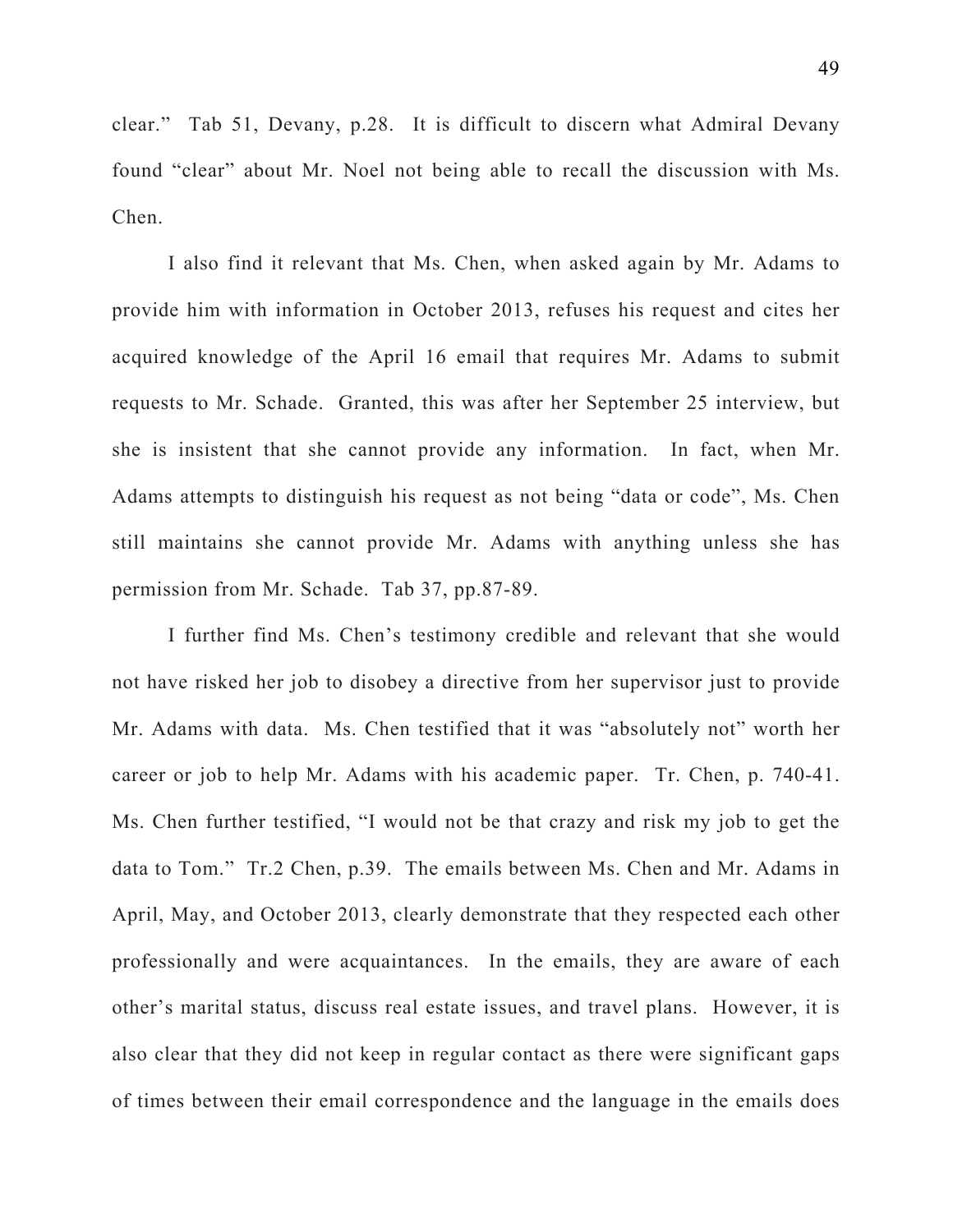clear." Tab 51, Devany, p.28. It is difficult to discern what Admiral Devany found "clear" about Mr. Noel not being able to recall the discussion with Ms. Chen.

I also find it relevant that Ms. Chen, when asked again by Mr. Adams to provide him with information in October 2013, refuses his request and cites her acquired knowledge of the April 16 email that requires Mr. Adams to submit requests to Mr. Schade. Granted, this was after her September 25 interview, but she is insistent that she cannot provide any information. In fact, when Mr. Adams attempts to distinguish his request as not being "data or code", Ms. Chen still maintains she cannot provide Mr. Adams with anything unless she has permission from Mr. Schade. Tab 37, pp.87-89.

I further find Ms. Chen's testimony credible and relevant that she would not have risked her job to disobey a directive from her supervisor just to provide Mr. Adams with data. Ms. Chen testified that it was "absolutely not" worth her career or job to help Mr. Adams with his academic paper. Tr. Chen, p. 740-41. Ms. Chen further testified, "I would not be that crazy and risk my job to get the data to Tom." Tr.2 Chen, p.39. The emails between Ms. Chen and Mr. Adams in April, May, and October 2013, clearly demonstrate that they respected each other professionally and were acquaintances. In the emails, they are aware of each other's marital status, discuss real estate issues, and travel plans. However, it is also clear that they did not keep in regular contact as there were significant gaps of times between their email correspondence and the language in the emails does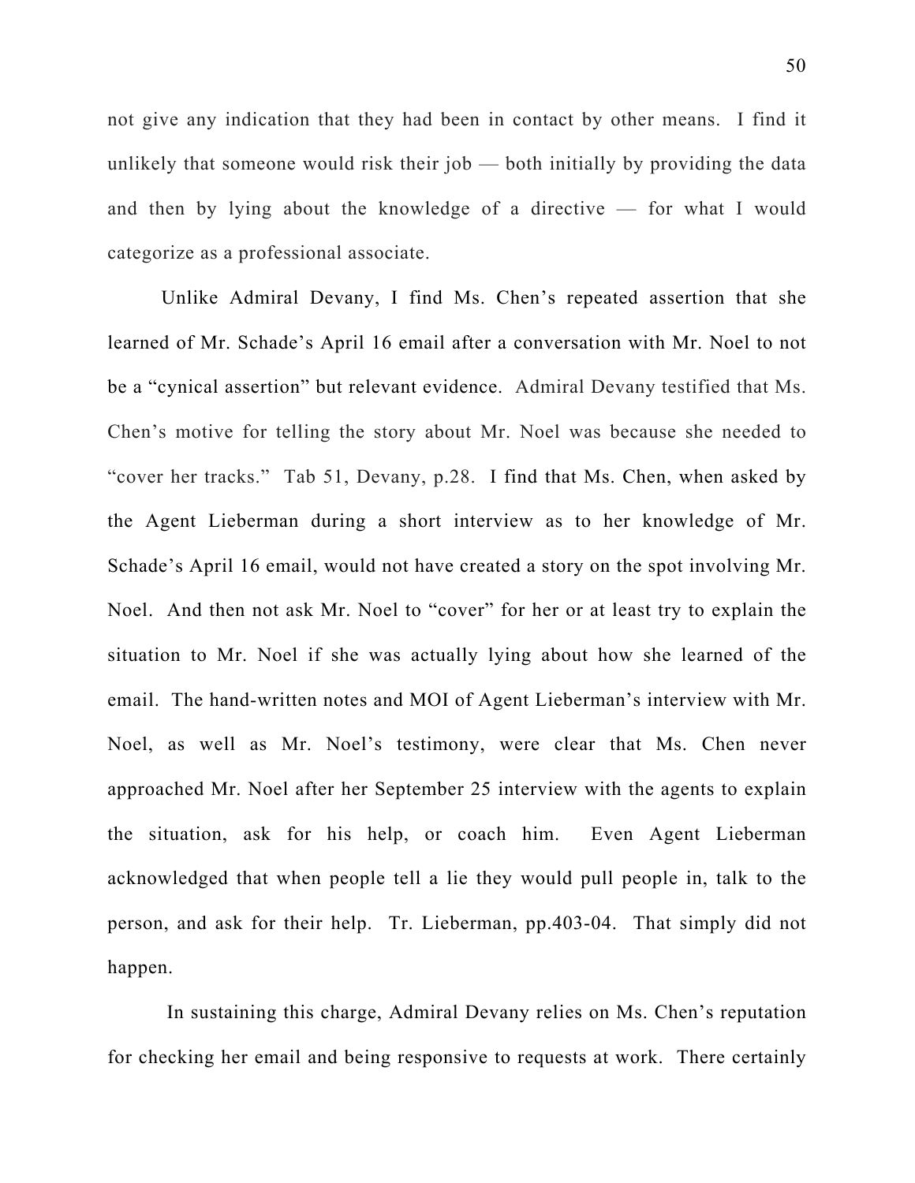not give any indication that they had been in contact by other means. I find it unlikely that someone would risk their job — both initially by providing the data and then by lying about the knowledge of a directive — for what I would categorize as a professional associate.

Unlike Admiral Devany, I find Ms. Chen's repeated assertion that she learned of Mr. Schade's April 16 email after a conversation with Mr. Noel to not be a "cynical assertion" but relevant evidence. Admiral Devany testified that Ms. Chen's motive for telling the story about Mr. Noel was because she needed to "cover her tracks." Tab 51, Devany, p.28. I find that Ms. Chen, when asked by the Agent Lieberman during a short interview as to her knowledge of Mr. Schade's April 16 email, would not have created a story on the spot involving Mr. Noel. And then not ask Mr. Noel to "cover" for her or at least try to explain the situation to Mr. Noel if she was actually lying about how she learned of the email. The hand-written notes and MOI of Agent Lieberman's interview with Mr. Noel, as well as Mr. Noel's testimony, were clear that Ms. Chen never approached Mr. Noel after her September 25 interview with the agents to explain the situation, ask for his help, or coach him. Even Agent Lieberman acknowledged that when people tell a lie they would pull people in, talk to the person, and ask for their help. Tr. Lieberman, pp.403-04. That simply did not happen.

In sustaining this charge, Admiral Devany relies on Ms. Chen's reputation for checking her email and being responsive to requests at work. There certainly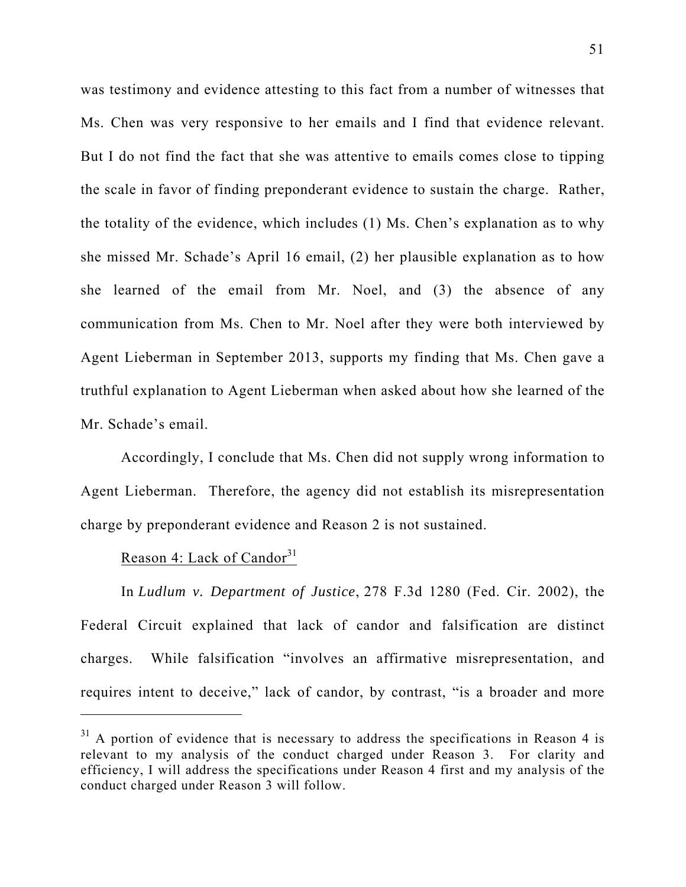was testimony and evidence attesting to this fact from a number of witnesses that Ms. Chen was very responsive to her emails and I find that evidence relevant. But I do not find the fact that she was attentive to emails comes close to tipping the scale in favor of finding preponderant evidence to sustain the charge. Rather, the totality of the evidence, which includes (1) Ms. Chen's explanation as to why she missed Mr. Schade's April 16 email, (2) her plausible explanation as to how she learned of the email from Mr. Noel, and (3) the absence of any communication from Ms. Chen to Mr. Noel after they were both interviewed by Agent Lieberman in September 2013, supports my finding that Ms. Chen gave a truthful explanation to Agent Lieberman when asked about how she learned of the Mr. Schade's email.

Accordingly, I conclude that Ms. Chen did not supply wrong information to Agent Lieberman. Therefore, the agency did not establish its misrepresentation charge by preponderant evidence and Reason 2 is not sustained.

<u>Reason 4: Lack of Candor[31]</u>

In *Ludlum v. Department of Justice*, 278 F.3d 1280 (Fed. Cir. 2002), the Federal Circuit explained that lack of candor and falsification are distinct charges. While falsification "involves an affirmative misrepresentation, and requires intent to deceive," lack of candor, by contrast, "is a broader and more

---

[31] A portion of evidence that is necessary to address the specifications in Reason 4 is relevant to my analysis of the conduct charged under Reason 3. For clarity and efficiency, I will address the specifications under Reason 4 first and my analysis of the conduct charged under Reason 3 will follow.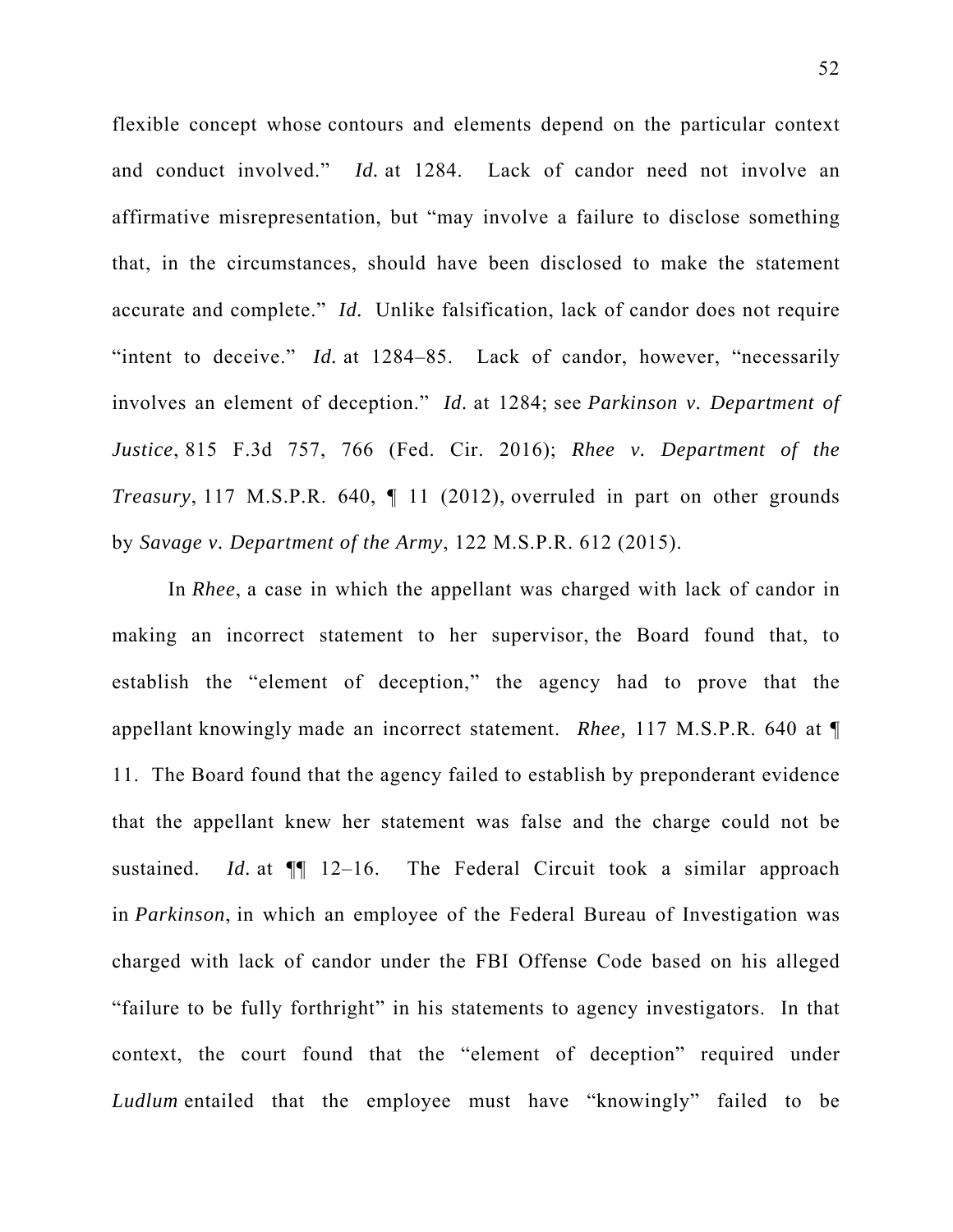flexible concept whose contours and elements depend on the particular context and conduct involved." *Id.* at 1284. Lack of candor need not involve an affirmative misrepresentation, but "may involve a failure to disclose something that, in the circumstances, should have been disclosed to make the statement accurate and complete." *Id.* Unlike falsification, lack of candor does not require "intent to deceive." *Id.* at 1284–85. Lack of candor, however, "necessarily involves an element of deception." *Id.* at 1284; see *Parkinson v. Department of Justice*, 815 F.3d 757, 766 (Fed. Cir. 2016); *Rhee v. Department of the Treasury*, 117 M.S.P.R. 640, ¶ 11 (2012), overruled in part on other grounds by *Savage v. Department of the Army*, 122 M.S.P.R. 612 (2015).

In *Rhee*, a case in which the appellant was charged with lack of candor in making an incorrect statement to her supervisor, the Board found that, to establish the "element of deception," the agency had to prove that the appellant knowingly made an incorrect statement. *Rhee,* 117 M.S.P.R. 640 at ¶ 11. The Board found that the agency failed to establish by preponderant evidence that the appellant knew her statement was false and the charge could not be sustained. *Id.* at ¶¶ 12–16. The Federal Circuit took a similar approach in *Parkinson*, in which an employee of the Federal Bureau of Investigation was charged with lack of candor under the FBI Offense Code based on his alleged "failure to be fully forthright" in his statements to agency investigators. In that context, the court found that the "element of deception" required under *Ludlum* entailed that the employee must have "knowingly" failed to be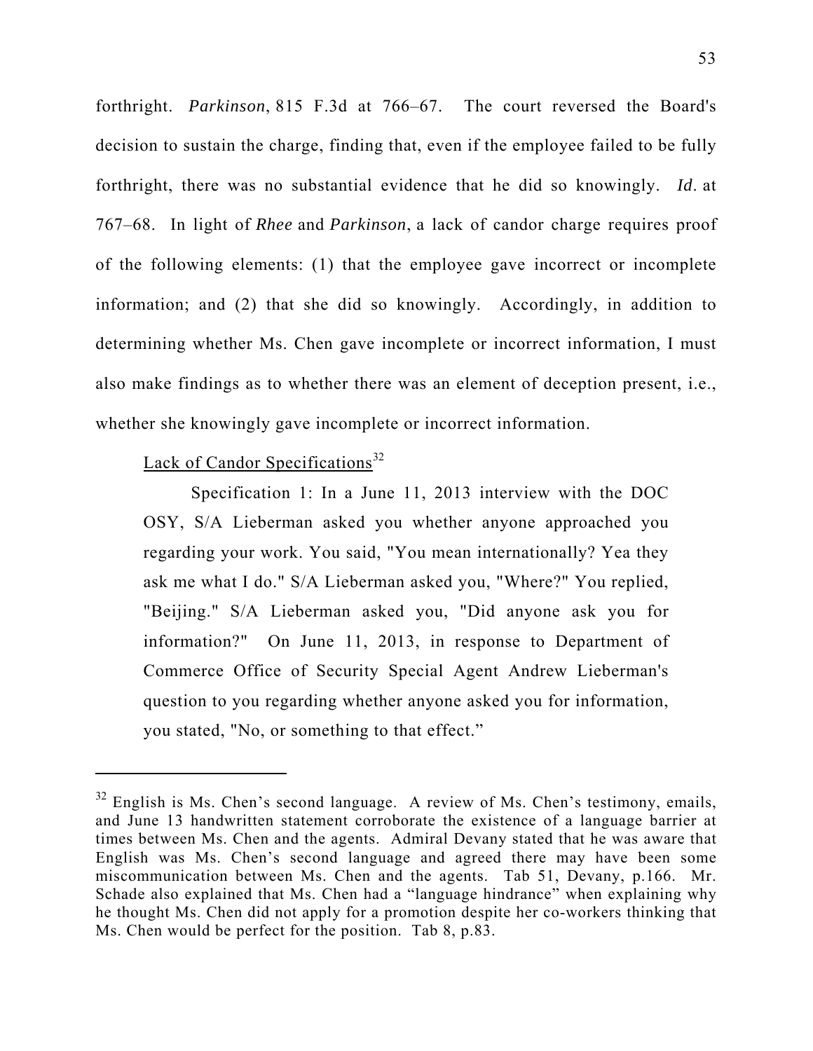forthright. *Parkinson*, 815 F.3d at 766–67. The court reversed the Board's decision to sustain the charge, finding that, even if the employee failed to be fully forthright, there was no substantial evidence that he did so knowingly. *Id.* at 767–68. In light of *Rhee* and *Parkinson*, a lack of candor charge requires proof of the following elements: (1) that the employee gave incorrect or incomplete information; and (2) that she did so knowingly. Accordingly, in addition to determining whether Ms. Chen gave incomplete or incorrect information, I must also make findings as to whether there was an element of deception present, i.e., whether she knowingly gave incomplete or incorrect information.

<u>Lack of Candor Specifications</u>[32]

> Specification 1: In a June 11, 2013 interview with the DOC OSY, S/A Lieberman asked you whether anyone approached you regarding your work. You said, "You mean internationally? Yea they ask me what I do." S/A Lieberman asked you, "Where?" You replied, "Beijing." S/A Lieberman asked you, "Did anyone ask you for information?" On June 11, 2013, in response to Department of Commerce Office of Security Special Agent Andrew Lieberman's question to you regarding whether anyone asked you for information, you stated, "No, or something to that effect."

---

[32] English is Ms. Chen's second language. A review of Ms. Chen's testimony, emails, and June 13 handwritten statement corroborate the existence of a language barrier at times between Ms. Chen and the agents. Admiral Devany stated that he was aware that English was Ms. Chen's second language and agreed there may have been some miscommunication between Ms. Chen and the agents. Tab 51, Devany, p.166. Mr. Schade also explained that Ms. Chen had a "language hindrance" when explaining why he thought Ms. Chen did not apply for a promotion despite her co-workers thinking that Ms. Chen would be perfect for the position. Tab 8, p.83.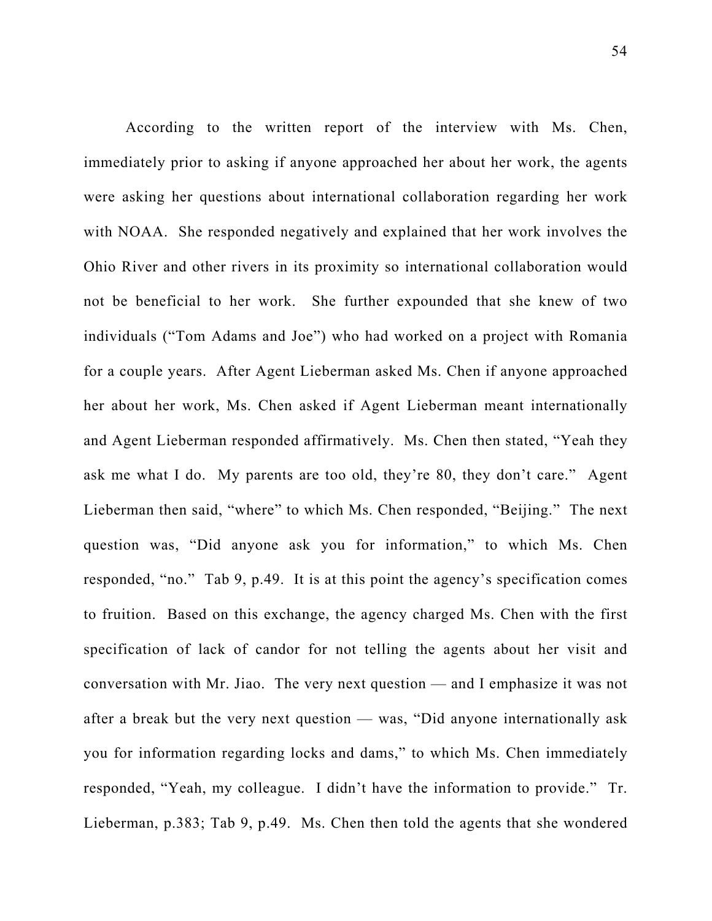According to the written report of the interview with Ms. Chen, immediately prior to asking if anyone approached her about her work, the agents were asking her questions about international collaboration regarding her work with NOAA. She responded negatively and explained that her work involves the Ohio River and other rivers in its proximity so international collaboration would not be beneficial to her work. She further expounded that she knew of two individuals ("Tom Adams and Joe") who had worked on a project with Romania for a couple years. After Agent Lieberman asked Ms. Chen if anyone approached her about her work, Ms. Chen asked if Agent Lieberman meant internationally and Agent Lieberman responded affirmatively. Ms. Chen then stated, "Yeah they ask me what I do. My parents are too old, they're 80, they don't care." Agent Lieberman then said, "where" to which Ms. Chen responded, "Beijing." The next question was, "Did anyone ask you for information," to which Ms. Chen responded, "no." Tab 9, p.49. It is at this point the agency's specification comes to fruition. Based on this exchange, the agency charged Ms. Chen with the first specification of lack of candor for not telling the agents about her visit and conversation with Mr. Jiao. The very next question — and I emphasize it was not after a break but the very next question — was, "Did anyone internationally ask you for information regarding locks and dams," to which Ms. Chen immediately responded, "Yeah, my colleague. I didn't have the information to provide." Tr. Lieberman, p.383; Tab 9, p.49. Ms. Chen then told the agents that she wondered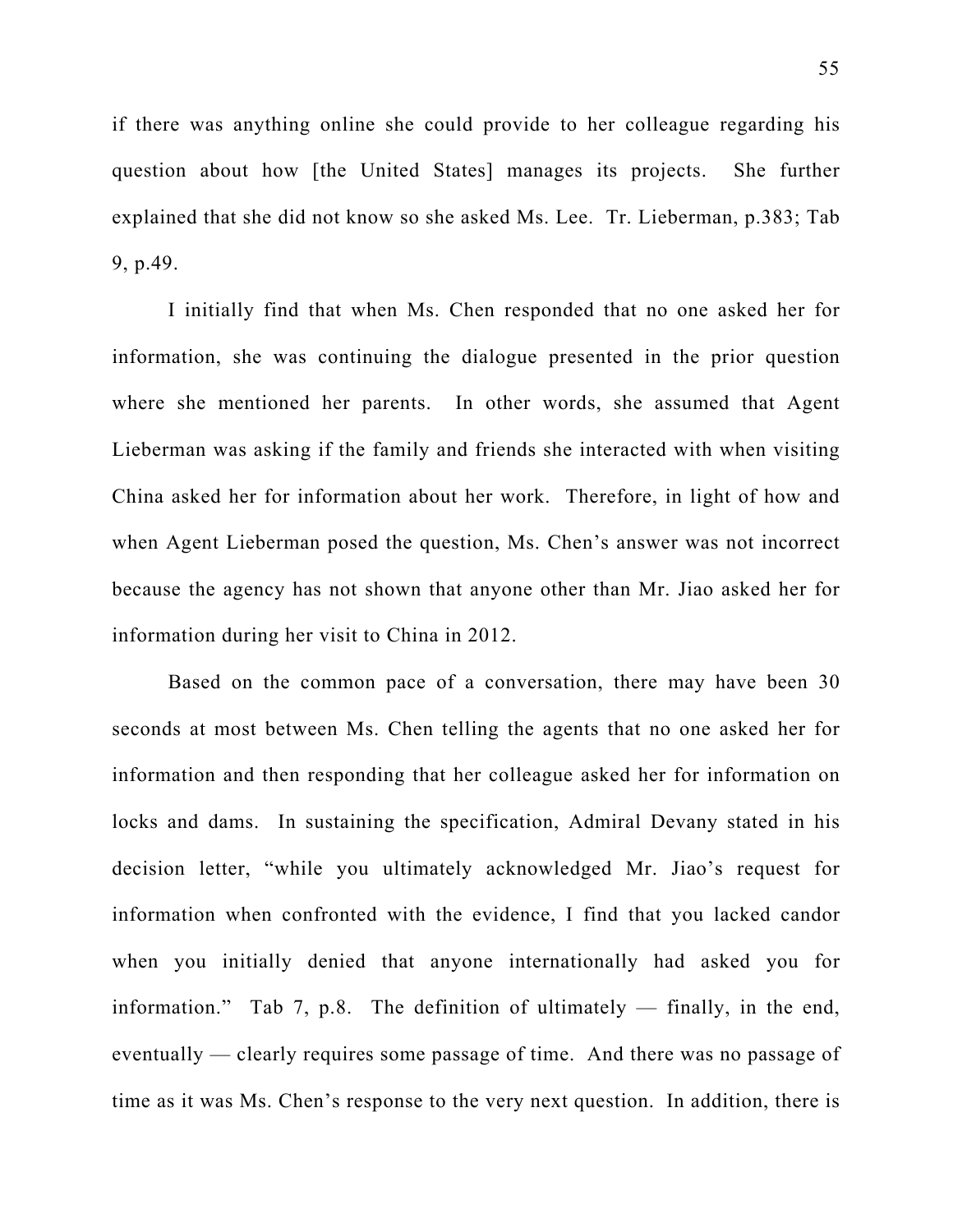if there was anything online she could provide to her colleague regarding his question about how [the United States] manages its projects. She further explained that she did not know so she asked Ms. Lee. Tr. Lieberman, p.383; Tab 9, p.49.

I initially find that when Ms. Chen responded that no one asked her for information, she was continuing the dialogue presented in the prior question where she mentioned her parents. In other words, she assumed that Agent Lieberman was asking if the family and friends she interacted with when visiting China asked her for information about her work. Therefore, in light of how and when Agent Lieberman posed the question, Ms. Chen's answer was not incorrect because the agency has not shown that anyone other than Mr. Jiao asked her for information during her visit to China in 2012.

Based on the common pace of a conversation, there may have been 30 seconds at most between Ms. Chen telling the agents that no one asked her for information and then responding that her colleague asked her for information on locks and dams. In sustaining the specification, Admiral Devany stated in his decision letter, "while you ultimately acknowledged Mr. Jiao's request for information when confronted with the evidence, I find that you lacked candor when you initially denied that anyone internationally had asked you for information." Tab 7, p.8. The definition of ultimately — finally, in the end, eventually — clearly requires some passage of time. And there was no passage of time as it was Ms. Chen's response to the very next question. In addition, there is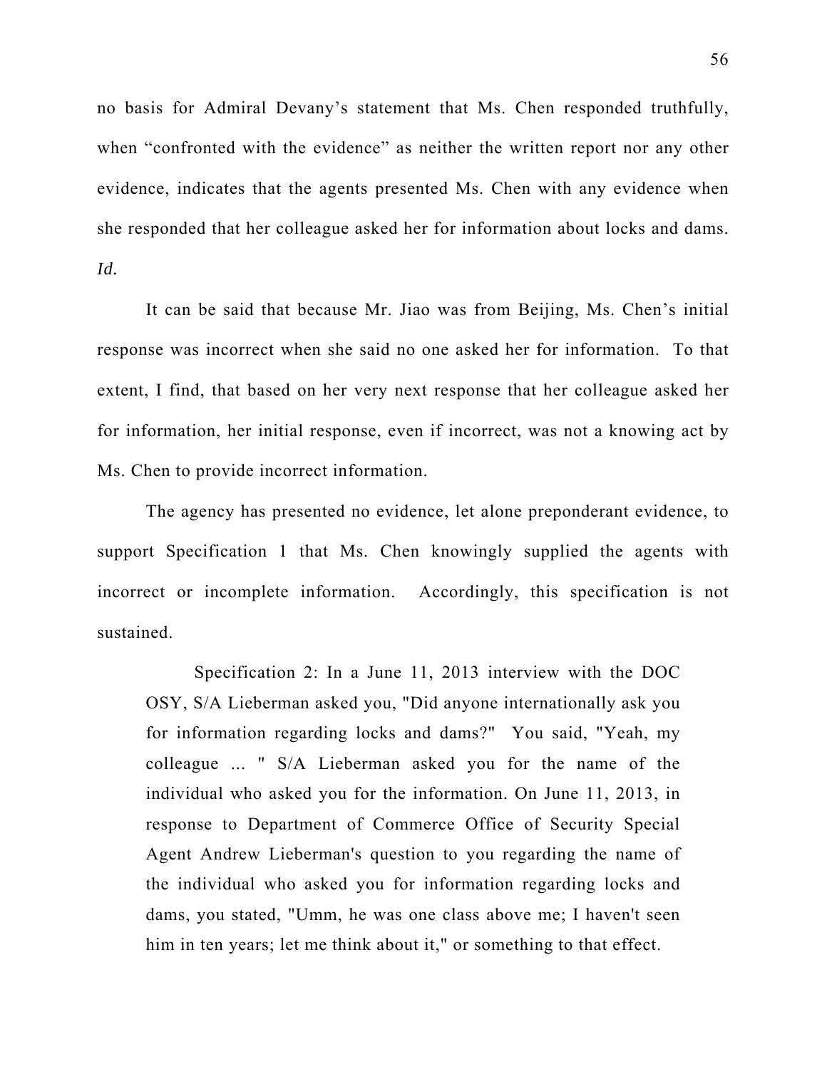no basis for Admiral Devany's statement that Ms. Chen responded truthfully, when "confronted with the evidence" as neither the written report nor any other evidence, indicates that the agents presented Ms. Chen with any evidence when she responded that her colleague asked her for information about locks and dams. *Id.*

It can be said that because Mr. Jiao was from Beijing, Ms. Chen's initial response was incorrect when she said no one asked her for information. To that extent, I find, that based on her very next response that her colleague asked her for information, her initial response, even if incorrect, was not a knowing act by Ms. Chen to provide incorrect information.

The agency has presented no evidence, let alone preponderant evidence, to support Specification 1 that Ms. Chen knowingly supplied the agents with incorrect or incomplete information. Accordingly, this specification is not sustained.

> Specification 2: In a June 11, 2013 interview with the DOC OSY, S/A Lieberman asked you, "Did anyone internationally ask you for information regarding locks and dams?" You said, "Yeah, my colleague ... " S/A Lieberman asked you for the name of the individual who asked you for the information. On June 11, 2013, in response to Department of Commerce Office of Security Special Agent Andrew Lieberman's question to you regarding the name of the individual who asked you for information regarding locks and dams, you stated, "Umm, he was one class above me; I haven't seen him in ten years; let me think about it," or something to that effect.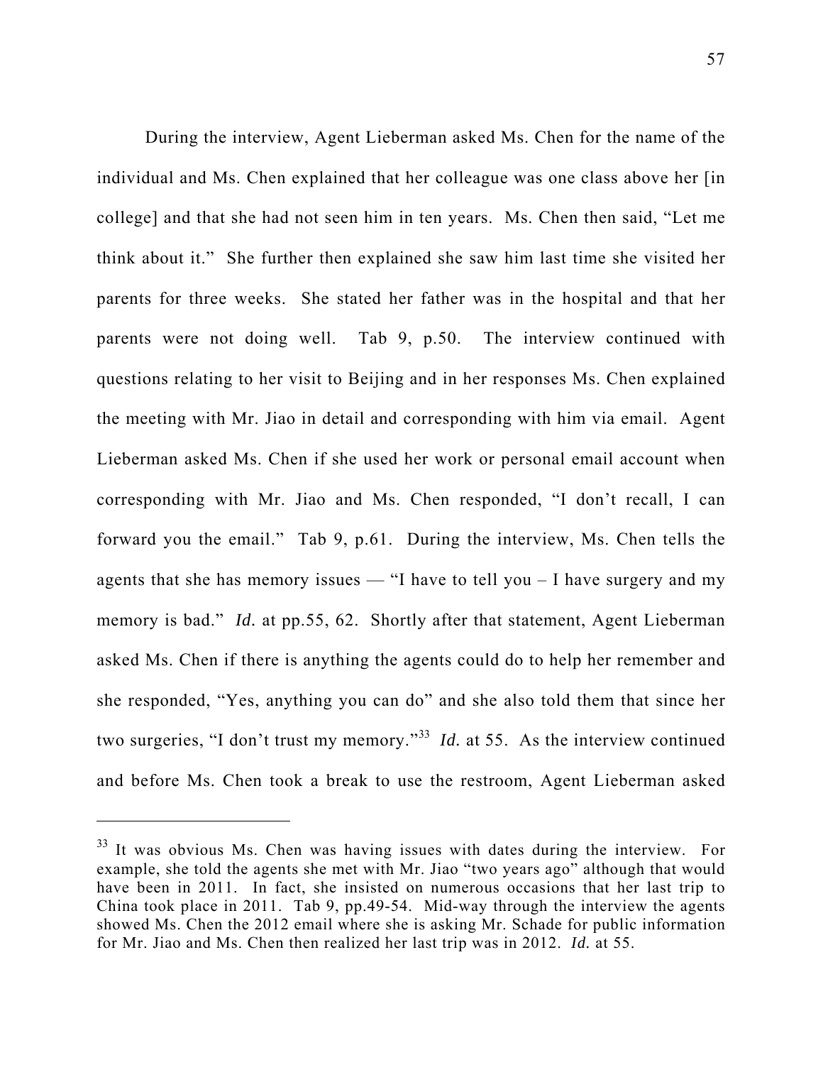During the interview, Agent Lieberman asked Ms. Chen for the name of the individual and Ms. Chen explained that her colleague was one class above her [in college] and that she had not seen him in ten years. Ms. Chen then said, "Let me think about it." She further then explained she saw him last time she visited her parents for three weeks. She stated her father was in the hospital and that her parents were not doing well. Tab 9, p.50. The interview continued with questions relating to her visit to Beijing and in her responses Ms. Chen explained the meeting with Mr. Jiao in detail and corresponding with him via email. Agent Lieberman asked Ms. Chen if she used her work or personal email account when corresponding with Mr. Jiao and Ms. Chen responded, "I don't recall, I can forward you the email." Tab 9, p.61. During the interview, Ms. Chen tells the agents that she has memory issues — "I have to tell you – I have surgery and my memory is bad." *Id.* at pp.55, 62. Shortly after that statement, Agent Lieberman asked Ms. Chen if there is anything the agents could do to help her remember and she responded, "Yes, anything you can do" and she also told them that since her two surgeries, "I don't trust my memory."[33] *Id.* at 55. As the interview continued and before Ms. Chen took a break to use the restroom, Agent Lieberman asked

---

[33] It was obvious Ms. Chen was having issues with dates during the interview. For example, she told the agents she met with Mr. Jiao "two years ago" although that would have been in 2011. In fact, she insisted on numerous occasions that her last trip to China took place in 2011. Tab 9, pp.49-54. Mid-way through the interview the agents showed Ms. Chen the 2012 email where she is asking Mr. Schade for public information for Mr. Jiao and Ms. Chen then realized her last trip was in 2012. *Id.* at 55.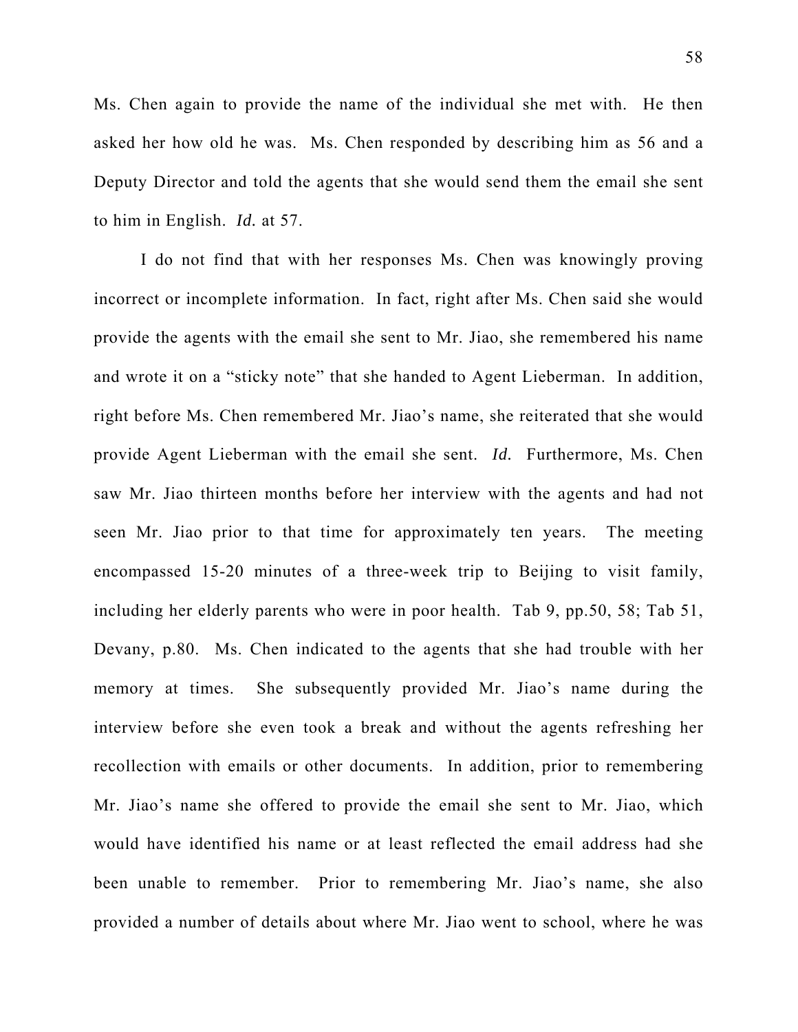Ms. Chen again to provide the name of the individual she met with. He then asked her how old he was. Ms. Chen responded by describing him as 56 and a Deputy Director and told the agents that she would send them the email she sent to him in English. *Id.* at 57.

I do not find that with her responses Ms. Chen was knowingly proving incorrect or incomplete information. In fact, right after Ms. Chen said she would provide the agents with the email she sent to Mr. Jiao, she remembered his name and wrote it on a "sticky note" that she handed to Agent Lieberman. In addition, right before Ms. Chen remembered Mr. Jiao's name, she reiterated that she would provide Agent Lieberman with the email she sent. *Id.* Furthermore, Ms. Chen saw Mr. Jiao thirteen months before her interview with the agents and had not seen Mr. Jiao prior to that time for approximately ten years. The meeting encompassed 15-20 minutes of a three-week trip to Beijing to visit family, including her elderly parents who were in poor health. Tab 9, pp.50, 58; Tab 51, Devany, p.80. Ms. Chen indicated to the agents that she had trouble with her memory at times. She subsequently provided Mr. Jiao's name during the interview before she even took a break and without the agents refreshing her recollection with emails or other documents. In addition, prior to remembering Mr. Jiao's name she offered to provide the email she sent to Mr. Jiao, which would have identified his name or at least reflected the email address had she been unable to remember. Prior to remembering Mr. Jiao's name, she also provided a number of details about where Mr. Jiao went to school, where he was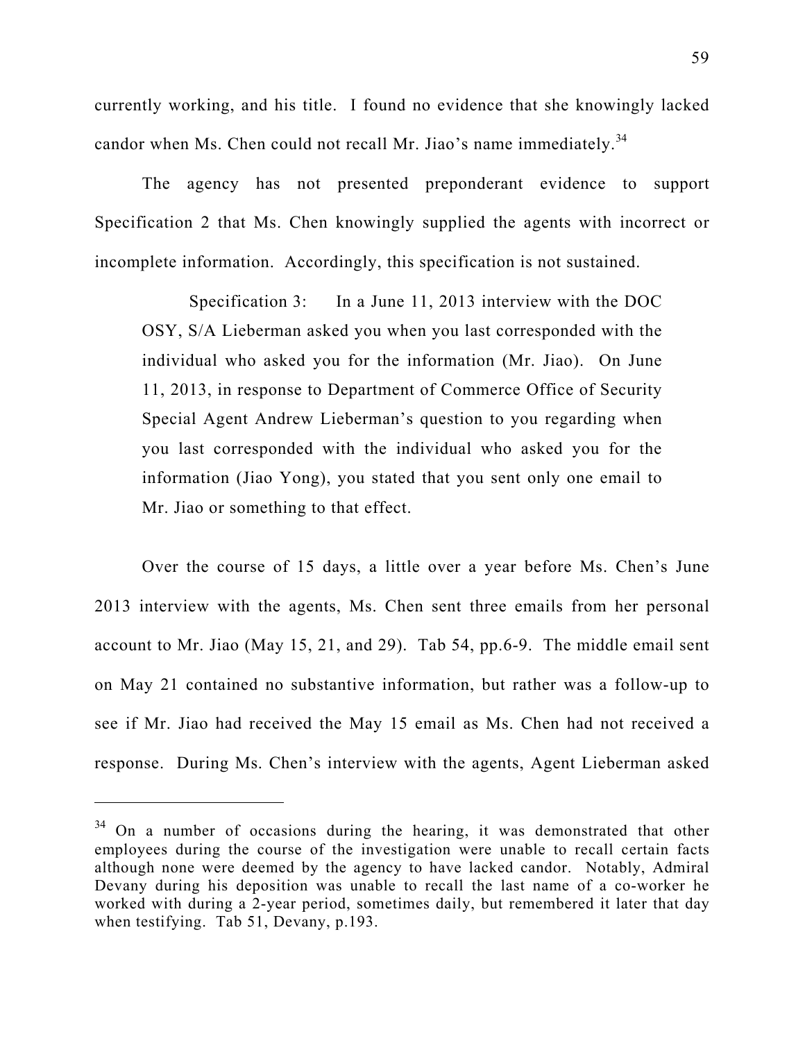currently working, and his title. I found no evidence that she knowingly lacked candor when Ms. Chen could not recall Mr. Jiao's name immediately.[34]

The agency has not presented preponderant evidence to support Specification 2 that Ms. Chen knowingly supplied the agents with incorrect or incomplete information. Accordingly, this specification is not sustained.

> Specification 3: In a June 11, 2013 interview with the DOC OSY, S/A Lieberman asked you when you last corresponded with the individual who asked you for the information (Mr. Jiao). On June 11, 2013, in response to Department of Commerce Office of Security Special Agent Andrew Lieberman's question to you regarding when you last corresponded with the individual who asked you for the information (Jiao Yong), you stated that you sent only one email to Mr. Jiao or something to that effect.

Over the course of 15 days, a little over a year before Ms. Chen's June 2013 interview with the agents, Ms. Chen sent three emails from her personal account to Mr. Jiao (May 15, 21, and 29). Tab 54, pp.6-9. The middle email sent on May 21 contained no substantive information, but rather was a follow-up to see if Mr. Jiao had received the May 15 email as Ms. Chen had not received a response. During Ms. Chen's interview with the agents, Agent Lieberman asked

---

[34] On a number of occasions during the hearing, it was demonstrated that other employees during the course of the investigation were unable to recall certain facts although none were deemed by the agency to have lacked candor. Notably, Admiral Devany during his deposition was unable to recall the last name of a co-worker he worked with during a 2-year period, sometimes daily, but remembered it later that day when testifying. Tab 51, Devany, p.193.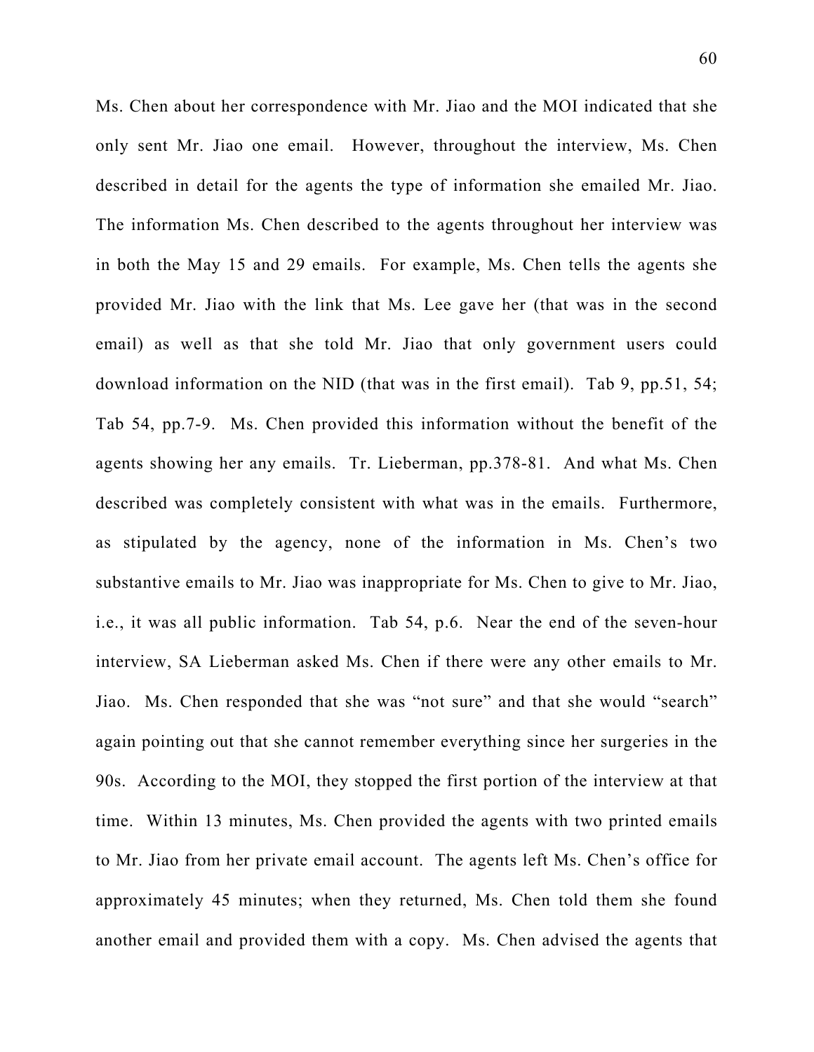Ms. Chen about her correspondence with Mr. Jiao and the MOI indicated that she only sent Mr. Jiao one email. However, throughout the interview, Ms. Chen described in detail for the agents the type of information she emailed Mr. Jiao. The information Ms. Chen described to the agents throughout her interview was in both the May 15 and 29 emails. For example, Ms. Chen tells the agents she provided Mr. Jiao with the link that Ms. Lee gave her (that was in the second email) as well as that she told Mr. Jiao that only government users could download information on the NID (that was in the first email). Tab 9, pp.51, 54; Tab 54, pp.7-9. Ms. Chen provided this information without the benefit of the agents showing her any emails. Tr. Lieberman, pp.378-81. And what Ms. Chen described was completely consistent with what was in the emails. Furthermore, as stipulated by the agency, none of the information in Ms. Chen's two substantive emails to Mr. Jiao was inappropriate for Ms. Chen to give to Mr. Jiao, i.e., it was all public information. Tab 54, p.6. Near the end of the seven-hour interview, SA Lieberman asked Ms. Chen if there were any other emails to Mr. Jiao. Ms. Chen responded that she was "not sure" and that she would "search" again pointing out that she cannot remember everything since her surgeries in the 90s. According to the MOI, they stopped the first portion of the interview at that time. Within 13 minutes, Ms. Chen provided the agents with two printed emails to Mr. Jiao from her private email account. The agents left Ms. Chen's office for approximately 45 minutes; when they returned, Ms. Chen told them she found another email and provided them with a copy. Ms. Chen advised the agents that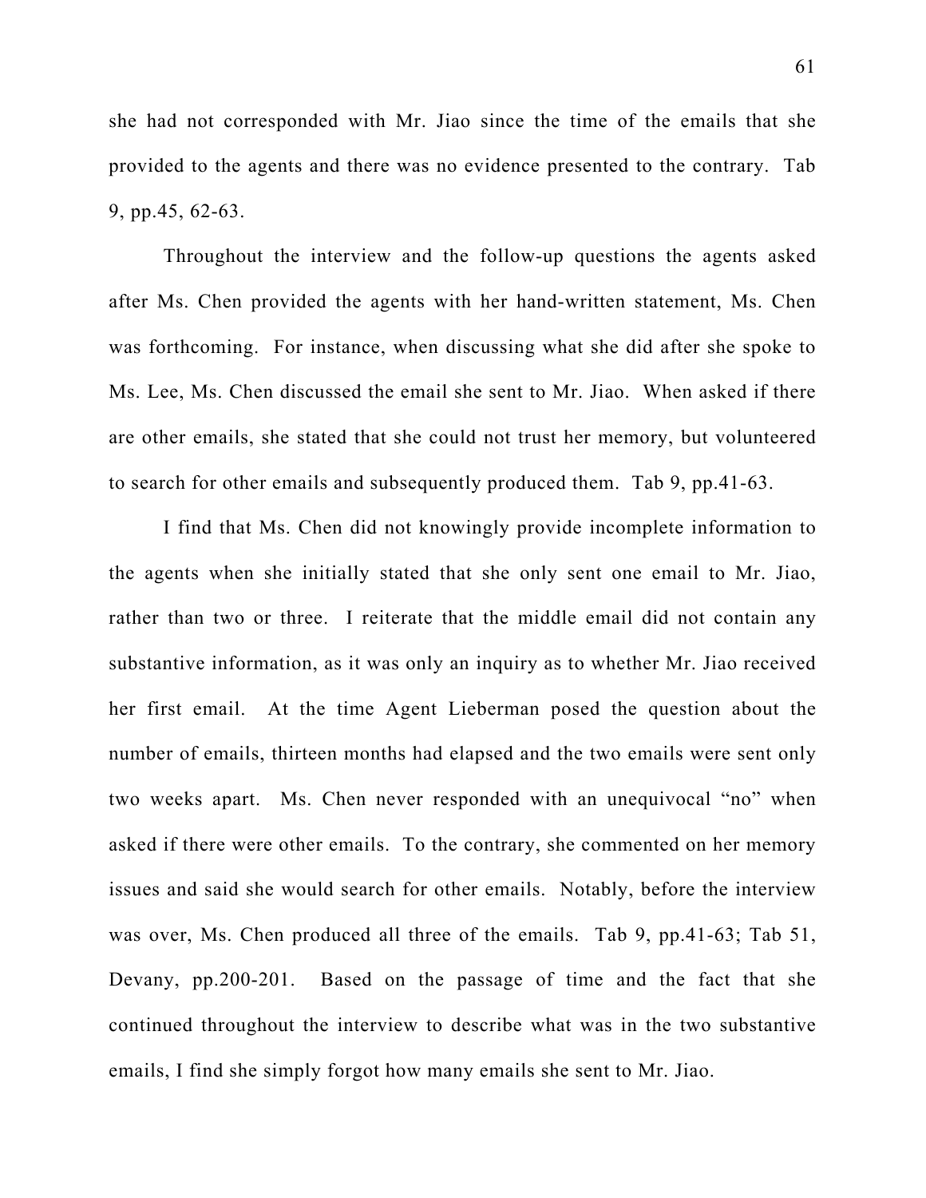she had not corresponded with Mr. Jiao since the time of the emails that she provided to the agents and there was no evidence presented to the contrary. Tab 9, pp.45, 62-63.

Throughout the interview and the follow-up questions the agents asked after Ms. Chen provided the agents with her hand-written statement, Ms. Chen was forthcoming. For instance, when discussing what she did after she spoke to Ms. Lee, Ms. Chen discussed the email she sent to Mr. Jiao. When asked if there are other emails, she stated that she could not trust her memory, but volunteered to search for other emails and subsequently produced them. Tab 9, pp.41-63.

I find that Ms. Chen did not knowingly provide incomplete information to the agents when she initially stated that she only sent one email to Mr. Jiao, rather than two or three. I reiterate that the middle email did not contain any substantive information, as it was only an inquiry as to whether Mr. Jiao received her first email. At the time Agent Lieberman posed the question about the number of emails, thirteen months had elapsed and the two emails were sent only two weeks apart. Ms. Chen never responded with an unequivocal "no" when asked if there were other emails. To the contrary, she commented on her memory issues and said she would search for other emails. Notably, before the interview was over, Ms. Chen produced all three of the emails. Tab 9, pp.41-63; Tab 51, Devany, pp.200-201. Based on the passage of time and the fact that she continued throughout the interview to describe what was in the two substantive emails, I find she simply forgot how many emails she sent to Mr. Jiao.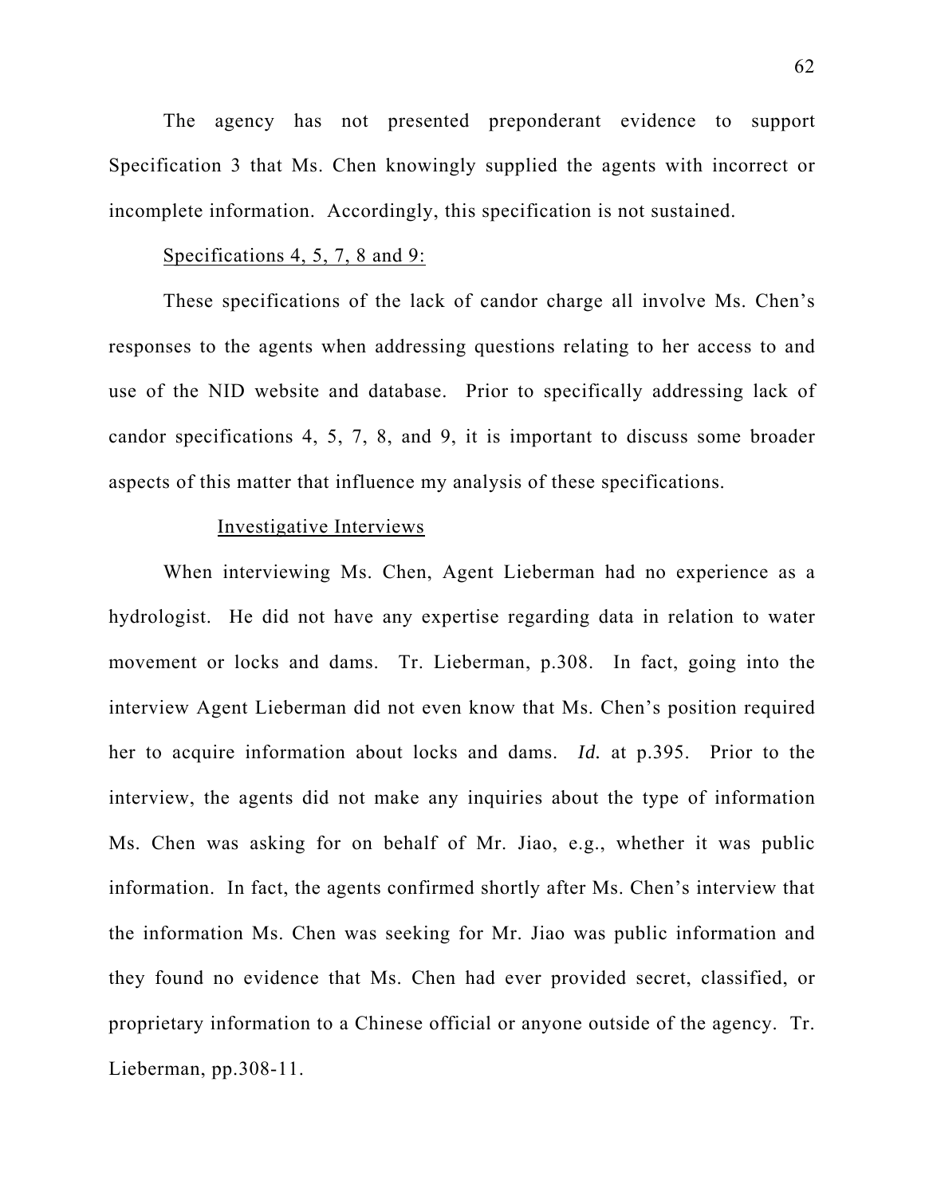The agency has not presented preponderant evidence to support Specification 3 that Ms. Chen knowingly supplied the agents with incorrect or incomplete information. Accordingly, this specification is not sustained.

<u>Specifications 4, 5, 7, 8 and 9:</u>

These specifications of the lack of candor charge all involve Ms. Chen's responses to the agents when addressing questions relating to her access to and use of the NID website and database. Prior to specifically addressing lack of candor specifications 4, 5, 7, 8, and 9, it is important to discuss some broader aspects of this matter that influence my analysis of these specifications.

<u>Investigative Interviews</u>

When interviewing Ms. Chen, Agent Lieberman had no experience as a hydrologist. He did not have any expertise regarding data in relation to water movement or locks and dams. Tr. Lieberman, p.308. In fact, going into the interview Agent Lieberman did not even know that Ms. Chen's position required her to acquire information about locks and dams. *Id.* at p.395. Prior to the interview, the agents did not make any inquiries about the type of information Ms. Chen was asking for on behalf of Mr. Jiao, e.g., whether it was public information. In fact, the agents confirmed shortly after Ms. Chen's interview that the information Ms. Chen was seeking for Mr. Jiao was public information and they found no evidence that Ms. Chen had ever provided secret, classified, or proprietary information to a Chinese official or anyone outside of the agency. Tr. Lieberman, pp.308-11.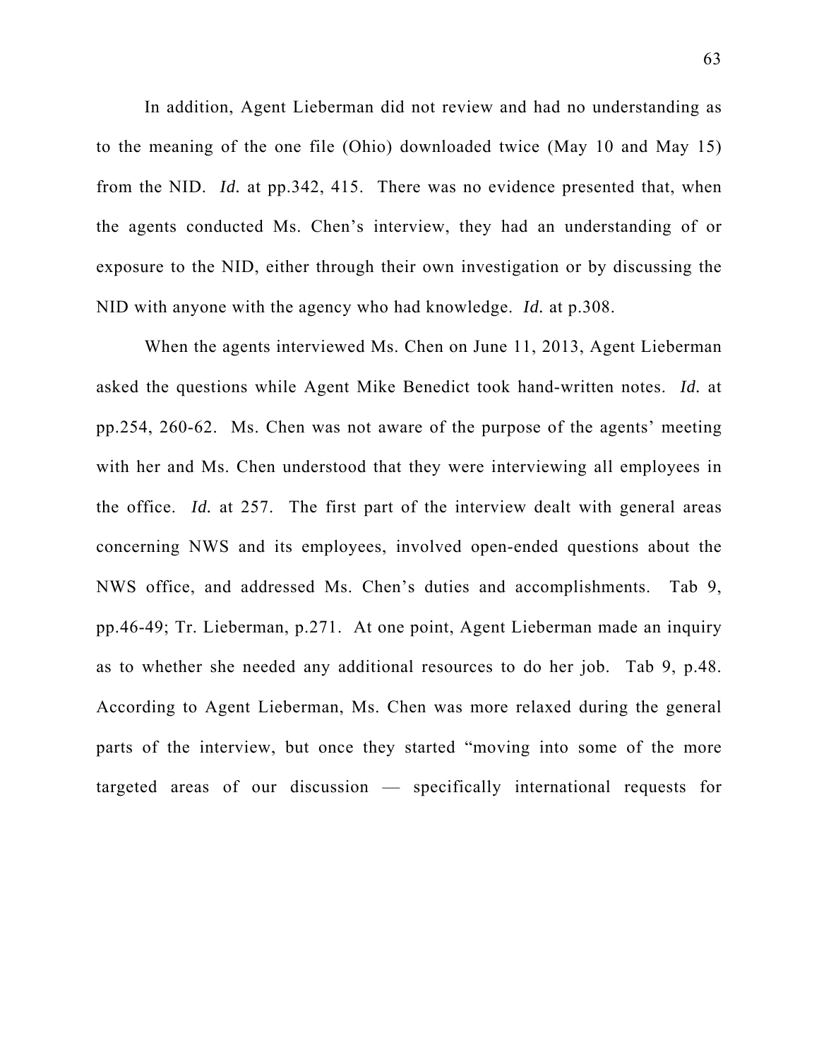In addition, Agent Lieberman did not review and had no understanding as to the meaning of the one file (Ohio) downloaded twice (May 10 and May 15) from the NID. *Id.* at pp.342, 415. There was no evidence presented that, when the agents conducted Ms. Chen's interview, they had an understanding of or exposure to the NID, either through their own investigation or by discussing the NID with anyone with the agency who had knowledge. *Id.* at p.308.

When the agents interviewed Ms. Chen on June 11, 2013, Agent Lieberman asked the questions while Agent Mike Benedict took hand-written notes. *Id.* at pp.254, 260-62. Ms. Chen was not aware of the purpose of the agents' meeting with her and Ms. Chen understood that they were interviewing all employees in the office. *Id.* at 257. The first part of the interview dealt with general areas concerning NWS and its employees, involved open-ended questions about the NWS office, and addressed Ms. Chen's duties and accomplishments. Tab 9, pp.46-49; Tr. Lieberman, p.271. At one point, Agent Lieberman made an inquiry as to whether she needed any additional resources to do her job. Tab 9, p.48. According to Agent Lieberman, Ms. Chen was more relaxed during the general parts of the interview, but once they started "moving into some of the more targeted areas of our discussion — specifically international requests for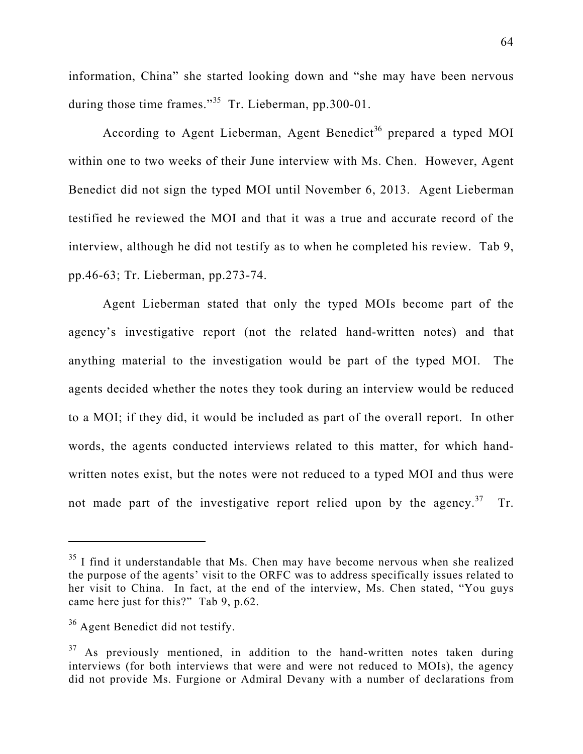information, China" she started looking down and "she may have been nervous during those time frames."[35] Tr. Lieberman, pp.300-01.

According to Agent Lieberman, Agent Benedict[36] prepared a typed MOI within one to two weeks of their June interview with Ms. Chen. However, Agent Benedict did not sign the typed MOI until November 6, 2013. Agent Lieberman testified he reviewed the MOI and that it was a true and accurate record of the interview, although he did not testify as to when he completed his review. Tab 9, pp.46-63; Tr. Lieberman, pp.273-74.

Agent Lieberman stated that only the typed MOIs become part of the agency's investigative report (not the related hand-written notes) and that anything material to the investigation would be part of the typed MOI. The agents decided whether the notes they took during an interview would be reduced to a MOI; if they did, it would be included as part of the overall report. In other words, the agents conducted interviews related to this matter, for which hand-written notes exist, but the notes were not reduced to a typed MOI and thus were not made part of the investigative report relied upon by the agency.[37] Tr.

---

[35] I find it understandable that Ms. Chen may have become nervous when she realized the purpose of the agents' visit to the ORFC was to address specifically issues related to her visit to China. In fact, at the end of the interview, Ms. Chen stated, "You guys came here just for this?" Tab 9, p.62.

[36] Agent Benedict did not testify.

[37] As previously mentioned, in addition to the hand-written notes taken during interviews (for both interviews that were and were not reduced to MOIs), the agency did not provide Ms. Furgione or Admiral Devany with a number of declarations from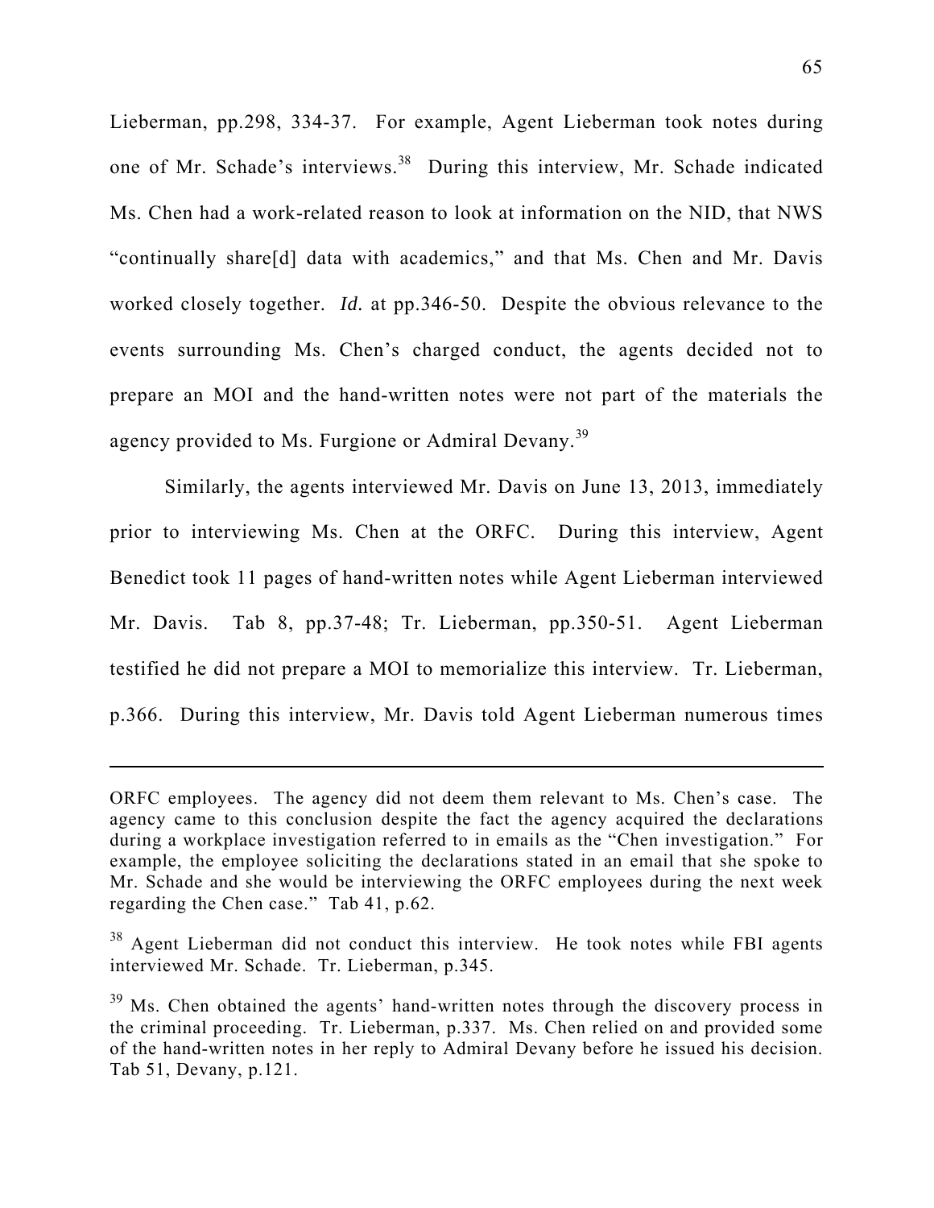Lieberman, pp.298, 334-37. For example, Agent Lieberman took notes during one of Mr. Schade's interviews.[38] During this interview, Mr. Schade indicated Ms. Chen had a work-related reason to look at information on the NID, that NWS "continually share[d] data with academics," and that Ms. Chen and Mr. Davis worked closely together. *Id.* at pp.346-50. Despite the obvious relevance to the events surrounding Ms. Chen's charged conduct, the agents decided not to prepare an MOI and the hand-written notes were not part of the materials the agency provided to Ms. Furgione or Admiral Devany.[39]

Similarly, the agents interviewed Mr. Davis on June 13, 2013, immediately prior to interviewing Ms. Chen at the ORFC. During this interview, Agent Benedict took 11 pages of hand-written notes while Agent Lieberman interviewed Mr. Davis. Tab 8, pp.37-48; Tr. Lieberman, pp.350-51. Agent Lieberman testified he did not prepare a MOI to memorialize this interview. Tr. Lieberman, p.366. During this interview, Mr. Davis told Agent Lieberman numerous times

---

ORFC employees. The agency did not deem them relevant to Ms. Chen's case. The agency came to this conclusion despite the fact the agency acquired the declarations during a workplace investigation referred to in emails as the "Chen investigation." For example, the employee soliciting the declarations stated in an email that she spoke to Mr. Schade and she would be interviewing the ORFC employees during the next week regarding the Chen case." Tab 41, p.62.

[38] Agent Lieberman did not conduct this interview. He took notes while FBI agents interviewed Mr. Schade. Tr. Lieberman, p.345.

[39] Ms. Chen obtained the agents' hand-written notes through the discovery process in the criminal proceeding. Tr. Lieberman, p.337. Ms. Chen relied on and provided some of the hand-written notes in her reply to Admiral Devany before he issued his decision. Tab 51, Devany, p.121.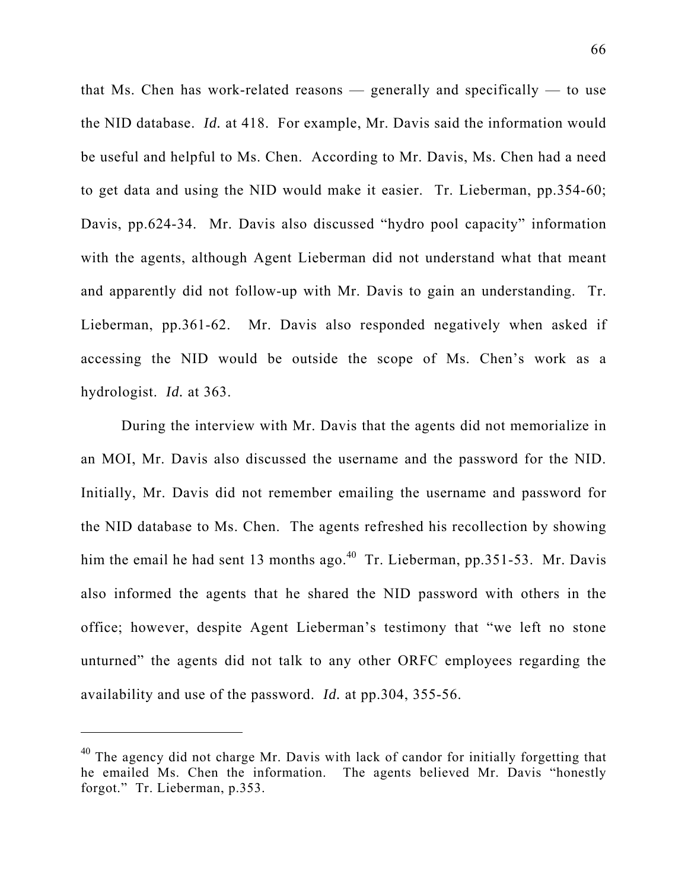that Ms. Chen has work-related reasons — generally and specifically — to use the NID database. *Id.* at 418. For example, Mr. Davis said the information would be useful and helpful to Ms. Chen. According to Mr. Davis, Ms. Chen had a need to get data and using the NID would make it easier. Tr. Lieberman, pp.354-60; Davis, pp.624-34. Mr. Davis also discussed "hydro pool capacity" information with the agents, although Agent Lieberman did not understand what that meant and apparently did not follow-up with Mr. Davis to gain an understanding. Tr. Lieberman, pp.361-62. Mr. Davis also responded negatively when asked if accessing the NID would be outside the scope of Ms. Chen's work as a hydrologist. *Id.* at 363.

During the interview with Mr. Davis that the agents did not memorialize in an MOI, Mr. Davis also discussed the username and the password for the NID. Initially, Mr. Davis did not remember emailing the username and password for the NID database to Ms. Chen. The agents refreshed his recollection by showing him the email he had sent 13 months ago.[40] Tr. Lieberman, pp.351-53. Mr. Davis also informed the agents that he shared the NID password with others in the office; however, despite Agent Lieberman's testimony that "we left no stone unturned" the agents did not talk to any other ORFC employees regarding the availability and use of the password. *Id.* at pp.304, 355-56.

---

[40] The agency did not charge Mr. Davis with lack of candor for initially forgetting that he emailed Ms. Chen the information. The agents believed Mr. Davis "honestly forgot." Tr. Lieberman, p.353.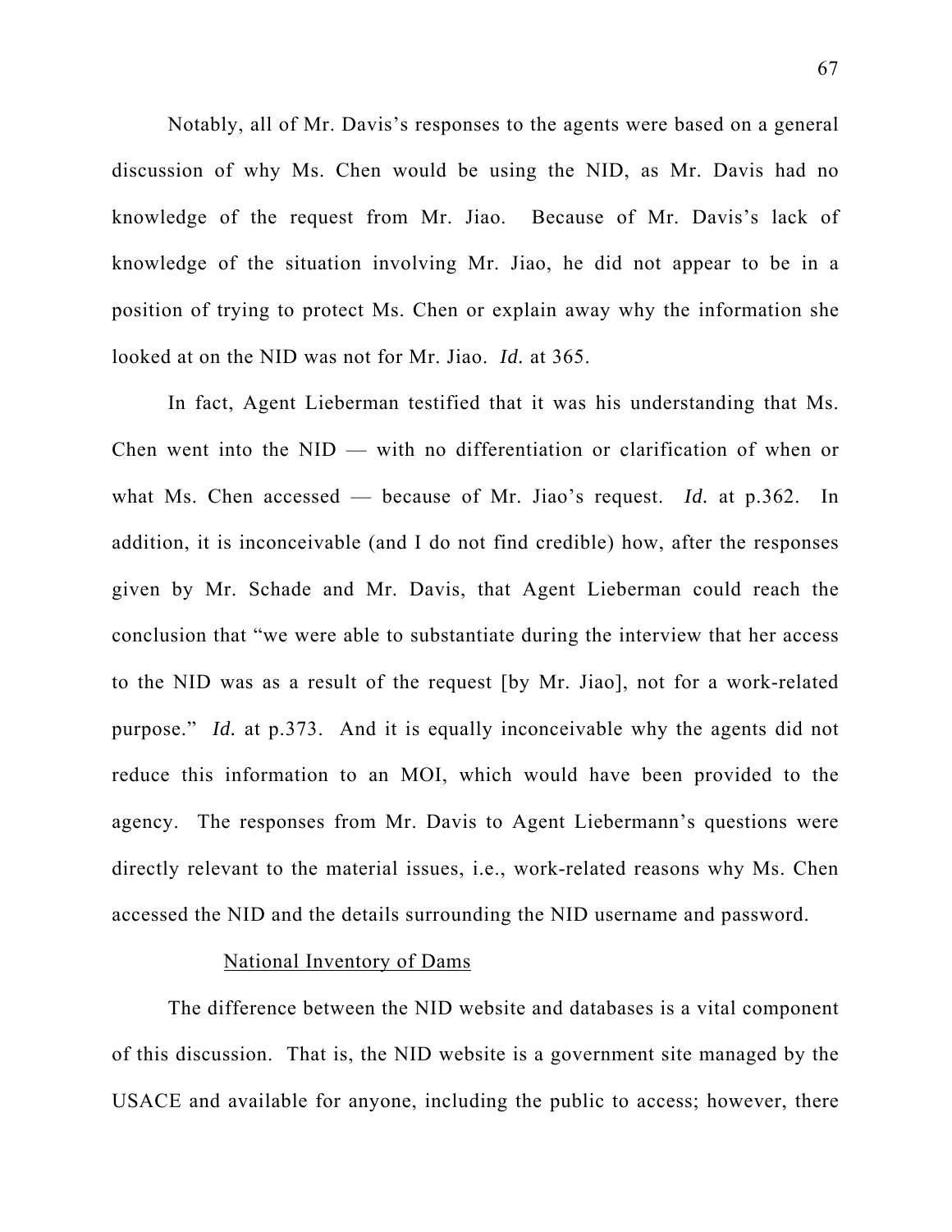Notably, all of Mr. Davis's responses to the agents were based on a general discussion of why Ms. Chen would be using the NID, as Mr. Davis had no knowledge of the request from Mr. Jiao. Because of Mr. Davis's lack of knowledge of the situation involving Mr. Jiao, he did not appear to be in a position of trying to protect Ms. Chen or explain away why the information she looked at on the NID was not for Mr. Jiao. *Id.* at 365.

In fact, Agent Lieberman testified that it was his understanding that Ms. Chen went into the NID — with no differentiation or clarification of when or what Ms. Chen accessed — because of Mr. Jiao's request. *Id.* at p.362. In addition, it is inconceivable (and I do not find credible) how, after the responses given by Mr. Schade and Mr. Davis, that Agent Lieberman could reach the conclusion that "we were able to substantiate during the interview that her access to the NID was as a result of the request [by Mr. Jiao], not for a work-related purpose." *Id.* at p.373. And it is equally inconceivable why the agents did not reduce this information to an MOI, which would have been provided to the agency. The responses from Mr. Davis to Agent Liebermann's questions were directly relevant to the material issues, i.e., work-related reasons why Ms. Chen accessed the NID and the details surrounding the NID username and password.

<u>National Inventory of Dams</u>

The difference between the NID website and databases is a vital component of this discussion. That is, the NID website is a government site managed by the USACE and available for anyone, including the public to access; however, there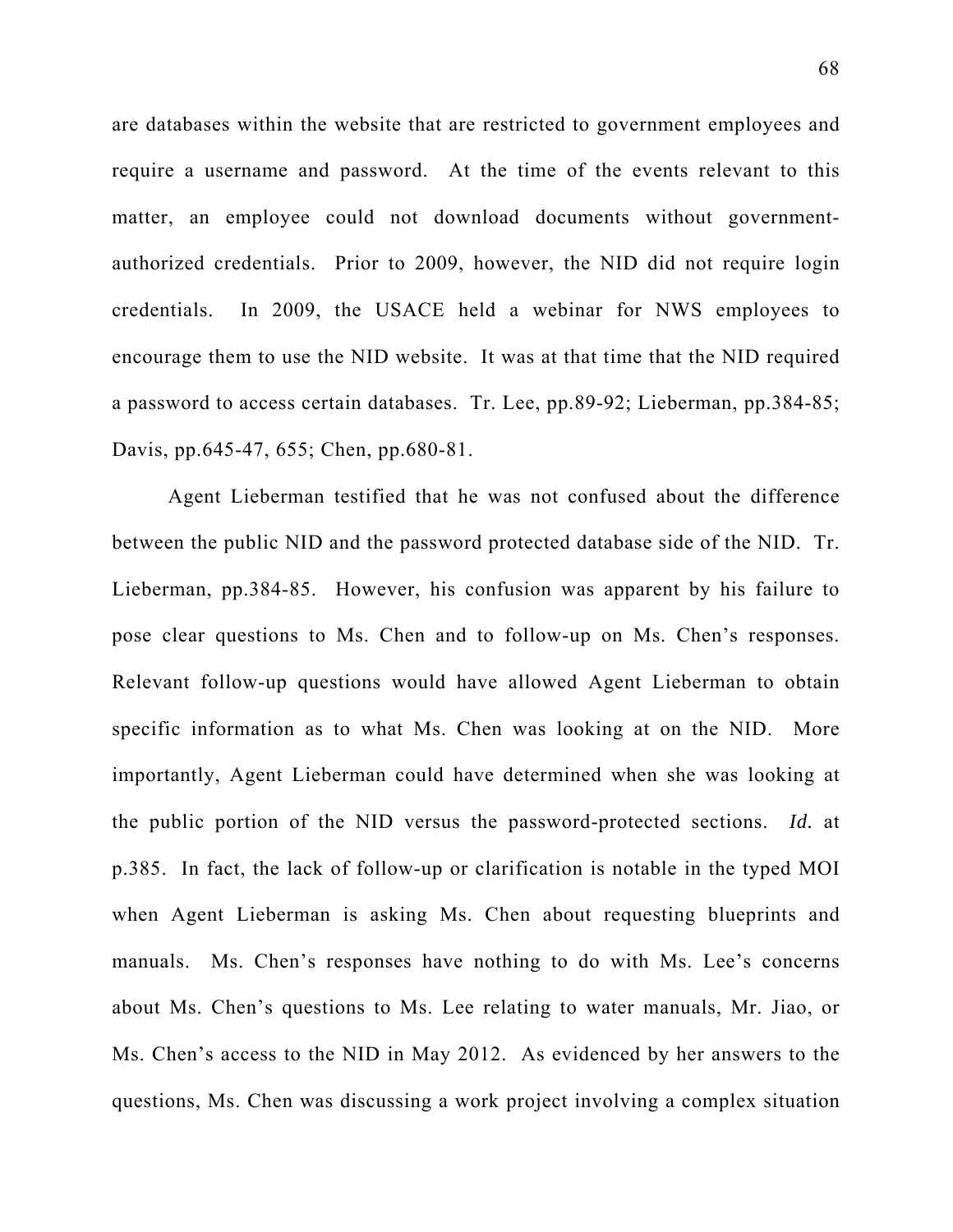are databases within the website that are restricted to government employees and require a username and password. At the time of the events relevant to this matter, an employee could not download documents without government-authorized credentials. Prior to 2009, however, the NID did not require login credentials. In 2009, the USACE held a webinar for NWS employees to encourage them to use the NID website. It was at that time that the NID required a password to access certain databases. Tr. Lee, pp.89-92; Lieberman, pp.384-85; Davis, pp.645-47, 655; Chen, pp.680-81.

Agent Lieberman testified that he was not confused about the difference between the public NID and the password protected database side of the NID. Tr. Lieberman, pp.384-85. However, his confusion was apparent by his failure to pose clear questions to Ms. Chen and to follow-up on Ms. Chen's responses. Relevant follow-up questions would have allowed Agent Lieberman to obtain specific information as to what Ms. Chen was looking at on the NID. More importantly, Agent Lieberman could have determined when she was looking at the public portion of the NID versus the password-protected sections. *Id.* at p.385. In fact, the lack of follow-up or clarification is notable in the typed MOI when Agent Lieberman is asking Ms. Chen about requesting blueprints and manuals. Ms. Chen's responses have nothing to do with Ms. Lee's concerns about Ms. Chen's questions to Ms. Lee relating to water manuals, Mr. Jiao, or Ms. Chen's access to the NID in May 2012. As evidenced by her answers to the questions, Ms. Chen was discussing a work project involving a complex situation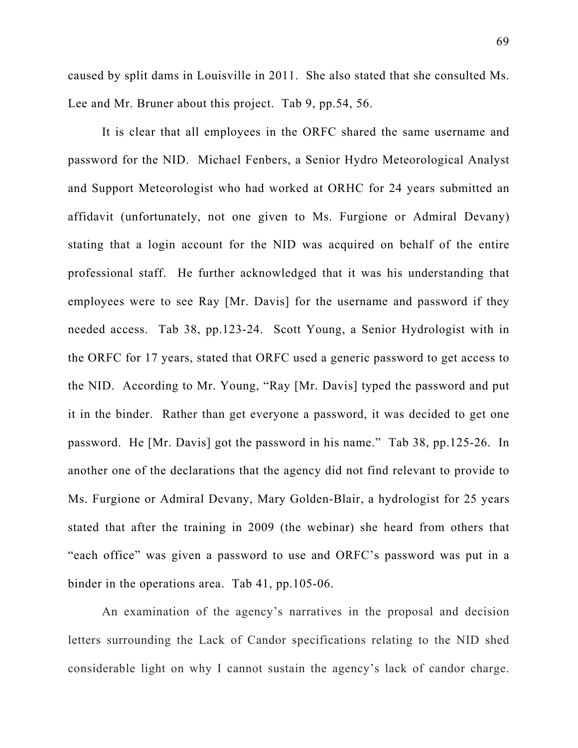caused by split dams in Louisville in 2011. She also stated that she consulted Ms. Lee and Mr. Bruner about this project. Tab 9, pp.54, 56.

It is clear that all employees in the ORFC shared the same username and password for the NID. Michael Fenbers, a Senior Hydro Meteorological Analyst and Support Meteorologist who had worked at ORHC for 24 years submitted an affidavit (unfortunately, not one given to Ms. Furgione or Admiral Devany) stating that a login account for the NID was acquired on behalf of the entire professional staff. He further acknowledged that it was his understanding that employees were to see Ray [Mr. Davis] for the username and password if they needed access. Tab 38, pp.123-24. Scott Young, a Senior Hydrologist with in the ORFC for 17 years, stated that ORFC used a generic password to get access to the NID. According to Mr. Young, "Ray [Mr. Davis] typed the password and put it in the binder. Rather than get everyone a password, it was decided to get one password. He [Mr. Davis] got the password in his name." Tab 38, pp.125-26. In another one of the declarations that the agency did not find relevant to provide to Ms. Furgione or Admiral Devany, Mary Golden-Blair, a hydrologist for 25 years stated that after the training in 2009 (the webinar) she heard from others that "each office" was given a password to use and ORFC's password was put in a binder in the operations area. Tab 41, pp.105-06.

An examination of the agency's narratives in the proposal and decision letters surrounding the Lack of Candor specifications relating to the NID shed considerable light on why I cannot sustain the agency's lack of candor charge.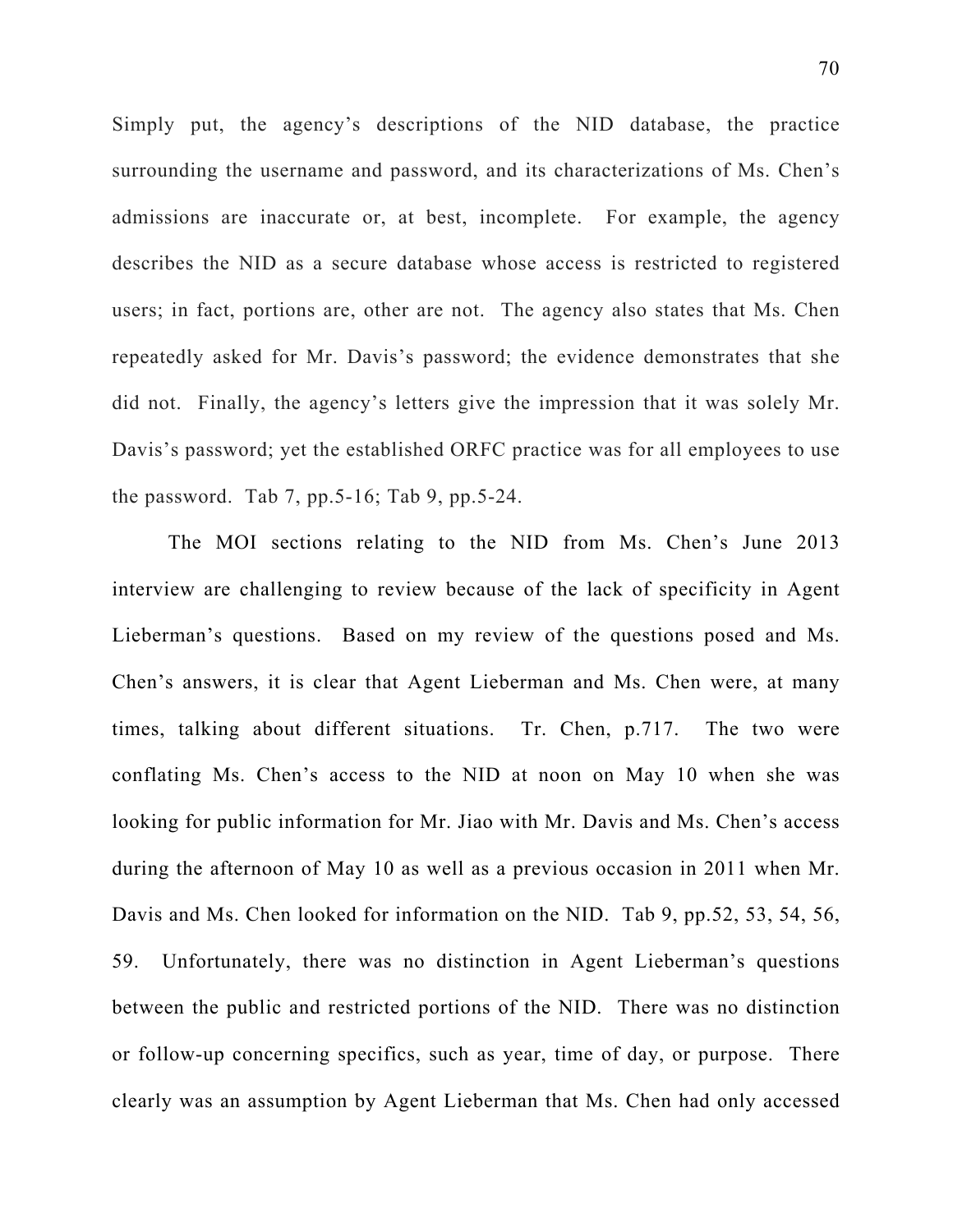Simply put, the agency's descriptions of the NID database, the practice surrounding the username and password, and its characterizations of Ms. Chen's admissions are inaccurate or, at best, incomplete. For example, the agency describes the NID as a secure database whose access is restricted to registered users; in fact, portions are, other are not. The agency also states that Ms. Chen repeatedly asked for Mr. Davis's password; the evidence demonstrates that she did not. Finally, the agency's letters give the impression that it was solely Mr. Davis's password; yet the established ORFC practice was for all employees to use the password. Tab 7, pp.5-16; Tab 9, pp.5-24.

The MOI sections relating to the NID from Ms. Chen's June 2013 interview are challenging to review because of the lack of specificity in Agent Lieberman's questions. Based on my review of the questions posed and Ms. Chen's answers, it is clear that Agent Lieberman and Ms. Chen were, at many times, talking about different situations. Tr. Chen, p.717. The two were conflating Ms. Chen's access to the NID at noon on May 10 when she was looking for public information for Mr. Jiao with Mr. Davis and Ms. Chen's access during the afternoon of May 10 as well as a previous occasion in 2011 when Mr. Davis and Ms. Chen looked for information on the NID. Tab 9, pp.52, 53, 54, 56, 59. Unfortunately, there was no distinction in Agent Lieberman's questions between the public and restricted portions of the NID. There was no distinction or follow-up concerning specifics, such as year, time of day, or purpose. There clearly was an assumption by Agent Lieberman that Ms. Chen had only accessed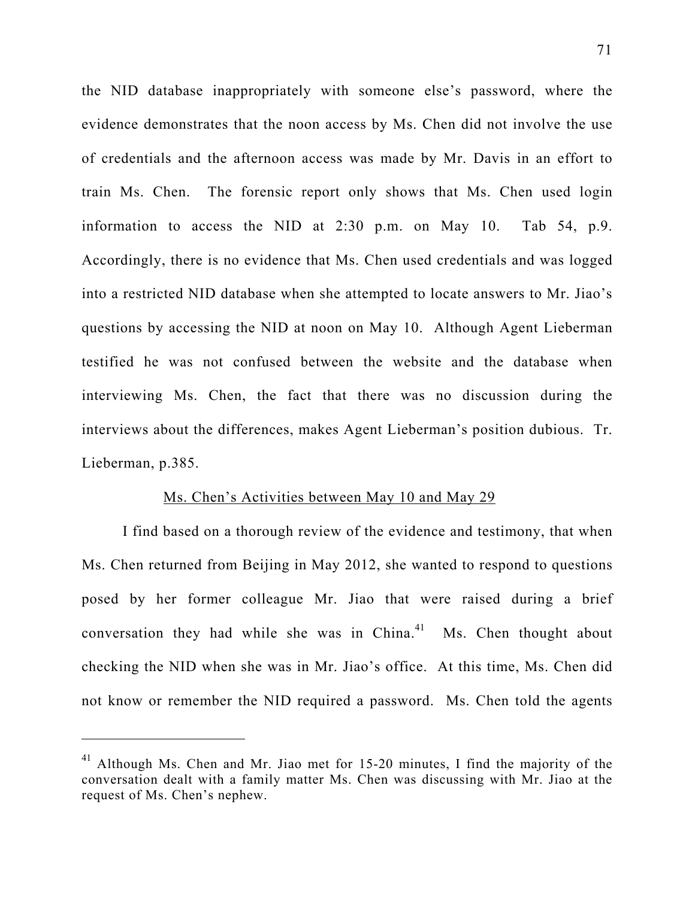the NID database inappropriately with someone else's password, where the evidence demonstrates that the noon access by Ms. Chen did not involve the use of credentials and the afternoon access was made by Mr. Davis in an effort to train Ms. Chen. The forensic report only shows that Ms. Chen used login information to access the NID at 2:30 p.m. on May 10. Tab 54, p.9. Accordingly, there is no evidence that Ms. Chen used credentials and was logged into a restricted NID database when she attempted to locate answers to Mr. Jiao's questions by accessing the NID at noon on May 10. Although Agent Lieberman testified he was not confused between the website and the database when interviewing Ms. Chen, the fact that there was no discussion during the interviews about the differences, makes Agent Lieberman's position dubious. Tr. Lieberman, p.385.

<u>Ms. Chen's Activities between May 10 and May 29</u>

I find based on a thorough review of the evidence and testimony, that when Ms. Chen returned from Beijing in May 2012, she wanted to respond to questions posed by her former colleague Mr. Jiao that were raised during a brief conversation they had while she was in China.[41] Ms. Chen thought about checking the NID when she was in Mr. Jiao's office. At this time, Ms. Chen did not know or remember the NID required a password. Ms. Chen told the agents

[41] Although Ms. Chen and Mr. Jiao met for 15-20 minutes, I find the majority of the conversation dealt with a family matter Ms. Chen was discussing with Mr. Jiao at the request of Ms. Chen's nephew.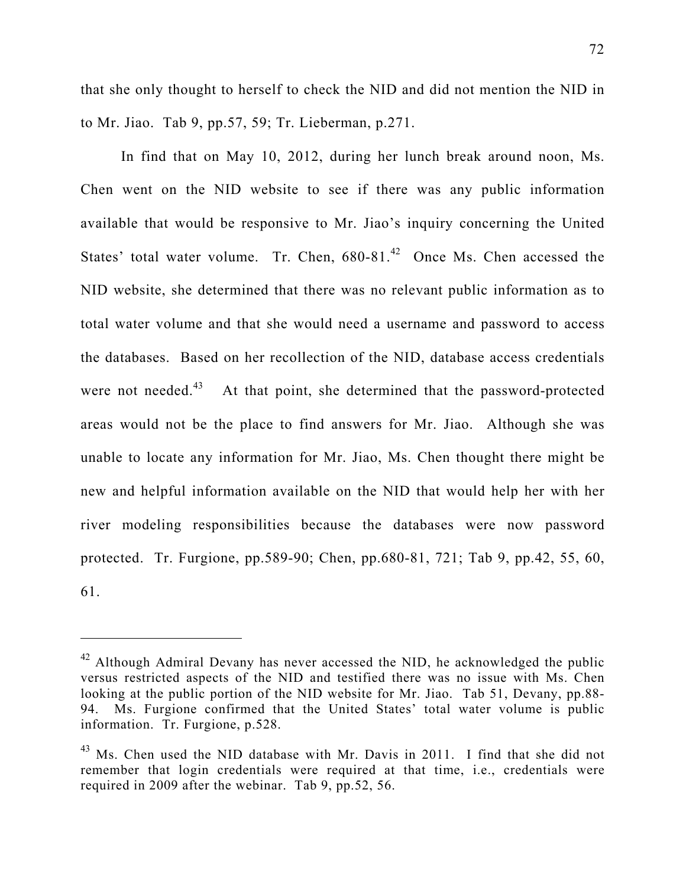that she only thought to herself to check the NID and did not mention the NID in to Mr. Jiao. Tab 9, pp.57, 59; Tr. Lieberman, p.271.

In find that on May 10, 2012, during her lunch break around noon, Ms. Chen went on the NID website to see if there was any public information available that would be responsive to Mr. Jiao's inquiry concerning the United States' total water volume. Tr. Chen, 680-81.[42] Once Ms. Chen accessed the NID website, she determined that there was no relevant public information as to total water volume and that she would need a username and password to access the databases. Based on her recollection of the NID, database access credentials were not needed.[43] At that point, she determined that the password-protected areas would not be the place to find answers for Mr. Jiao. Although she was unable to locate any information for Mr. Jiao, Ms. Chen thought there might be new and helpful information available on the NID that would help her with her river modeling responsibilities because the databases were now password protected. Tr. Furgione, pp.589-90; Chen, pp.680-81, 721; Tab 9, pp.42, 55, 60, 61.

---

[42] Although Admiral Devany has never accessed the NID, he acknowledged the public versus restricted aspects of the NID and testified there was no issue with Ms. Chen looking at the public portion of the NID website for Mr. Jiao. Tab 51, Devany, pp.88-94. Ms. Furgione confirmed that the United States' total water volume is public information. Tr. Furgione, p.528.

[43] Ms. Chen used the NID database with Mr. Davis in 2011. I find that she did not remember that login credentials were required at that time, i.e., credentials were required in 2009 after the webinar. Tab 9, pp.52, 56.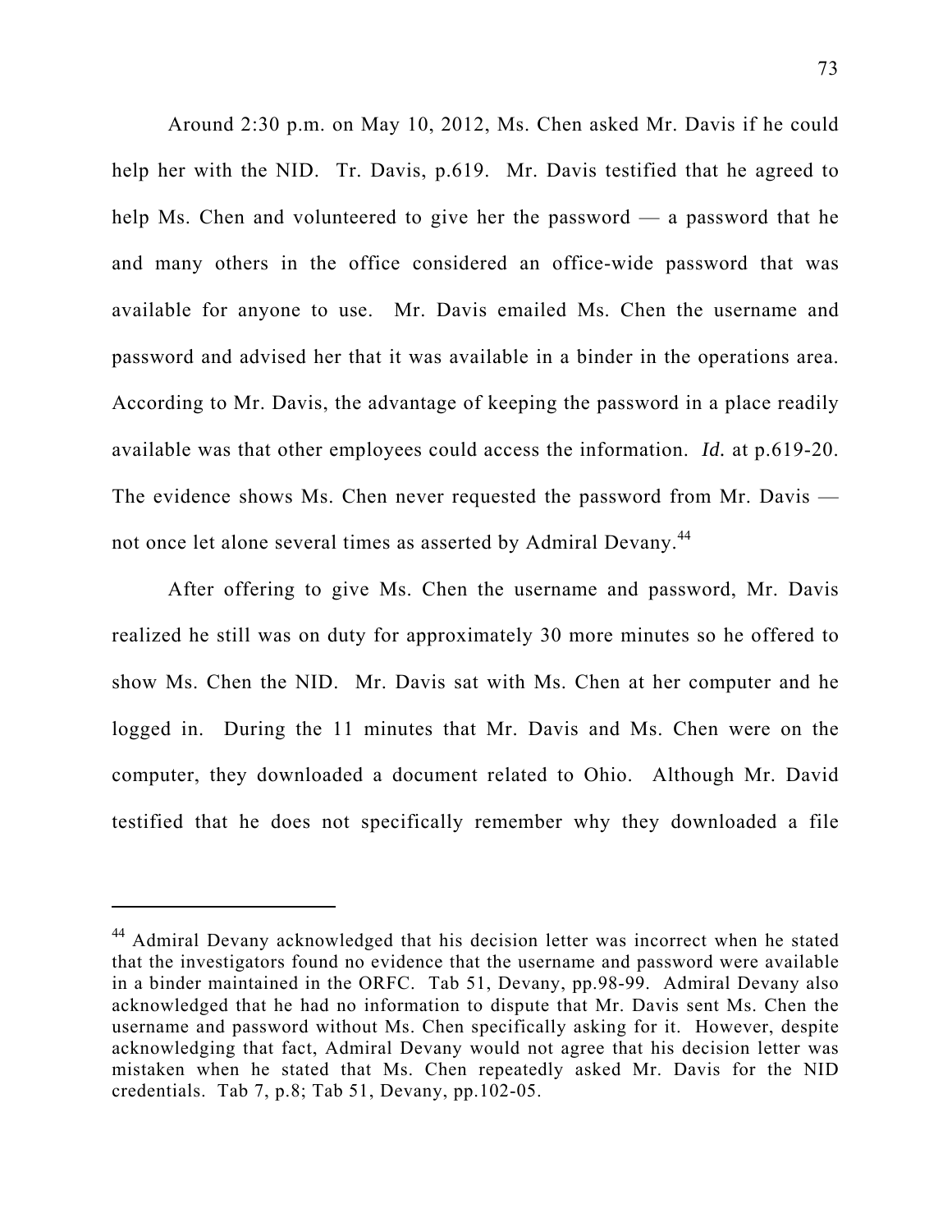Around 2:30 p.m. on May 10, 2012, Ms. Chen asked Mr. Davis if he could help her with the NID. Tr. Davis, p.619. Mr. Davis testified that he agreed to help Ms. Chen and volunteered to give her the password — a password that he and many others in the office considered an office-wide password that was available for anyone to use. Mr. Davis emailed Ms. Chen the username and password and advised her that it was available in a binder in the operations area. According to Mr. Davis, the advantage of keeping the password in a place readily available was that other employees could access the information. *Id.* at p.619-20. The evidence shows Ms. Chen never requested the password from Mr. Davis — not once let alone several times as asserted by Admiral Devany.[44]

After offering to give Ms. Chen the username and password, Mr. Davis realized he still was on duty for approximately 30 more minutes so he offered to show Ms. Chen the NID. Mr. Davis sat with Ms. Chen at her computer and he logged in. During the 11 minutes that Mr. Davis and Ms. Chen were on the computer, they downloaded a document related to Ohio. Although Mr. David testified that he does not specifically remember why they downloaded a file

---

[44] Admiral Devany acknowledged that his decision letter was incorrect when he stated that the investigators found no evidence that the username and password were available in a binder maintained in the ORFC. Tab 51, Devany, pp.98-99. Admiral Devany also acknowledged that he had no information to dispute that Mr. Davis sent Ms. Chen the username and password without Ms. Chen specifically asking for it. However, despite acknowledging that fact, Admiral Devany would not agree that his decision letter was mistaken when he stated that Ms. Chen repeatedly asked Mr. Davis for the NID credentials. Tab 7, p.8; Tab 51, Devany, pp.102-05.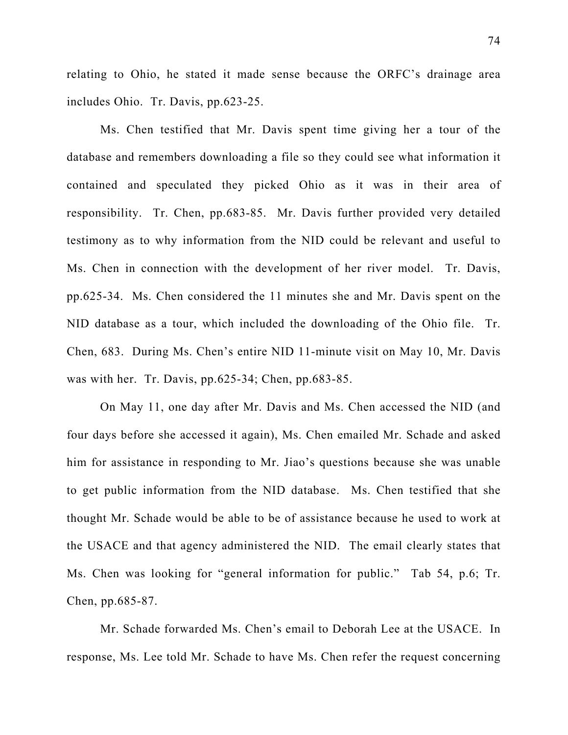relating to Ohio, he stated it made sense because the ORFC's drainage area includes Ohio. Tr. Davis, pp.623-25.

Ms. Chen testified that Mr. Davis spent time giving her a tour of the database and remembers downloading a file so they could see what information it contained and speculated they picked Ohio as it was in their area of responsibility. Tr. Chen, pp.683-85. Mr. Davis further provided very detailed testimony as to why information from the NID could be relevant and useful to Ms. Chen in connection with the development of her river model. Tr. Davis, pp.625-34. Ms. Chen considered the 11 minutes she and Mr. Davis spent on the NID database as a tour, which included the downloading of the Ohio file. Tr. Chen, 683. During Ms. Chen's entire NID 11-minute visit on May 10, Mr. Davis was with her. Tr. Davis, pp.625-34; Chen, pp.683-85.

On May 11, one day after Mr. Davis and Ms. Chen accessed the NID (and four days before she accessed it again), Ms. Chen emailed Mr. Schade and asked him for assistance in responding to Mr. Jiao's questions because she was unable to get public information from the NID database. Ms. Chen testified that she thought Mr. Schade would be able to be of assistance because he used to work at the USACE and that agency administered the NID. The email clearly states that Ms. Chen was looking for "general information for public." Tab 54, p.6; Tr. Chen, pp.685-87.

Mr. Schade forwarded Ms. Chen's email to Deborah Lee at the USACE. In response, Ms. Lee told Mr. Schade to have Ms. Chen refer the request concerning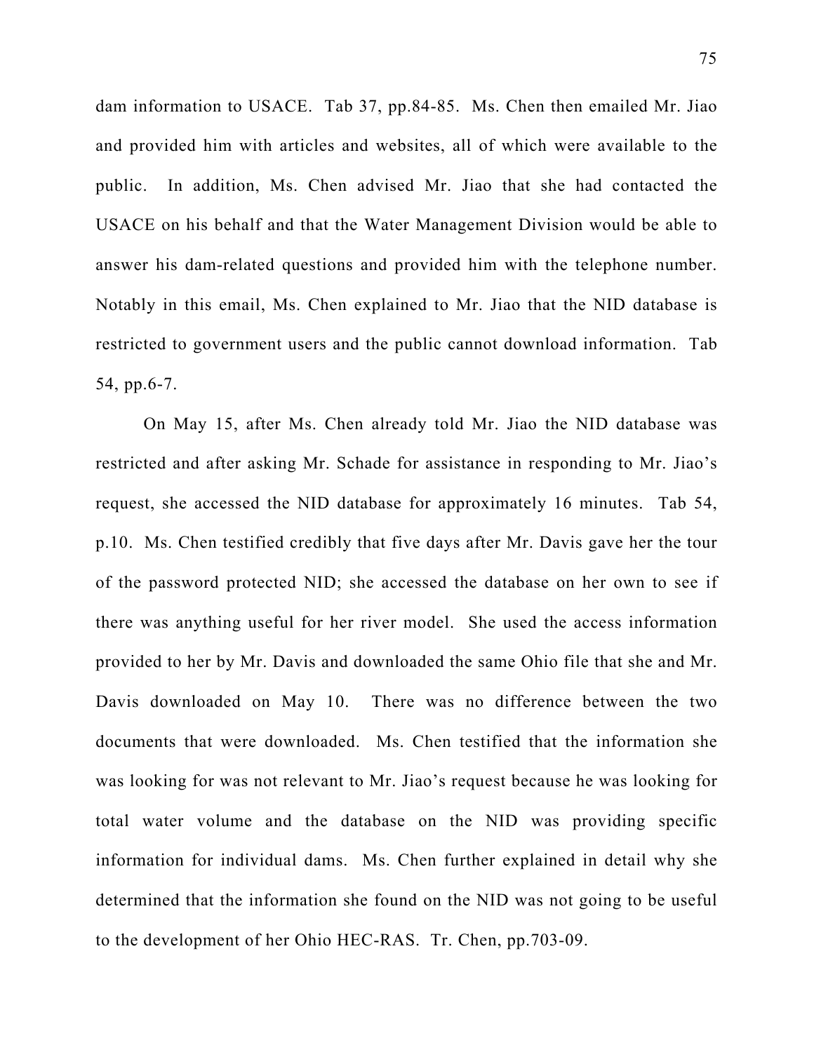dam information to USACE. Tab 37, pp.84-85. Ms. Chen then emailed Mr. Jiao and provided him with articles and websites, all of which were available to the public. In addition, Ms. Chen advised Mr. Jiao that she had contacted the USACE on his behalf and that the Water Management Division would be able to answer his dam-related questions and provided him with the telephone number. Notably in this email, Ms. Chen explained to Mr. Jiao that the NID database is restricted to government users and the public cannot download information. Tab 54, pp.6-7.

On May 15, after Ms. Chen already told Mr. Jiao the NID database was restricted and after asking Mr. Schade for assistance in responding to Mr. Jiao's request, she accessed the NID database for approximately 16 minutes. Tab 54, p.10. Ms. Chen testified credibly that five days after Mr. Davis gave her the tour of the password protected NID; she accessed the database on her own to see if there was anything useful for her river model. She used the access information provided to her by Mr. Davis and downloaded the same Ohio file that she and Mr. Davis downloaded on May 10. There was no difference between the two documents that were downloaded. Ms. Chen testified that the information she was looking for was not relevant to Mr. Jiao's request because he was looking for total water volume and the database on the NID was providing specific information for individual dams. Ms. Chen further explained in detail why she determined that the information she found on the NID was not going to be useful to the development of her Ohio HEC-RAS. Tr. Chen, pp.703-09.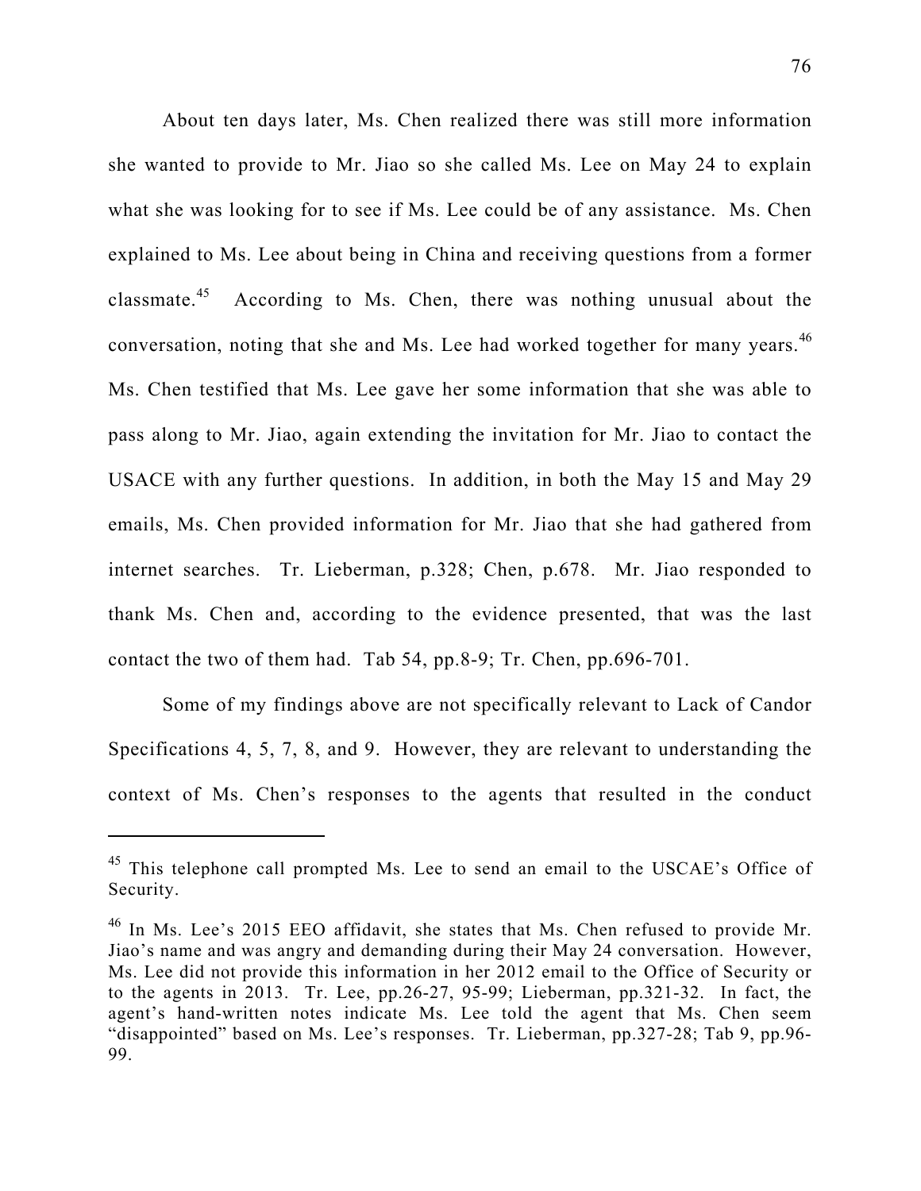About ten days later, Ms. Chen realized there was still more information she wanted to provide to Mr. Jiao so she called Ms. Lee on May 24 to explain what she was looking for to see if Ms. Lee could be of any assistance. Ms. Chen explained to Ms. Lee about being in China and receiving questions from a former classmate.[45] According to Ms. Chen, there was nothing unusual about the conversation, noting that she and Ms. Lee had worked together for many years.[46] Ms. Chen testified that Ms. Lee gave her some information that she was able to pass along to Mr. Jiao, again extending the invitation for Mr. Jiao to contact the USACE with any further questions. In addition, in both the May 15 and May 29 emails, Ms. Chen provided information for Mr. Jiao that she had gathered from internet searches. Tr. Lieberman, p.328; Chen, p.678. Mr. Jiao responded to thank Ms. Chen and, according to the evidence presented, that was the last contact the two of them had. Tab 54, pp.8-9; Tr. Chen, pp.696-701.

Some of my findings above are not specifically relevant to Lack of Candor Specifications 4, 5, 7, 8, and 9. However, they are relevant to understanding the context of Ms. Chen's responses to the agents that resulted in the conduct

---

[45] This telephone call prompted Ms. Lee to send an email to the USCAE's Office of Security.

[46] In Ms. Lee's 2015 EEO affidavit, she states that Ms. Chen refused to provide Mr. Jiao's name and was angry and demanding during their May 24 conversation. However, Ms. Lee did not provide this information in her 2012 email to the Office of Security or to the agents in 2013. Tr. Lee, pp.26-27, 95-99; Lieberman, pp.321-32. In fact, the agent's hand-written notes indicate Ms. Lee told the agent that Ms. Chen seem "disappointed" based on Ms. Lee's responses. Tr. Lieberman, pp.327-28; Tab 9, pp.96-99.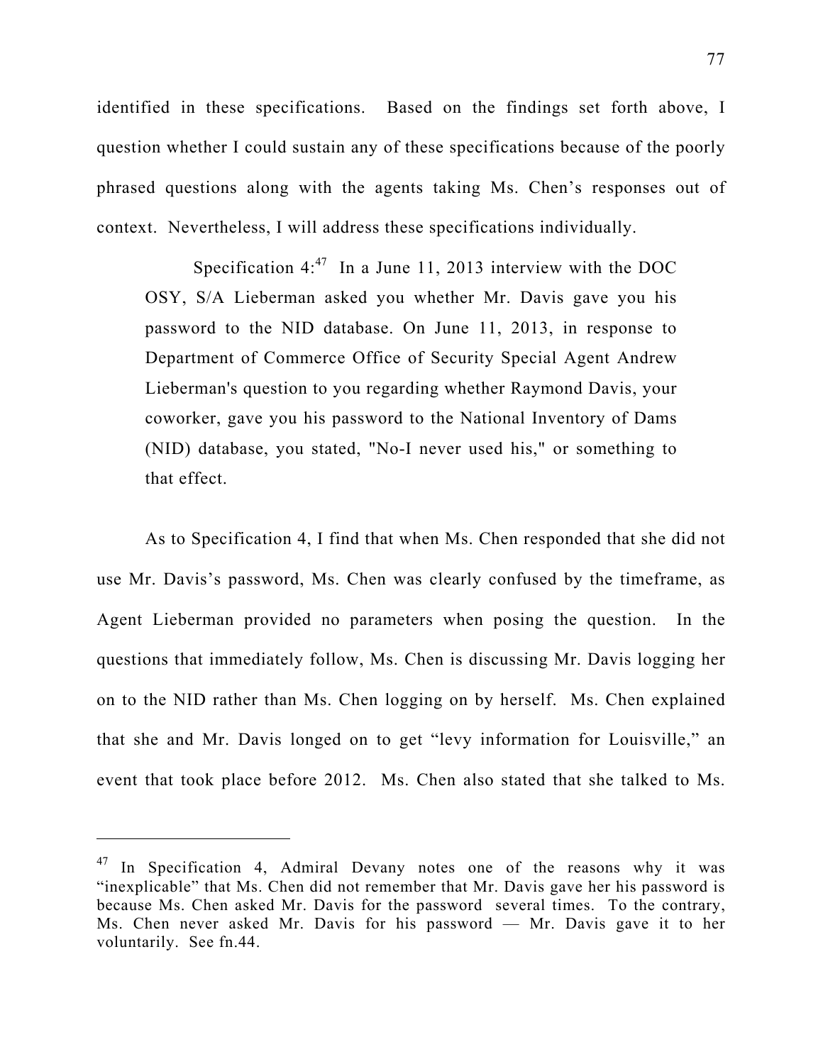identified in these specifications. Based on the findings set forth above, I question whether I could sustain any of these specifications because of the poorly phrased questions along with the agents taking Ms. Chen's responses out of context. Nevertheless, I will address these specifications individually.

> Specification 4:[47] In a June 11, 2013 interview with the DOC OSY, S/A Lieberman asked you whether Mr. Davis gave you his password to the NID database. On June 11, 2013, in response to Department of Commerce Office of Security Special Agent Andrew Lieberman's question to you regarding whether Raymond Davis, your coworker, gave you his password to the National Inventory of Dams (NID) database, you stated, "No-I never used his," or something to that effect.

As to Specification 4, I find that when Ms. Chen responded that she did not use Mr. Davis's password, Ms. Chen was clearly confused by the timeframe, as Agent Lieberman provided no parameters when posing the question. In the questions that immediately follow, Ms. Chen is discussing Mr. Davis logging her on to the NID rather than Ms. Chen logging on by herself. Ms. Chen explained that she and Mr. Davis longed on to get "levy information for Louisville," an event that took place before 2012. Ms. Chen also stated that she talked to Ms.

---

[47] In Specification 4, Admiral Devany notes one of the reasons why it was "inexplicable" that Ms. Chen did not remember that Mr. Davis gave her his password is because Ms. Chen asked Mr. Davis for the password several times. To the contrary, Ms. Chen never asked Mr. Davis for his password — Mr. Davis gave it to her voluntarily. See fn.44.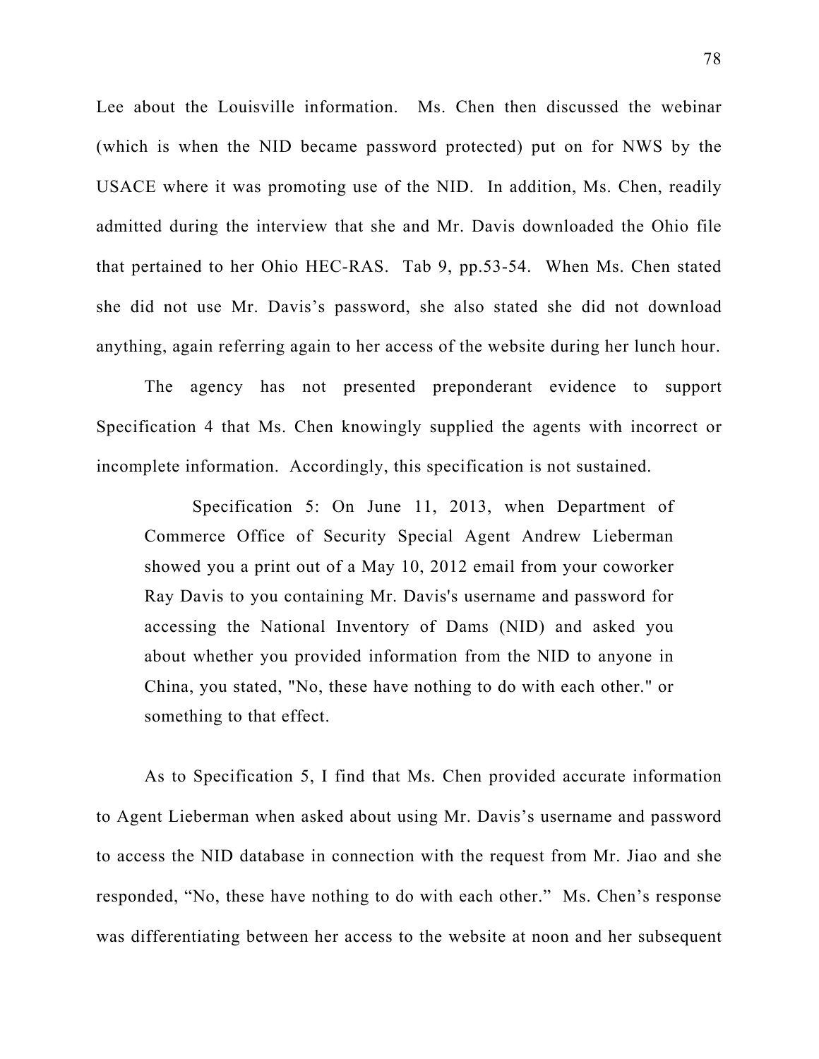Lee about the Louisville information. Ms. Chen then discussed the webinar (which is when the NID became password protected) put on for NWS by the USACE where it was promoting use of the NID. In addition, Ms. Chen, readily admitted during the interview that she and Mr. Davis downloaded the Ohio file that pertained to her Ohio HEC-RAS. Tab 9, pp.53-54. When Ms. Chen stated she did not use Mr. Davis's password, she also stated she did not download anything, again referring again to her access of the website during her lunch hour.

The agency has not presented preponderant evidence to support Specification 4 that Ms. Chen knowingly supplied the agents with incorrect or incomplete information. Accordingly, this specification is not sustained.

> Specification 5: On June 11, 2013, when Department of Commerce Office of Security Special Agent Andrew Lieberman showed you a print out of a May 10, 2012 email from your coworker Ray Davis to you containing Mr. Davis's username and password for accessing the National Inventory of Dams (NID) and asked you about whether you provided information from the NID to anyone in China, you stated, "No, these have nothing to do with each other." or something to that effect.

As to Specification 5, I find that Ms. Chen provided accurate information to Agent Lieberman when asked about using Mr. Davis's username and password to access the NID database in connection with the request from Mr. Jiao and she responded, "No, these have nothing to do with each other." Ms. Chen's response was differentiating between her access to the website at noon and her subsequent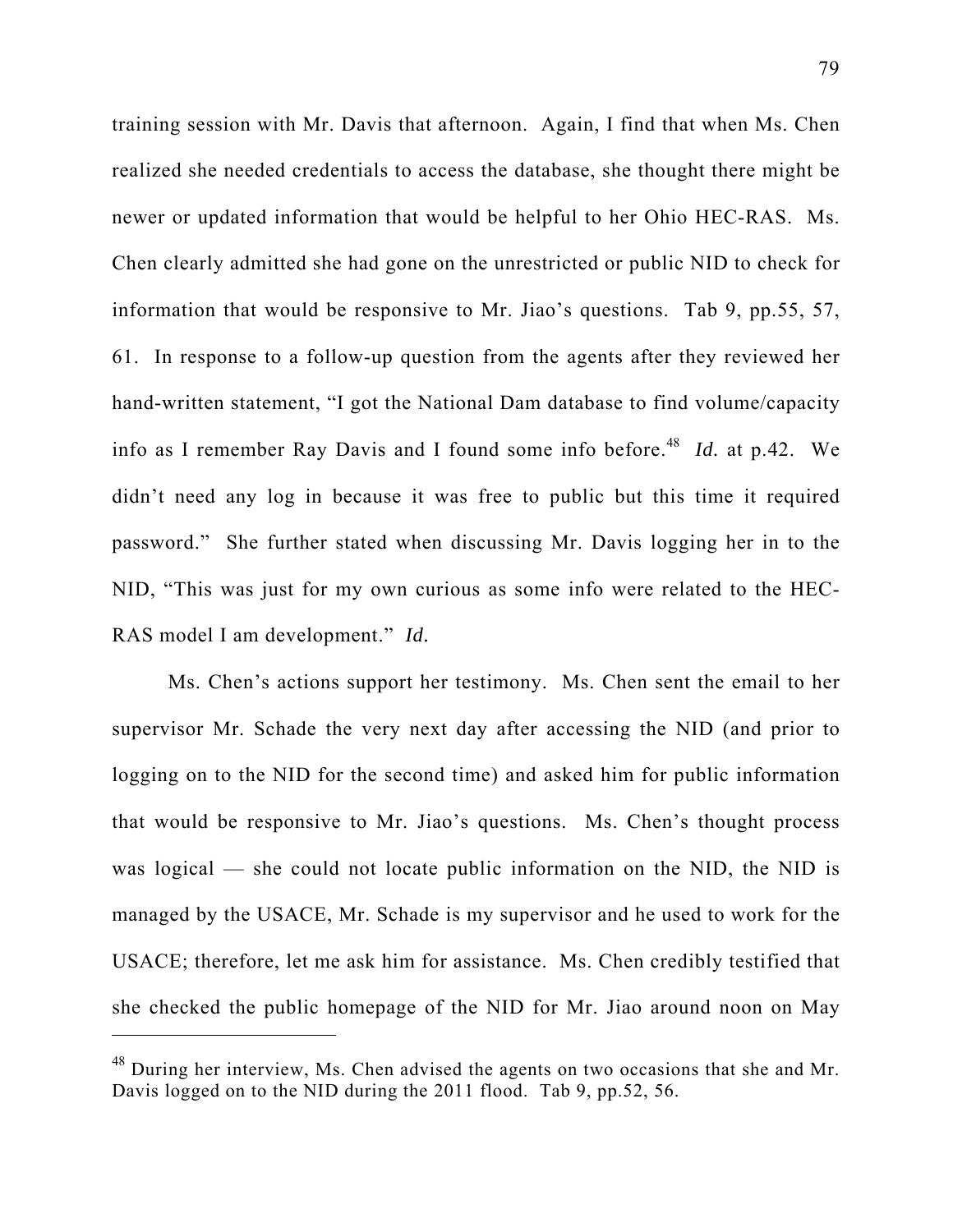training session with Mr. Davis that afternoon. Again, I find that when Ms. Chen realized she needed credentials to access the database, she thought there might be newer or updated information that would be helpful to her Ohio HEC-RAS. Ms. Chen clearly admitted she had gone on the unrestricted or public NID to check for information that would be responsive to Mr. Jiao's questions. Tab 9, pp.55, 57, 61. In response to a follow-up question from the agents after they reviewed her hand-written statement, "I got the National Dam database to find volume/capacity info as I remember Ray Davis and I found some info before.[48] *Id.* at p.42. We didn't need any log in because it was free to public but this time it required password." She further stated when discussing Mr. Davis logging her in to the NID, "This was just for my own curious as some info were related to the HEC-RAS model I am development." *Id.*

Ms. Chen's actions support her testimony. Ms. Chen sent the email to her supervisor Mr. Schade the very next day after accessing the NID (and prior to logging on to the NID for the second time) and asked him for public information that would be responsive to Mr. Jiao's questions. Ms. Chen's thought process was logical — she could not locate public information on the NID, the NID is managed by the USACE, Mr. Schade is my supervisor and he used to work for the USACE; therefore, let me ask him for assistance. Ms. Chen credibly testified that she checked the public homepage of the NID for Mr. Jiao around noon on May

---

[48] During her interview, Ms. Chen advised the agents on two occasions that she and Mr. Davis logged on to the NID during the 2011 flood. Tab 9, pp.52, 56.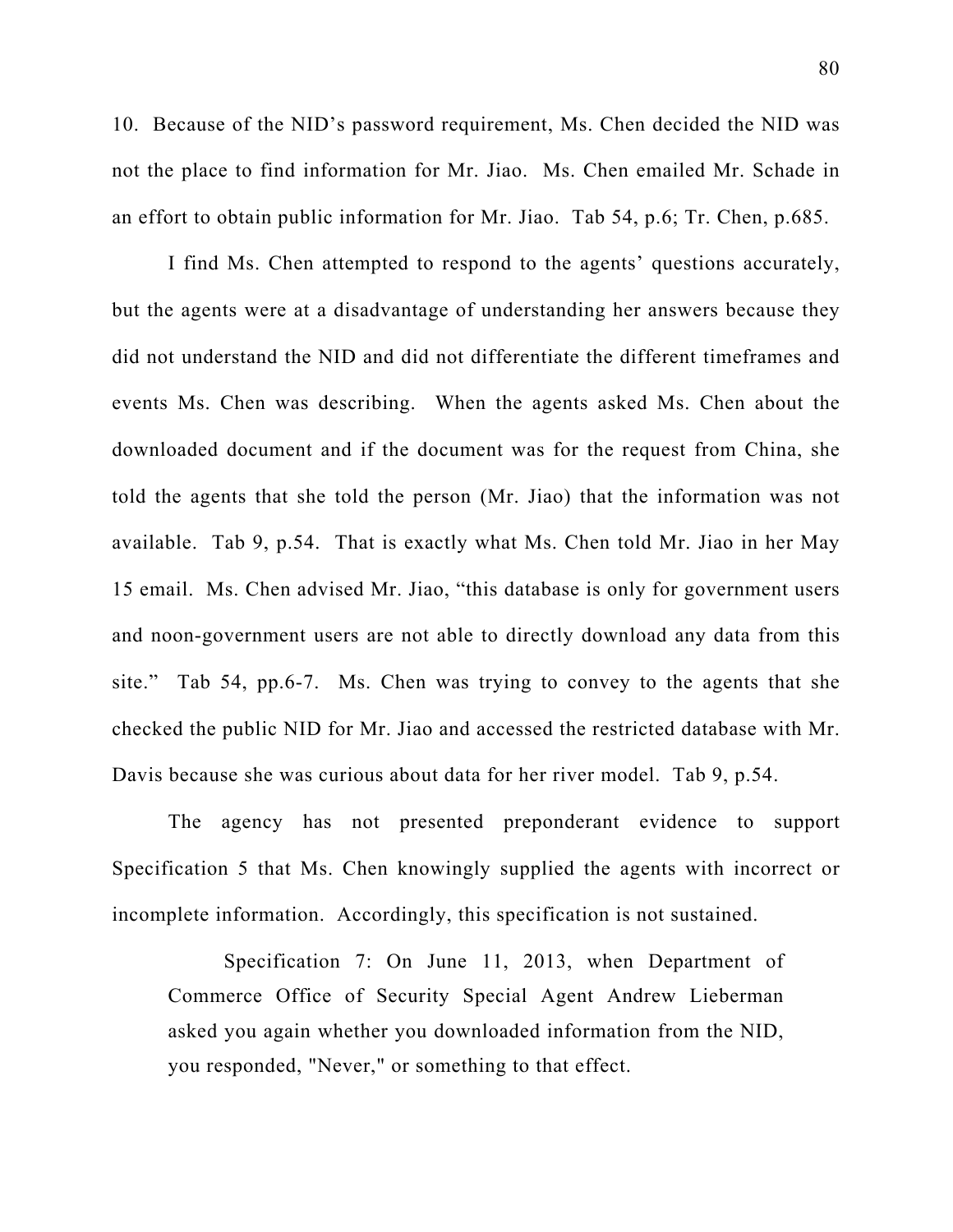10. Because of the NID's password requirement, Ms. Chen decided the NID was not the place to find information for Mr. Jiao. Ms. Chen emailed Mr. Schade in an effort to obtain public information for Mr. Jiao. Tab 54, p.6; Tr. Chen, p.685.

I find Ms. Chen attempted to respond to the agents' questions accurately, but the agents were at a disadvantage of understanding her answers because they did not understand the NID and did not differentiate the different timeframes and events Ms. Chen was describing. When the agents asked Ms. Chen about the downloaded document and if the document was for the request from China, she told the agents that she told the person (Mr. Jiao) that the information was not available. Tab 9, p.54. That is exactly what Ms. Chen told Mr. Jiao in her May 15 email. Ms. Chen advised Mr. Jiao, "this database is only for government users and noon-government users are not able to directly download any data from this site." Tab 54, pp.6-7. Ms. Chen was trying to convey to the agents that she checked the public NID for Mr. Jiao and accessed the restricted database with Mr. Davis because she was curious about data for her river model. Tab 9, p.54.

The agency has not presented preponderant evidence to support Specification 5 that Ms. Chen knowingly supplied the agents with incorrect or incomplete information. Accordingly, this specification is not sustained.

> Specification 7: On June 11, 2013, when Department of Commerce Office of Security Special Agent Andrew Lieberman asked you again whether you downloaded information from the NID, you responded, "Never," or something to that effect.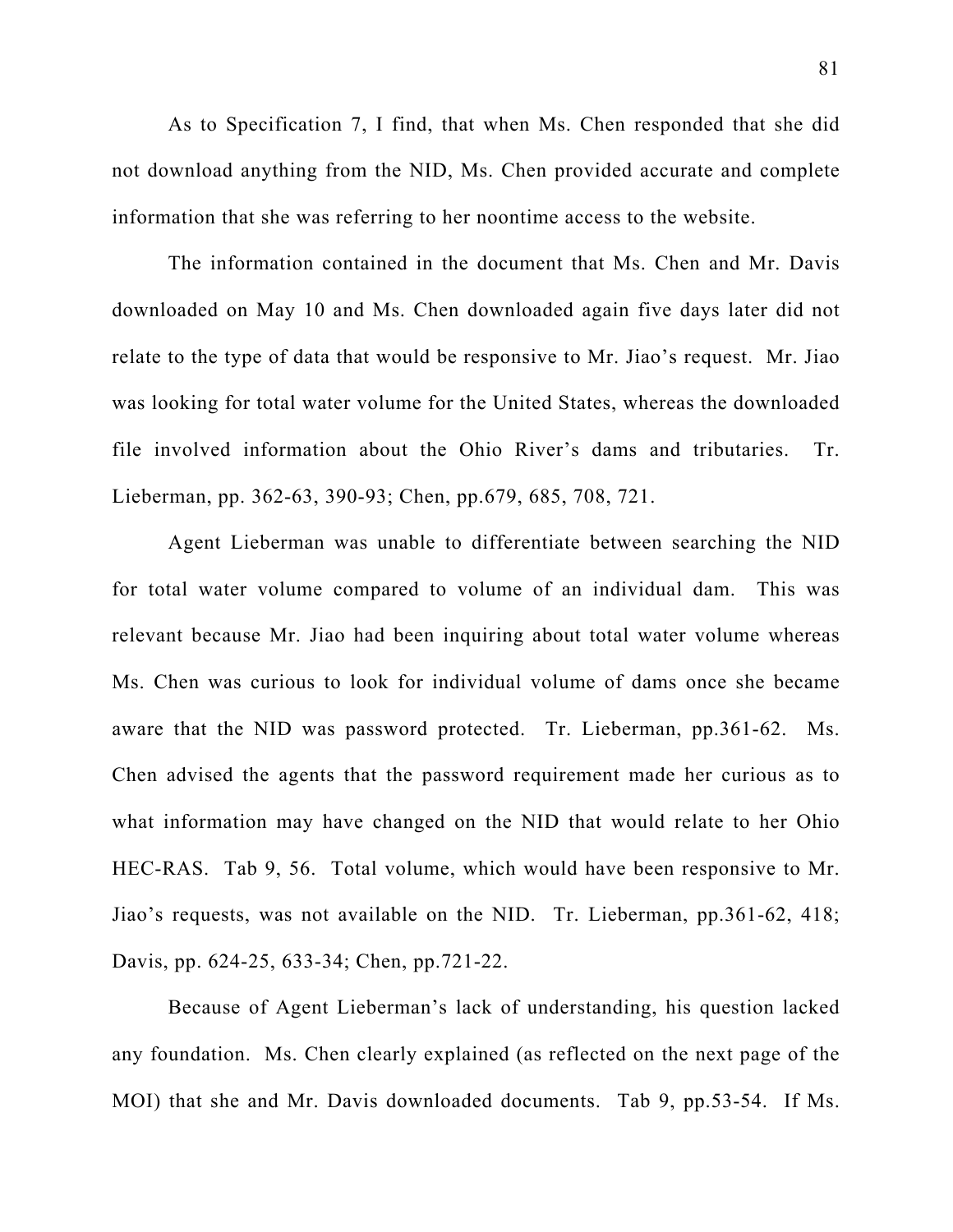As to Specification 7, I find, that when Ms. Chen responded that she did not download anything from the NID, Ms. Chen provided accurate and complete information that she was referring to her noontime access to the website.

The information contained in the document that Ms. Chen and Mr. Davis downloaded on May 10 and Ms. Chen downloaded again five days later did not relate to the type of data that would be responsive to Mr. Jiao's request. Mr. Jiao was looking for total water volume for the United States, whereas the downloaded file involved information about the Ohio River's dams and tributaries. Tr. Lieberman, pp. 362-63, 390-93; Chen, pp.679, 685, 708, 721.

Agent Lieberman was unable to differentiate between searching the NID for total water volume compared to volume of an individual dam. This was relevant because Mr. Jiao had been inquiring about total water volume whereas Ms. Chen was curious to look for individual volume of dams once she became aware that the NID was password protected. Tr. Lieberman, pp.361-62. Ms. Chen advised the agents that the password requirement made her curious as to what information may have changed on the NID that would relate to her Ohio HEC-RAS. Tab 9, 56. Total volume, which would have been responsive to Mr. Jiao's requests, was not available on the NID. Tr. Lieberman, pp.361-62, 418; Davis, pp. 624-25, 633-34; Chen, pp.721-22.

Because of Agent Lieberman's lack of understanding, his question lacked any foundation. Ms. Chen clearly explained (as reflected on the next page of the MOI) that she and Mr. Davis downloaded documents. Tab 9, pp.53-54. If Ms.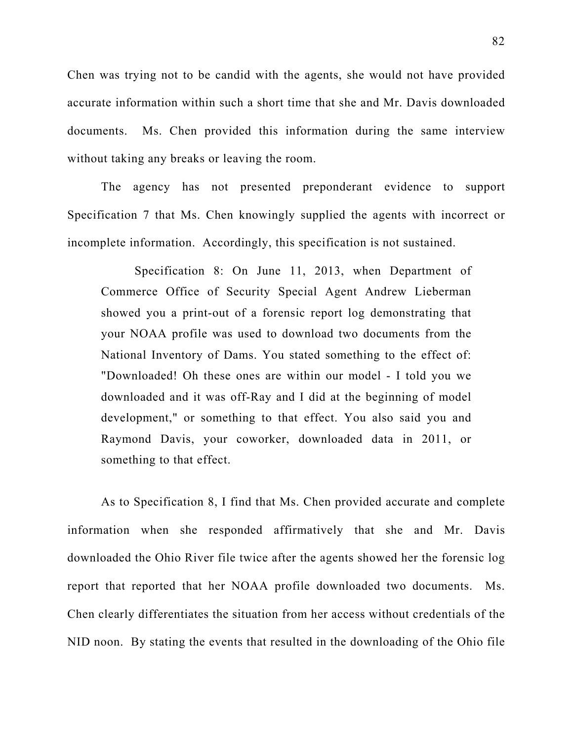Chen was trying not to be candid with the agents, she would not have provided accurate information within such a short time that she and Mr. Davis downloaded documents. Ms. Chen provided this information during the same interview without taking any breaks or leaving the room.

The agency has not presented preponderant evidence to support Specification 7 that Ms. Chen knowingly supplied the agents with incorrect or incomplete information. Accordingly, this specification is not sustained.

> Specification 8: On June 11, 2013, when Department of Commerce Office of Security Special Agent Andrew Lieberman showed you a print-out of a forensic report log demonstrating that your NOAA profile was used to download two documents from the National Inventory of Dams. You stated something to the effect of: "Downloaded! Oh these ones are within our model - I told you we downloaded and it was off-Ray and I did at the beginning of model development," or something to that effect. You also said you and Raymond Davis, your coworker, downloaded data in 2011, or something to that effect.

As to Specification 8, I find that Ms. Chen provided accurate and complete information when she responded affirmatively that she and Mr. Davis downloaded the Ohio River file twice after the agents showed her the forensic log report that reported that her NOAA profile downloaded two documents. Ms. Chen clearly differentiates the situation from her access without credentials of the NID noon. By stating the events that resulted in the downloading of the Ohio file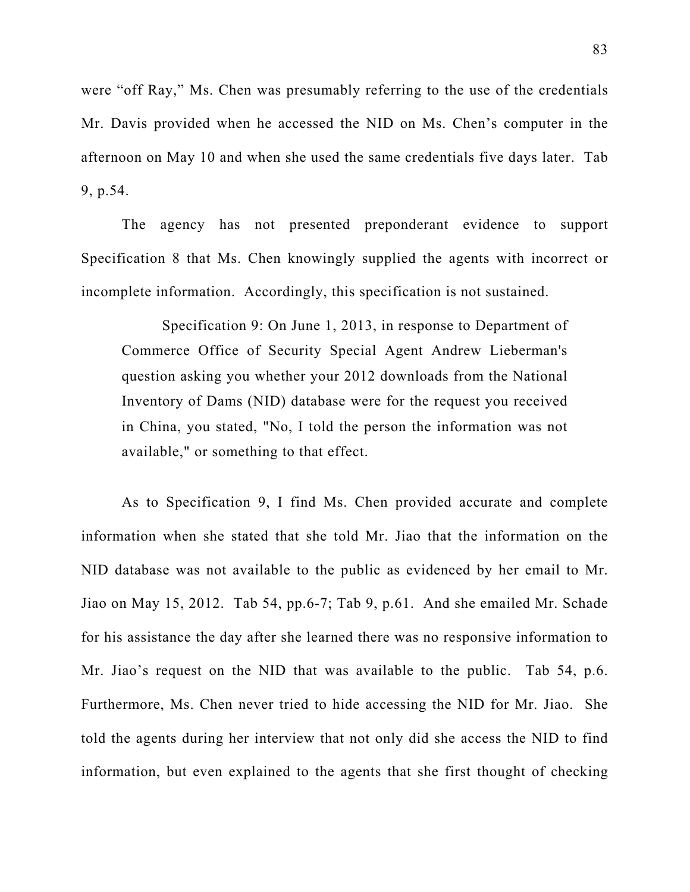were "off Ray," Ms. Chen was presumably referring to the use of the credentials Mr. Davis provided when he accessed the NID on Ms. Chen's computer in the afternoon on May 10 and when she used the same credentials five days later. Tab 9, p.54.

The agency has not presented preponderant evidence to support Specification 8 that Ms. Chen knowingly supplied the agents with incorrect or incomplete information. Accordingly, this specification is not sustained.

> Specification 9: On June 1, 2013, in response to Department of Commerce Office of Security Special Agent Andrew Lieberman's question asking you whether your 2012 downloads from the National Inventory of Dams (NID) database were for the request you received in China, you stated, "No, I told the person the information was not available," or something to that effect.

As to Specification 9, I find Ms. Chen provided accurate and complete information when she stated that she told Mr. Jiao that the information on the NID database was not available to the public as evidenced by her email to Mr. Jiao on May 15, 2012. Tab 54, pp.6-7; Tab 9, p.61. And she emailed Mr. Schade for his assistance the day after she learned there was no responsive information to Mr. Jiao's request on the NID that was available to the public. Tab 54, p.6. Furthermore, Ms. Chen never tried to hide accessing the NID for Mr. Jiao. She told the agents during her interview that not only did she access the NID to find information, but even explained to the agents that she first thought of checking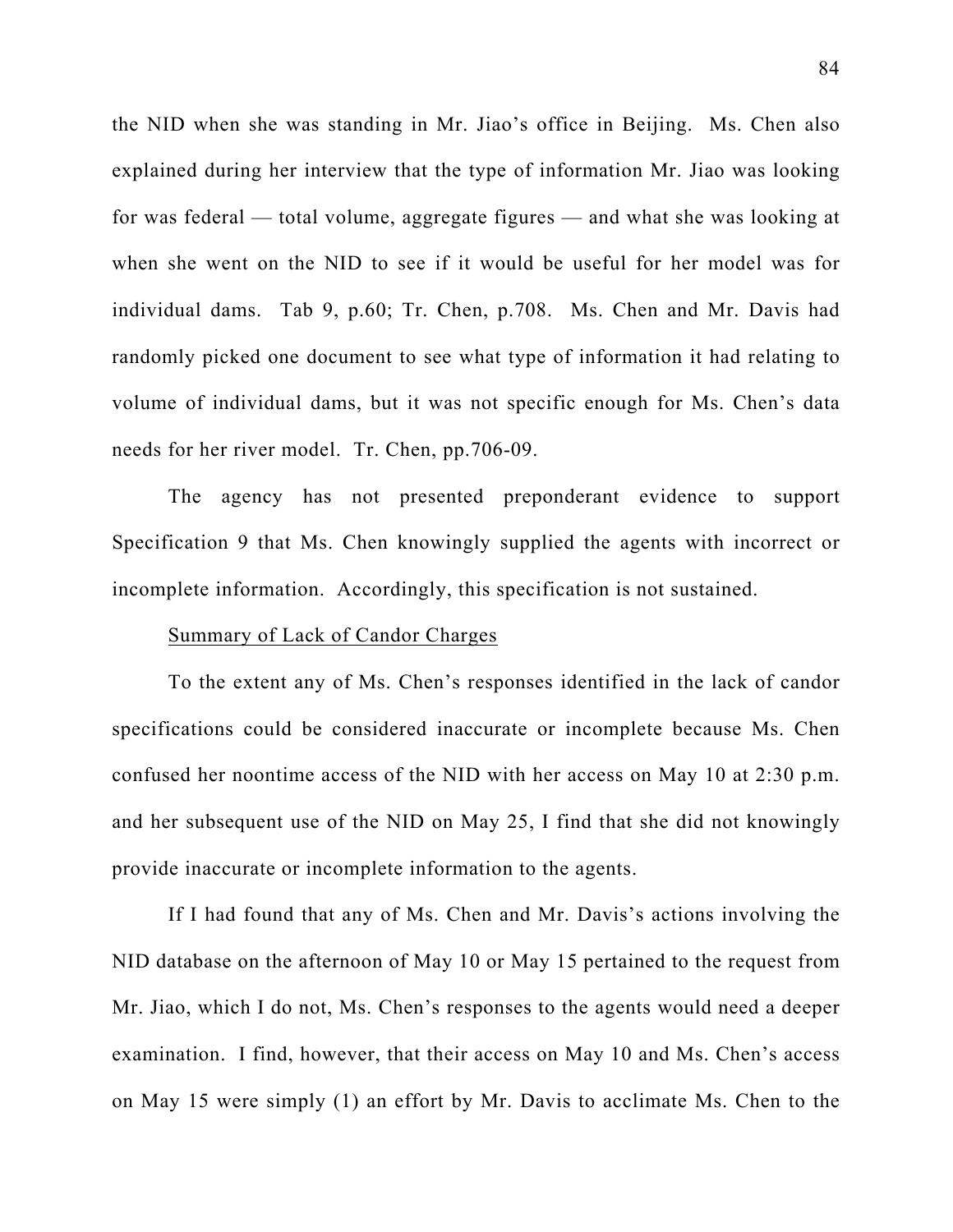the NID when she was standing in Mr. Jiao's office in Beijing. Ms. Chen also explained during her interview that the type of information Mr. Jiao was looking for was federal — total volume, aggregate figures — and what she was looking at when she went on the NID to see if it would be useful for her model was for individual dams. Tab 9, p.60; Tr. Chen, p.708. Ms. Chen and Mr. Davis had randomly picked one document to see what type of information it had relating to volume of individual dams, but it was not specific enough for Ms. Chen's data needs for her river model. Tr. Chen, pp.706-09.

The agency has not presented preponderant evidence to support Specification 9 that Ms. Chen knowingly supplied the agents with incorrect or incomplete information. Accordingly, this specification is not sustained.

<u>Summary of Lack of Candor Charges</u>

To the extent any of Ms. Chen's responses identified in the lack of candor specifications could be considered inaccurate or incomplete because Ms. Chen confused her noontime access of the NID with her access on May 10 at 2:30 p.m. and her subsequent use of the NID on May 25, I find that she did not knowingly provide inaccurate or incomplete information to the agents.

If I had found that any of Ms. Chen and Mr. Davis's actions involving the NID database on the afternoon of May 10 or May 15 pertained to the request from Mr. Jiao, which I do not, Ms. Chen's responses to the agents would need a deeper examination. I find, however, that their access on May 10 and Ms. Chen's access on May 15 were simply (1) an effort by Mr. Davis to acclimate Ms. Chen to the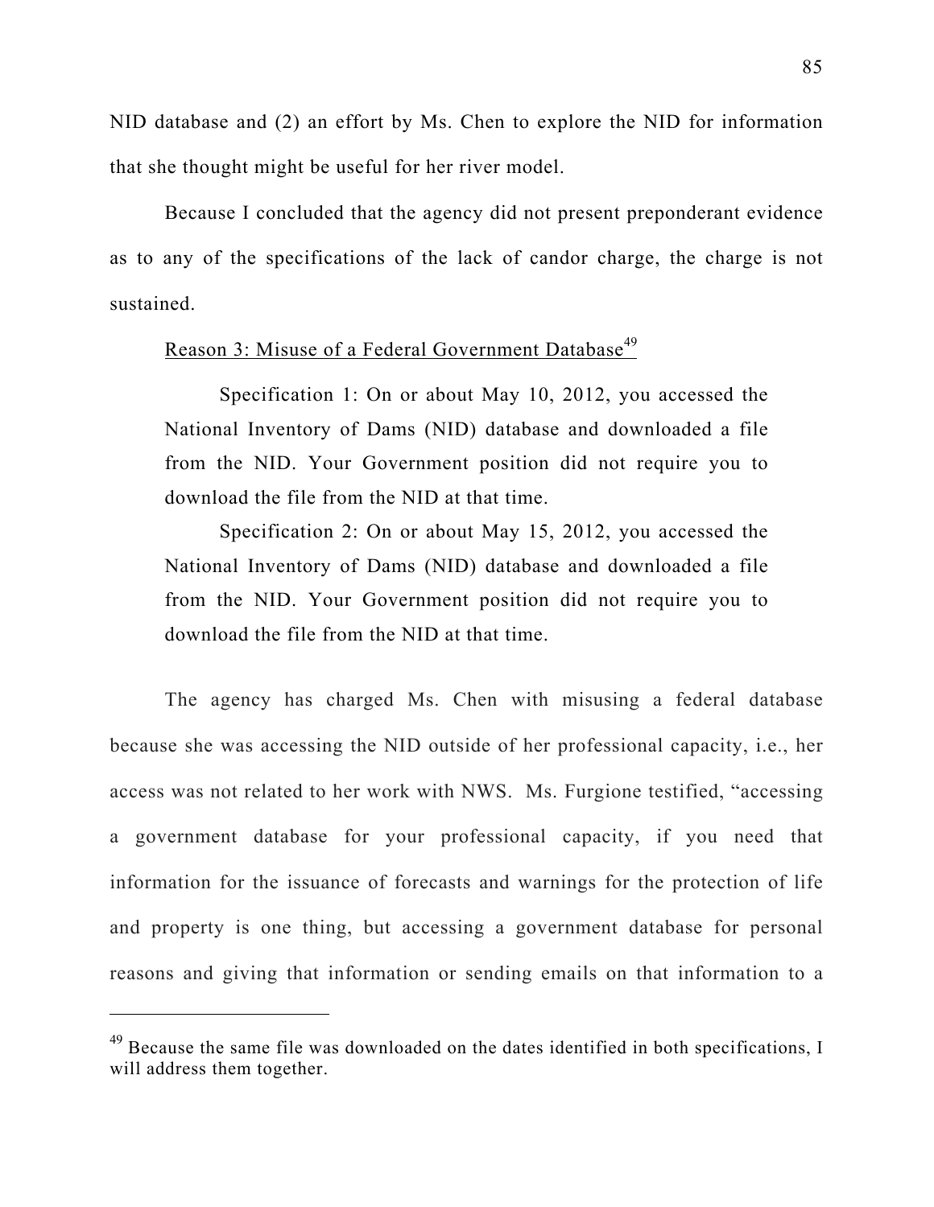NID database and (2) an effort by Ms. Chen to explore the NID for information that she thought might be useful for her river model.

Because I concluded that the agency did not present preponderant evidence as to any of the specifications of the lack of candor charge, the charge is not sustained.

Reason 3: Misuse of a Federal Government Database[49]

> Specification 1: On or about May 10, 2012, you accessed the National Inventory of Dams (NID) database and downloaded a file from the NID. Your Government position did not require you to download the file from the NID at that time.
>
> Specification 2: On or about May 15, 2012, you accessed the National Inventory of Dams (NID) database and downloaded a file from the NID. Your Government position did not require you to download the file from the NID at that time.

The agency has charged Ms. Chen with misusing a federal database because she was accessing the NID outside of her professional capacity, i.e., her access was not related to her work with NWS. Ms. Furgione testified, "accessing a government database for your professional capacity, if you need that information for the issuance of forecasts and warnings for the protection of life and property is one thing, but accessing a government database for personal reasons and giving that information or sending emails on that information to a

---

[49] Because the same file was downloaded on the dates identified in both specifications, I will address them together.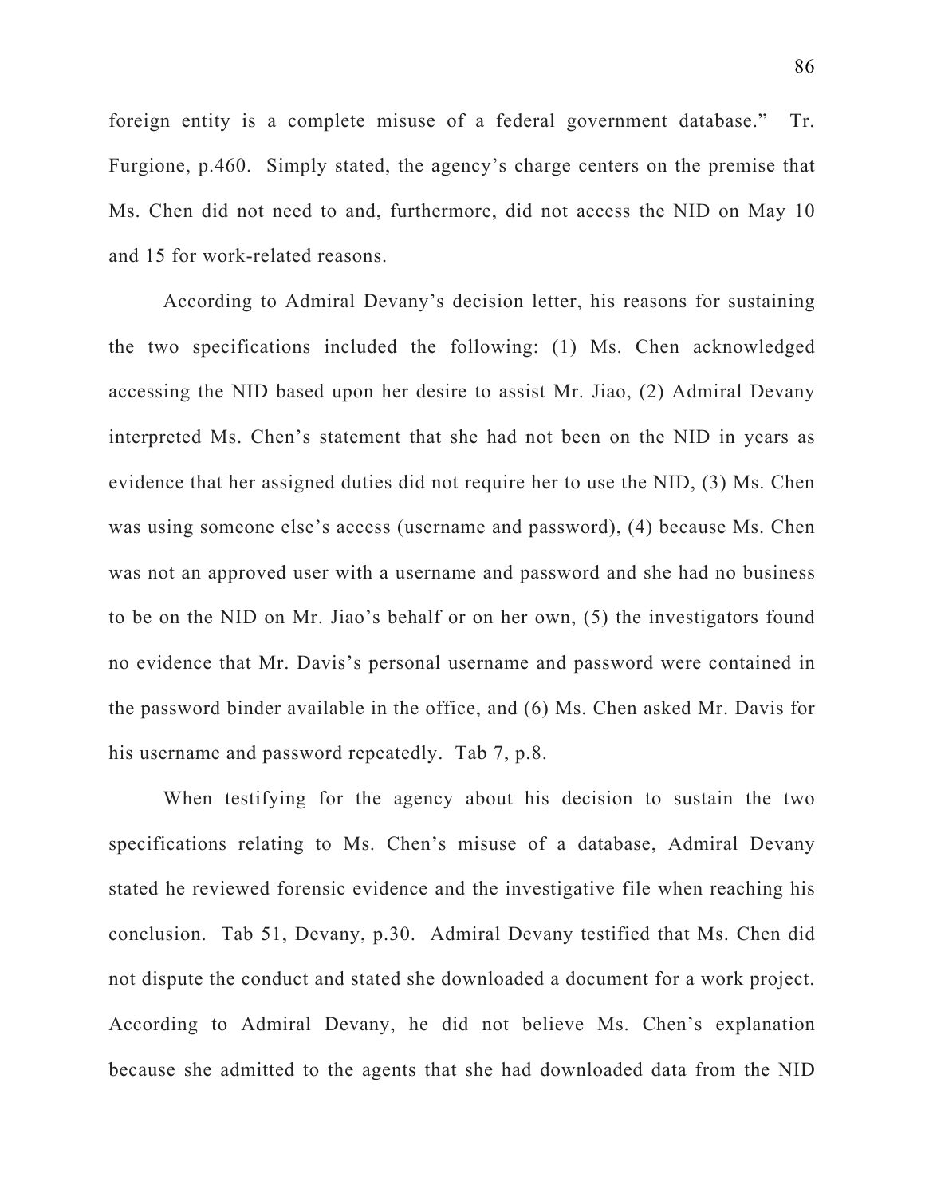foreign entity is a complete misuse of a federal government database." Tr. Furgione, p.460. Simply stated, the agency's charge centers on the premise that Ms. Chen did not need to and, furthermore, did not access the NID on May 10 and 15 for work-related reasons.

According to Admiral Devany's decision letter, his reasons for sustaining the two specifications included the following: (1) Ms. Chen acknowledged accessing the NID based upon her desire to assist Mr. Jiao, (2) Admiral Devany interpreted Ms. Chen's statement that she had not been on the NID in years as evidence that her assigned duties did not require her to use the NID, (3) Ms. Chen was using someone else's access (username and password), (4) because Ms. Chen was not an approved user with a username and password and she had no business to be on the NID on Mr. Jiao's behalf or on her own, (5) the investigators found no evidence that Mr. Davis's personal username and password were contained in the password binder available in the office, and (6) Ms. Chen asked Mr. Davis for his username and password repeatedly. Tab 7, p.8.

When testifying for the agency about his decision to sustain the two specifications relating to Ms. Chen's misuse of a database, Admiral Devany stated he reviewed forensic evidence and the investigative file when reaching his conclusion. Tab 51, Devany, p.30. Admiral Devany testified that Ms. Chen did not dispute the conduct and stated she downloaded a document for a work project. According to Admiral Devany, he did not believe Ms. Chen's explanation because she admitted to the agents that she had downloaded data from the NID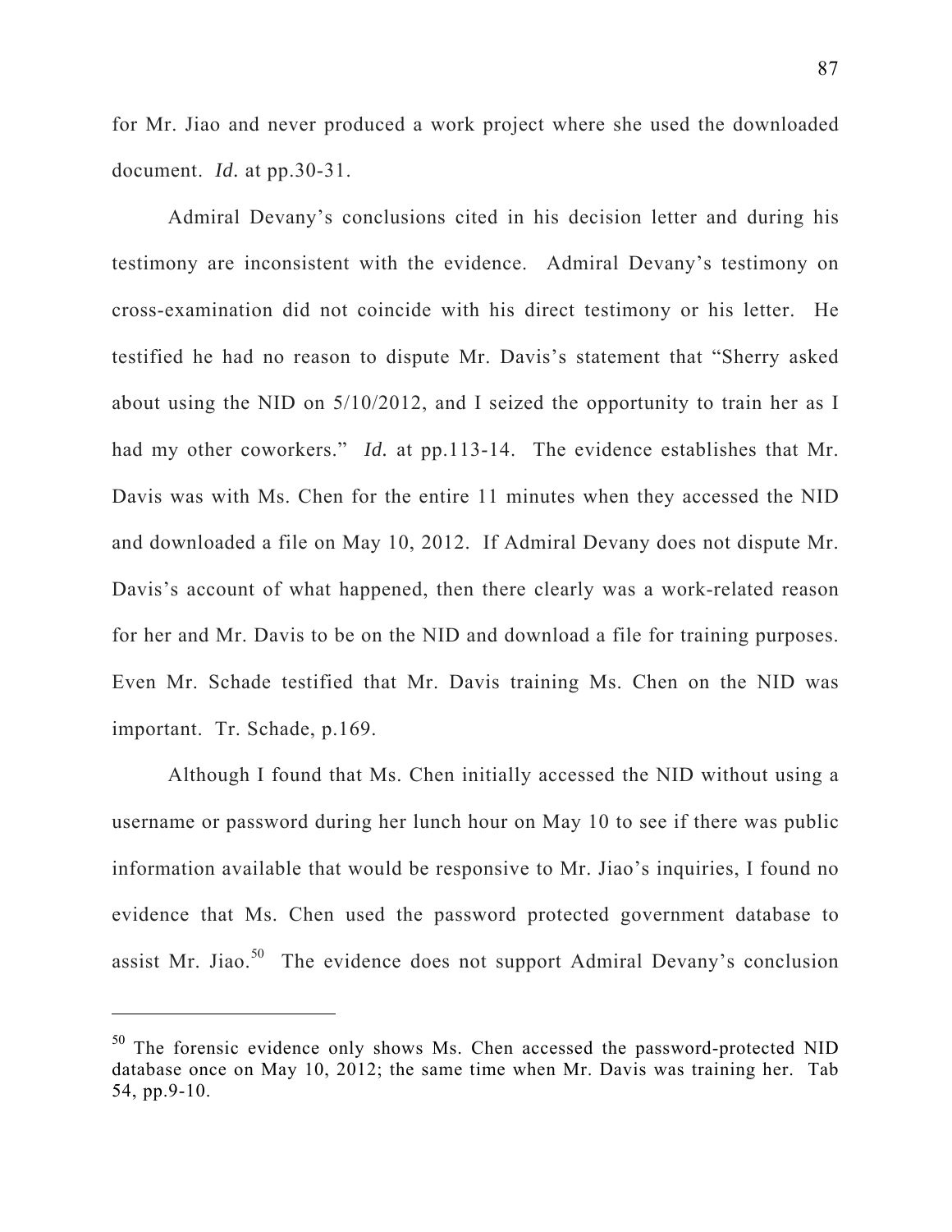for Mr. Jiao and never produced a work project where she used the downloaded document. *Id.* at pp.30-31.

Admiral Devany's conclusions cited in his decision letter and during his testimony are inconsistent with the evidence. Admiral Devany's testimony on cross-examination did not coincide with his direct testimony or his letter. He testified he had no reason to dispute Mr. Davis's statement that "Sherry asked about using the NID on 5/10/2012, and I seized the opportunity to train her as I had my other coworkers." *Id.* at pp.113-14. The evidence establishes that Mr. Davis was with Ms. Chen for the entire 11 minutes when they accessed the NID and downloaded a file on May 10, 2012. If Admiral Devany does not dispute Mr. Davis's account of what happened, then there clearly was a work-related reason for her and Mr. Davis to be on the NID and download a file for training purposes. Even Mr. Schade testified that Mr. Davis training Ms. Chen on the NID was important. Tr. Schade, p.169.

Although I found that Ms. Chen initially accessed the NID without using a username or password during her lunch hour on May 10 to see if there was public information available that would be responsive to Mr. Jiao's inquiries, I found no evidence that Ms. Chen used the password protected government database to assist Mr. Jiao.[50] The evidence does not support Admiral Devany's conclusion

---

[50] The forensic evidence only shows Ms. Chen accessed the password-protected NID database once on May 10, 2012; the same time when Mr. Davis was training her. Tab 54, pp.9-10.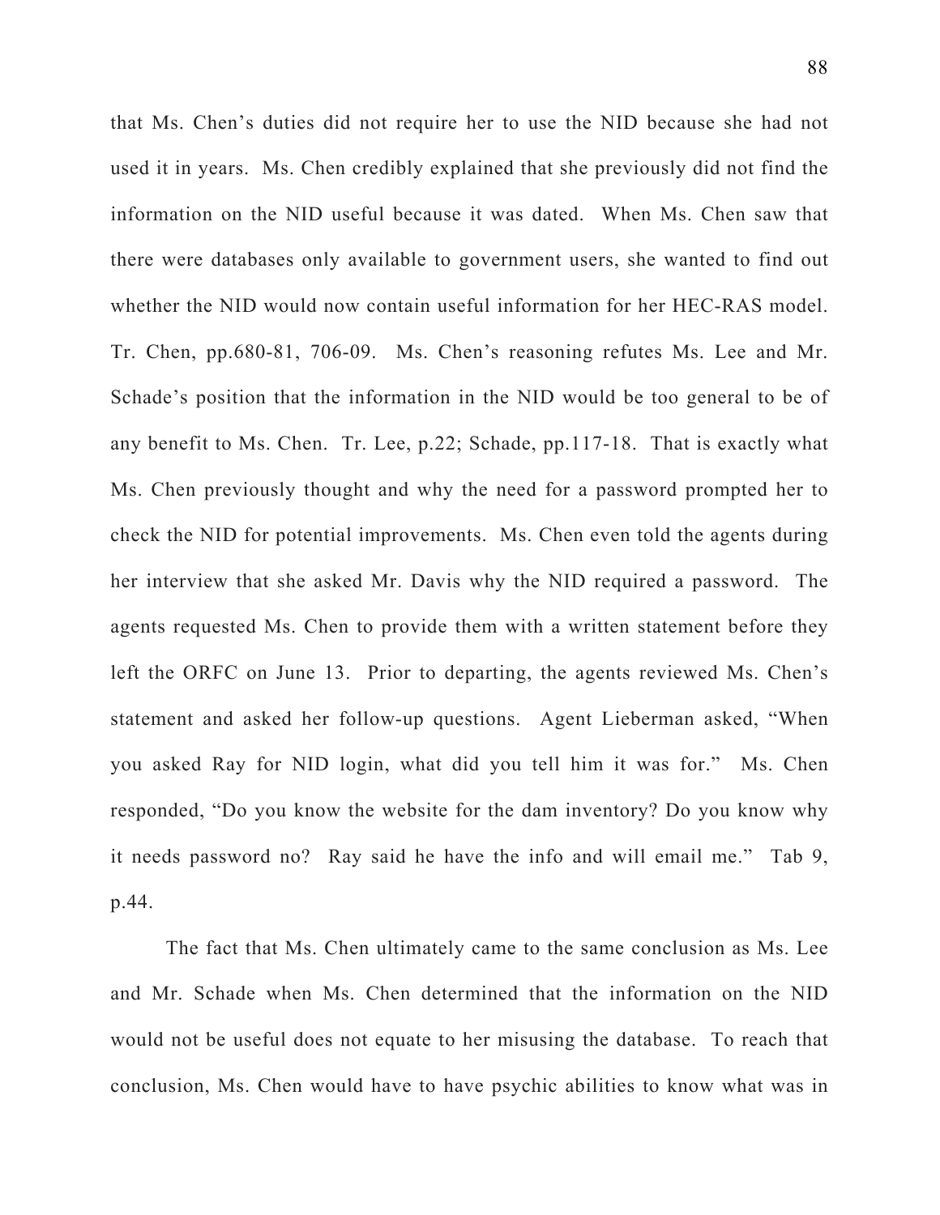that Ms. Chen's duties did not require her to use the NID because she had not used it in years. Ms. Chen credibly explained that she previously did not find the information on the NID useful because it was dated. When Ms. Chen saw that there were databases only available to government users, she wanted to find out whether the NID would now contain useful information for her HEC-RAS model. Tr. Chen, pp.680-81, 706-09. Ms. Chen's reasoning refutes Ms. Lee and Mr. Schade's position that the information in the NID would be too general to be of any benefit to Ms. Chen. Tr. Lee, p.22; Schade, pp.117-18. That is exactly what Ms. Chen previously thought and why the need for a password prompted her to check the NID for potential improvements. Ms. Chen even told the agents during her interview that she asked Mr. Davis why the NID required a password. The agents requested Ms. Chen to provide them with a written statement before they left the ORFC on June 13. Prior to departing, the agents reviewed Ms. Chen's statement and asked her follow-up questions. Agent Lieberman asked, "When you asked Ray for NID login, what did you tell him it was for." Ms. Chen responded, "Do you know the website for the dam inventory? Do you know why it needs password no? Ray said he have the info and will email me." Tab 9, p.44.

The fact that Ms. Chen ultimately came to the same conclusion as Ms. Lee and Mr. Schade when Ms. Chen determined that the information on the NID would not be useful does not equate to her misusing the database. To reach that conclusion, Ms. Chen would have to have psychic abilities to know what was in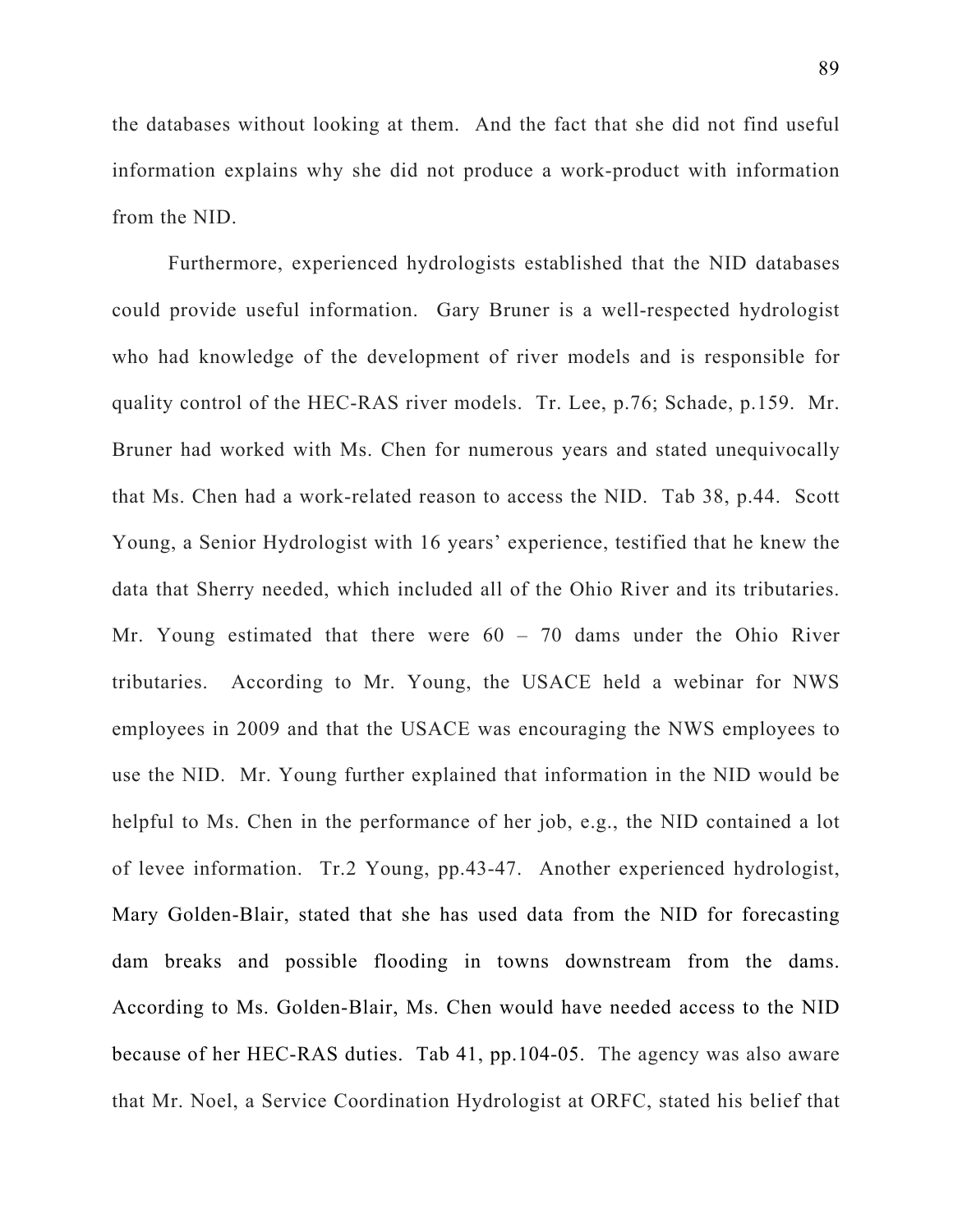the databases without looking at them. And the fact that she did not find useful information explains why she did not produce a work-product with information from the NID.

Furthermore, experienced hydrologists established that the NID databases could provide useful information. Gary Bruner is a well-respected hydrologist who had knowledge of the development of river models and is responsible for quality control of the HEC-RAS river models. Tr. Lee, p.76; Schade, p.159. Mr. Bruner had worked with Ms. Chen for numerous years and stated unequivocally that Ms. Chen had a work-related reason to access the NID. Tab 38, p.44. Scott Young, a Senior Hydrologist with 16 years' experience, testified that he knew the data that Sherry needed, which included all of the Ohio River and its tributaries. Mr. Young estimated that there were 60 – 70 dams under the Ohio River tributaries. According to Mr. Young, the USACE held a webinar for NWS employees in 2009 and that the USACE was encouraging the NWS employees to use the NID. Mr. Young further explained that information in the NID would be helpful to Ms. Chen in the performance of her job, e.g., the NID contained a lot of levee information. Tr.2 Young, pp.43-47. Another experienced hydrologist, Mary Golden-Blair, stated that she has used data from the NID for forecasting dam breaks and possible flooding in towns downstream from the dams. According to Ms. Golden-Blair, Ms. Chen would have needed access to the NID because of her HEC-RAS duties. Tab 41, pp.104-05. The agency was also aware that Mr. Noel, a Service Coordination Hydrologist at ORFC, stated his belief that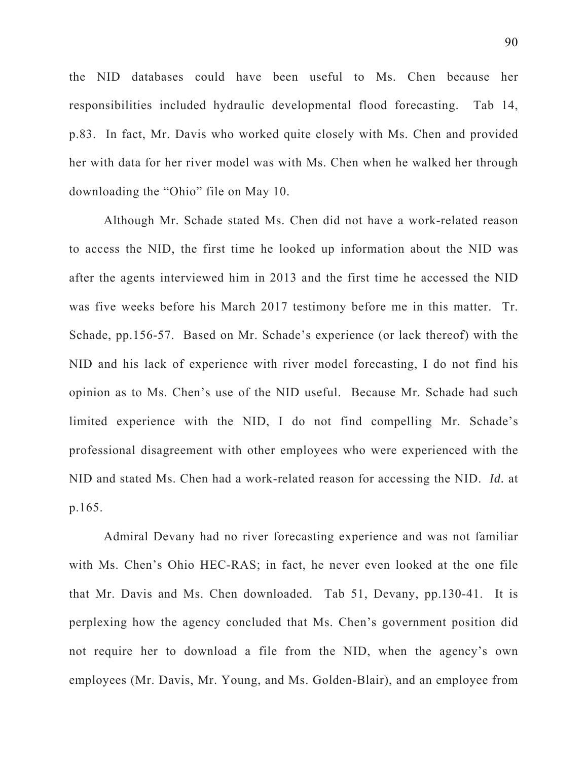the NID databases could have been useful to Ms. Chen because her responsibilities included hydraulic developmental flood forecasting. Tab 14, p.83. In fact, Mr. Davis who worked quite closely with Ms. Chen and provided her with data for her river model was with Ms. Chen when he walked her through downloading the "Ohio" file on May 10.

Although Mr. Schade stated Ms. Chen did not have a work-related reason to access the NID, the first time he looked up information about the NID was after the agents interviewed him in 2013 and the first time he accessed the NID was five weeks before his March 2017 testimony before me in this matter. Tr. Schade, pp.156-57. Based on Mr. Schade's experience (or lack thereof) with the NID and his lack of experience with river model forecasting, I do not find his opinion as to Ms. Chen's use of the NID useful. Because Mr. Schade had such limited experience with the NID, I do not find compelling Mr. Schade's professional disagreement with other employees who were experienced with the NID and stated Ms. Chen had a work-related reason for accessing the NID. *Id.* at p.165.

Admiral Devany had no river forecasting experience and was not familiar with Ms. Chen's Ohio HEC-RAS; in fact, he never even looked at the one file that Mr. Davis and Ms. Chen downloaded. Tab 51, Devany, pp.130-41. It is perplexing how the agency concluded that Ms. Chen's government position did not require her to download a file from the NID, when the agency's own employees (Mr. Davis, Mr. Young, and Ms. Golden-Blair), and an employee from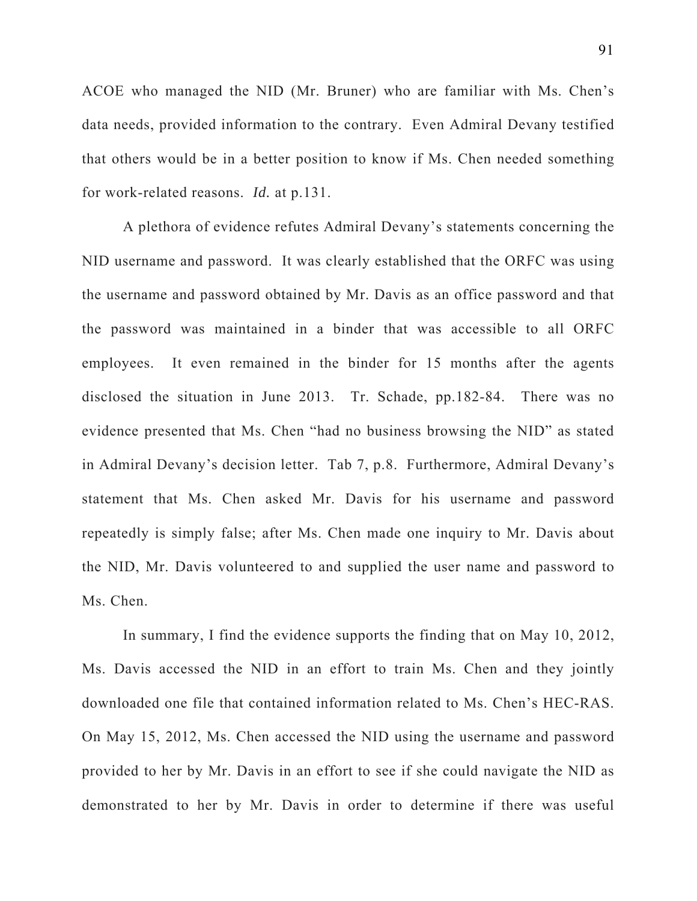ACOE who managed the NID (Mr. Bruner) who are familiar with Ms. Chen's data needs, provided information to the contrary. Even Admiral Devany testified that others would be in a better position to know if Ms. Chen needed something for work-related reasons. *Id.* at p.131.

A plethora of evidence refutes Admiral Devany's statements concerning the NID username and password. It was clearly established that the ORFC was using the username and password obtained by Mr. Davis as an office password and that the password was maintained in a binder that was accessible to all ORFC employees. It even remained in the binder for 15 months after the agents disclosed the situation in June 2013. Tr. Schade, pp.182-84. There was no evidence presented that Ms. Chen "had no business browsing the NID" as stated in Admiral Devany's decision letter. Tab 7, p.8. Furthermore, Admiral Devany's statement that Ms. Chen asked Mr. Davis for his username and password repeatedly is simply false; after Ms. Chen made one inquiry to Mr. Davis about the NID, Mr. Davis volunteered to and supplied the user name and password to Ms. Chen.

In summary, I find the evidence supports the finding that on May 10, 2012, Ms. Davis accessed the NID in an effort to train Ms. Chen and they jointly downloaded one file that contained information related to Ms. Chen's HEC-RAS. On May 15, 2012, Ms. Chen accessed the NID using the username and password provided to her by Mr. Davis in an effort to see if she could navigate the NID as demonstrated to her by Mr. Davis in order to determine if there was useful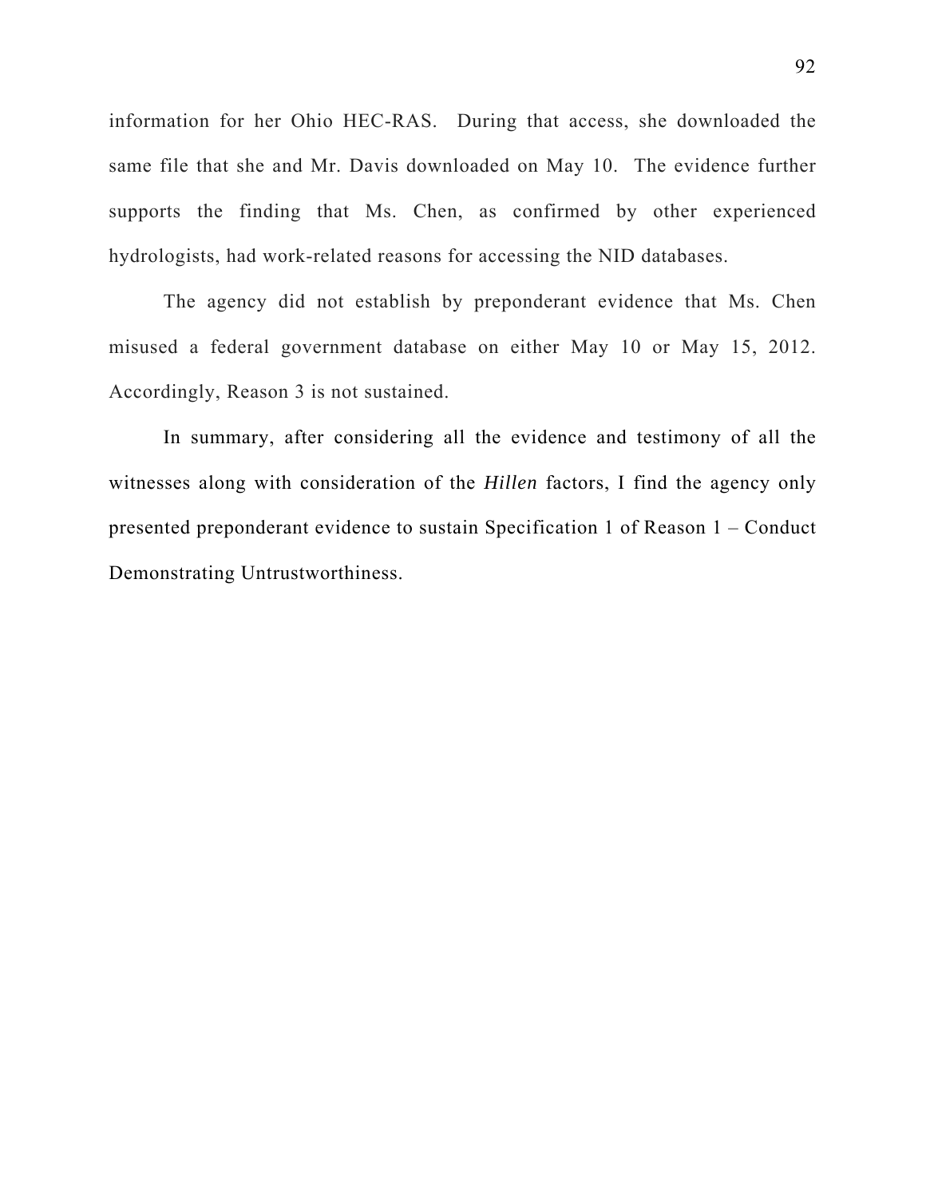information for her Ohio HEC-RAS. During that access, she downloaded the same file that she and Mr. Davis downloaded on May 10. The evidence further supports the finding that Ms. Chen, as confirmed by other experienced hydrologists, had work-related reasons for accessing the NID databases.

The agency did not establish by preponderant evidence that Ms. Chen misused a federal government database on either May 10 or May 15, 2012. Accordingly, Reason 3 is not sustained.

In summary, after considering all the evidence and testimony of all the witnesses along with consideration of the *Hillen* factors, I find the agency only presented preponderant evidence to sustain Specification 1 of Reason 1 – Conduct Demonstrating Untrustworthiness.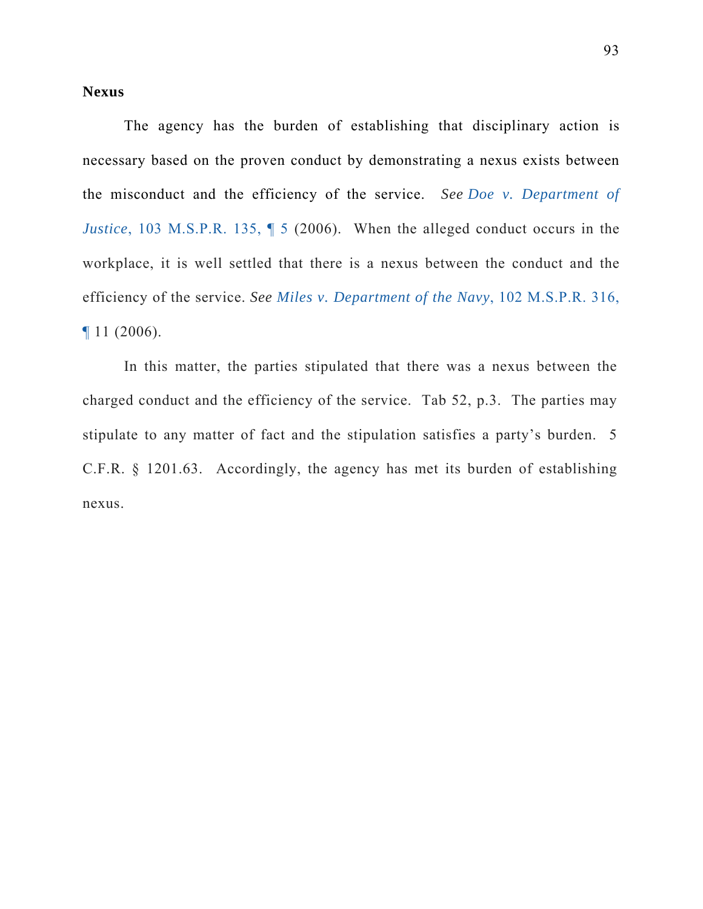**Nexus**

The agency has the burden of establishing that disciplinary action is necessary based on the proven conduct by demonstrating a nexus exists between the misconduct and the efficiency of the service. *See Doe v. Department of Justice*, 103 M.S.P.R. 135, ¶ 5 (2006). When the alleged conduct occurs in the workplace, it is well settled that there is a nexus between the conduct and the efficiency of the service. *See Miles v. Department of the Navy*, 102 M.S.P.R. 316, ¶ 11 (2006).

In this matter, the parties stipulated that there was a nexus between the charged conduct and the efficiency of the service. Tab 52, p.3. The parties may stipulate to any matter of fact and the stipulation satisfies a party's burden. 5 C.F.R. § 1201.63. Accordingly, the agency has met its burden of establishing nexus.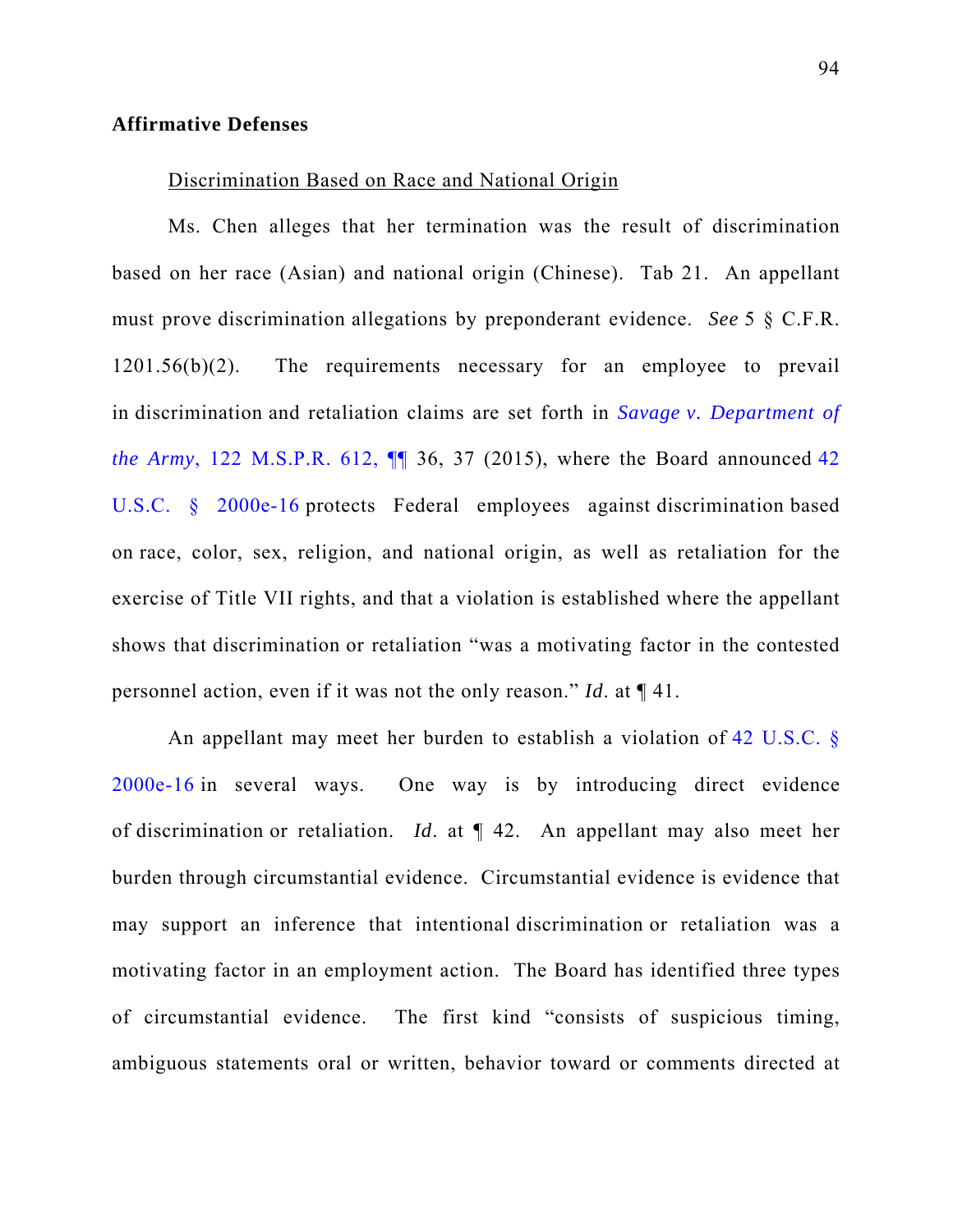**Affirmative Defenses**

Discrimination Based on Race and National Origin

Ms. Chen alleges that her termination was the result of discrimination based on her race (Asian) and national origin (Chinese). Tab 21. An appellant must prove discrimination allegations by preponderant evidence. *See* 5 § C.F.R. 1201.56(b)(2). The requirements necessary for an employee to prevail in discrimination and retaliation claims are set forth in *Savage v. Department of the Army*, 122 M.S.P.R. 612, ¶¶ 36, 37 (2015), where the Board announced 42 U.S.C. § 2000e-16 protects Federal employees against discrimination based on race, color, sex, religion, and national origin, as well as retaliation for the exercise of Title VII rights, and that a violation is established where the appellant shows that discrimination or retaliation "was a motivating factor in the contested personnel action, even if it was not the only reason." *Id.* at ¶ 41.

An appellant may meet her burden to establish a violation of 42 U.S.C. § 2000e-16 in several ways. One way is by introducing direct evidence of discrimination or retaliation. *Id.* at ¶ 42. An appellant may also meet her burden through circumstantial evidence. Circumstantial evidence is evidence that may support an inference that intentional discrimination or retaliation was a motivating factor in an employment action. The Board has identified three types of circumstantial evidence. The first kind "consists of suspicious timing, ambiguous statements oral or written, behavior toward or comments directed at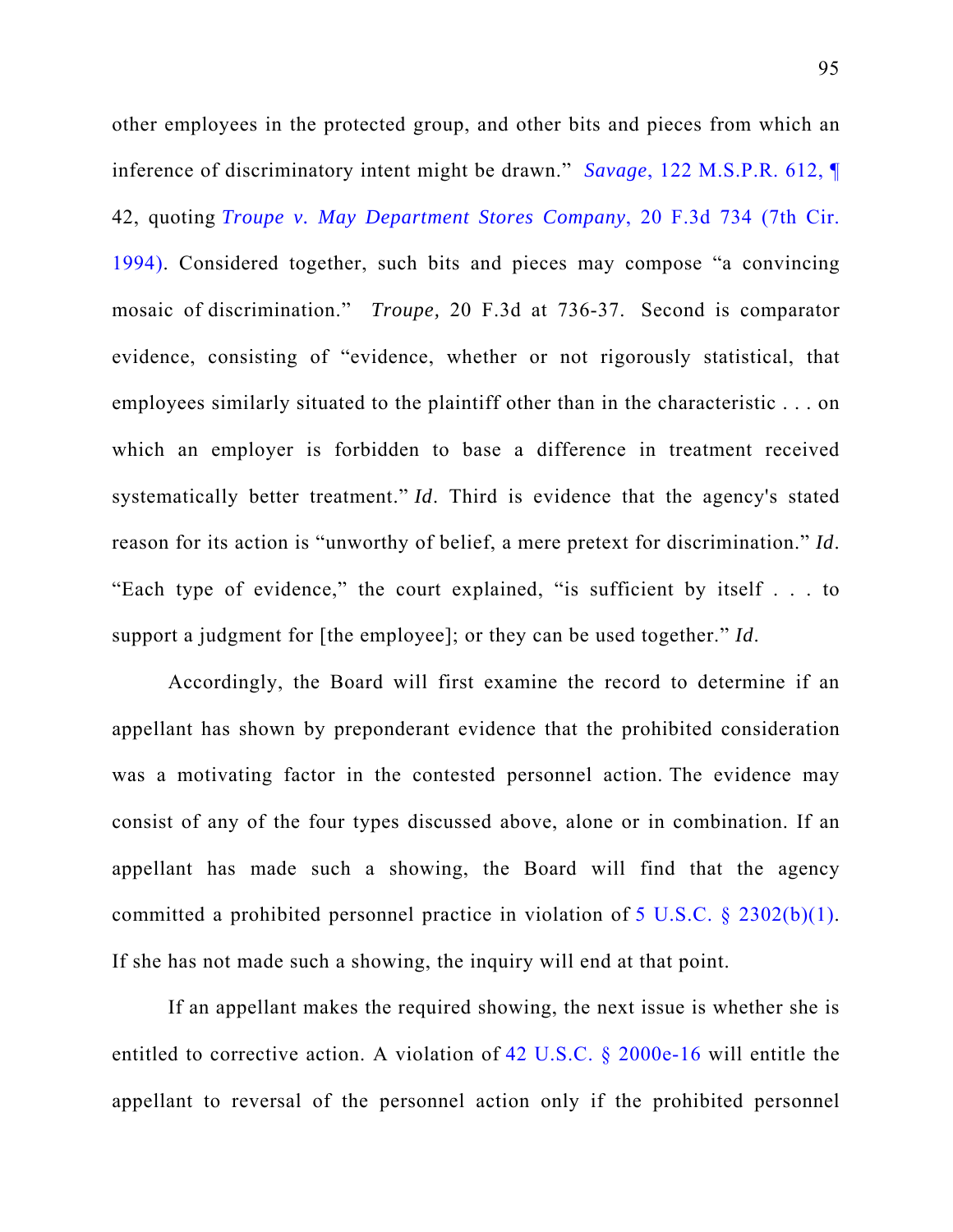other employees in the protected group, and other bits and pieces from which an inference of discriminatory intent might be drawn." *Savage*, 122 M.S.P.R. 612, ¶ 42, quoting *Troupe v. May Department Stores Company*, 20 F.3d 734 (7th Cir. 1994). Considered together, such bits and pieces may compose "a convincing mosaic of discrimination." *Troupe,* 20 F.3d at 736-37. Second is comparator evidence, consisting of "evidence, whether or not rigorously statistical, that employees similarly situated to the plaintiff other than in the characteristic . . . on which an employer is forbidden to base a difference in treatment received systematically better treatment." *Id*. Third is evidence that the agency's stated reason for its action is "unworthy of belief, a mere pretext for discrimination." *Id*. "Each type of evidence," the court explained, "is sufficient by itself . . . to support a judgment for [the employee]; or they can be used together." *Id*.

Accordingly, the Board will first examine the record to determine if an appellant has shown by preponderant evidence that the prohibited consideration was a motivating factor in the contested personnel action. The evidence may consist of any of the four types discussed above, alone or in combination. If an appellant has made such a showing, the Board will find that the agency committed a prohibited personnel practice in violation of 5 U.S.C. § 2302(b)(1). If she has not made such a showing, the inquiry will end at that point.

If an appellant makes the required showing, the next issue is whether she is entitled to corrective action. A violation of 42 U.S.C. § 2000e-16 will entitle the appellant to reversal of the personnel action only if the prohibited personnel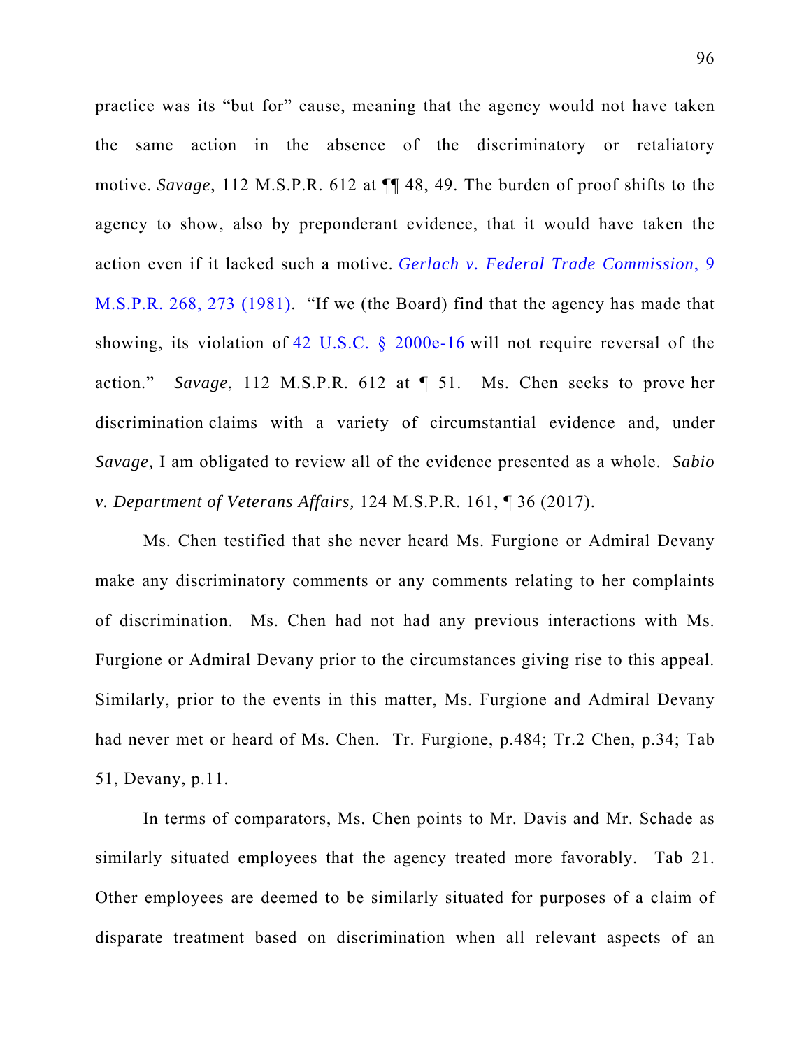practice was its "but for" cause, meaning that the agency would not have taken the same action in the absence of the discriminatory or retaliatory motive. *Savage*, 112 M.S.P.R. 612 at ¶¶ 48, 49. The burden of proof shifts to the agency to show, also by preponderant evidence, that it would have taken the action even if it lacked such a motive. *Gerlach v. Federal Trade Commission*, 9 M.S.P.R. 268, 273 (1981). "If we (the Board) find that the agency has made that showing, its violation of 42 U.S.C. § 2000e-16 will not require reversal of the action." *Savage*, 112 M.S.P.R. 612 at ¶ 51. Ms. Chen seeks to prove her discrimination claims with a variety of circumstantial evidence and, under *Savage,* I am obligated to review all of the evidence presented as a whole. *Sabio v. Department of Veterans Affairs,* 124 M.S.P.R. 161, ¶ 36 (2017).

Ms. Chen testified that she never heard Ms. Furgione or Admiral Devany make any discriminatory comments or any comments relating to her complaints of discrimination. Ms. Chen had not had any previous interactions with Ms. Furgione or Admiral Devany prior to the circumstances giving rise to this appeal. Similarly, prior to the events in this matter, Ms. Furgione and Admiral Devany had never met or heard of Ms. Chen. Tr. Furgione, p.484; Tr.2 Chen, p.34; Tab 51, Devany, p.11.

In terms of comparators, Ms. Chen points to Mr. Davis and Mr. Schade as similarly situated employees that the agency treated more favorably. Tab 21. Other employees are deemed to be similarly situated for purposes of a claim of disparate treatment based on discrimination when all relevant aspects of an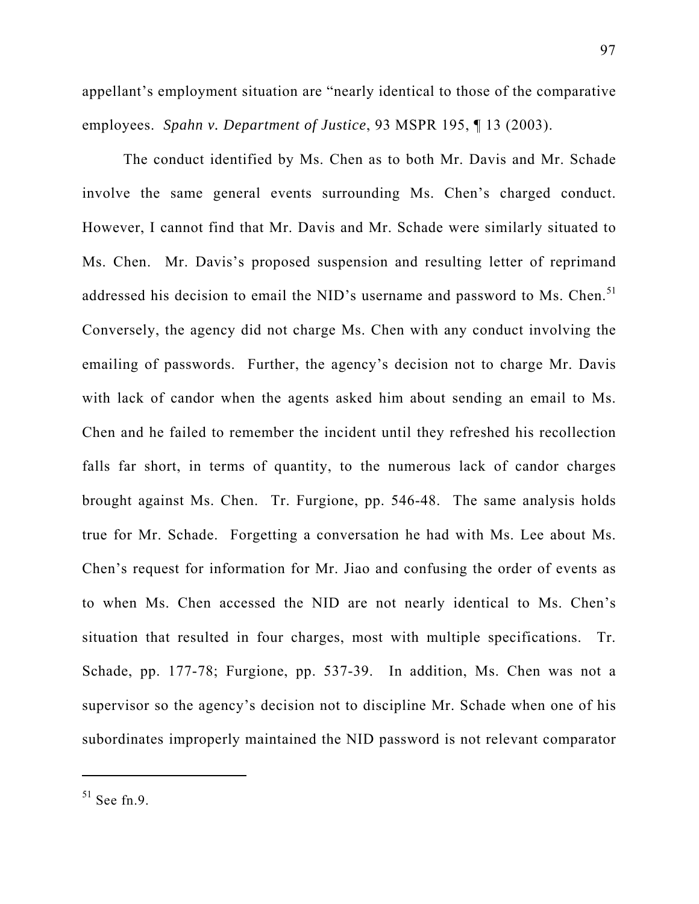appellant's employment situation are "nearly identical to those of the comparative employees. *Spahn v. Department of Justice*, 93 MSPR 195, ¶ 13 (2003).

The conduct identified by Ms. Chen as to both Mr. Davis and Mr. Schade involve the same general events surrounding Ms. Chen's charged conduct. However, I cannot find that Mr. Davis and Mr. Schade were similarly situated to Ms. Chen. Mr. Davis's proposed suspension and resulting letter of reprimand addressed his decision to email the NID's username and password to Ms. Chen.[51] Conversely, the agency did not charge Ms. Chen with any conduct involving the emailing of passwords. Further, the agency's decision not to charge Mr. Davis with lack of candor when the agents asked him about sending an email to Ms. Chen and he failed to remember the incident until they refreshed his recollection falls far short, in terms of quantity, to the numerous lack of candor charges brought against Ms. Chen. Tr. Furgione, pp. 546-48. The same analysis holds true for Mr. Schade. Forgetting a conversation he had with Ms. Lee about Ms. Chen's request for information for Mr. Jiao and confusing the order of events as to when Ms. Chen accessed the NID are not nearly identical to Ms. Chen's situation that resulted in four charges, most with multiple specifications. Tr. Schade, pp. 177-78; Furgione, pp. 537-39. In addition, Ms. Chen was not a supervisor so the agency's decision not to discipline Mr. Schade when one of his subordinates improperly maintained the NID password is not relevant comparator

---

[51] See fn.9.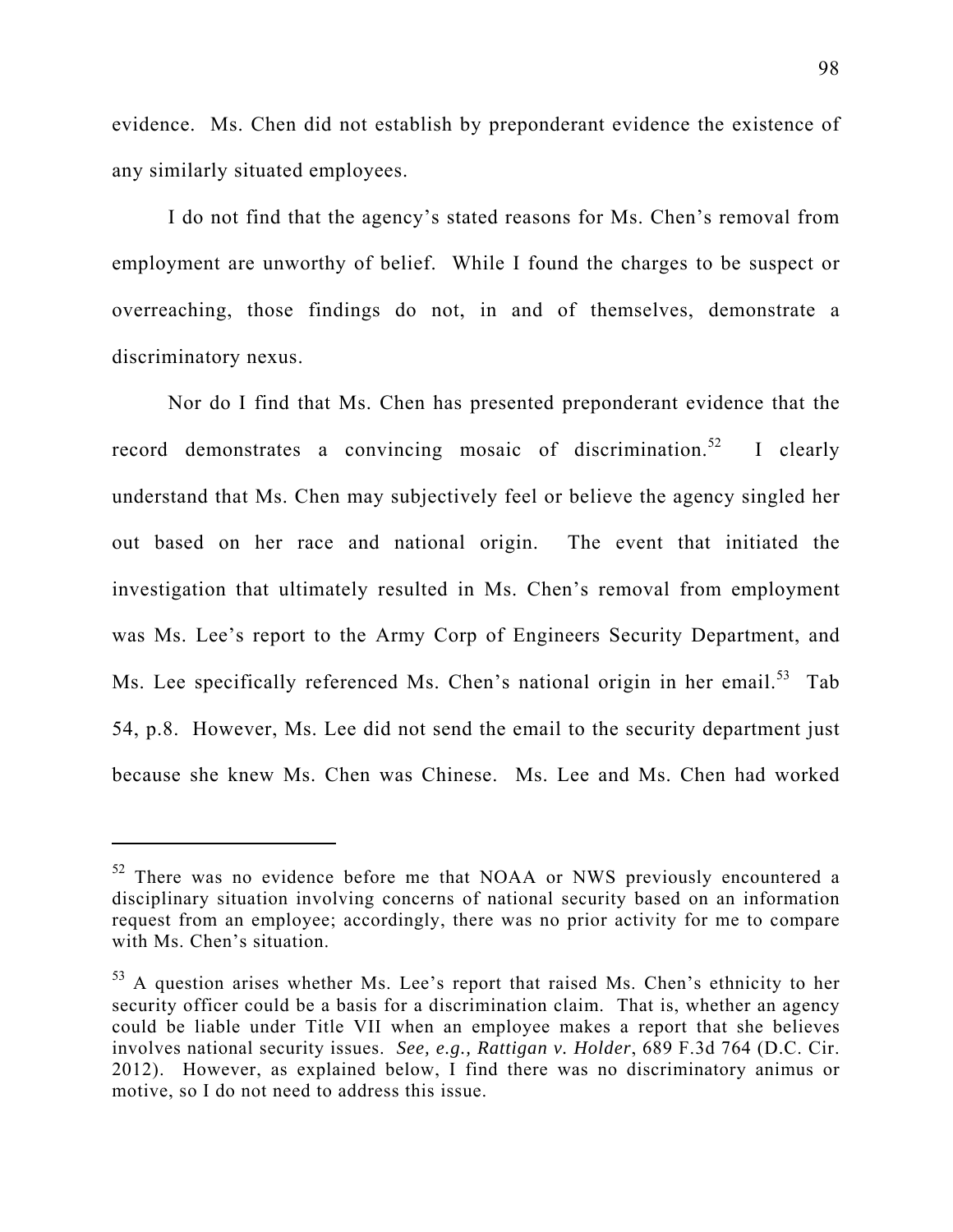evidence. Ms. Chen did not establish by preponderant evidence the existence of any similarly situated employees.

I do not find that the agency's stated reasons for Ms. Chen's removal from employment are unworthy of belief. While I found the charges to be suspect or overreaching, those findings do not, in and of themselves, demonstrate a discriminatory nexus.

Nor do I find that Ms. Chen has presented preponderant evidence that the record demonstrates a convincing mosaic of discrimination.[52] I clearly understand that Ms. Chen may subjectively feel or believe the agency singled her out based on her race and national origin. The event that initiated the investigation that ultimately resulted in Ms. Chen's removal from employment was Ms. Lee's report to the Army Corp of Engineers Security Department, and Ms. Lee specifically referenced Ms. Chen's national origin in her email.[53] Tab 54, p.8. However, Ms. Lee did not send the email to the security department just because she knew Ms. Chen was Chinese. Ms. Lee and Ms. Chen had worked

---

[52] There was no evidence before me that NOAA or NWS previously encountered a disciplinary situation involving concerns of national security based on an information request from an employee; accordingly, there was no prior activity for me to compare with Ms. Chen's situation.

[53] A question arises whether Ms. Lee's report that raised Ms. Chen's ethnicity to her security officer could be a basis for a discrimination claim. That is, whether an agency could be liable under Title VII when an employee makes a report that she believes involves national security issues. *See, e.g., Rattigan v. Holder*, 689 F.3d 764 (D.C. Cir. 2012). However, as explained below, I find there was no discriminatory animus or motive, so I do not need to address this issue.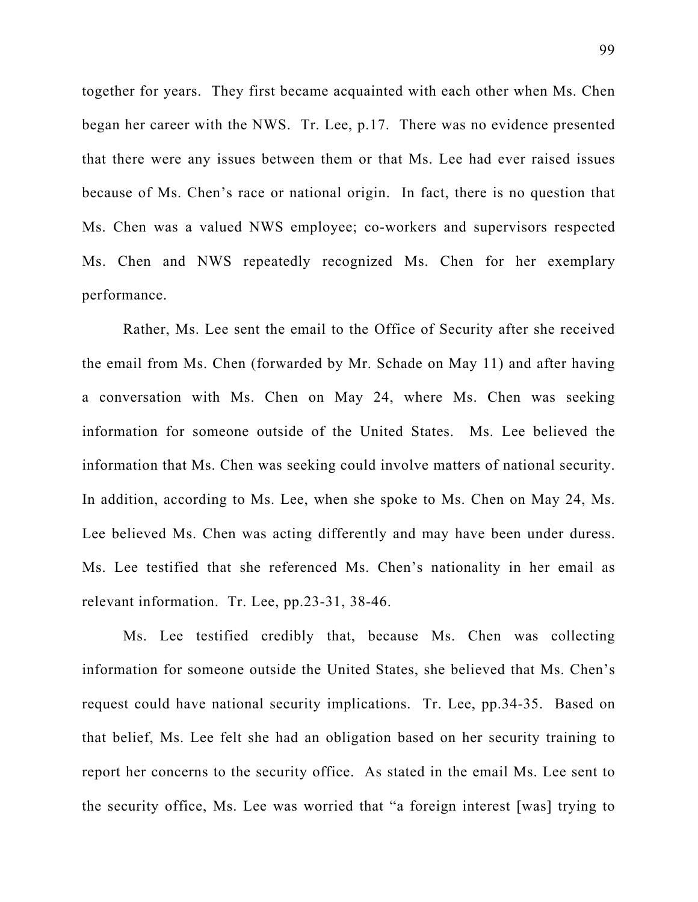together for years. They first became acquainted with each other when Ms. Chen began her career with the NWS. Tr. Lee, p.17. There was no evidence presented that there were any issues between them or that Ms. Lee had ever raised issues because of Ms. Chen's race or national origin. In fact, there is no question that Ms. Chen was a valued NWS employee; co-workers and supervisors respected Ms. Chen and NWS repeatedly recognized Ms. Chen for her exemplary performance.

Rather, Ms. Lee sent the email to the Office of Security after she received the email from Ms. Chen (forwarded by Mr. Schade on May 11) and after having a conversation with Ms. Chen on May 24, where Ms. Chen was seeking information for someone outside of the United States. Ms. Lee believed the information that Ms. Chen was seeking could involve matters of national security. In addition, according to Ms. Lee, when she spoke to Ms. Chen on May 24, Ms. Lee believed Ms. Chen was acting differently and may have been under duress. Ms. Lee testified that she referenced Ms. Chen's nationality in her email as relevant information. Tr. Lee, pp.23-31, 38-46.

Ms. Lee testified credibly that, because Ms. Chen was collecting information for someone outside the United States, she believed that Ms. Chen's request could have national security implications. Tr. Lee, pp.34-35. Based on that belief, Ms. Lee felt she had an obligation based on her security training to report her concerns to the security office. As stated in the email Ms. Lee sent to the security office, Ms. Lee was worried that "a foreign interest [was] trying to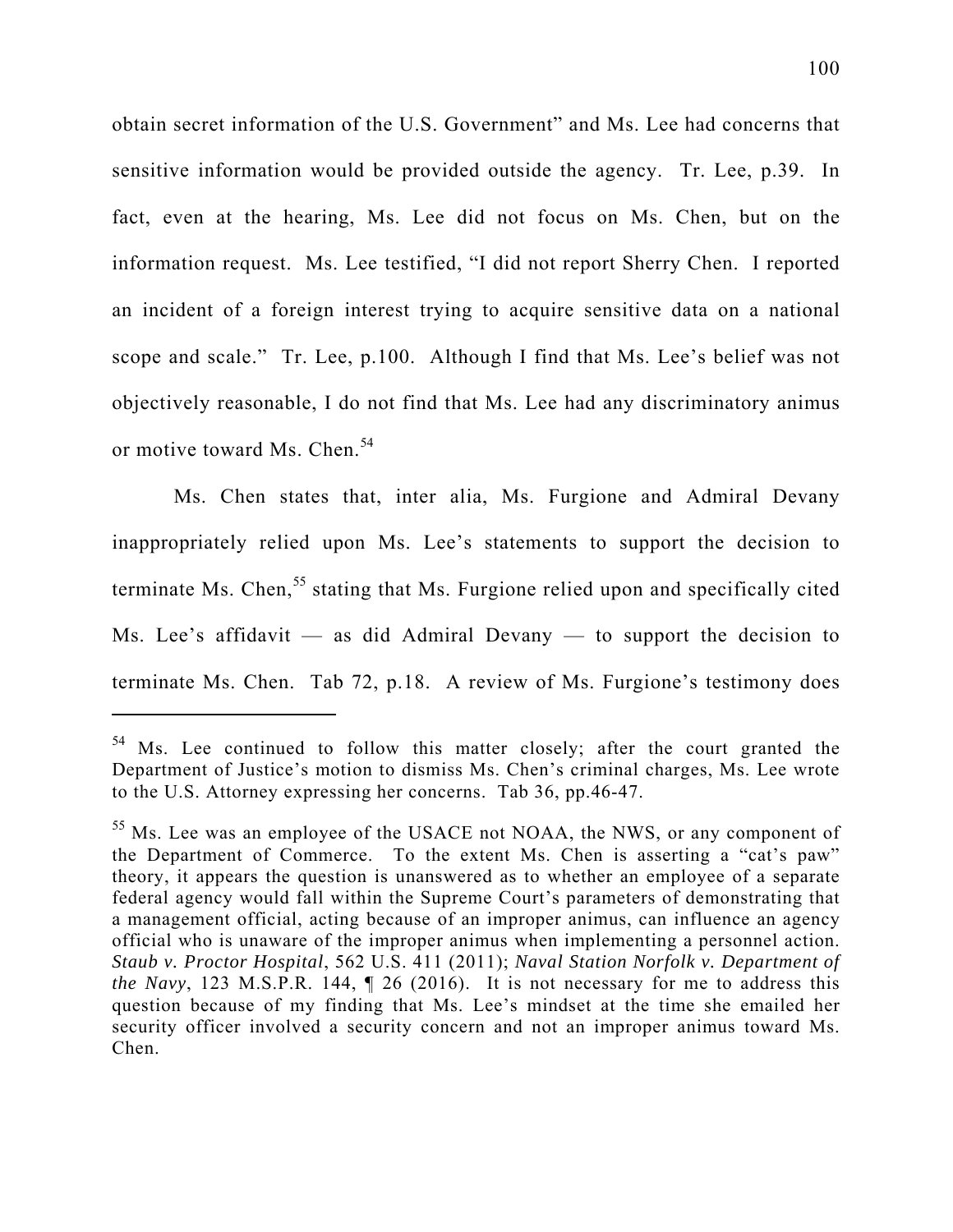obtain secret information of the U.S. Government" and Ms. Lee had concerns that sensitive information would be provided outside the agency. Tr. Lee, p.39. In fact, even at the hearing, Ms. Lee did not focus on Ms. Chen, but on the information request. Ms. Lee testified, "I did not report Sherry Chen. I reported an incident of a foreign interest trying to acquire sensitive data on a national scope and scale." Tr. Lee, p.100. Although I find that Ms. Lee's belief was not objectively reasonable, I do not find that Ms. Lee had any discriminatory animus or motive toward Ms. Chen.[54]

Ms. Chen states that, inter alia, Ms. Furgione and Admiral Devany inappropriately relied upon Ms. Lee's statements to support the decision to terminate Ms. Chen,[55] stating that Ms. Furgione relied upon and specifically cited Ms. Lee's affidavit — as did Admiral Devany — to support the decision to terminate Ms. Chen. Tab 72, p.18. A review of Ms. Furgione's testimony does

---

[54] Ms. Lee continued to follow this matter closely; after the court granted the Department of Justice's motion to dismiss Ms. Chen's criminal charges, Ms. Lee wrote to the U.S. Attorney expressing her concerns. Tab 36, pp.46-47.

[55] Ms. Lee was an employee of the USACE not NOAA, the NWS, or any component of the Department of Commerce. To the extent Ms. Chen is asserting a "cat's paw" theory, it appears the question is unanswered as to whether an employee of a separate federal agency would fall within the Supreme Court's parameters of demonstrating that a management official, acting because of an improper animus, can influence an agency official who is unaware of the improper animus when implementing a personnel action. *Staub v. Proctor Hospital*, 562 U.S. 411 (2011); *Naval Station Norfolk v. Department of the Navy*, 123 M.S.P.R. 144, ¶ 26 (2016). It is not necessary for me to address this question because of my finding that Ms. Lee's mindset at the time she emailed her security officer involved a security concern and not an improper animus toward Ms. Chen.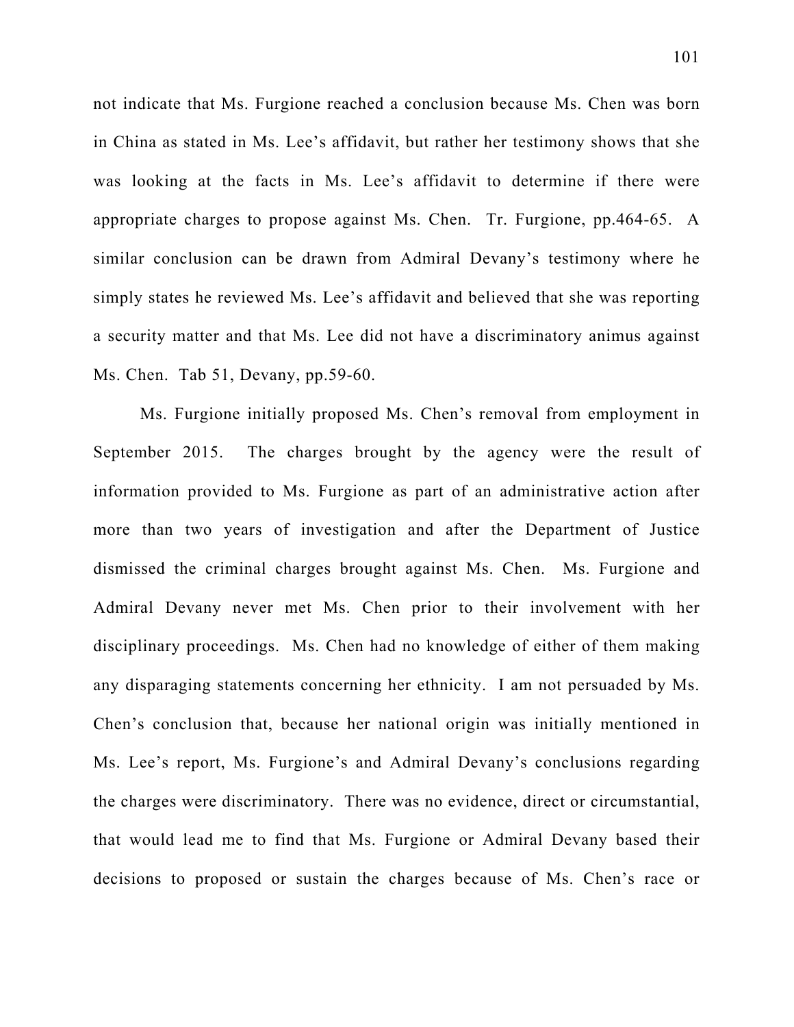not indicate that Ms. Furgione reached a conclusion because Ms. Chen was born in China as stated in Ms. Lee's affidavit, but rather her testimony shows that she was looking at the facts in Ms. Lee's affidavit to determine if there were appropriate charges to propose against Ms. Chen. Tr. Furgione, pp.464-65. A similar conclusion can be drawn from Admiral Devany's testimony where he simply states he reviewed Ms. Lee's affidavit and believed that she was reporting a security matter and that Ms. Lee did not have a discriminatory animus against Ms. Chen. Tab 51, Devany, pp.59-60.

Ms. Furgione initially proposed Ms. Chen's removal from employment in September 2015. The charges brought by the agency were the result of information provided to Ms. Furgione as part of an administrative action after more than two years of investigation and after the Department of Justice dismissed the criminal charges brought against Ms. Chen. Ms. Furgione and Admiral Devany never met Ms. Chen prior to their involvement with her disciplinary proceedings. Ms. Chen had no knowledge of either of them making any disparaging statements concerning her ethnicity. I am not persuaded by Ms. Chen's conclusion that, because her national origin was initially mentioned in Ms. Lee's report, Ms. Furgione's and Admiral Devany's conclusions regarding the charges were discriminatory. There was no evidence, direct or circumstantial, that would lead me to find that Ms. Furgione or Admiral Devany based their decisions to proposed or sustain the charges because of Ms. Chen's race or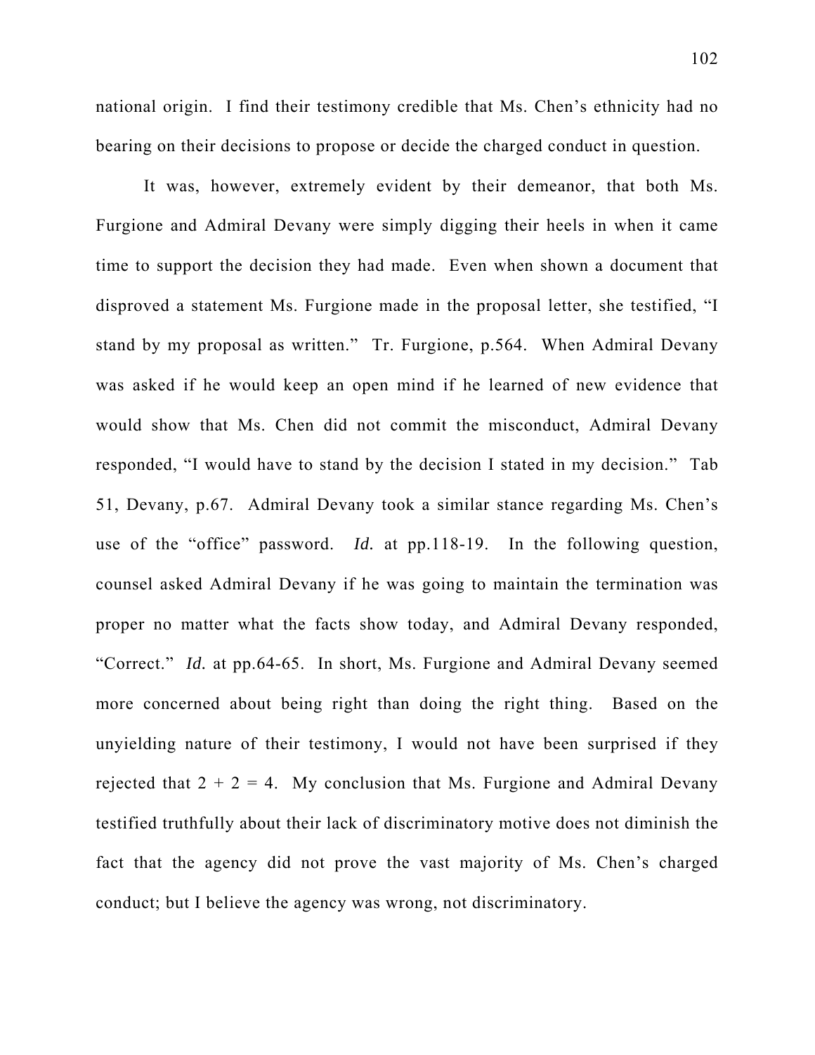national origin. I find their testimony credible that Ms. Chen's ethnicity had no bearing on their decisions to propose or decide the charged conduct in question.

It was, however, extremely evident by their demeanor, that both Ms. Furgione and Admiral Devany were simply digging their heels in when it came time to support the decision they had made. Even when shown a document that disproved a statement Ms. Furgione made in the proposal letter, she testified, "I stand by my proposal as written." Tr. Furgione, p.564. When Admiral Devany was asked if he would keep an open mind if he learned of new evidence that would show that Ms. Chen did not commit the misconduct, Admiral Devany responded, "I would have to stand by the decision I stated in my decision." Tab 51, Devany, p.67. Admiral Devany took a similar stance regarding Ms. Chen's use of the "office" password. *Id.* at pp.118-19. In the following question, counsel asked Admiral Devany if he was going to maintain the termination was proper no matter what the facts show today, and Admiral Devany responded, "Correct." *Id.* at pp.64-65. In short, Ms. Furgione and Admiral Devany seemed more concerned about being right than doing the right thing. Based on the unyielding nature of their testimony, I would not have been surprised if they rejected that 2 + 2 = 4. My conclusion that Ms. Furgione and Admiral Devany testified truthfully about their lack of discriminatory motive does not diminish the fact that the agency did not prove the vast majority of Ms. Chen's charged conduct; but I believe the agency was wrong, not discriminatory.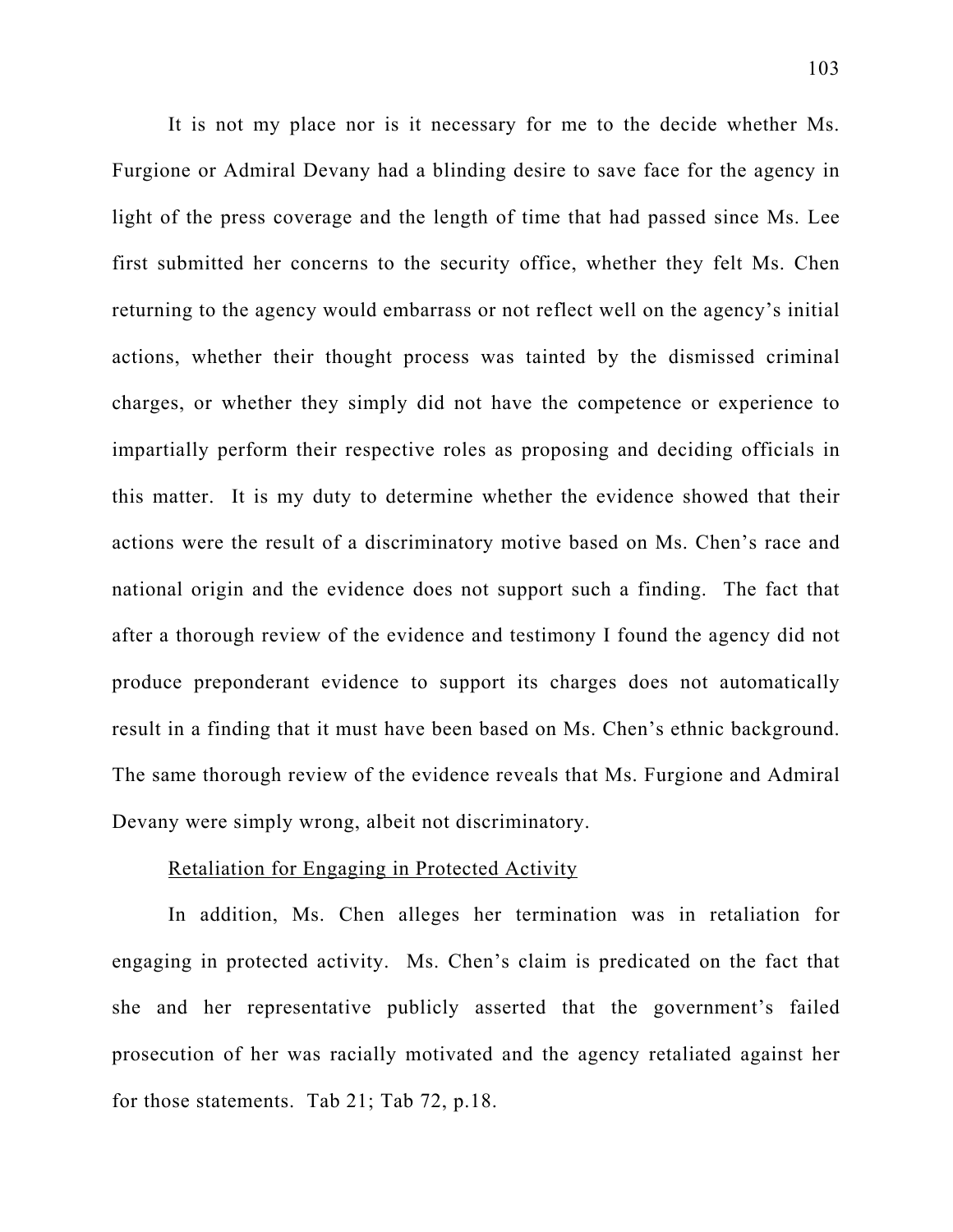It is not my place nor is it necessary for me to the decide whether Ms. Furgione or Admiral Devany had a blinding desire to save face for the agency in light of the press coverage and the length of time that had passed since Ms. Lee first submitted her concerns to the security office, whether they felt Ms. Chen returning to the agency would embarrass or not reflect well on the agency's initial actions, whether their thought process was tainted by the dismissed criminal charges, or whether they simply did not have the competence or experience to impartially perform their respective roles as proposing and deciding officials in this matter. It is my duty to determine whether the evidence showed that their actions were the result of a discriminatory motive based on Ms. Chen's race and national origin and the evidence does not support such a finding. The fact that after a thorough review of the evidence and testimony I found the agency did not produce preponderant evidence to support its charges does not automatically result in a finding that it must have been based on Ms. Chen's ethnic background. The same thorough review of the evidence reveals that Ms. Furgione and Admiral Devany were simply wrong, albeit not discriminatory.

<u>Retaliation for Engaging in Protected Activity</u>

In addition, Ms. Chen alleges her termination was in retaliation for engaging in protected activity. Ms. Chen's claim is predicated on the fact that she and her representative publicly asserted that the government's failed prosecution of her was racially motivated and the agency retaliated against her for those statements. Tab 21; Tab 72, p.18.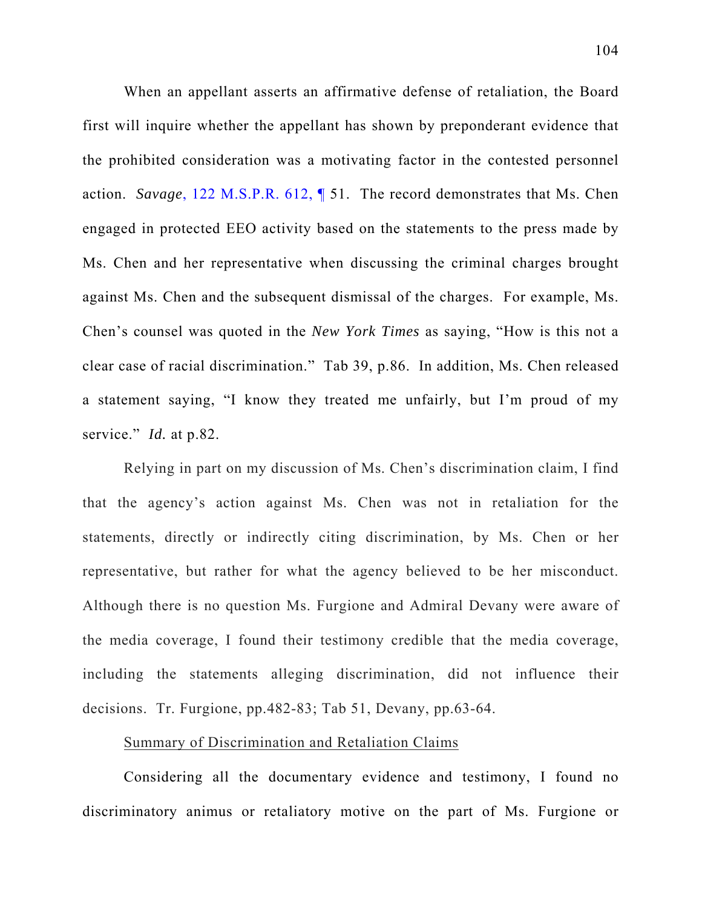When an appellant asserts an affirmative defense of retaliation, the Board first will inquire whether the appellant has shown by preponderant evidence that the prohibited consideration was a motivating factor in the contested personnel action. *Savage*, 122 M.S.P.R. 612, ¶ 51. The record demonstrates that Ms. Chen engaged in protected EEO activity based on the statements to the press made by Ms. Chen and her representative when discussing the criminal charges brought against Ms. Chen and the subsequent dismissal of the charges. For example, Ms. Chen's counsel was quoted in the *New York Times* as saying, "How is this not a clear case of racial discrimination." Tab 39, p.86. In addition, Ms. Chen released a statement saying, "I know they treated me unfairly, but I'm proud of my service." *Id.* at p.82.

Relying in part on my discussion of Ms. Chen's discrimination claim, I find that the agency's action against Ms. Chen was not in retaliation for the statements, directly or indirectly citing discrimination, by Ms. Chen or her representative, but rather for what the agency believed to be her misconduct. Although there is no question Ms. Furgione and Admiral Devany were aware of the media coverage, I found their testimony credible that the media coverage, including the statements alleging discrimination, did not influence their decisions. Tr. Furgione, pp.482-83; Tab 51, Devany, pp.63-64.

Summary of Discrimination and Retaliation Claims

Considering all the documentary evidence and testimony, I found no discriminatory animus or retaliatory motive on the part of Ms. Furgione or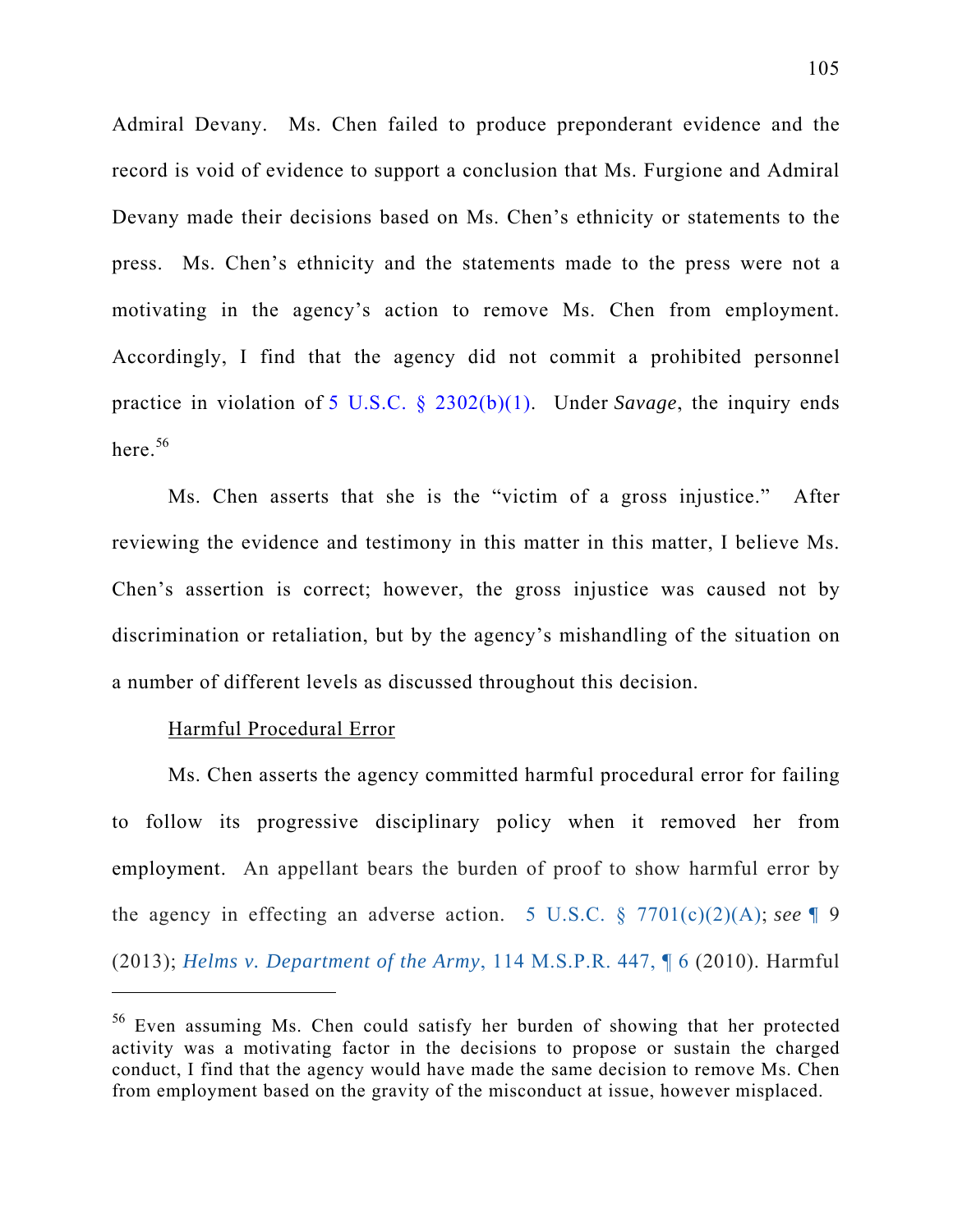Admiral Devany. Ms. Chen failed to produce preponderant evidence and the record is void of evidence to support a conclusion that Ms. Furgione and Admiral Devany made their decisions based on Ms. Chen's ethnicity or statements to the press. Ms. Chen's ethnicity and the statements made to the press were not a motivating in the agency's action to remove Ms. Chen from employment. Accordingly, I find that the agency did not commit a prohibited personnel practice in violation of 5 U.S.C. § 2302(b)(1). Under *Savage*, the inquiry ends here.[56]

Ms. Chen asserts that she is the "victim of a gross injustice." After reviewing the evidence and testimony in this matter in this matter, I believe Ms. Chen's assertion is correct; however, the gross injustice was caused not by discrimination or retaliation, but by the agency's mishandling of the situation on a number of different levels as discussed throughout this decision.

Harmful Procedural Error

Ms. Chen asserts the agency committed harmful procedural error for failing to follow its progressive disciplinary policy when it removed her from employment. An appellant bears the burden of proof to show harmful error by the agency in effecting an adverse action. 5 U.S.C. § 7701(c)(2)(A); *see* ¶ 9 (2013); *Helms v. Department of the Army*, 114 M.S.P.R. 447, ¶ 6 (2010). Harmful

---

[56] Even assuming Ms. Chen could satisfy her burden of showing that her protected activity was a motivating factor in the decisions to propose or sustain the charged conduct, I find that the agency would have made the same decision to remove Ms. Chen from employment based on the gravity of the misconduct at issue, however misplaced.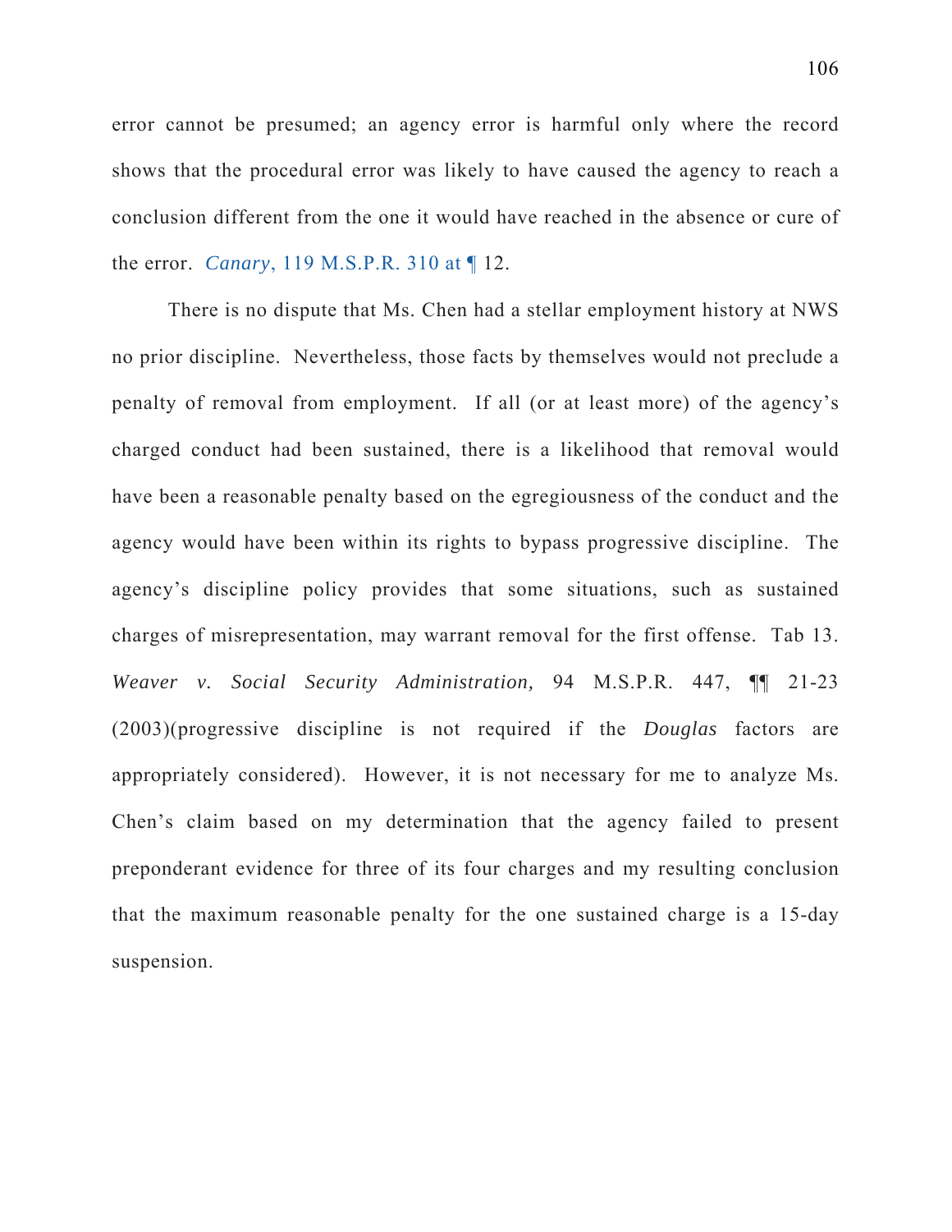error cannot be presumed; an agency error is harmful only where the record shows that the procedural error was likely to have caused the agency to reach a conclusion different from the one it would have reached in the absence or cure of the error. *Canary*, 119 M.S.P.R. 310 at ¶ 12.

There is no dispute that Ms. Chen had a stellar employment history at NWS no prior discipline. Nevertheless, those facts by themselves would not preclude a penalty of removal from employment. If all (or at least more) of the agency's charged conduct had been sustained, there is a likelihood that removal would have been a reasonable penalty based on the egregiousness of the conduct and the agency would have been within its rights to bypass progressive discipline. The agency's discipline policy provides that some situations, such as sustained charges of misrepresentation, may warrant removal for the first offense. Tab 13. *Weaver v. Social Security Administration,* 94 M.S.P.R. 447, ¶¶ 21-23 (2003)(progressive discipline is not required if the *Douglas* factors are appropriately considered). However, it is not necessary for me to analyze Ms. Chen's claim based on my determination that the agency failed to present preponderant evidence for three of its four charges and my resulting conclusion that the maximum reasonable penalty for the one sustained charge is a 15-day suspension.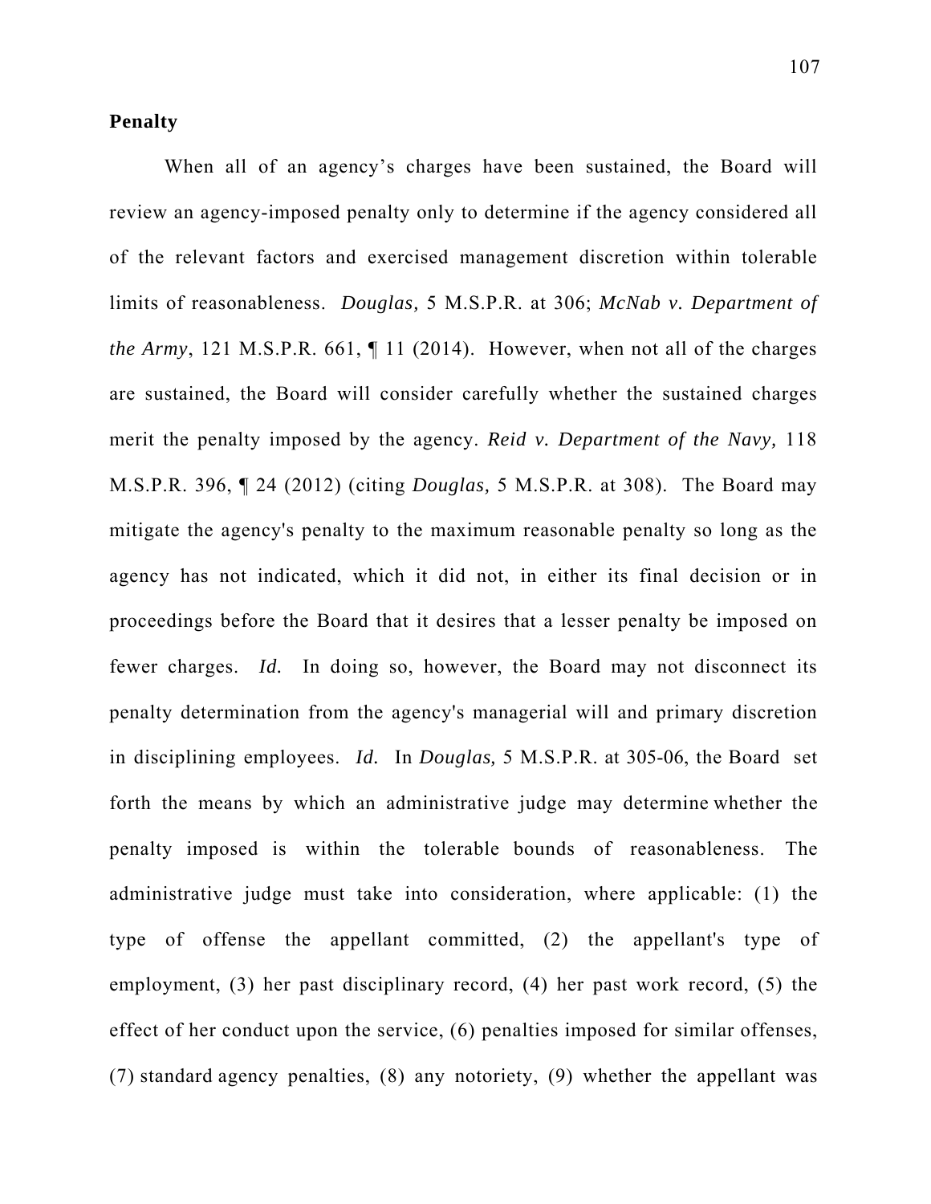**Penalty**

When all of an agency's charges have been sustained, the Board will review an agency-imposed penalty only to determine if the agency considered all of the relevant factors and exercised management discretion within tolerable limits of reasonableness. *Douglas,* 5 M.S.P.R. at 306; *McNab v. Department of the Army*, 121 M.S.P.R. 661, ¶ 11 (2014). However, when not all of the charges are sustained, the Board will consider carefully whether the sustained charges merit the penalty imposed by the agency. *Reid v. Department of the Navy,* 118 M.S.P.R. 396, ¶ 24 (2012) (citing *Douglas,* 5 M.S.P.R. at 308). The Board may mitigate the agency's penalty to the maximum reasonable penalty so long as the agency has not indicated, which it did not, in either its final decision or in proceedings before the Board that it desires that a lesser penalty be imposed on fewer charges. *Id.* In doing so, however, the Board may not disconnect its penalty determination from the agency's managerial will and primary discretion in disciplining employees. *Id.* In *Douglas,* 5 M.S.P.R. at 305-06, the Board set forth the means by which an administrative judge may determine whether the penalty imposed is within the tolerable bounds of reasonableness. The administrative judge must take into consideration, where applicable: (1) the type of offense the appellant committed, (2) the appellant's type of employment, (3) her past disciplinary record, (4) her past work record, (5) the effect of her conduct upon the service, (6) penalties imposed for similar offenses, (7) standard agency penalties, (8) any notoriety, (9) whether the appellant was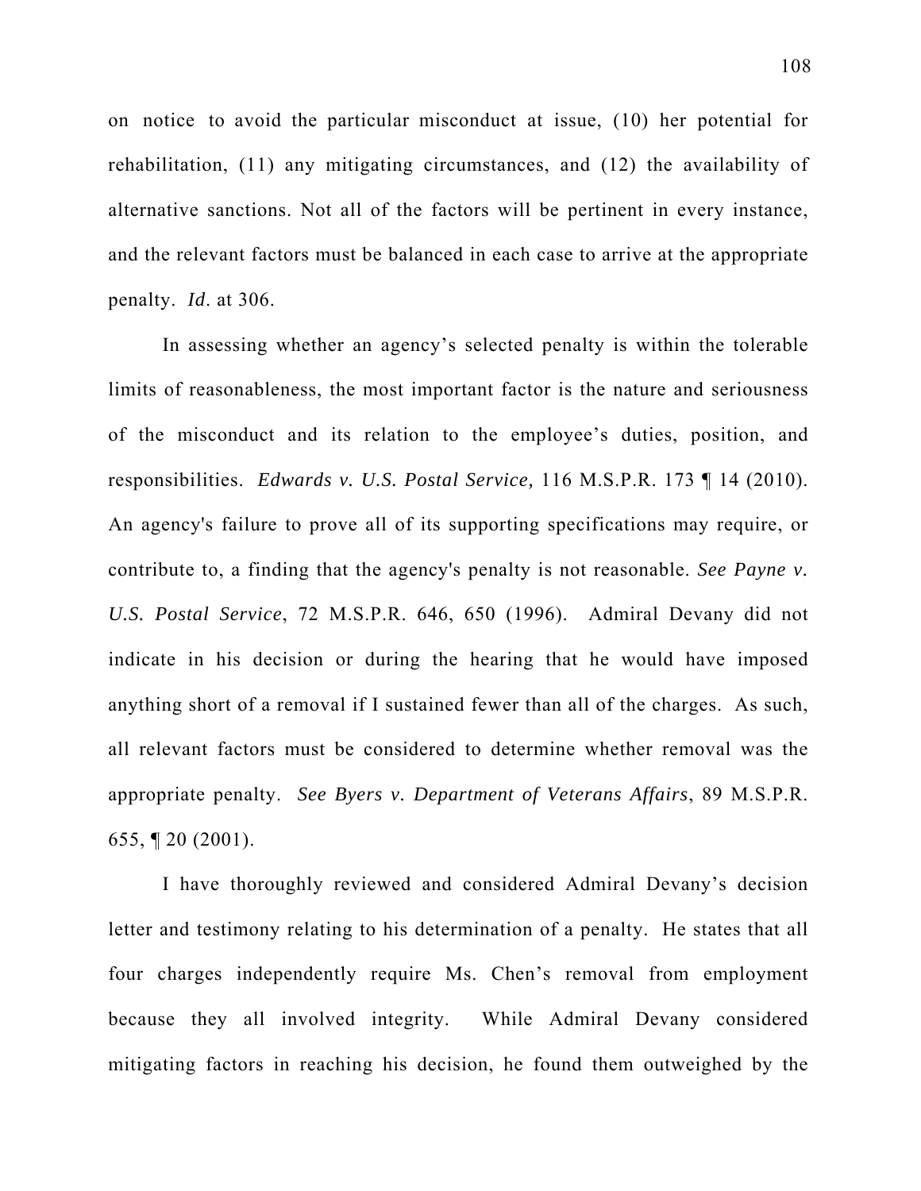on notice to avoid the particular misconduct at issue, (10) her potential for rehabilitation, (11) any mitigating circumstances, and (12) the availability of alternative sanctions. Not all of the factors will be pertinent in every instance, and the relevant factors must be balanced in each case to arrive at the appropriate penalty. *Id*. at 306.

In assessing whether an agency's selected penalty is within the tolerable limits of reasonableness, the most important factor is the nature and seriousness of the misconduct and its relation to the employee's duties, position, and responsibilities. *Edwards v. U.S. Postal Service,* 116 M.S.P.R. 173 ¶ 14 (2010). An agency's failure to prove all of its supporting specifications may require, or contribute to, a finding that the agency's penalty is not reasonable. *See Payne v. U.S. Postal Service*, 72 M.S.P.R. 646, 650 (1996). Admiral Devany did not indicate in his decision or during the hearing that he would have imposed anything short of a removal if I sustained fewer than all of the charges. As such, all relevant factors must be considered to determine whether removal was the appropriate penalty. *See Byers v. Department of Veterans Affairs*, 89 M.S.P.R. 655, ¶ 20 (2001).

I have thoroughly reviewed and considered Admiral Devany's decision letter and testimony relating to his determination of a penalty. He states that all four charges independently require Ms. Chen's removal from employment because they all involved integrity. While Admiral Devany considered mitigating factors in reaching his decision, he found them outweighed by the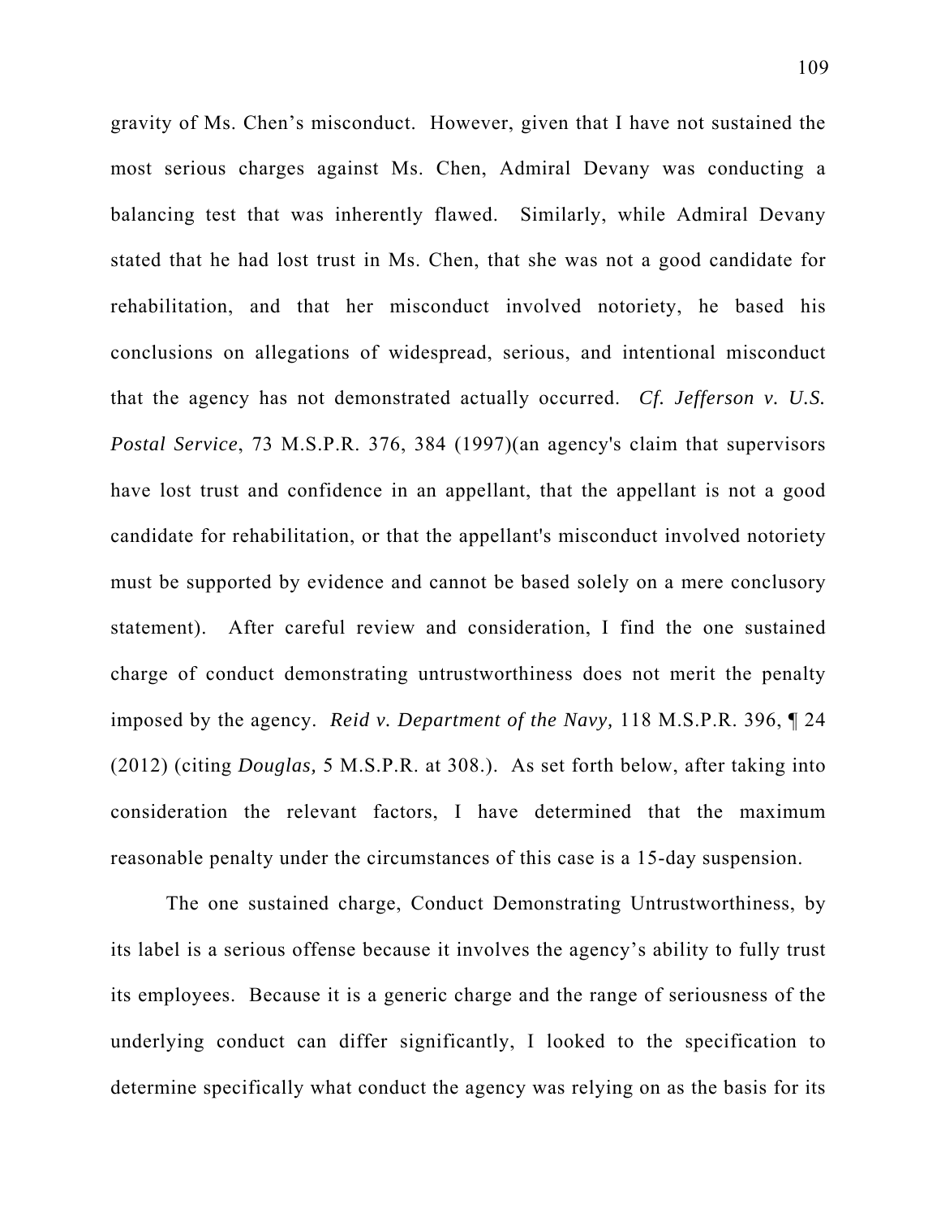gravity of Ms. Chen's misconduct. However, given that I have not sustained the most serious charges against Ms. Chen, Admiral Devany was conducting a balancing test that was inherently flawed. Similarly, while Admiral Devany stated that he had lost trust in Ms. Chen, that she was not a good candidate for rehabilitation, and that her misconduct involved notoriety, he based his conclusions on allegations of widespread, serious, and intentional misconduct that the agency has not demonstrated actually occurred. *Cf. Jefferson v. U.S. Postal Service*, 73 M.S.P.R. 376, 384 (1997)(an agency's claim that supervisors have lost trust and confidence in an appellant, that the appellant is not a good candidate for rehabilitation, or that the appellant's misconduct involved notoriety must be supported by evidence and cannot be based solely on a mere conclusory statement). After careful review and consideration, I find the one sustained charge of conduct demonstrating untrustworthiness does not merit the penalty imposed by the agency. *Reid v. Department of the Navy,* 118 M.S.P.R. 396, ¶ 24 (2012) (citing *Douglas,* 5 M.S.P.R. at 308.). As set forth below, after taking into consideration the relevant factors, I have determined that the maximum reasonable penalty under the circumstances of this case is a 15-day suspension.

The one sustained charge, Conduct Demonstrating Untrustworthiness, by its label is a serious offense because it involves the agency's ability to fully trust its employees. Because it is a generic charge and the range of seriousness of the underlying conduct can differ significantly, I looked to the specification to determine specifically what conduct the agency was relying on as the basis for its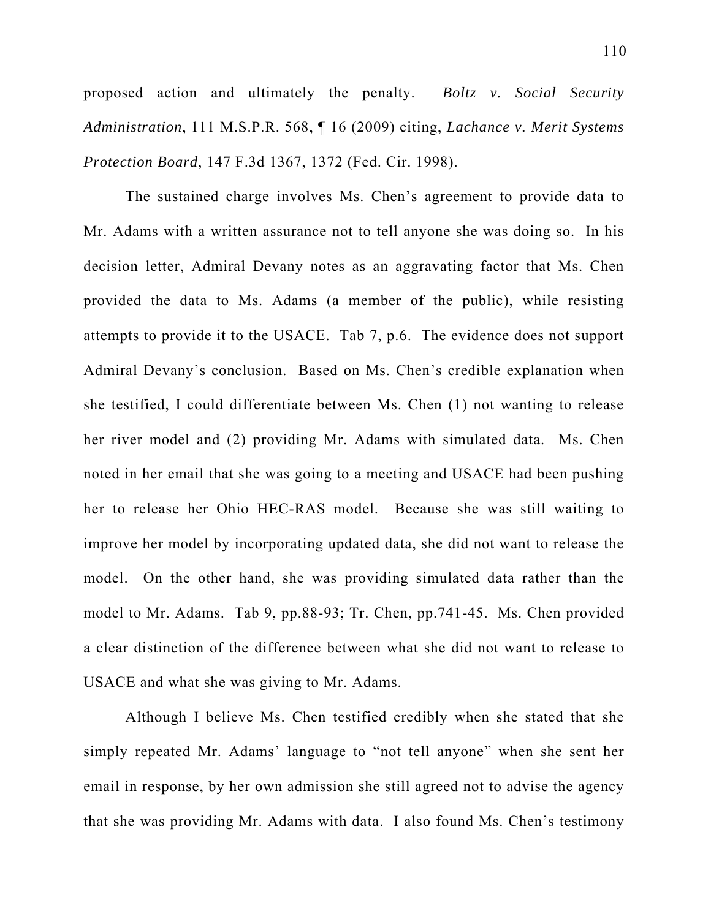proposed action and ultimately the penalty. *Boltz v. Social Security Administration*, 111 M.S.P.R. 568, ¶ 16 (2009) citing, *Lachance v. Merit Systems Protection Board*, 147 F.3d 1367, 1372 (Fed. Cir. 1998).

The sustained charge involves Ms. Chen's agreement to provide data to Mr. Adams with a written assurance not to tell anyone she was doing so. In his decision letter, Admiral Devany notes as an aggravating factor that Ms. Chen provided the data to Ms. Adams (a member of the public), while resisting attempts to provide it to the USACE. Tab 7, p.6. The evidence does not support Admiral Devany's conclusion. Based on Ms. Chen's credible explanation when she testified, I could differentiate between Ms. Chen (1) not wanting to release her river model and (2) providing Mr. Adams with simulated data. Ms. Chen noted in her email that she was going to a meeting and USACE had been pushing her to release her Ohio HEC-RAS model. Because she was still waiting to improve her model by incorporating updated data, she did not want to release the model. On the other hand, she was providing simulated data rather than the model to Mr. Adams. Tab 9, pp.88-93; Tr. Chen, pp.741-45. Ms. Chen provided a clear distinction of the difference between what she did not want to release to USACE and what she was giving to Mr. Adams.

Although I believe Ms. Chen testified credibly when she stated that she simply repeated Mr. Adams' language to "not tell anyone" when she sent her email in response, by her own admission she still agreed not to advise the agency that she was providing Mr. Adams with data. I also found Ms. Chen's testimony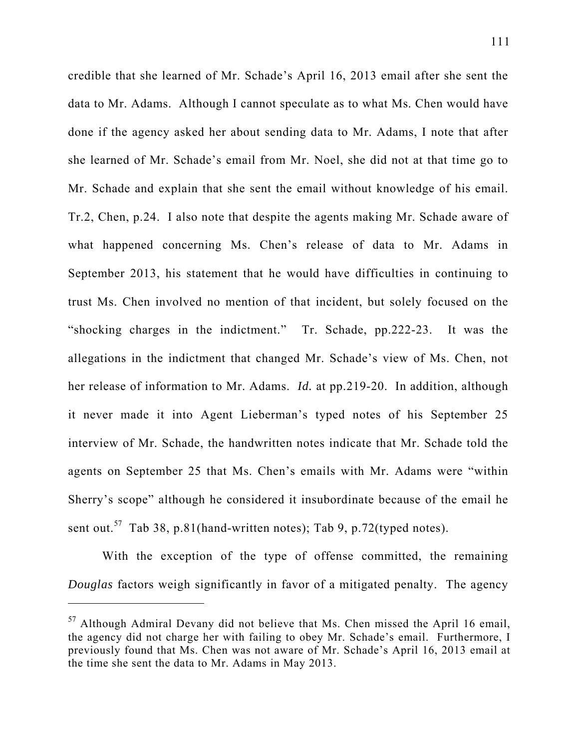credible that she learned of Mr. Schade's April 16, 2013 email after she sent the data to Mr. Adams. Although I cannot speculate as to what Ms. Chen would have done if the agency asked her about sending data to Mr. Adams, I note that after she learned of Mr. Schade's email from Mr. Noel, she did not at that time go to Mr. Schade and explain that she sent the email without knowledge of his email. Tr.2, Chen, p.24. I also note that despite the agents making Mr. Schade aware of what happened concerning Ms. Chen's release of data to Mr. Adams in September 2013, his statement that he would have difficulties in continuing to trust Ms. Chen involved no mention of that incident, but solely focused on the "shocking charges in the indictment." Tr. Schade, pp.222-23. It was the allegations in the indictment that changed Mr. Schade's view of Ms. Chen, not her release of information to Mr. Adams. *Id.* at pp.219-20. In addition, although it never made it into Agent Lieberman's typed notes of his September 25 interview of Mr. Schade, the handwritten notes indicate that Mr. Schade told the agents on September 25 that Ms. Chen's emails with Mr. Adams were "within Sherry's scope" although he considered it insubordinate because of the email he sent out.[57] Tab 38, p.81(hand-written notes); Tab 9, p.72(typed notes).

With the exception of the type of offense committed, the remaining *Douglas* factors weigh significantly in favor of a mitigated penalty. The agency

---

[57] Although Admiral Devany did not believe that Ms. Chen missed the April 16 email, the agency did not charge her with failing to obey Mr. Schade's email. Furthermore, I previously found that Ms. Chen was not aware of Mr. Schade's April 16, 2013 email at the time she sent the data to Mr. Adams in May 2013.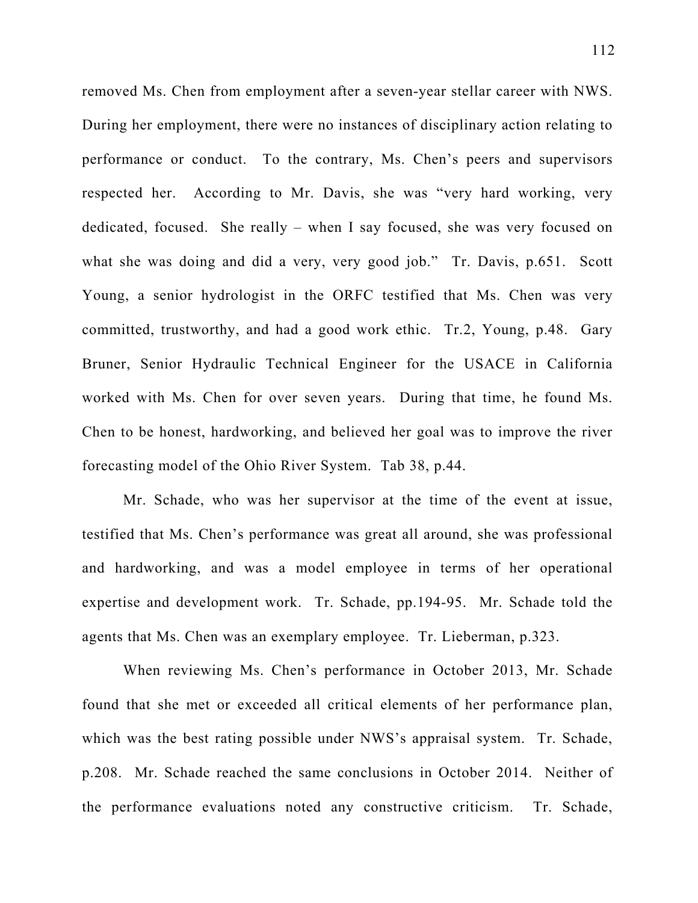removed Ms. Chen from employment after a seven-year stellar career with NWS. During her employment, there were no instances of disciplinary action relating to performance or conduct. To the contrary, Ms. Chen's peers and supervisors respected her. According to Mr. Davis, she was "very hard working, very dedicated, focused. She really – when I say focused, she was very focused on what she was doing and did a very, very good job." Tr. Davis, p.651. Scott Young, a senior hydrologist in the ORFC testified that Ms. Chen was very committed, trustworthy, and had a good work ethic. Tr.2, Young, p.48. Gary Bruner, Senior Hydraulic Technical Engineer for the USACE in California worked with Ms. Chen for over seven years. During that time, he found Ms. Chen to be honest, hardworking, and believed her goal was to improve the river forecasting model of the Ohio River System. Tab 38, p.44.

Mr. Schade, who was her supervisor at the time of the event at issue, testified that Ms. Chen's performance was great all around, she was professional and hardworking, and was a model employee in terms of her operational expertise and development work. Tr. Schade, pp.194-95. Mr. Schade told the agents that Ms. Chen was an exemplary employee. Tr. Lieberman, p.323.

When reviewing Ms. Chen's performance in October 2013, Mr. Schade found that she met or exceeded all critical elements of her performance plan, which was the best rating possible under NWS's appraisal system. Tr. Schade, p.208. Mr. Schade reached the same conclusions in October 2014. Neither of the performance evaluations noted any constructive criticism. Tr. Schade,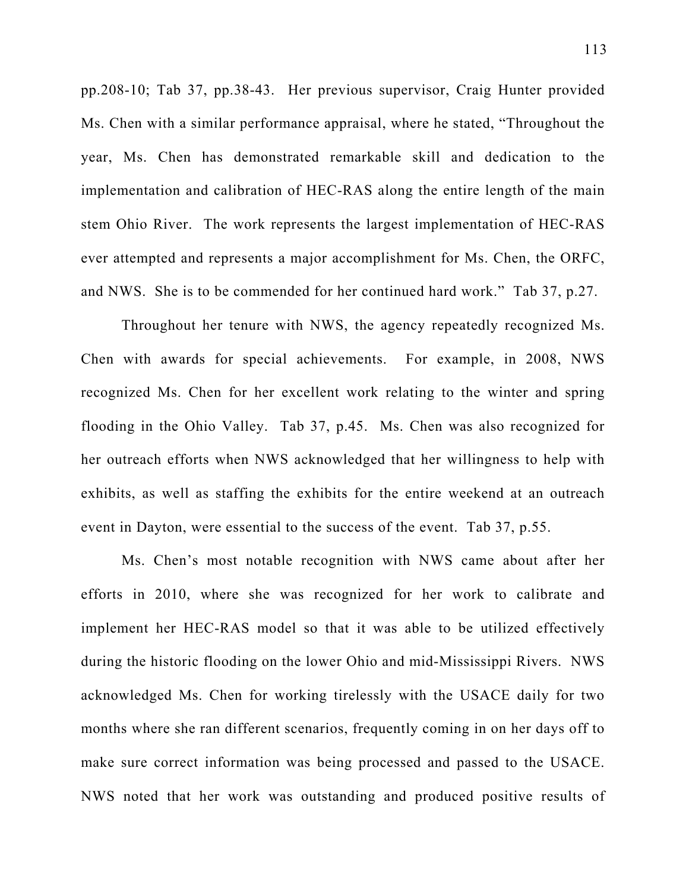pp.208-10; Tab 37, pp.38-43. Her previous supervisor, Craig Hunter provided Ms. Chen with a similar performance appraisal, where he stated, "Throughout the year, Ms. Chen has demonstrated remarkable skill and dedication to the implementation and calibration of HEC-RAS along the entire length of the main stem Ohio River. The work represents the largest implementation of HEC-RAS ever attempted and represents a major accomplishment for Ms. Chen, the ORFC, and NWS. She is to be commended for her continued hard work." Tab 37, p.27.

Throughout her tenure with NWS, the agency repeatedly recognized Ms. Chen with awards for special achievements. For example, in 2008, NWS recognized Ms. Chen for her excellent work relating to the winter and spring flooding in the Ohio Valley. Tab 37, p.45. Ms. Chen was also recognized for her outreach efforts when NWS acknowledged that her willingness to help with exhibits, as well as staffing the exhibits for the entire weekend at an outreach event in Dayton, were essential to the success of the event. Tab 37, p.55.

Ms. Chen's most notable recognition with NWS came about after her efforts in 2010, where she was recognized for her work to calibrate and implement her HEC-RAS model so that it was able to be utilized effectively during the historic flooding on the lower Ohio and mid-Mississippi Rivers. NWS acknowledged Ms. Chen for working tirelessly with the USACE daily for two months where she ran different scenarios, frequently coming in on her days off to make sure correct information was being processed and passed to the USACE. NWS noted that her work was outstanding and produced positive results of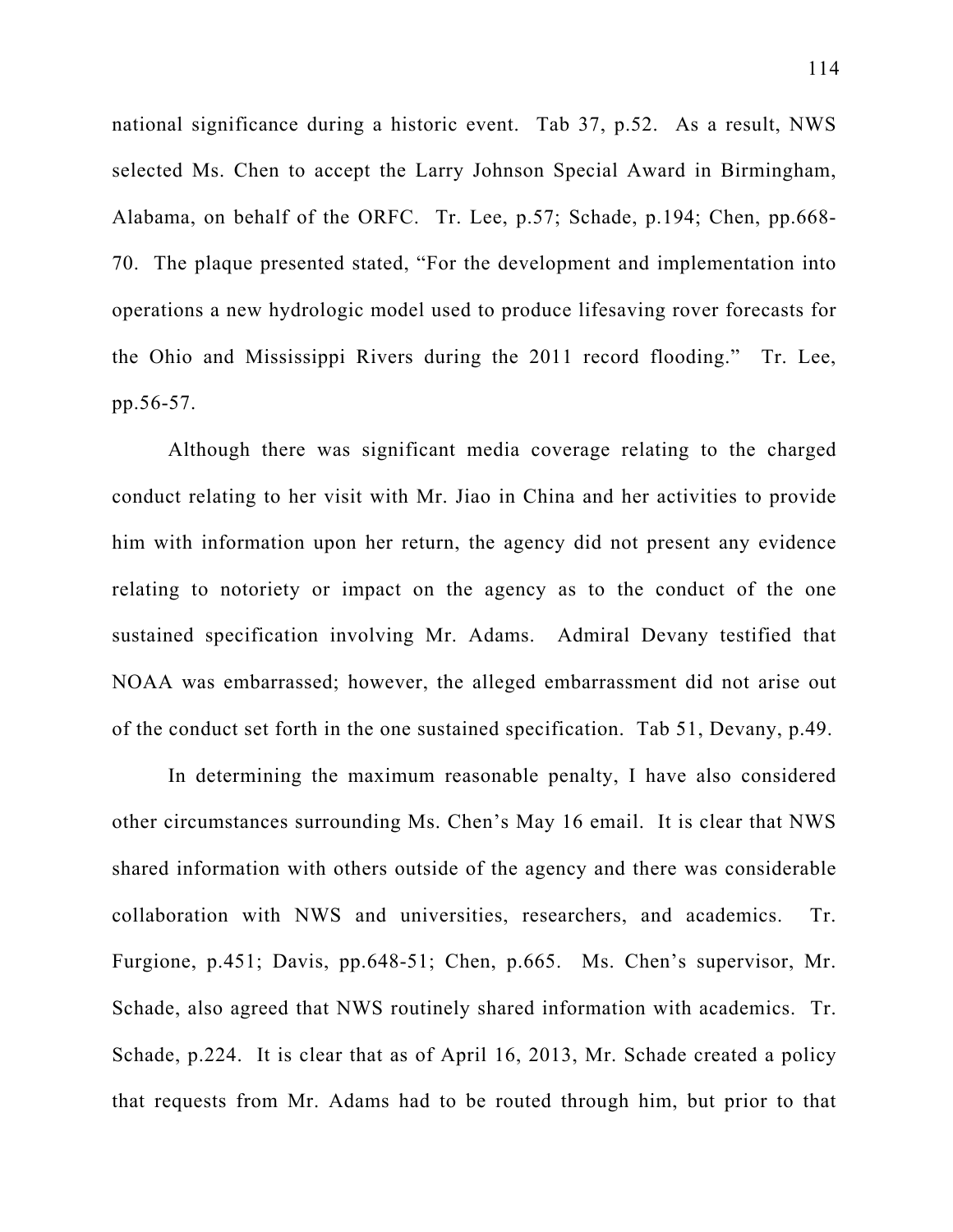national significance during a historic event. Tab 37, p.52. As a result, NWS selected Ms. Chen to accept the Larry Johnson Special Award in Birmingham, Alabama, on behalf of the ORFC. Tr. Lee, p.57; Schade, p.194; Chen, pp.668-70. The plaque presented stated, "For the development and implementation into operations a new hydrologic model used to produce lifesaving rover forecasts for the Ohio and Mississippi Rivers during the 2011 record flooding." Tr. Lee, pp.56-57.

Although there was significant media coverage relating to the charged conduct relating to her visit with Mr. Jiao in China and her activities to provide him with information upon her return, the agency did not present any evidence relating to notoriety or impact on the agency as to the conduct of the one sustained specification involving Mr. Adams. Admiral Devany testified that NOAA was embarrassed; however, the alleged embarrassment did not arise out of the conduct set forth in the one sustained specification. Tab 51, Devany, p.49.

In determining the maximum reasonable penalty, I have also considered other circumstances surrounding Ms. Chen's May 16 email. It is clear that NWS shared information with others outside of the agency and there was considerable collaboration with NWS and universities, researchers, and academics. Tr. Furgione, p.451; Davis, pp.648-51; Chen, p.665. Ms. Chen's supervisor, Mr. Schade, also agreed that NWS routinely shared information with academics. Tr. Schade, p.224. It is clear that as of April 16, 2013, Mr. Schade created a policy that requests from Mr. Adams had to be routed through him, but prior to that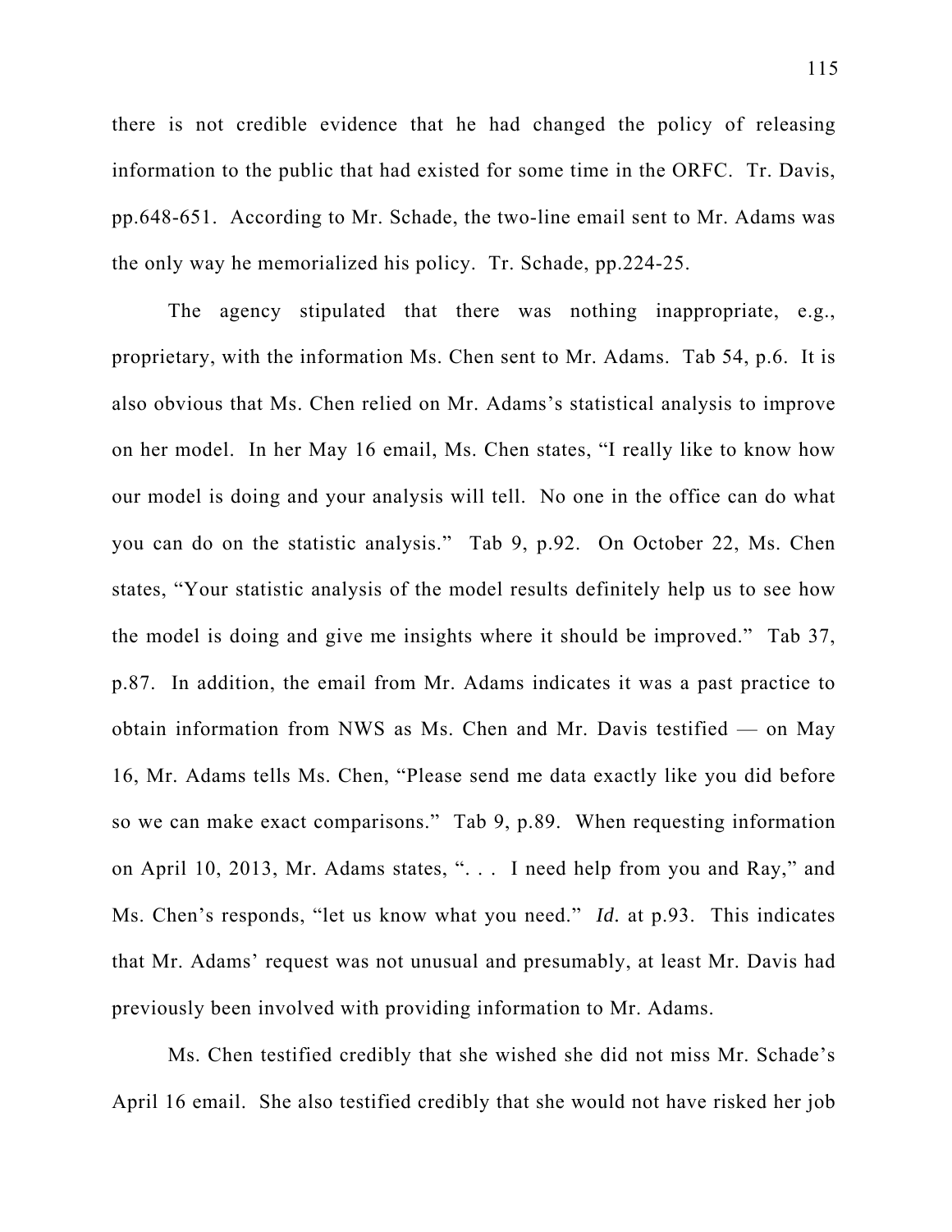there is not credible evidence that he had changed the policy of releasing information to the public that had existed for some time in the ORFC. Tr. Davis, pp.648-651. According to Mr. Schade, the two-line email sent to Mr. Adams was the only way he memorialized his policy. Tr. Schade, pp.224-25.

The agency stipulated that there was nothing inappropriate, e.g., proprietary, with the information Ms. Chen sent to Mr. Adams. Tab 54, p.6. It is also obvious that Ms. Chen relied on Mr. Adams's statistical analysis to improve on her model. In her May 16 email, Ms. Chen states, "I really like to know how our model is doing and your analysis will tell. No one in the office can do what you can do on the statistic analysis." Tab 9, p.92. On October 22, Ms. Chen states, "Your statistic analysis of the model results definitely help us to see how the model is doing and give me insights where it should be improved." Tab 37, p.87. In addition, the email from Mr. Adams indicates it was a past practice to obtain information from NWS as Ms. Chen and Mr. Davis testified — on May 16, Mr. Adams tells Ms. Chen, "Please send me data exactly like you did before so we can make exact comparisons." Tab 9, p.89. When requesting information on April 10, 2013, Mr. Adams states, ". . . I need help from you and Ray," and Ms. Chen's responds, "let us know what you need." *Id.* at p.93. This indicates that Mr. Adams' request was not unusual and presumably, at least Mr. Davis had previously been involved with providing information to Mr. Adams.

Ms. Chen testified credibly that she wished she did not miss Mr. Schade's April 16 email. She also testified credibly that she would not have risked her job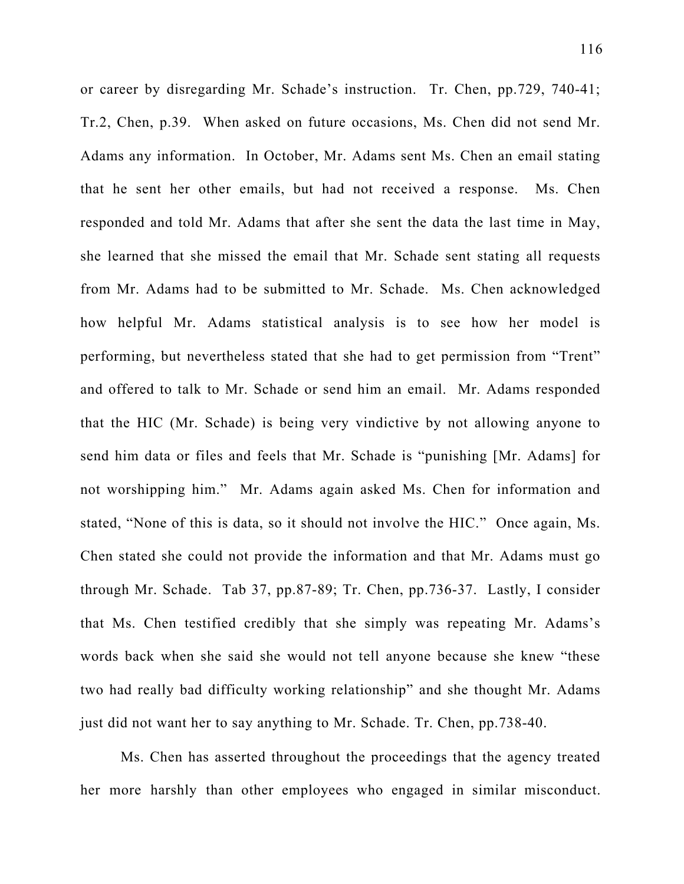or career by disregarding Mr. Schade's instruction. Tr. Chen, pp.729, 740-41; Tr.2, Chen, p.39. When asked on future occasions, Ms. Chen did not send Mr. Adams any information. In October, Mr. Adams sent Ms. Chen an email stating that he sent her other emails, but had not received a response. Ms. Chen responded and told Mr. Adams that after she sent the data the last time in May, she learned that she missed the email that Mr. Schade sent stating all requests from Mr. Adams had to be submitted to Mr. Schade. Ms. Chen acknowledged how helpful Mr. Adams statistical analysis is to see how her model is performing, but nevertheless stated that she had to get permission from "Trent" and offered to talk to Mr. Schade or send him an email. Mr. Adams responded that the HIC (Mr. Schade) is being very vindictive by not allowing anyone to send him data or files and feels that Mr. Schade is "punishing [Mr. Adams] for not worshipping him." Mr. Adams again asked Ms. Chen for information and stated, "None of this is data, so it should not involve the HIC." Once again, Ms. Chen stated she could not provide the information and that Mr. Adams must go through Mr. Schade. Tab 37, pp.87-89; Tr. Chen, pp.736-37. Lastly, I consider that Ms. Chen testified credibly that she simply was repeating Mr. Adams's words back when she said she would not tell anyone because she knew "these two had really bad difficulty working relationship" and she thought Mr. Adams just did not want her to say anything to Mr. Schade. Tr. Chen, pp.738-40.

Ms. Chen has asserted throughout the proceedings that the agency treated her more harshly than other employees who engaged in similar misconduct.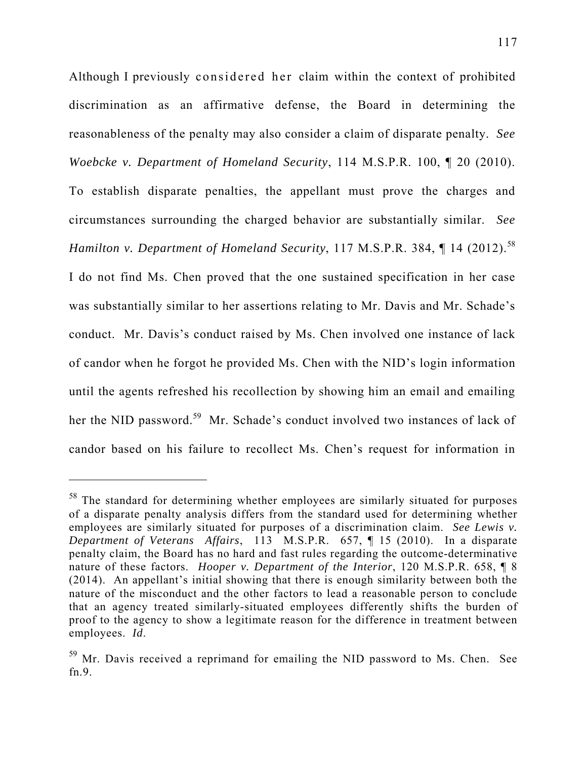Although I previously considered her claim within the context of prohibited discrimination as an affirmative defense, the Board in determining the reasonableness of the penalty may also consider a claim of disparate penalty. *See Woebcke v. Department of Homeland Security*, 114 M.S.P.R. 100, ¶ 20 (2010). To establish disparate penalties, the appellant must prove the charges and circumstances surrounding the charged behavior are substantially similar. *See Hamilton v. Department of Homeland Security*, 117 M.S.P.R. 384, ¶ 14 (2012).[58] I do not find Ms. Chen proved that the one sustained specification in her case was substantially similar to her assertions relating to Mr. Davis and Mr. Schade's conduct. Mr. Davis's conduct raised by Ms. Chen involved one instance of lack of candor when he forgot he provided Ms. Chen with the NID's login information until the agents refreshed his recollection by showing him an email and emailing her the NID password.[59] Mr. Schade's conduct involved two instances of lack of candor based on his failure to recollect Ms. Chen's request for information in

---

[58] The standard for determining whether employees are similarly situated for purposes of a disparate penalty analysis differs from the standard used for determining whether employees are similarly situated for purposes of a discrimination claim. *See Lewis v. Department of Veterans Affairs*, 113 M.S.P.R. 657, ¶ 15 (2010). In a disparate penalty claim, the Board has no hard and fast rules regarding the outcome-determinative nature of these factors. *Hooper v. Department of the Interior*, 120 M.S.P.R. 658, ¶ 8 (2014). An appellant's initial showing that there is enough similarity between both the nature of the misconduct and the other factors to lead a reasonable person to conclude that an agency treated similarly-situated employees differently shifts the burden of proof to the agency to show a legitimate reason for the difference in treatment between employees. *Id.*

[59] Mr. Davis received a reprimand for emailing the NID password to Ms. Chen. See fn.9.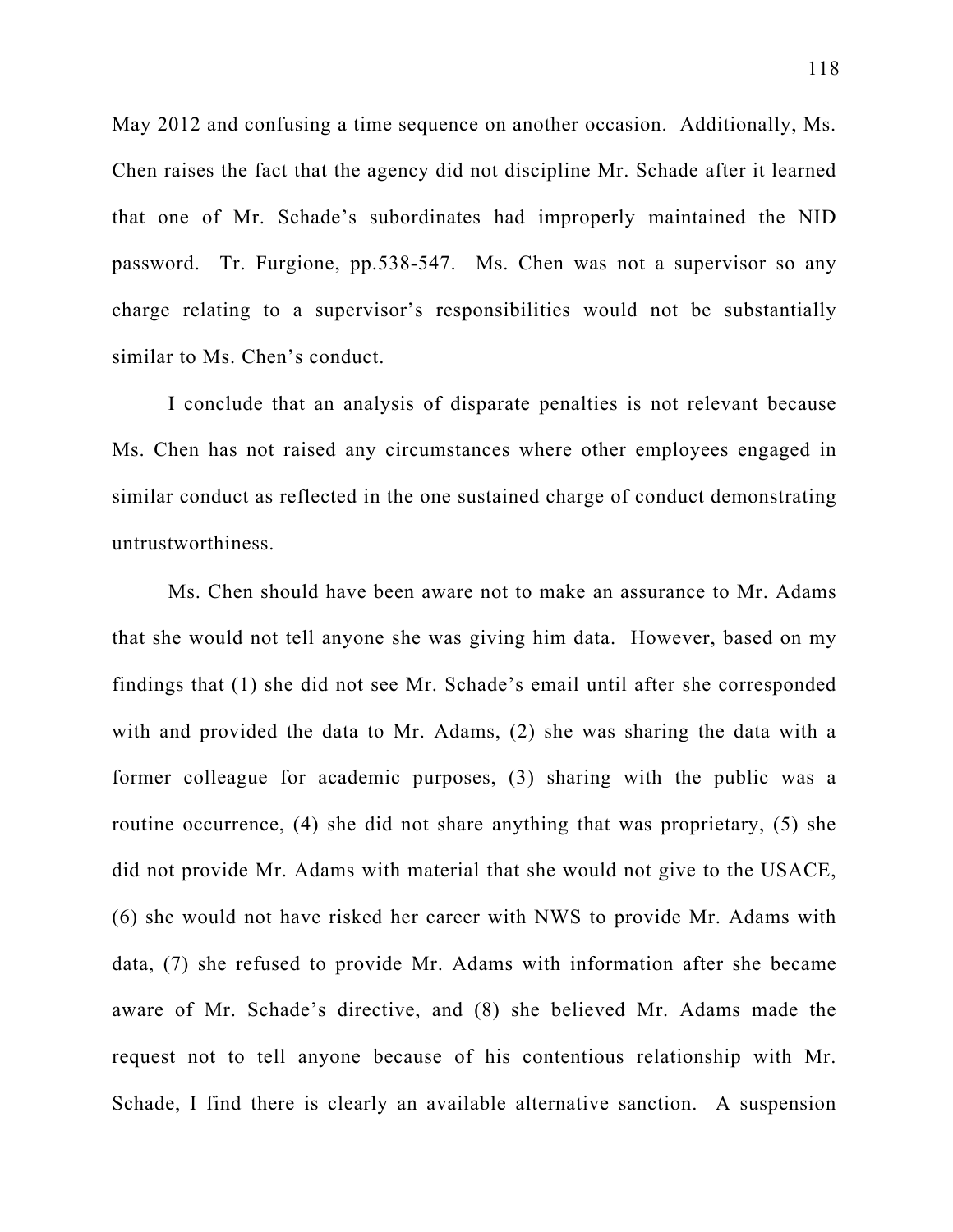May 2012 and confusing a time sequence on another occasion. Additionally, Ms. Chen raises the fact that the agency did not discipline Mr. Schade after it learned that one of Mr. Schade's subordinates had improperly maintained the NID password. Tr. Furgione, pp.538-547. Ms. Chen was not a supervisor so any charge relating to a supervisor's responsibilities would not be substantially similar to Ms. Chen's conduct.

I conclude that an analysis of disparate penalties is not relevant because Ms. Chen has not raised any circumstances where other employees engaged in similar conduct as reflected in the one sustained charge of conduct demonstrating untrustworthiness.

Ms. Chen should have been aware not to make an assurance to Mr. Adams that she would not tell anyone she was giving him data. However, based on my findings that (1) she did not see Mr. Schade's email until after she corresponded with and provided the data to Mr. Adams, (2) she was sharing the data with a former colleague for academic purposes, (3) sharing with the public was a routine occurrence, (4) she did not share anything that was proprietary, (5) she did not provide Mr. Adams with material that she would not give to the USACE, (6) she would not have risked her career with NWS to provide Mr. Adams with data, (7) she refused to provide Mr. Adams with information after she became aware of Mr. Schade's directive, and (8) she believed Mr. Adams made the request not to tell anyone because of his contentious relationship with Mr. Schade, I find there is clearly an available alternative sanction. A suspension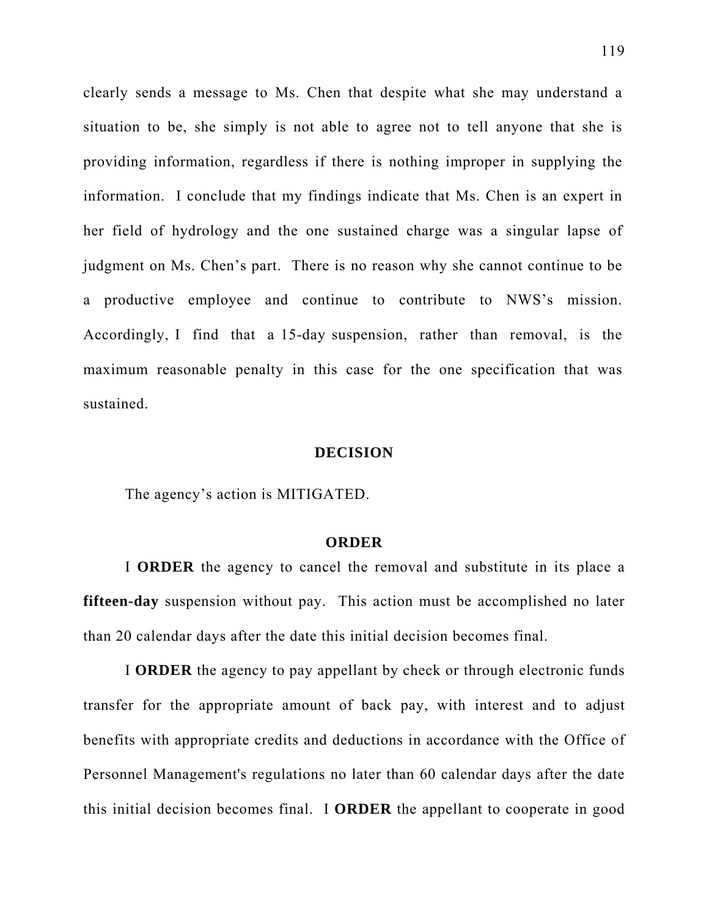clearly sends a message to Ms. Chen that despite what she may understand a situation to be, she simply is not able to agree not to tell anyone that she is providing information, regardless if there is nothing improper in supplying the information. I conclude that my findings indicate that Ms. Chen is an expert in her field of hydrology and the one sustained charge was a singular lapse of judgment on Ms. Chen's part. There is no reason why she cannot continue to be a productive employee and continue to contribute to NWS's mission. Accordingly, I find that a 15-day suspension, rather than removal, is the maximum reasonable penalty in this case for the one specification that was sustained.

## DECISION

The agency's action is MITIGATED.

## ORDER

I **ORDER** the agency to cancel the removal and substitute in its place a **fifteen-day** suspension without pay. This action must be accomplished no later than 20 calendar days after the date this initial decision becomes final.

I **ORDER** the agency to pay appellant by check or through electronic funds transfer for the appropriate amount of back pay, with interest and to adjust benefits with appropriate credits and deductions in accordance with the Office of Personnel Management's regulations no later than 60 calendar days after the date this initial decision becomes final. I **ORDER** the appellant to cooperate in good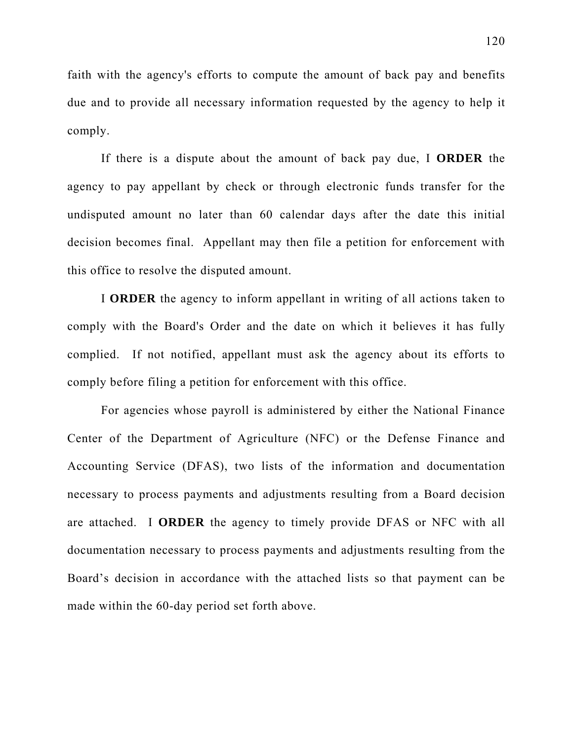faith with the agency's efforts to compute the amount of back pay and benefits due and to provide all necessary information requested by the agency to help it comply.

If there is a dispute about the amount of back pay due, I **ORDER** the agency to pay appellant by check or through electronic funds transfer for the undisputed amount no later than 60 calendar days after the date this initial decision becomes final. Appellant may then file a petition for enforcement with this office to resolve the disputed amount.

I **ORDER** the agency to inform appellant in writing of all actions taken to comply with the Board's Order and the date on which it believes it has fully complied. If not notified, appellant must ask the agency about its efforts to comply before filing a petition for enforcement with this office.

For agencies whose payroll is administered by either the National Finance Center of the Department of Agriculture (NFC) or the Defense Finance and Accounting Service (DFAS), two lists of the information and documentation necessary to process payments and adjustments resulting from a Board decision are attached. I **ORDER** the agency to timely provide DFAS or NFC with all documentation necessary to process payments and adjustments resulting from the Board's decision in accordance with the attached lists so that payment can be made within the 60-day period set forth above.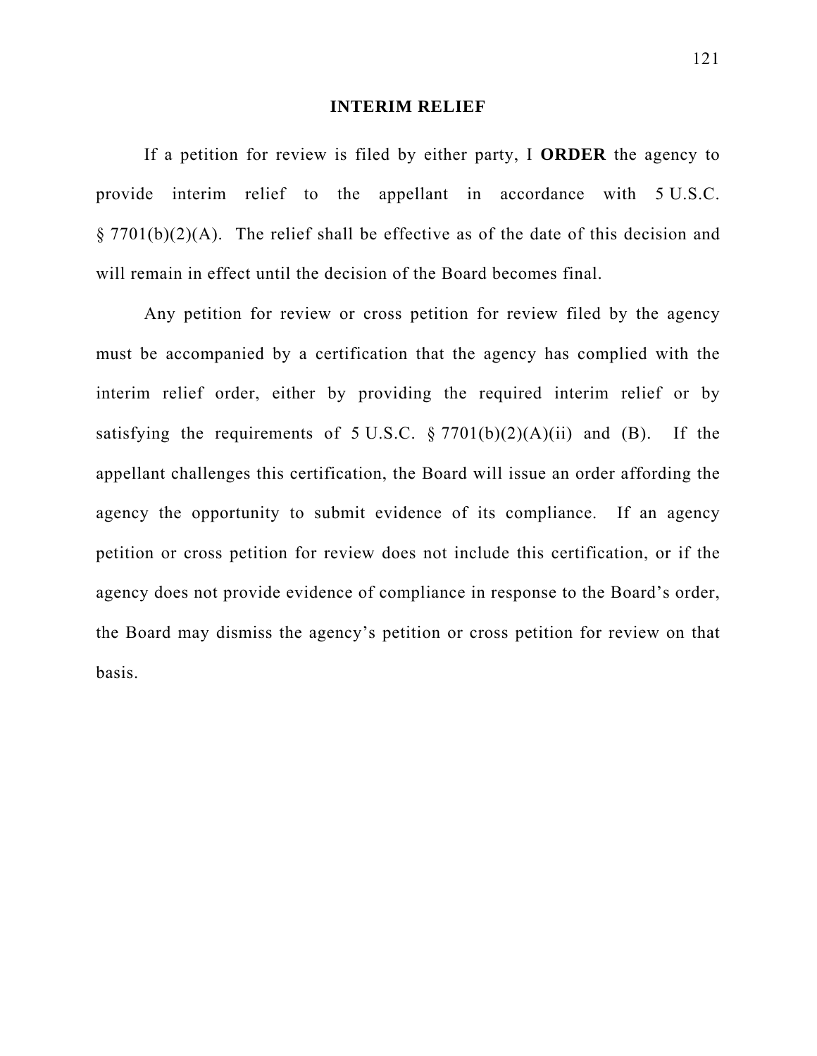## INTERIM RELIEF

If a petition for review is filed by either party, I **ORDER** the agency to provide interim relief to the appellant in accordance with 5 U.S.C. § 7701(b)(2)(A). The relief shall be effective as of the date of this decision and will remain in effect until the decision of the Board becomes final.

Any petition for review or cross petition for review filed by the agency must be accompanied by a certification that the agency has complied with the interim relief order, either by providing the required interim relief or by satisfying the requirements of 5 U.S.C. § 7701(b)(2)(A)(ii) and (B). If the appellant challenges this certification, the Board will issue an order affording the agency the opportunity to submit evidence of its compliance. If an agency petition or cross petition for review does not include this certification, or if the agency does not provide evidence of compliance in response to the Board's order, the Board may dismiss the agency's petition or cross petition for review on that basis.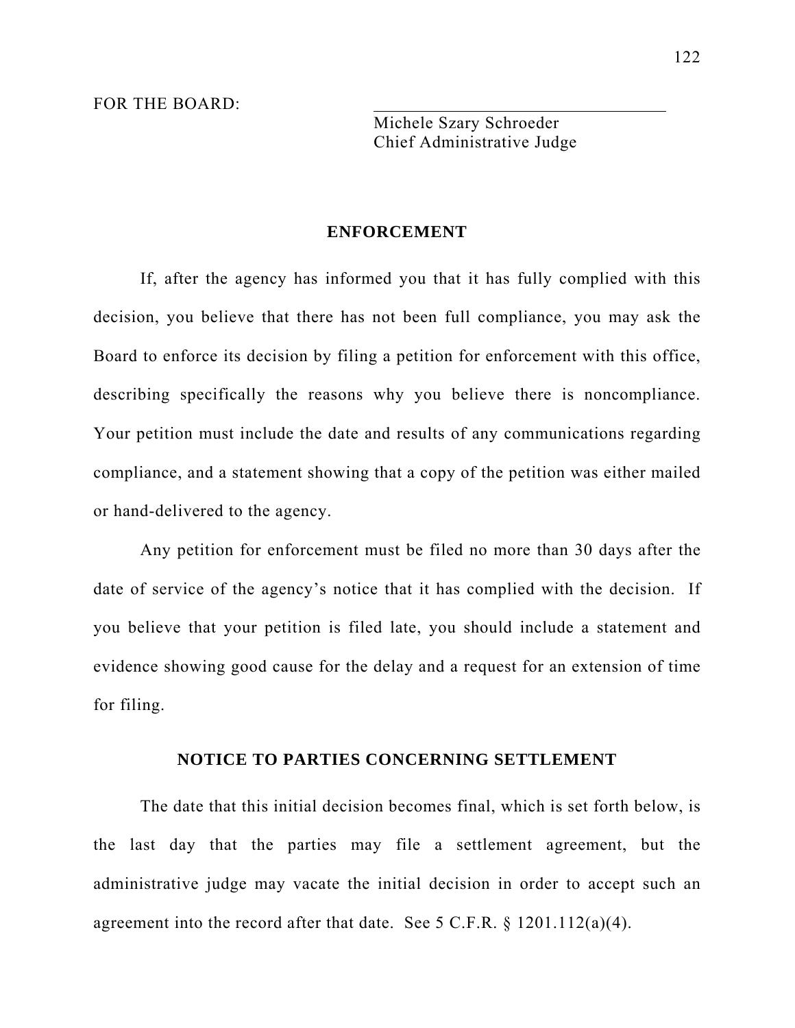FOR THE BOARD: \_\_\_\_\_\_\_\_\_\_\_\_\_\_\_\_\_\_\_\_\_\_\_\_\_\_\_\_\_\_\_\_

Michele Szary Schroeder
Chief Administrative Judge

## ENFORCEMENT

If, after the agency has informed you that it has fully complied with this decision, you believe that there has not been full compliance, you may ask the Board to enforce its decision by filing a petition for enforcement with this office, describing specifically the reasons why you believe there is noncompliance. Your petition must include the date and results of any communications regarding compliance, and a statement showing that a copy of the petition was either mailed or hand-delivered to the agency.

Any petition for enforcement must be filed no more than 30 days after the date of service of the agency's notice that it has complied with the decision. If you believe that your petition is filed late, you should include a statement and evidence showing good cause for the delay and a request for an extension of time for filing.

## NOTICE TO PARTIES CONCERNING SETTLEMENT

The date that this initial decision becomes final, which is set forth below, is the last day that the parties may file a settlement agreement, but the administrative judge may vacate the initial decision in order to accept such an agreement into the record after that date. See 5 C.F.R. § 1201.112(a)(4).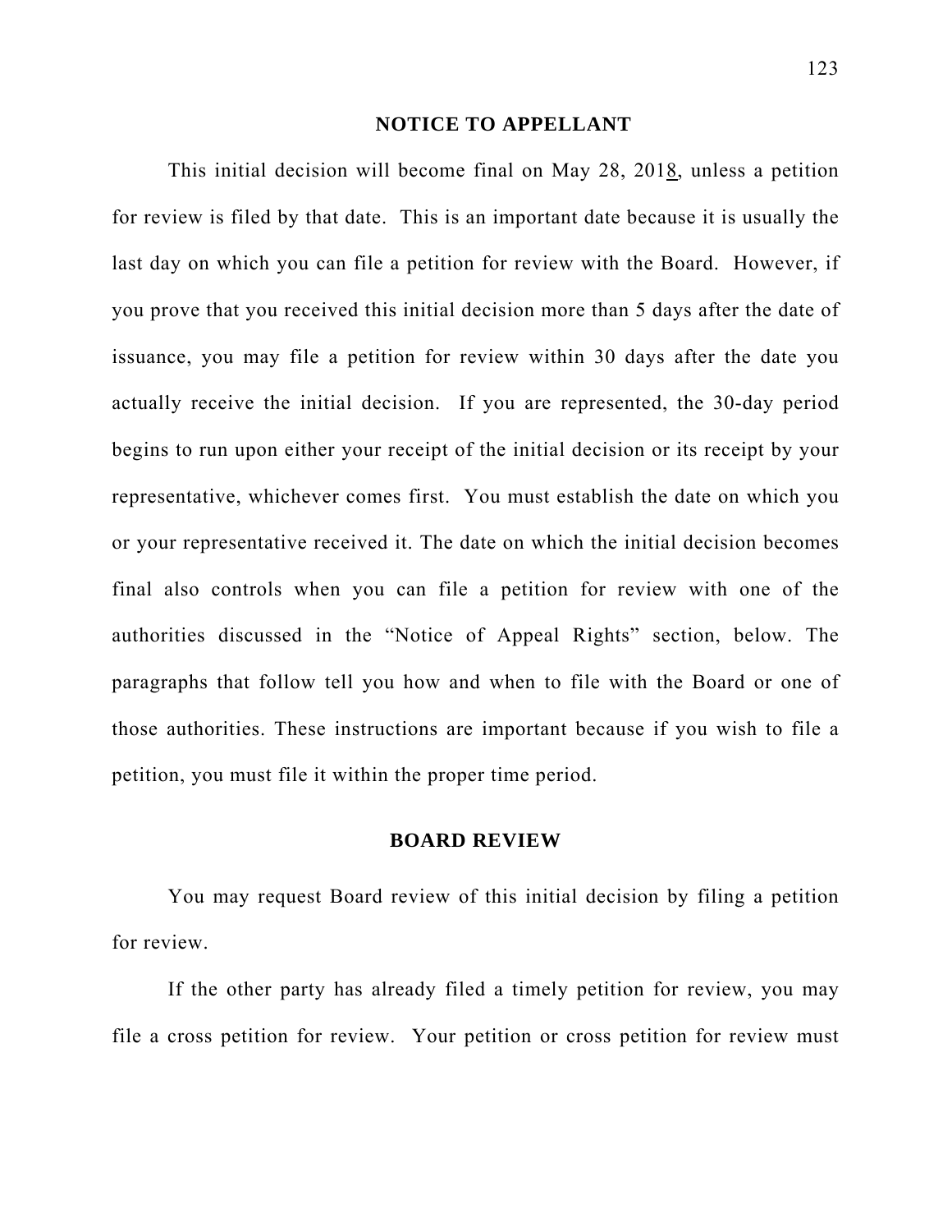## NOTICE TO APPELLANT

This initial decision will become final on May 28, 2018, unless a petition for review is filed by that date. This is an important date because it is usually the last day on which you can file a petition for review with the Board. However, if you prove that you received this initial decision more than 5 days after the date of issuance, you may file a petition for review within 30 days after the date you actually receive the initial decision. If you are represented, the 30-day period begins to run upon either your receipt of the initial decision or its receipt by your representative, whichever comes first. You must establish the date on which you or your representative received it. The date on which the initial decision becomes final also controls when you can file a petition for review with one of the authorities discussed in the "Notice of Appeal Rights" section, below. The paragraphs that follow tell you how and when to file with the Board or one of those authorities. These instructions are important because if you wish to file a petition, you must file it within the proper time period.

## BOARD REVIEW

You may request Board review of this initial decision by filing a petition for review.

If the other party has already filed a timely petition for review, you may file a cross petition for review. Your petition or cross petition for review must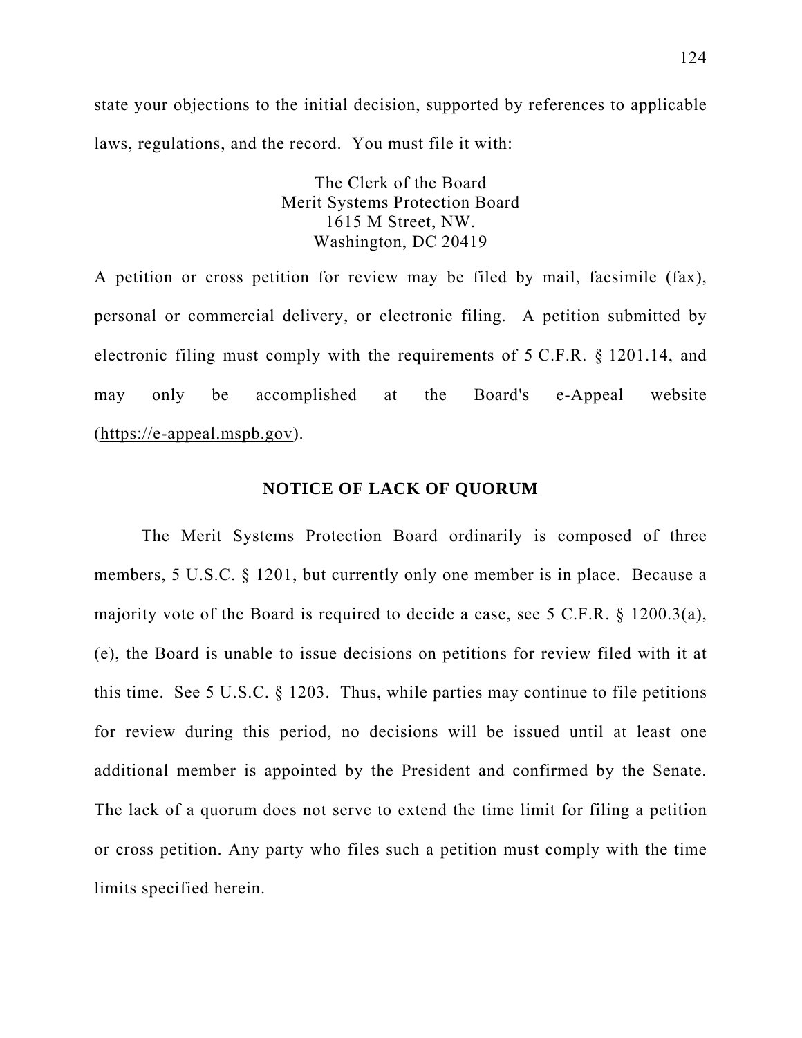state your objections to the initial decision, supported by references to applicable laws, regulations, and the record. You must file it with:

The Clerk of the Board
Merit Systems Protection Board
1615 M Street, NW.
Washington, DC 20419

A petition or cross petition for review may be filed by mail, facsimile (fax), personal or commercial delivery, or electronic filing. A petition submitted by electronic filing must comply with the requirements of 5 C.F.R. § 1201.14, and may only be accomplished at the Board's e-Appeal website (https://e-appeal.mspb.gov).

**NOTICE OF LACK OF QUORUM**

The Merit Systems Protection Board ordinarily is composed of three members, 5 U.S.C. § 1201, but currently only one member is in place. Because a majority vote of the Board is required to decide a case, see 5 C.F.R. § 1200.3(a), (e), the Board is unable to issue decisions on petitions for review filed with it at this time. See 5 U.S.C. § 1203. Thus, while parties may continue to file petitions for review during this period, no decisions will be issued until at least one additional member is appointed by the President and confirmed by the Senate. The lack of a quorum does not serve to extend the time limit for filing a petition or cross petition. Any party who files such a petition must comply with the time limits specified herein.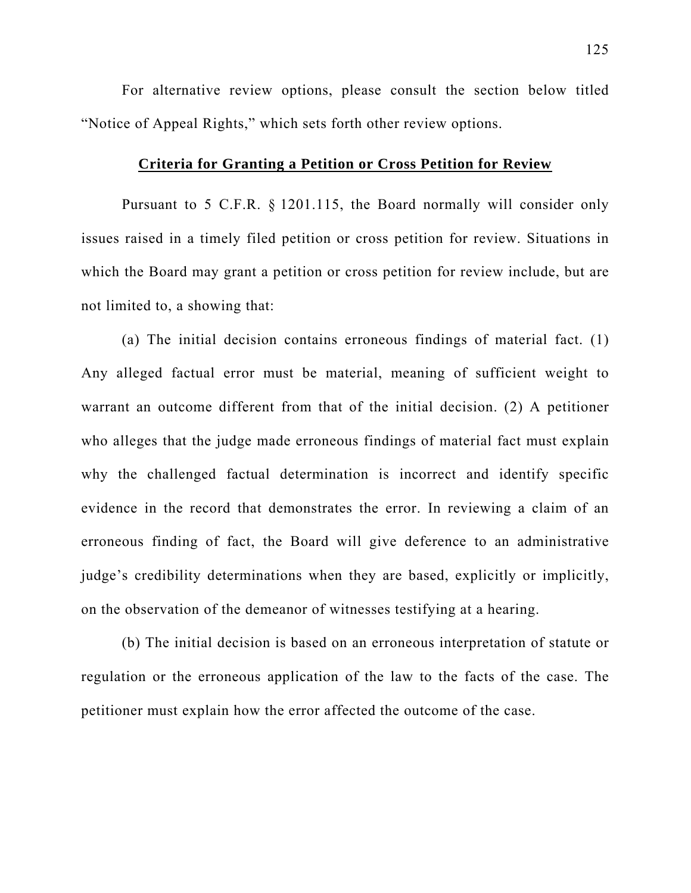For alternative review options, please consult the section below titled "Notice of Appeal Rights," which sets forth other review options.

## **Criteria for Granting a Petition or Cross Petition for Review**

Pursuant to 5 C.F.R. § 1201.115, the Board normally will consider only issues raised in a timely filed petition or cross petition for review. Situations in which the Board may grant a petition or cross petition for review include, but are not limited to, a showing that:

(a) The initial decision contains erroneous findings of material fact. (1) Any alleged factual error must be material, meaning of sufficient weight to warrant an outcome different from that of the initial decision. (2) A petitioner who alleges that the judge made erroneous findings of material fact must explain why the challenged factual determination is incorrect and identify specific evidence in the record that demonstrates the error. In reviewing a claim of an erroneous finding of fact, the Board will give deference to an administrative judge's credibility determinations when they are based, explicitly or implicitly, on the observation of the demeanor of witnesses testifying at a hearing.

(b) The initial decision is based on an erroneous interpretation of statute or regulation or the erroneous application of the law to the facts of the case. The petitioner must explain how the error affected the outcome of the case.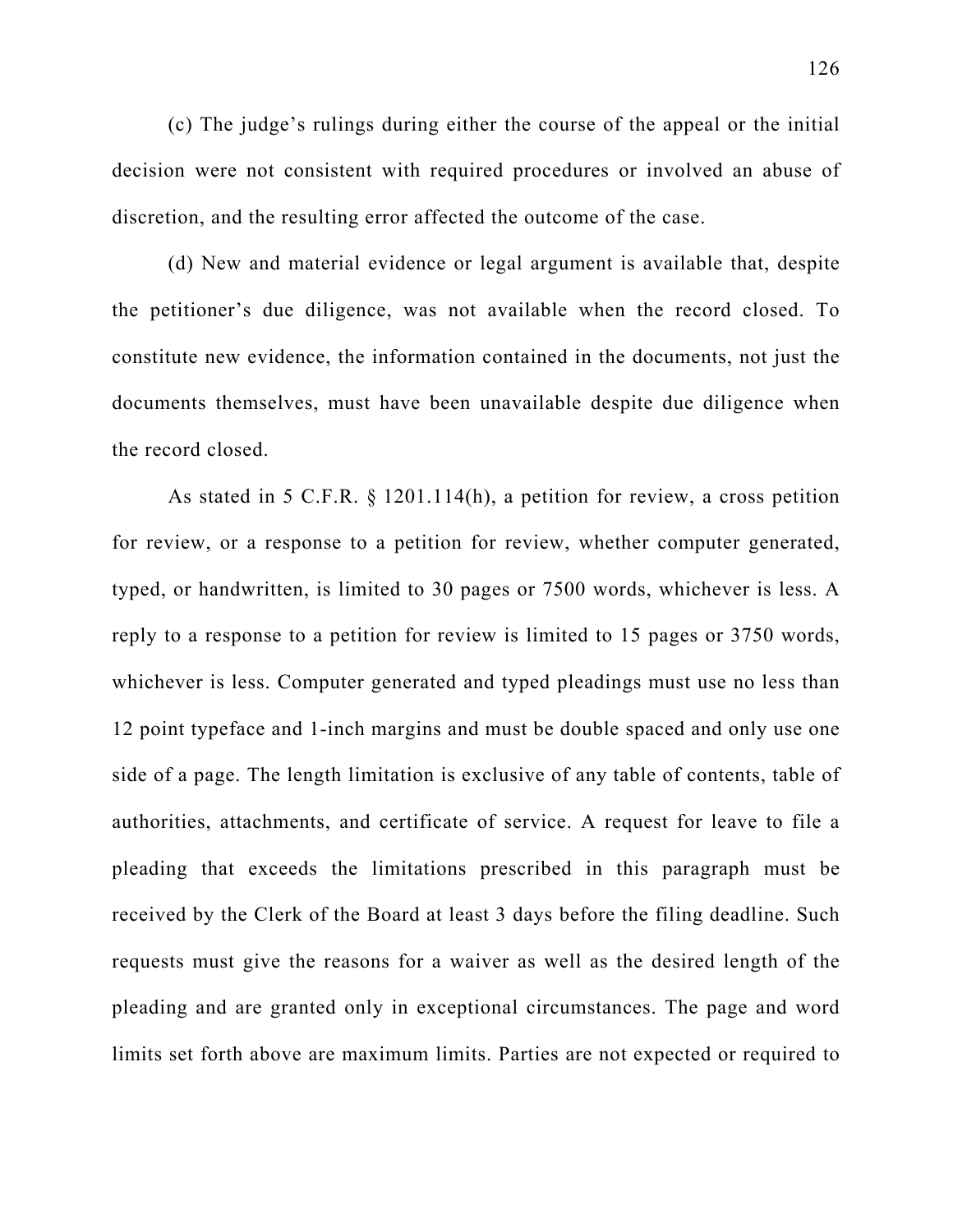(c) The judge's rulings during either the course of the appeal or the initial decision were not consistent with required procedures or involved an abuse of discretion, and the resulting error affected the outcome of the case.

(d) New and material evidence or legal argument is available that, despite the petitioner's due diligence, was not available when the record closed. To constitute new evidence, the information contained in the documents, not just the documents themselves, must have been unavailable despite due diligence when the record closed.

As stated in 5 C.F.R. § 1201.114(h), a petition for review, a cross petition for review, or a response to a petition for review, whether computer generated, typed, or handwritten, is limited to 30 pages or 7500 words, whichever is less. A reply to a response to a petition for review is limited to 15 pages or 3750 words, whichever is less. Computer generated and typed pleadings must use no less than 12 point typeface and 1-inch margins and must be double spaced and only use one side of a page. The length limitation is exclusive of any table of contents, table of authorities, attachments, and certificate of service. A request for leave to file a pleading that exceeds the limitations prescribed in this paragraph must be received by the Clerk of the Board at least 3 days before the filing deadline. Such requests must give the reasons for a waiver as well as the desired length of the pleading and are granted only in exceptional circumstances. The page and word limits set forth above are maximum limits. Parties are not expected or required to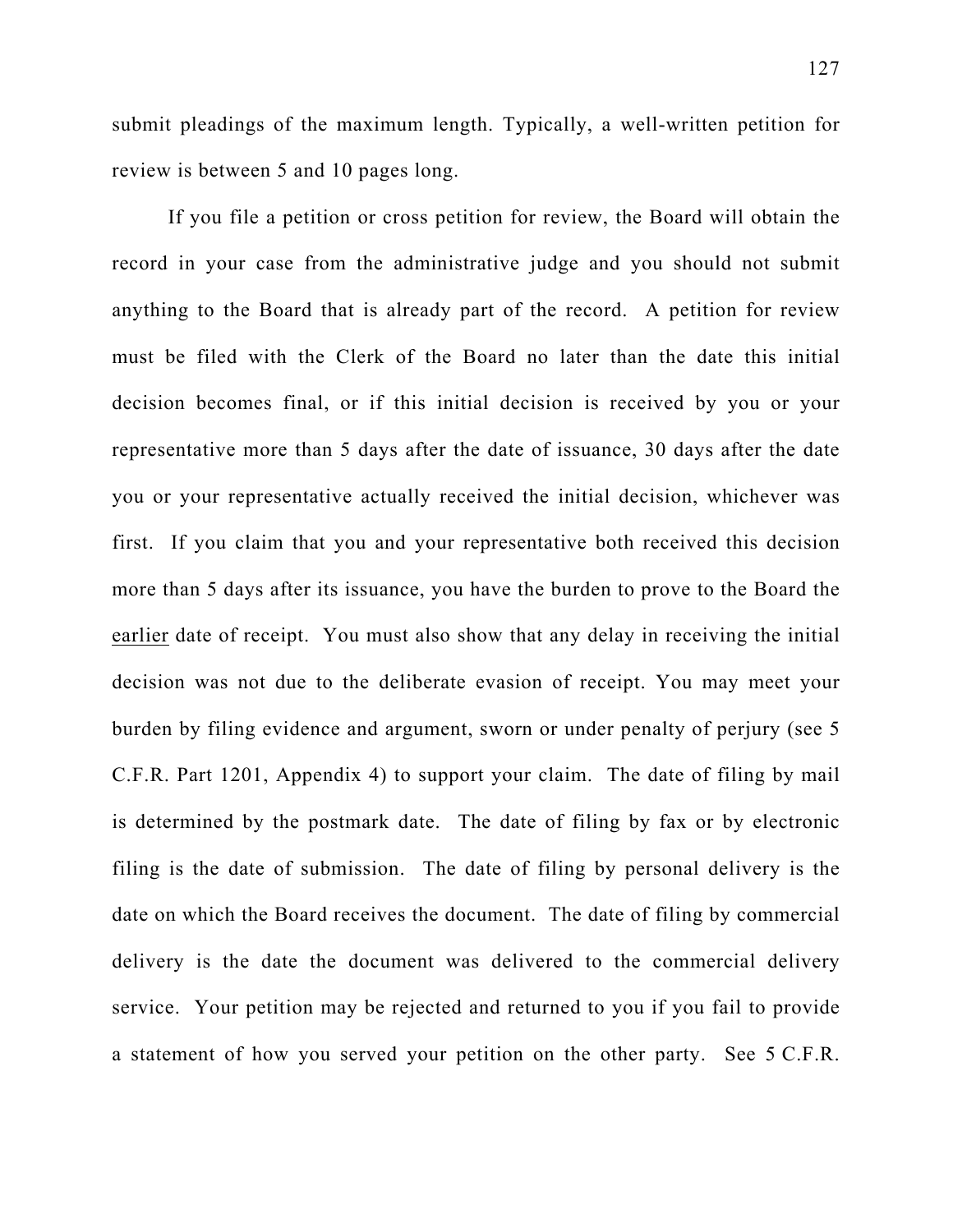submit pleadings of the maximum length. Typically, a well-written petition for review is between 5 and 10 pages long.

If you file a petition or cross petition for review, the Board will obtain the record in your case from the administrative judge and you should not submit anything to the Board that is already part of the record. A petition for review must be filed with the Clerk of the Board no later than the date this initial decision becomes final, or if this initial decision is received by you or your representative more than 5 days after the date of issuance, 30 days after the date you or your representative actually received the initial decision, whichever was first. If you claim that you and your representative both received this decision more than 5 days after its issuance, you have the burden to prove to the Board the <u>earlier</u> date of receipt. You must also show that any delay in receiving the initial decision was not due to the deliberate evasion of receipt. You may meet your burden by filing evidence and argument, sworn or under penalty of perjury (see 5 C.F.R. Part 1201, Appendix 4) to support your claim. The date of filing by mail is determined by the postmark date. The date of filing by fax or by electronic filing is the date of submission. The date of filing by personal delivery is the date on which the Board receives the document. The date of filing by commercial delivery is the date the document was delivered to the commercial delivery service. Your petition may be rejected and returned to you if you fail to provide a statement of how you served your petition on the other party. See 5 C.F.R.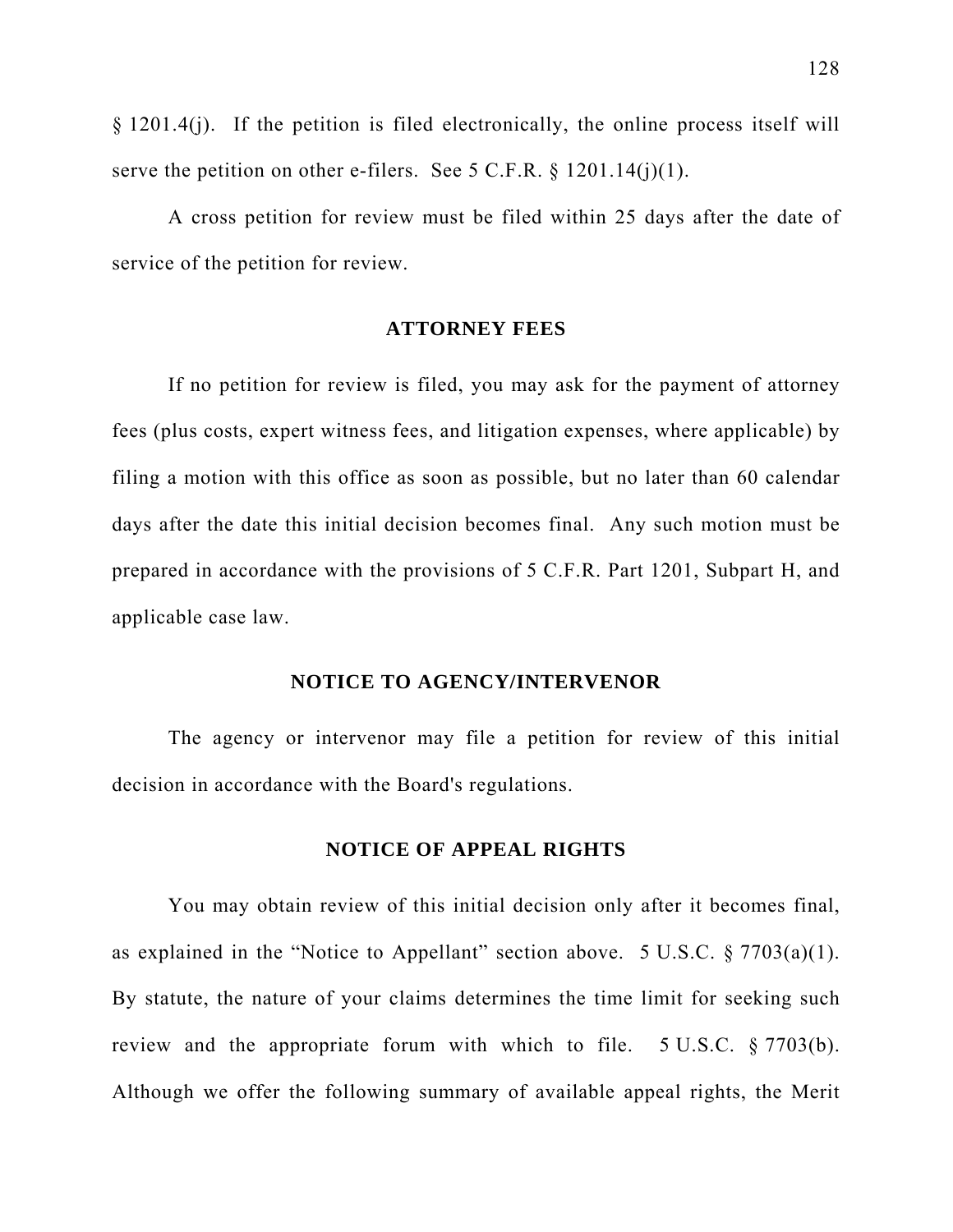§ 1201.4(j). If the petition is filed electronically, the online process itself will serve the petition on other e-filers. See 5 C.F.R. § 1201.14(j)(1).

A cross petition for review must be filed within 25 days after the date of service of the petition for review.

## ATTORNEY FEES

If no petition for review is filed, you may ask for the payment of attorney fees (plus costs, expert witness fees, and litigation expenses, where applicable) by filing a motion with this office as soon as possible, but no later than 60 calendar days after the date this initial decision becomes final. Any such motion must be prepared in accordance with the provisions of 5 C.F.R. Part 1201, Subpart H, and applicable case law.

## NOTICE TO AGENCY/INTERVENOR

The agency or intervenor may file a petition for review of this initial decision in accordance with the Board's regulations.

## NOTICE OF APPEAL RIGHTS

You may obtain review of this initial decision only after it becomes final, as explained in the "Notice to Appellant" section above. 5 U.S.C. § 7703(a)(1). By statute, the nature of your claims determines the time limit for seeking such review and the appropriate forum with which to file. 5 U.S.C. § 7703(b). Although we offer the following summary of available appeal rights, the Merit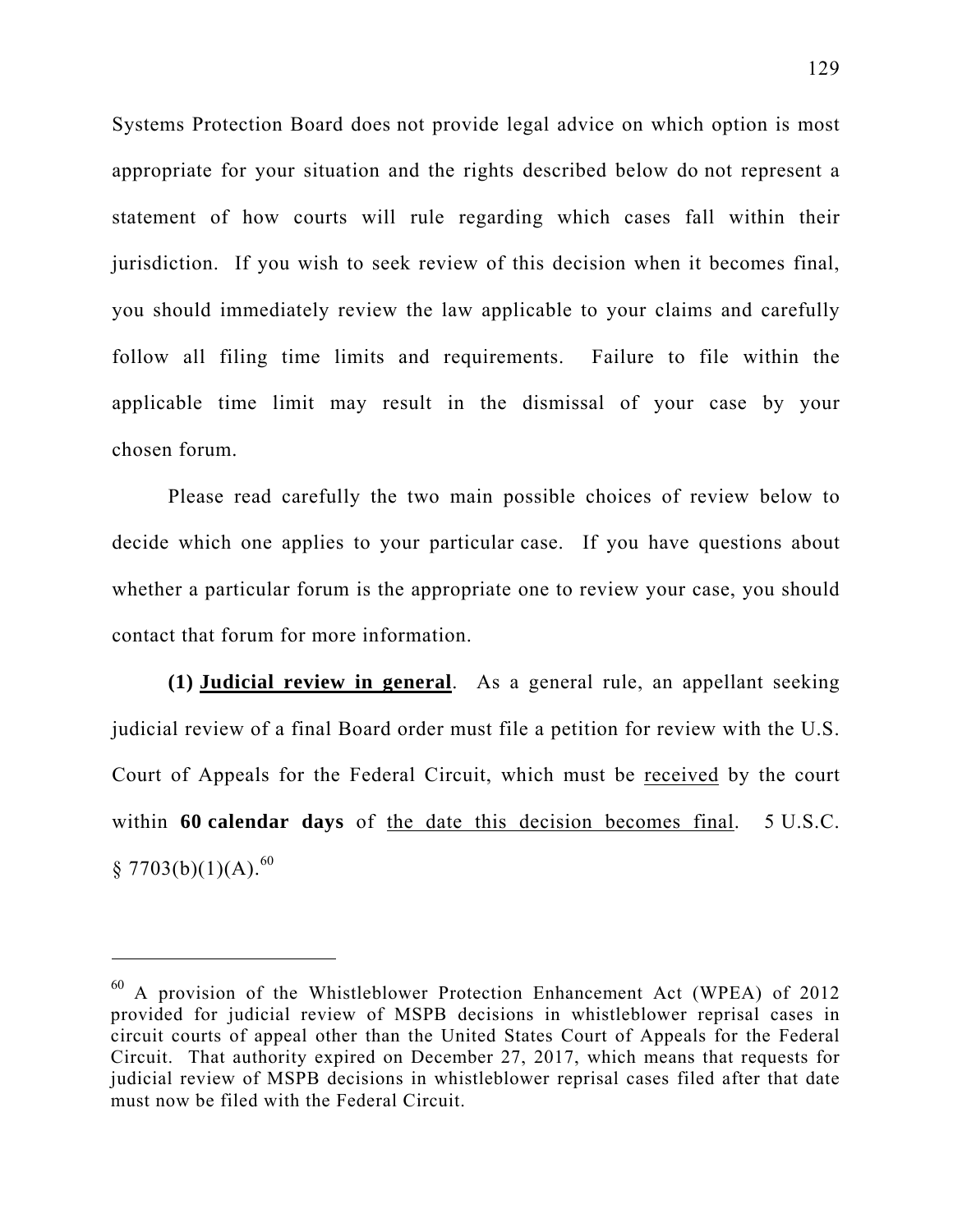Systems Protection Board does not provide legal advice on which option is most appropriate for your situation and the rights described below do not represent a statement of how courts will rule regarding which cases fall within their jurisdiction. If you wish to seek review of this decision when it becomes final, you should immediately review the law applicable to your claims and carefully follow all filing time limits and requirements. Failure to file within the applicable time limit may result in the dismissal of your case by your chosen forum.

Please read carefully the two main possible choices of review below to decide which one applies to your particular case. If you have questions about whether a particular forum is the appropriate one to review your case, you should contact that forum for more information.

**(1) <u>Judicial review in general</u>**. As a general rule, an appellant seeking judicial review of a final Board order must file a petition for review with the U.S. Court of Appeals for the Federal Circuit, which must be <u>received</u> by the court within **60 calendar days** of <u>the date this decision becomes final</u>. 5 U.S.C. § 7703(b)(1)(A).[60]

---

[60] A provision of the Whistleblower Protection Enhancement Act (WPEA) of 2012 provided for judicial review of MSPB decisions in whistleblower reprisal cases in circuit courts of appeal other than the United States Court of Appeals for the Federal Circuit. That authority expired on December 27, 2017, which means that requests for judicial review of MSPB decisions in whistleblower reprisal cases filed after that date must now be filed with the Federal Circuit.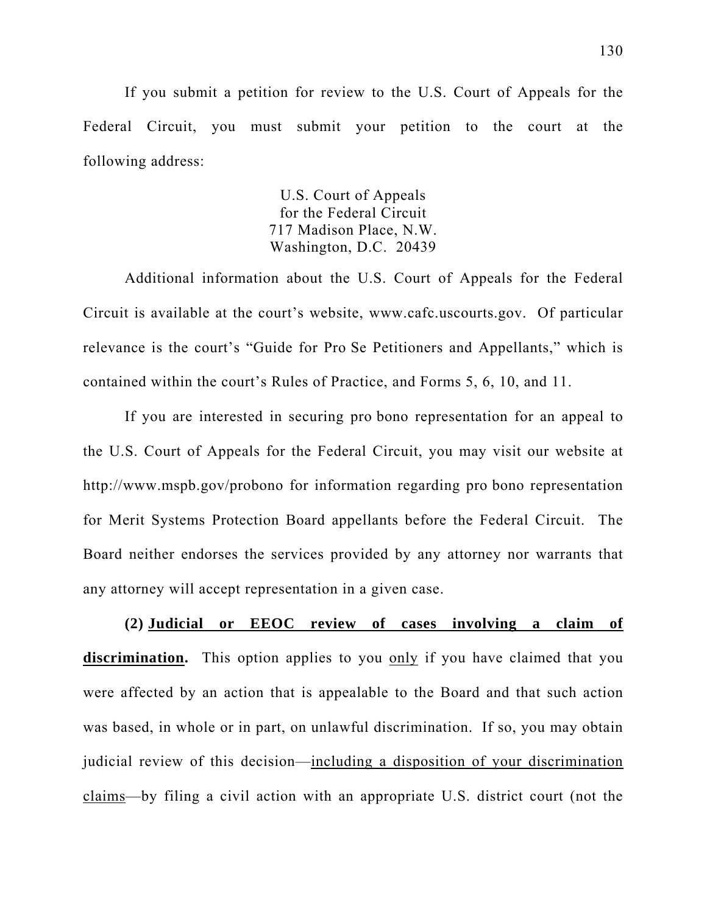If you submit a petition for review to the U.S. Court of Appeals for the Federal Circuit, you must submit your petition to the court at the following address:

U.S. Court of Appeals
for the Federal Circuit
717 Madison Place, N.W.
Washington, D.C. 20439

Additional information about the U.S. Court of Appeals for the Federal Circuit is available at the court's website, www.cafc.uscourts.gov. Of particular relevance is the court's "Guide for Pro Se Petitioners and Appellants," which is contained within the court's Rules of Practice, and Forms 5, 6, 10, and 11.

If you are interested in securing pro bono representation for an appeal to the U.S. Court of Appeals for the Federal Circuit, you may visit our website at http://www.mspb.gov/probono for information regarding pro bono representation for Merit Systems Protection Board appellants before the Federal Circuit. The Board neither endorses the services provided by any attorney nor warrants that any attorney will accept representation in a given case.

**(2) <u>Judicial or EEOC review of cases involving a claim of discrimination</u>.** This option applies to you <u>only</u> if you have claimed that you were affected by an action that is appealable to the Board and that such action was based, in whole or in part, on unlawful discrimination. If so, you may obtain judicial review of this decision—<u>including a disposition of your discrimination claims</u>—by filing a civil action with an appropriate U.S. district court (not the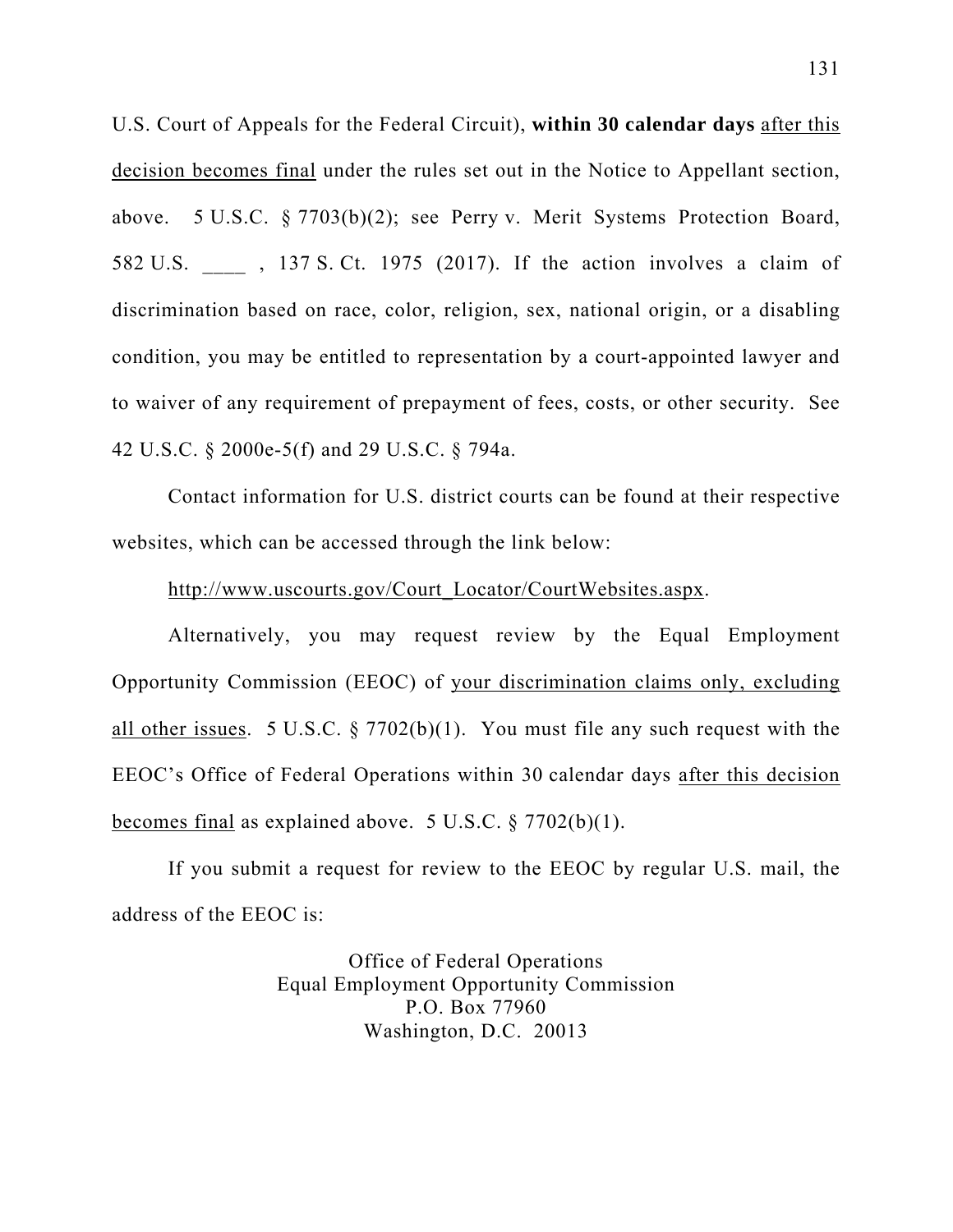U.S. Court of Appeals for the Federal Circuit), **within 30 calendar days** <u>after this decision becomes final</u> under the rules set out in the Notice to Appellant section, above. 5 U.S.C. § 7703(b)(2); see Perry v. Merit Systems Protection Board, 582 U.S. ____ , 137 S. Ct. 1975 (2017). If the action involves a claim of discrimination based on race, color, religion, sex, national origin, or a disabling condition, you may be entitled to representation by a court-appointed lawyer and to waiver of any requirement of prepayment of fees, costs, or other security. See 42 U.S.C. § 2000e-5(f) and 29 U.S.C. § 794a.

Contact information for U.S. district courts can be found at their respective websites, which can be accessed through the link below:

http://www.uscourts.gov/Court_Locator/CourtWebsites.aspx.

Alternatively, you may request review by the Equal Employment Opportunity Commission (EEOC) of <u>your discrimination claims only, excluding all other issues</u>. 5 U.S.C. § 7702(b)(1). You must file any such request with the EEOC's Office of Federal Operations within 30 calendar days <u>after this decision becomes final</u> as explained above. 5 U.S.C. § 7702(b)(1).

If you submit a request for review to the EEOC by regular U.S. mail, the address of the EEOC is:

Office of Federal Operations
Equal Employment Opportunity Commission
P.O. Box 77960
Washington, D.C. 20013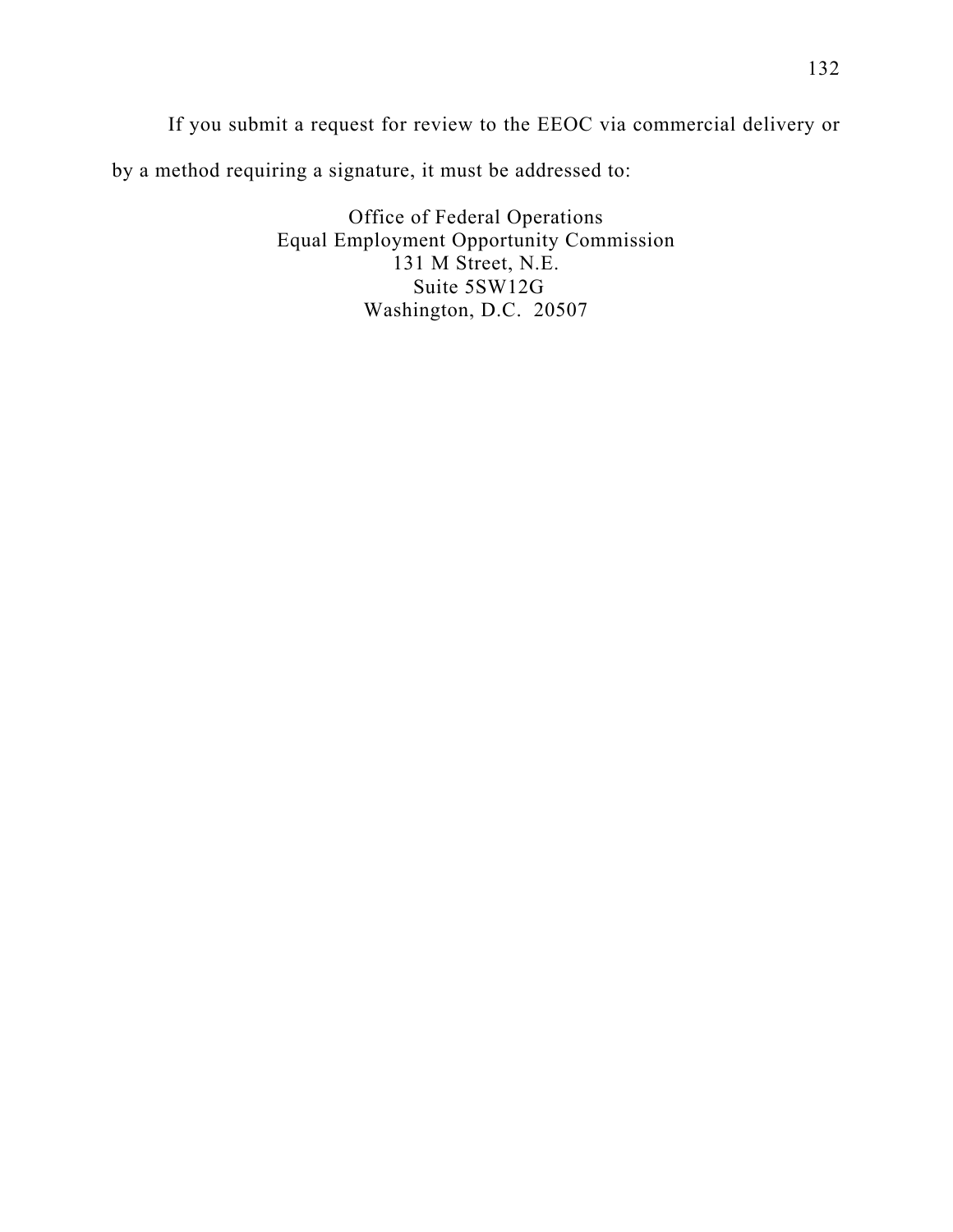If you submit a request for review to the EEOC via commercial delivery or by a method requiring a signature, it must be addressed to:

Office of Federal Operations  
Equal Employment Opportunity Commission  
131 M Street, N.E.  
Suite 5SW12G  
Washington, D.C. 20507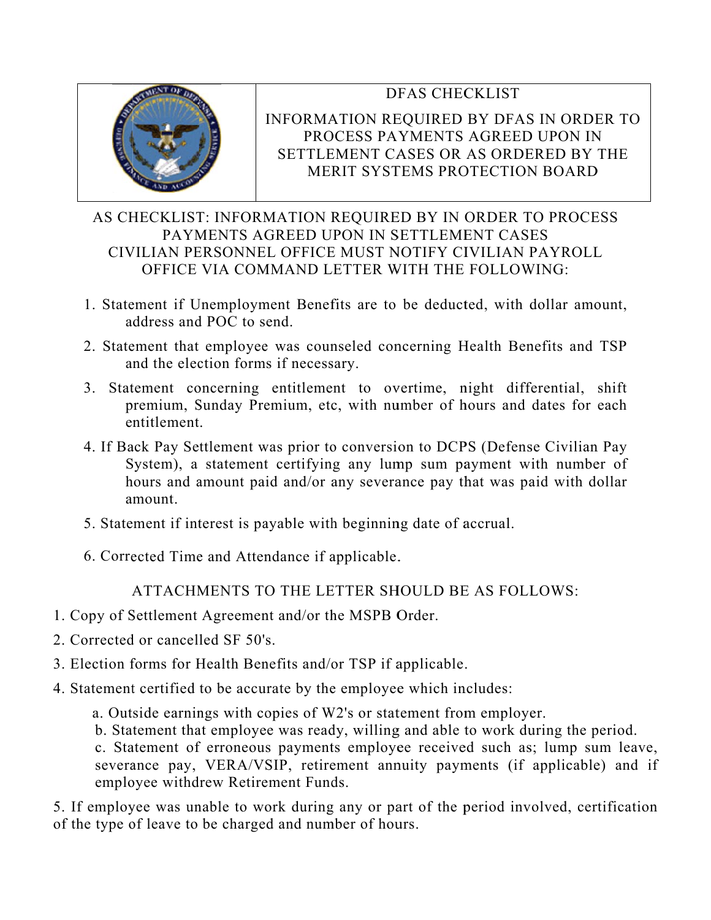| | DFAS CHECKLIST<br><br>INFORMATION REQUIRED BY DFAS IN ORDER TO PROCESS PAYMENTS AGREED UPON IN SETTLEMENT CASES OR AS ORDERED BY THE MERIT SYSTEMS PROTECTION BOARD |
|---|---|

AS CHECKLIST: INFORMATION REQUIRED BY IN ORDER TO PROCESS PAYMENTS AGREED UPON IN SETTLEMENT CASES
CIVILIAN PERSONNEL OFFICE MUST NOTIFY CIVILIAN PAYROLL OFFICE VIA COMMAND LETTER WITH THE FOLLOWING:

1. Statement if Unemployment Benefits are to be deducted, with dollar amount, address and POC to send.
2. Statement that employee was counseled concerning Health Benefits and TSP and the election forms if necessary.
3. Statement concerning entitlement to overtime, night differential, shift premium, Sunday Premium, etc, with number of hours and dates for each entitlement.
4. If Back Pay Settlement was prior to conversion to DCPS (Defense Civilian Pay System), a statement certifying any lump sum payment with number of hours and amount paid and/or any severance pay that was paid with dollar amount.
5. Statement if interest is payable with beginning date of accrual.
6. Corrected Time and Attendance if applicable.

ATTACHMENTS TO THE LETTER SHOULD BE AS FOLLOWS:

1. Copy of Settlement Agreement and/or the MSPB Order.
2. Corrected or cancelled SF 50's.
3. Election forms for Health Benefits and/or TSP if applicable.
4. Statement certified to be accurate by the employee which includes:
   a. Outside earnings with copies of W2's or statement from employer.
   b. Statement that employee was ready, willing and able to work during the period.
   c. Statement of erroneous payments employee received such as; lump sum leave, severance pay, VERA/VSIP, retirement annuity payments (if applicable) and if employee withdrew Retirement Funds.
5. If employee was unable to work during any or part of the period involved, certification of the type of leave to be charged and number of hours.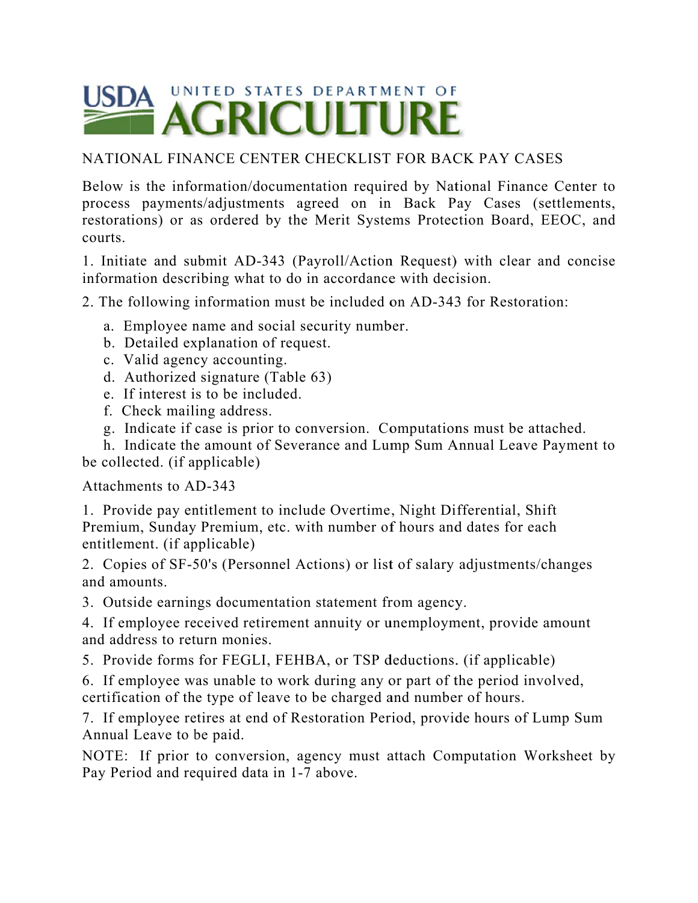USDA UNITED STATES DEPARTMENT OF AGRICULTURE

# NATIONAL FINANCE CENTER CHECKLIST FOR BACK PAY CASES

Below is the information/documentation required by National Finance Center to process payments/adjustments agreed on in Back Pay Cases (settlements, restorations) or as ordered by the Merit Systems Protection Board, EEOC, and courts.

1. Initiate and submit AD-343 (Payroll/Action Request) with clear and concise information describing what to do in accordance with decision.

2. The following information must be included on AD-343 for Restoration:

   a. Employee name and social security number.
   b. Detailed explanation of request.
   c. Valid agency accounting.
   d. Authorized signature (Table 63)
   e. If interest is to be included.
   f. Check mailing address.
   g. Indicate if case is prior to conversion. Computations must be attached.
   h. Indicate the amount of Severance and Lump Sum Annual Leave Payment to be collected. (if applicable)

Attachments to AD-343

1. Provide pay entitlement to include Overtime, Night Differential, Shift Premium, Sunday Premium, etc. with number of hours and dates for each entitlement. (if applicable)

2. Copies of SF-50's (Personnel Actions) or list of salary adjustments/changes and amounts.

3. Outside earnings documentation statement from agency.

4. If employee received retirement annuity or unemployment, provide amount and address to return monies.

5. Provide forms for FEGLI, FEHBA, or TSP deductions. (if applicable)

6. If employee was unable to work during any or part of the period involved, certification of the type of leave to be charged and number of hours.

7. If employee retires at end of Restoration Period, provide hours of Lump Sum Annual Leave to be paid.

NOTE: If prior to conversion, agency must attach Computation Worksheet by Pay Period and required data in 1-7 above.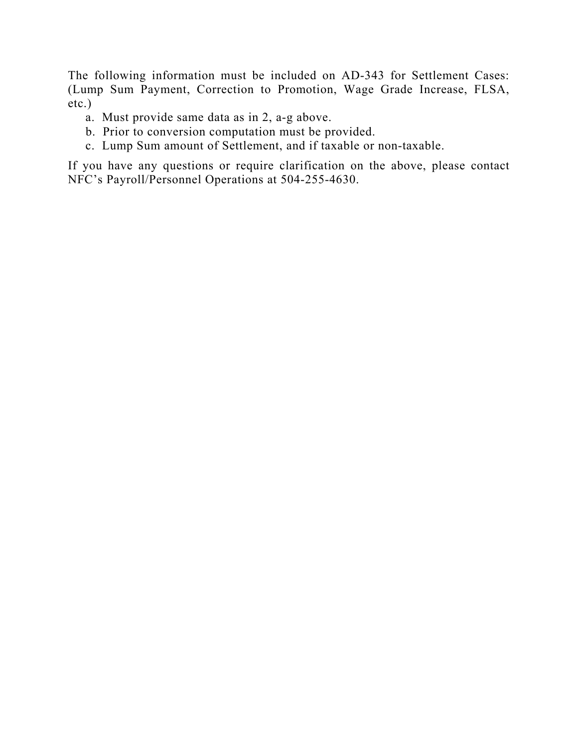The following information must be included on AD-343 for Settlement Cases: (Lump Sum Payment, Correction to Promotion, Wage Grade Increase, FLSA, etc.)

a. Must provide same data as in 2, a-g above.
b. Prior to conversion computation must be provided.
c. Lump Sum amount of Settlement, and if taxable or non-taxable.

If you have any questions or require clarification on the above, please contact NFC's Payroll/Personnel Operations at 504-255-4630.